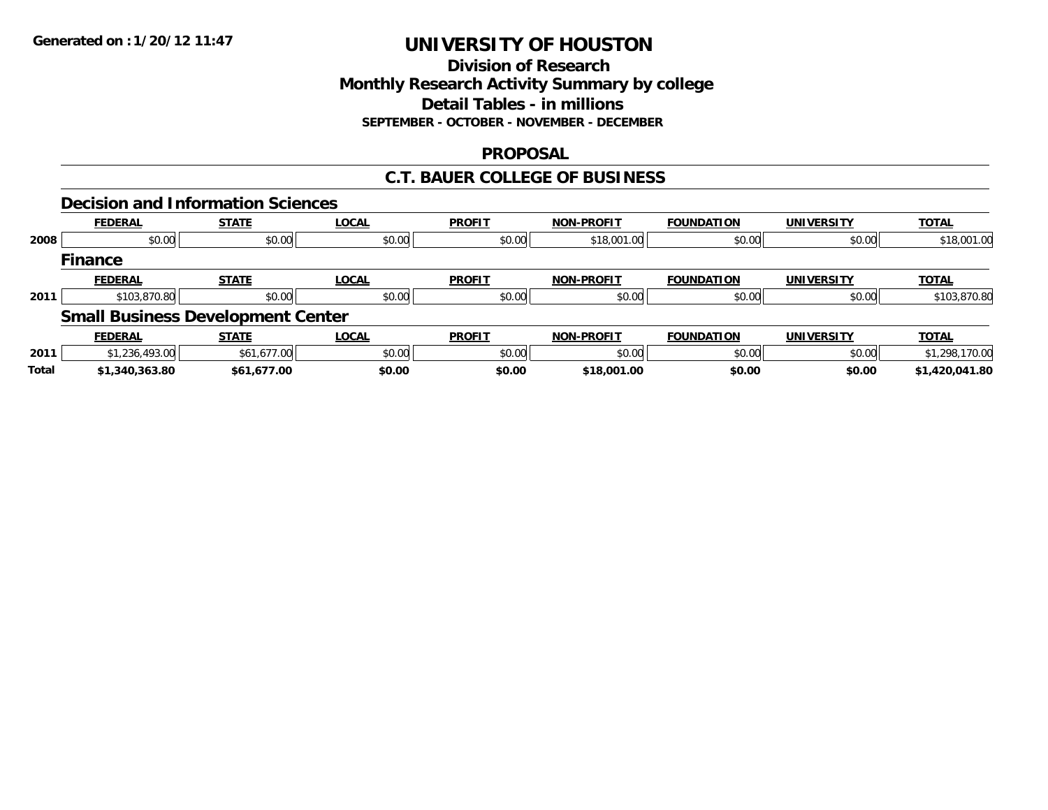**Generated on :1/20/12 11:47**

# UNIVERSITY OF HOUSTON

## Division of Research
## Monthly Research Activity Summary by college
## Detail Tables - in millions

**SEPTEMBER - OCTOBER - NOVEMBER - DECEMBER**

## PROPOSAL

## C.T. BAUER COLLEGE OF BUSINESS

### Decision and Information Sciences

| | FEDERAL | STATE | LOCAL | PROFIT | NON-PROFIT | FOUNDATION | UNIVERSITY | TOTAL |
|---|---|---|---|---|---|---|---|---|
| 2008 | $0.00 | $0.00 | $0.00 | $0.00 | $18,001.00 | $0.00 | $0.00 | $18,001.00 |

### Finance

| | FEDERAL | STATE | LOCAL | PROFIT | NON-PROFIT | FOUNDATION | UNIVERSITY | TOTAL |
|---|---|---|---|---|---|---|---|---|
| 2011 | $103,870.80 | $0.00 | $0.00 | $0.00 | $0.00 | $0.00 | $0.00 | $103,870.80 |

### Small Business Development Center

| | FEDERAL | STATE | LOCAL | PROFIT | NON-PROFIT | FOUNDATION | UNIVERSITY | TOTAL |
|---|---|---|---|---|---|---|---|---|
| 2011 | $1,236,493.00 | $61,677.00 | $0.00 | $0.00 | $0.00 | $0.00 | $0.00 | $1,298,170.00 |
| **Total** | **$1,340,363.80** | **$61,677.00** | **$0.00** | **$0.00** | **$18,001.00** | **$0.00** | **$0.00** | **$1,420,041.80** |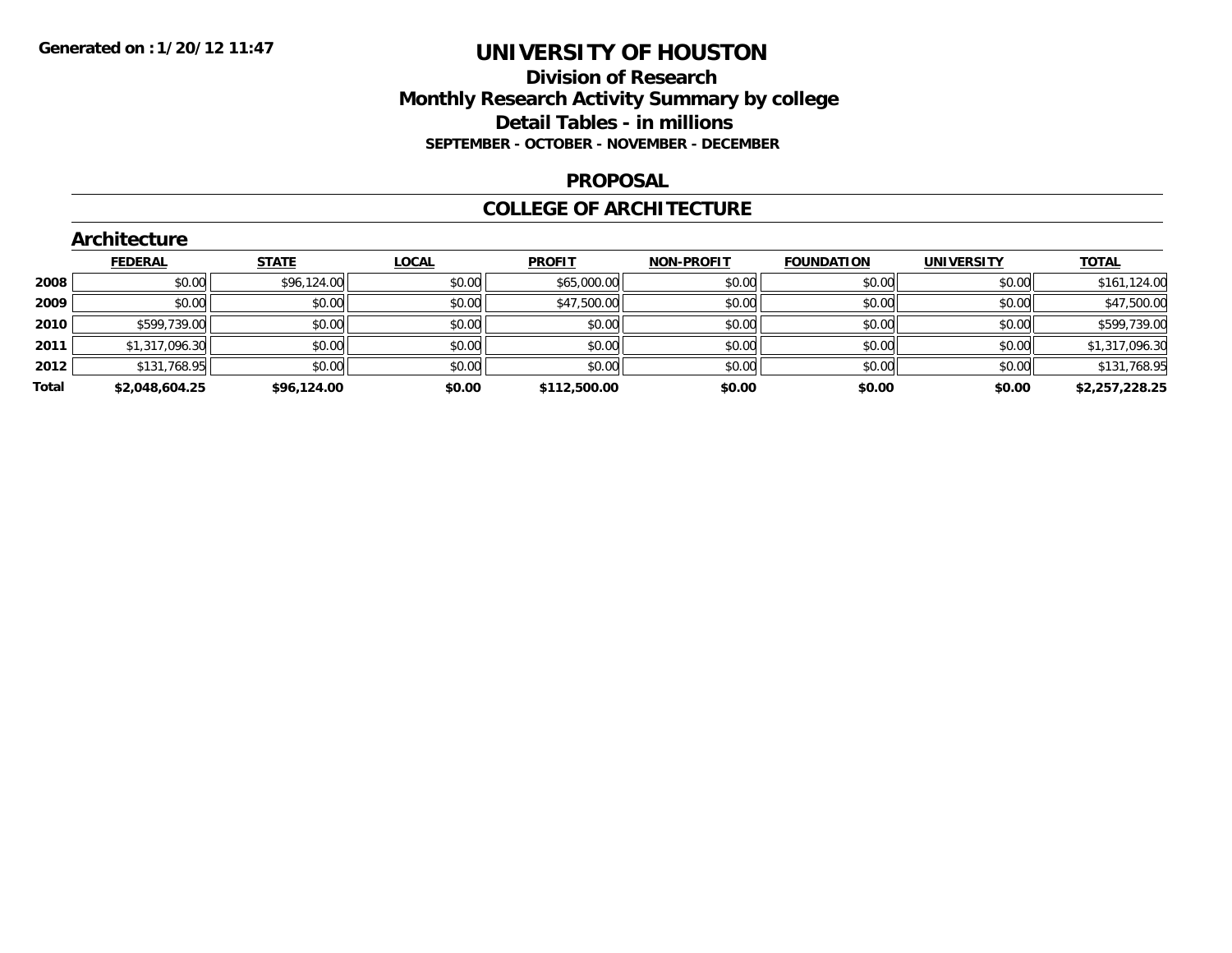Generated on :1/20/12 11:47

# UNIVERSITY OF HOUSTON

## Division of Research
## Monthly Research Activity Summary by college
## Detail Tables - in millions
### SEPTEMBER - OCTOBER - NOVEMBER - DECEMBER

## PROPOSAL

## COLLEGE OF ARCHITECTURE

### Architecture

| | FEDERAL | STATE | LOCAL | PROFIT | NON-PROFIT | FOUNDATION | UNIVERSITY | TOTAL |
|---|---|---|---|---|---|---|---|---|
| 2008 | $0.00 | $96,124.00 | $0.00 | $65,000.00 | $0.00 | $0.00 | $0.00 | $161,124.00 |
| 2009 | $0.00 | $0.00 | $0.00 | $47,500.00 | $0.00 | $0.00 | $0.00 | $47,500.00 |
| 2010 | $599,739.00 | $0.00 | $0.00 | $0.00 | $0.00 | $0.00 | $0.00 | $599,739.00 |
| 2011 | $1,317,096.30 | $0.00 | $0.00 | $0.00 | $0.00 | $0.00 | $0.00 | $1,317,096.30 |
| 2012 | $131,768.95 | $0.00 | $0.00 | $0.00 | $0.00 | $0.00 | $0.00 | $131,768.95 |
| **Total** | **$2,048,604.25** | **$96,124.00** | **$0.00** | **$112,500.00** | **$0.00** | **$0.00** | **$0.00** | **$2,257,228.25** |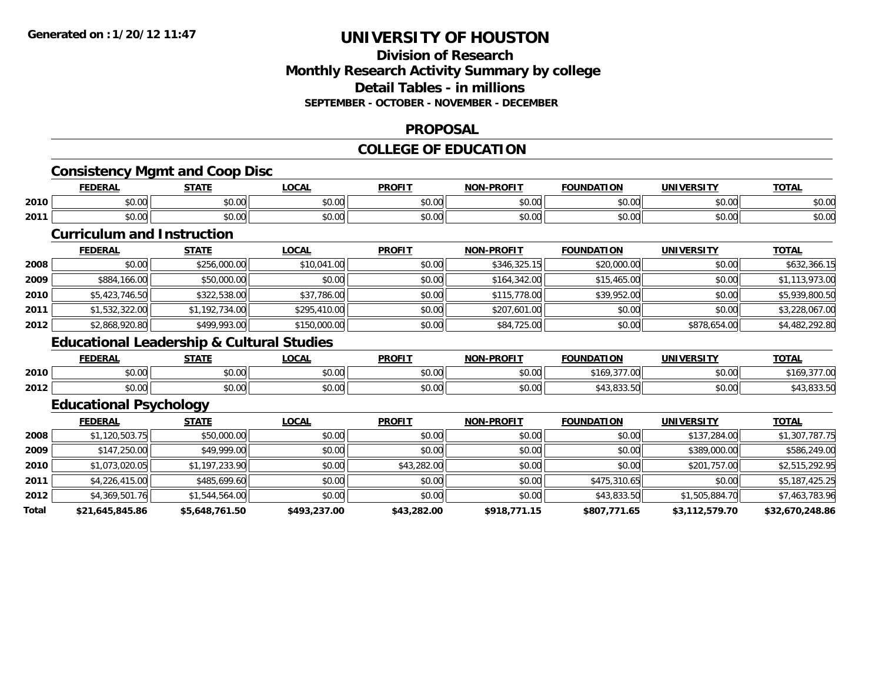**Generated on :1/20/12 11:47**

# UNIVERSITY OF HOUSTON

## Division of Research
## Monthly Research Activity Summary by college
## Detail Tables - in millions
### SEPTEMBER - OCTOBER - NOVEMBER - DECEMBER

## PROPOSAL

## COLLEGE OF EDUCATION

### Consistency Mgmt and Coop Disc

| | FEDERAL | STATE | LOCAL | PROFIT | NON-PROFIT | FOUNDATION | UNIVERSITY | TOTAL |
|---|---|---|---|---|---|---|---|---|
| 2010 | $0.00 | $0.00 | $0.00 | $0.00 | $0.00 | $0.00 | $0.00 | $0.00 |
| 2011 | $0.00 | $0.00 | $0.00 | $0.00 | $0.00 | $0.00 | $0.00 | $0.00 |

### Curriculum and Instruction

| | FEDERAL | STATE | LOCAL | PROFIT | NON-PROFIT | FOUNDATION | UNIVERSITY | TOTAL |
|---|---|---|---|---|---|---|---|---|
| 2008 | $0.00 | $256,000.00 | $10,041.00 | $0.00 | $346,325.15 | $20,000.00 | $0.00 | $632,366.15 |
| 2009 | $884,166.00 | $50,000.00 | $0.00 | $0.00 | $164,342.00 | $15,465.00 | $0.00 | $1,113,973.00 |
| 2010 | $5,423,746.50 | $322,538.00 | $37,786.00 | $0.00 | $115,778.00 | $39,952.00 | $0.00 | $5,939,800.50 |
| 2011 | $1,532,322.00 | $1,192,734.00 | $295,410.00 | $0.00 | $207,601.00 | $0.00 | $0.00 | $3,228,067.00 |
| 2012 | $2,868,920.80 | $499,993.00 | $150,000.00 | $0.00 | $84,725.00 | $0.00 | $878,654.00 | $4,482,292.80 |

### Educational Leadership & Cultural Studies

| | FEDERAL | STATE | LOCAL | PROFIT | NON-PROFIT | FOUNDATION | UNIVERSITY | TOTAL |
|---|---|---|---|---|---|---|---|---|
| 2010 | $0.00 | $0.00 | $0.00 | $0.00 | $0.00 | $169,377.00 | $0.00 | $169,377.00 |
| 2012 | $0.00 | $0.00 | $0.00 | $0.00 | $0.00 | $43,833.50 | $0.00 | $43,833.50 |

### Educational Psychology

| | FEDERAL | STATE | LOCAL | PROFIT | NON-PROFIT | FOUNDATION | UNIVERSITY | TOTAL |
|---|---|---|---|---|---|---|---|---|
| 2008 | $1,120,503.75 | $50,000.00 | $0.00 | $0.00 | $0.00 | $0.00 | $137,284.00 | $1,307,787.75 |
| 2009 | $147,250.00 | $49,999.00 | $0.00 | $0.00 | $0.00 | $0.00 | $389,000.00 | $586,249.00 |
| 2010 | $1,073,020.05 | $1,197,233.90 | $0.00 | $43,282.00 | $0.00 | $0.00 | $201,757.00 | $2,515,292.95 |
| 2011 | $4,226,415.00 | $485,699.60 | $0.00 | $0.00 | $0.00 | $475,310.65 | $0.00 | $5,187,425.25 |
| 2012 | $4,369,501.76 | $1,544,564.00 | $0.00 | $0.00 | $0.00 | $43,833.50 | $1,505,884.70 | $7,463,783.96 |
| **Total** | **$21,645,845.86** | **$5,648,761.50** | **$493,237.00** | **$43,282.00** | **$918,771.15** | **$807,771.65** | **$3,112,579.70** | **$32,670,248.86** |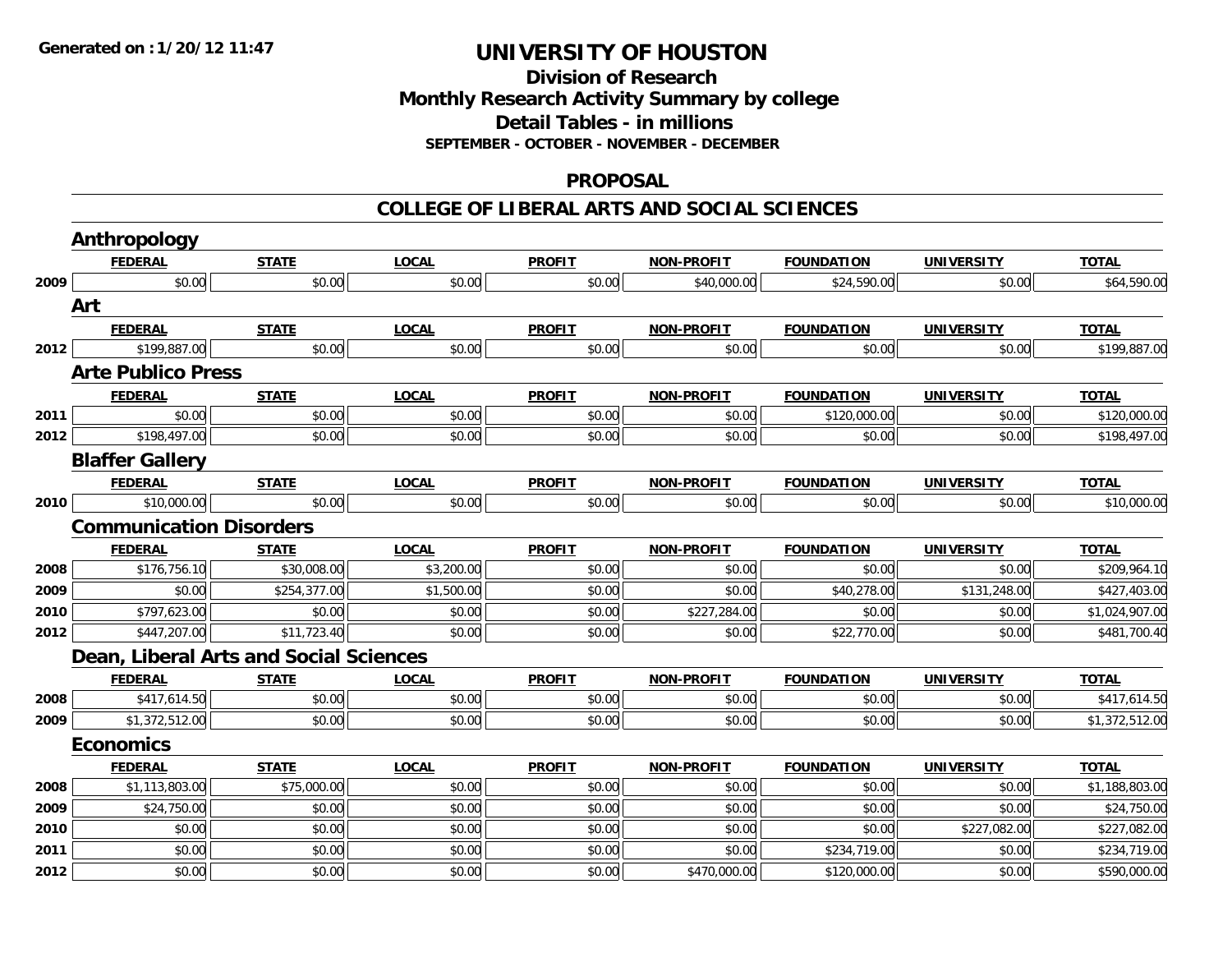**Generated on :1/20/12 11:47**

# UNIVERSITY OF HOUSTON

## Division of Research
## Monthly Research Activity Summary by college
## Detail Tables - in millions
### SEPTEMBER - OCTOBER - NOVEMBER - DECEMBER

## PROPOSAL

## COLLEGE OF LIBERAL ARTS AND SOCIAL SCIENCES

### Anthropology

| | FEDERAL | STATE | LOCAL | PROFIT | NON-PROFIT | FOUNDATION | UNIVERSITY | TOTAL |
|---|---|---|---|---|---|---|---|---|
| 2009 | $0.00 | $0.00 | $0.00 | $0.00 | $40,000.00 | $24,590.00 | $0.00 | $64,590.00 |

### Art

| | FEDERAL | STATE | LOCAL | PROFIT | NON-PROFIT | FOUNDATION | UNIVERSITY | TOTAL |
|---|---|---|---|---|---|---|---|---|
| 2012 | $199,887.00 | $0.00 | $0.00 | $0.00 | $0.00 | $0.00 | $0.00 | $199,887.00 |

### Arte Publico Press

| | FEDERAL | STATE | LOCAL | PROFIT | NON-PROFIT | FOUNDATION | UNIVERSITY | TOTAL |
|---|---|---|---|---|---|---|---|---|
| 2011 | $0.00 | $0.00 | $0.00 | $0.00 | $0.00 | $120,000.00 | $0.00 | $120,000.00 |
| 2012 | $198,497.00 | $0.00 | $0.00 | $0.00 | $0.00 | $0.00 | $0.00 | $198,497.00 |

### Blaffer Gallery

| | FEDERAL | STATE | LOCAL | PROFIT | NON-PROFIT | FOUNDATION | UNIVERSITY | TOTAL |
|---|---|---|---|---|---|---|---|---|
| 2010 | $10,000.00 | $0.00 | $0.00 | $0.00 | $0.00 | $0.00 | $0.00 | $10,000.00 |

### Communication Disorders

| | FEDERAL | STATE | LOCAL | PROFIT | NON-PROFIT | FOUNDATION | UNIVERSITY | TOTAL |
|---|---|---|---|---|---|---|---|---|
| 2008 | $176,756.10 | $30,008.00 | $3,200.00 | $0.00 | $0.00 | $0.00 | $0.00 | $209,964.10 |
| 2009 | $0.00 | $254,377.00 | $1,500.00 | $0.00 | $0.00 | $40,278.00 | $131,248.00 | $427,403.00 |
| 2010 | $797,623.00 | $0.00 | $0.00 | $0.00 | $227,284.00 | $0.00 | $0.00 | $1,024,907.00 |
| 2012 | $447,207.00 | $11,723.40 | $0.00 | $0.00 | $0.00 | $22,770.00 | $0.00 | $481,700.40 |

### Dean, Liberal Arts and Social Sciences

| | FEDERAL | STATE | LOCAL | PROFIT | NON-PROFIT | FOUNDATION | UNIVERSITY | TOTAL |
|---|---|---|---|---|---|---|---|---|
| 2008 | $417,614.50 | $0.00 | $0.00 | $0.00 | $0.00 | $0.00 | $0.00 | $417,614.50 |
| 2009 | $1,372,512.00 | $0.00 | $0.00 | $0.00 | $0.00 | $0.00 | $0.00 | $1,372,512.00 |

### Economics

| | FEDERAL | STATE | LOCAL | PROFIT | NON-PROFIT | FOUNDATION | UNIVERSITY | TOTAL |
|---|---|---|---|---|---|---|---|---|
| 2008 | $1,113,803.00 | $75,000.00 | $0.00 | $0.00 | $0.00 | $0.00 | $0.00 | $1,188,803.00 |
| 2009 | $24,750.00 | $0.00 | $0.00 | $0.00 | $0.00 | $0.00 | $0.00 | $24,750.00 |
| 2010 | $0.00 | $0.00 | $0.00 | $0.00 | $0.00 | $0.00 | $227,082.00 | $227,082.00 |
| 2011 | $0.00 | $0.00 | $0.00 | $0.00 | $0.00 | $234,719.00 | $0.00 | $234,719.00 |
| 2012 | $0.00 | $0.00 | $0.00 | $0.00 | $470,000.00 | $120,000.00 | $0.00 | $590,000.00 |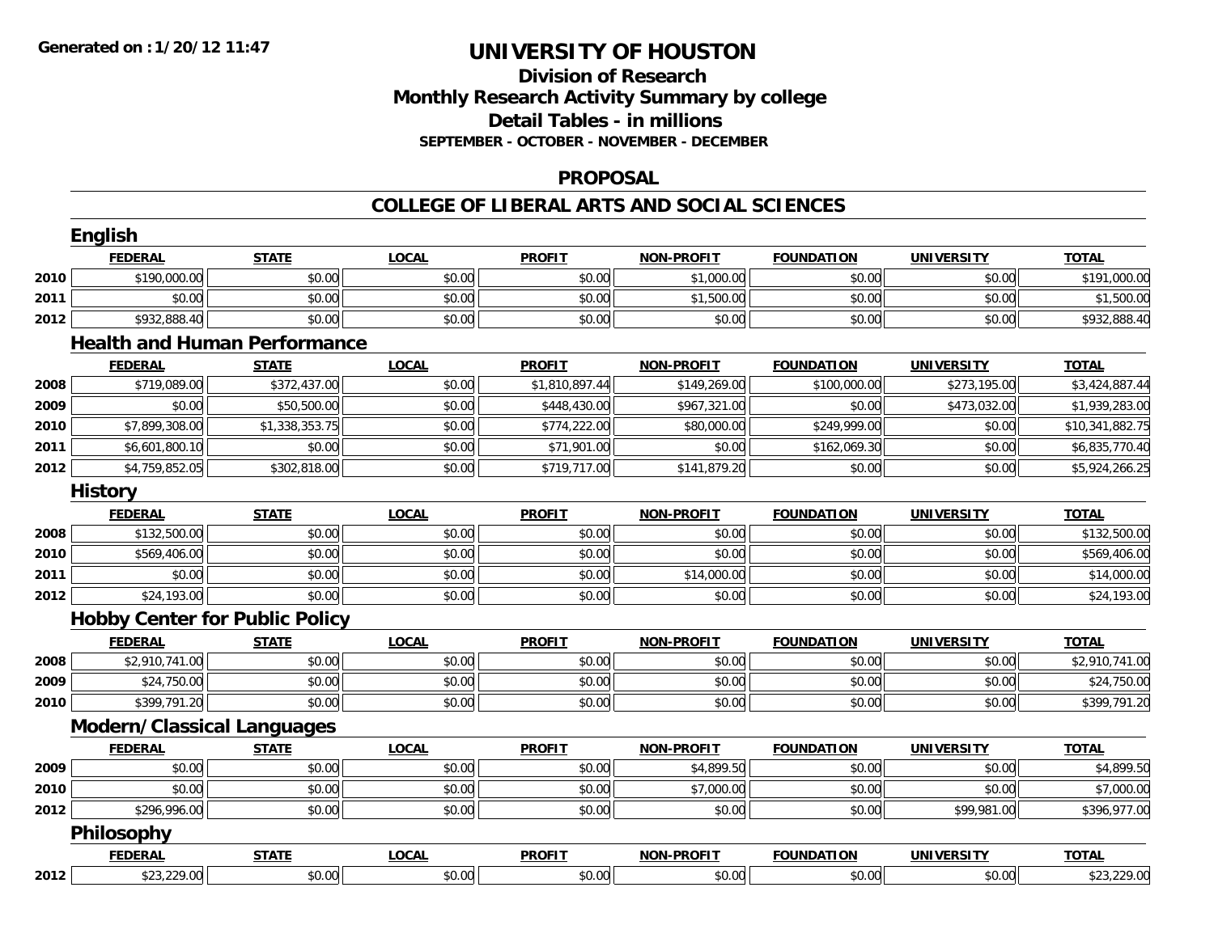**Generated on : 1/20/12 11:47**

# UNIVERSITY OF HOUSTON

## Division of Research
## Monthly Research Activity Summary by college
## Detail Tables - in millions
### SEPTEMBER - OCTOBER - NOVEMBER - DECEMBER

## PROPOSAL

## COLLEGE OF LIBERAL ARTS AND SOCIAL SCIENCES

### English

| | FEDERAL | STATE | LOCAL | PROFIT | NON-PROFIT | FOUNDATION | UNIVERSITY | TOTAL |
|---|---|---|---|---|---|---|---|---|
| 2010 | $190,000.00 | $0.00 | $0.00 | $0.00 | $1,000.00 | $0.00 | $0.00 | $191,000.00 |
| 2011 | $0.00 | $0.00 | $0.00 | $0.00 | $1,500.00 | $0.00 | $0.00 | $1,500.00 |
| 2012 | $932,888.40 | $0.00 | $0.00 | $0.00 | $0.00 | $0.00 | $0.00 | $932,888.40 |

### Health and Human Performance

| | FEDERAL | STATE | LOCAL | PROFIT | NON-PROFIT | FOUNDATION | UNIVERSITY | TOTAL |
|---|---|---|---|---|---|---|---|---|
| 2008 | $719,089.00 | $372,437.00 | $0.00 | $1,810,897.44 | $149,269.00 | $100,000.00 | $273,195.00 | $3,424,887.44 |
| 2009 | $0.00 | $50,500.00 | $0.00 | $448,430.00 | $967,321.00 | $0.00 | $473,032.00 | $1,939,283.00 |
| 2010 | $7,899,308.00 | $1,338,353.75 | $0.00 | $774,222.00 | $80,000.00 | $249,999.00 | $0.00 | $10,341,882.75 |
| 2011 | $6,601,800.10 | $0.00 | $0.00 | $71,901.00 | $0.00 | $162,069.30 | $0.00 | $6,835,770.40 |
| 2012 | $4,759,852.05 | $302,818.00 | $0.00 | $719,717.00 | $141,879.20 | $0.00 | $0.00 | $5,924,266.25 |

### History

| | FEDERAL | STATE | LOCAL | PROFIT | NON-PROFIT | FOUNDATION | UNIVERSITY | TOTAL |
|---|---|---|---|---|---|---|---|---|
| 2008 | $132,500.00 | $0.00 | $0.00 | $0.00 | $0.00 | $0.00 | $0.00 | $132,500.00 |
| 2010 | $569,406.00 | $0.00 | $0.00 | $0.00 | $0.00 | $0.00 | $0.00 | $569,406.00 |
| 2011 | $0.00 | $0.00 | $0.00 | $0.00 | $14,000.00 | $0.00 | $0.00 | $14,000.00 |
| 2012 | $24,193.00 | $0.00 | $0.00 | $0.00 | $0.00 | $0.00 | $0.00 | $24,193.00 |

### Hobby Center for Public Policy

| | FEDERAL | STATE | LOCAL | PROFIT | NON-PROFIT | FOUNDATION | UNIVERSITY | TOTAL |
|---|---|---|---|---|---|---|---|---|
| 2008 | $2,910,741.00 | $0.00 | $0.00 | $0.00 | $0.00 | $0.00 | $0.00 | $2,910,741.00 |
| 2009 | $24,750.00 | $0.00 | $0.00 | $0.00 | $0.00 | $0.00 | $0.00 | $24,750.00 |
| 2010 | $399,791.20 | $0.00 | $0.00 | $0.00 | $0.00 | $0.00 | $0.00 | $399,791.20 |

### Modern/Classical Languages

| | FEDERAL | STATE | LOCAL | PROFIT | NON-PROFIT | FOUNDATION | UNIVERSITY | TOTAL |
|---|---|---|---|---|---|---|---|---|
| 2009 | $0.00 | $0.00 | $0.00 | $0.00 | $4,899.50 | $0.00 | $0.00 | $4,899.50 |
| 2010 | $0.00 | $0.00 | $0.00 | $0.00 | $7,000.00 | $0.00 | $0.00 | $7,000.00 |
| 2012 | $296,996.00 | $0.00 | $0.00 | $0.00 | $0.00 | $0.00 | $99,981.00 | $396,977.00 |

### Philosophy

| | FEDERAL | STATE | LOCAL | PROFIT | NON-PROFIT | FOUNDATION | UNIVERSITY | TOTAL |
|---|---|---|---|---|---|---|---|---|
| 2012 | $23,229.00 | $0.00 | $0.00 | $0.00 | $0.00 | $0.00 | $0.00 | $23,229.00 |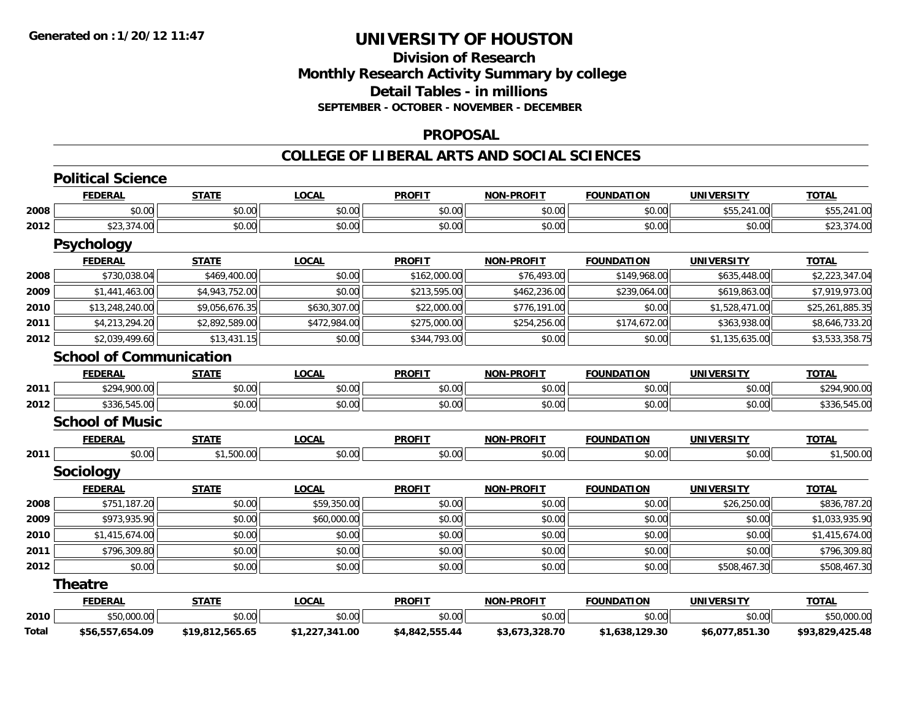# UNIVERSITY OF HOUSTON

## Division of Research
## Monthly Research Activity Summary by college
## Detail Tables - in millions
### SEPTEMBER - OCTOBER - NOVEMBER - DECEMBER

**Generated on : 1/20/12 11:47**

## PROPOSAL

## COLLEGE OF LIBERAL ARTS AND SOCIAL SCIENCES

### Political Science

| | FEDERAL | STATE | LOCAL | PROFIT | NON-PROFIT | FOUNDATION | UNIVERSITY | TOTAL |
|---|---|---|---|---|---|---|---|---|
| 2008 | $0.00 | $0.00 | $0.00 | $0.00 | $0.00 | $0.00 | $55,241.00 | $55,241.00 |
| 2012 | $23,374.00 | $0.00 | $0.00 | $0.00 | $0.00 | $0.00 | $0.00 | $23,374.00 |

### Psychology

| | FEDERAL | STATE | LOCAL | PROFIT | NON-PROFIT | FOUNDATION | UNIVERSITY | TOTAL |
|---|---|---|---|---|---|---|---|---|
| 2008 | $730,038.04 | $469,400.00 | $0.00 | $162,000.00 | $76,493.00 | $149,968.00 | $635,448.00 | $2,223,347.04 |
| 2009 | $1,441,463.00 | $4,943,752.00 | $0.00 | $213,595.00 | $462,236.00 | $239,064.00 | $619,863.00 | $7,919,973.00 |
| 2010 | $13,248,240.00 | $9,056,676.35 | $630,307.00 | $22,000.00 | $776,191.00 | $0.00 | $1,528,471.00 | $25,261,885.35 |
| 2011 | $4,213,294.20 | $2,892,589.00 | $472,984.00 | $275,000.00 | $254,256.00 | $174,672.00 | $363,938.00 | $8,646,733.20 |
| 2012 | $2,039,499.60 | $13,431.15 | $0.00 | $344,793.00 | $0.00 | $0.00 | $1,135,635.00 | $3,533,358.75 |

### School of Communication

| | FEDERAL | STATE | LOCAL | PROFIT | NON-PROFIT | FOUNDATION | UNIVERSITY | TOTAL |
|---|---|---|---|---|---|---|---|---|
| 2011 | $294,900.00 | $0.00 | $0.00 | $0.00 | $0.00 | $0.00 | $0.00 | $294,900.00 |
| 2012 | $336,545.00 | $0.00 | $0.00 | $0.00 | $0.00 | $0.00 | $0.00 | $336,545.00 |

### School of Music

| | FEDERAL | STATE | LOCAL | PROFIT | NON-PROFIT | FOUNDATION | UNIVERSITY | TOTAL |
|---|---|---|---|---|---|---|---|---|
| 2011 | $0.00 | $1,500.00 | $0.00 | $0.00 | $0.00 | $0.00 | $0.00 | $1,500.00 |

### Sociology

| | FEDERAL | STATE | LOCAL | PROFIT | NON-PROFIT | FOUNDATION | UNIVERSITY | TOTAL |
|---|---|---|---|---|---|---|---|---|
| 2008 | $751,187.20 | $0.00 | $59,350.00 | $0.00 | $0.00 | $0.00 | $26,250.00 | $836,787.20 |
| 2009 | $973,935.90 | $0.00 | $60,000.00 | $0.00 | $0.00 | $0.00 | $0.00 | $1,033,935.90 |
| 2010 | $1,415,674.00 | $0.00 | $0.00 | $0.00 | $0.00 | $0.00 | $0.00 | $1,415,674.00 |
| 2011 | $796,309.80 | $0.00 | $0.00 | $0.00 | $0.00 | $0.00 | $0.00 | $796,309.80 |
| 2012 | $0.00 | $0.00 | $0.00 | $0.00 | $0.00 | $0.00 | $508,467.30 | $508,467.30 |

### Theatre

| | FEDERAL | STATE | LOCAL | PROFIT | NON-PROFIT | FOUNDATION | UNIVERSITY | TOTAL |
|---|---|---|---|---|---|---|---|---|
| 2010 | $50,000.00 | $0.00 | $0.00 | $0.00 | $0.00 | $0.00 | $0.00 | $50,000.00 |
| **Total** | **$56,557,654.09** | **$19,812,565.65** | **$1,227,341.00** | **$4,842,555.44** | **$3,673,328.70** | **$1,638,129.30** | **$6,077,851.30** | **$93,829,425.48** |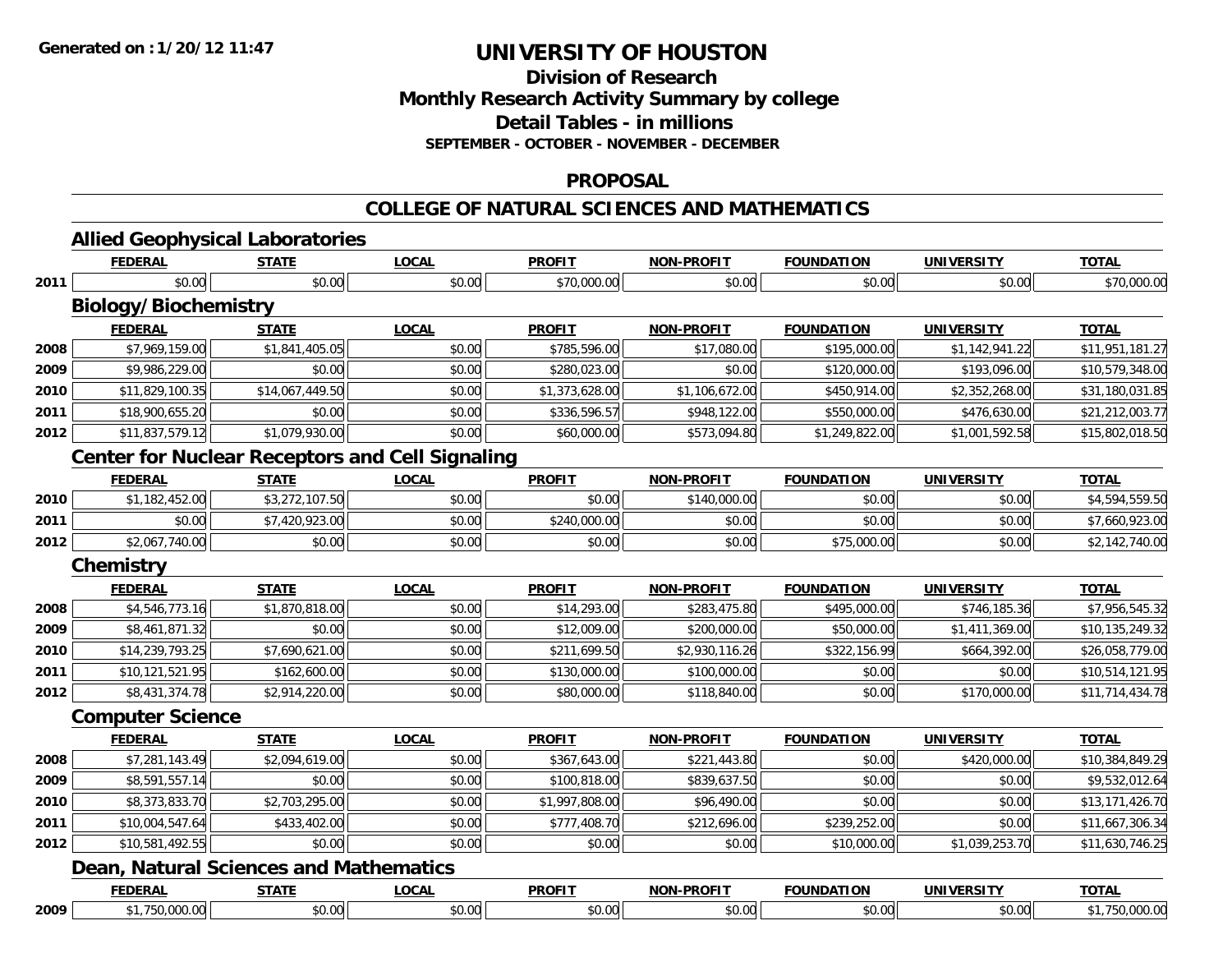Generated on :1/20/12 11:47

# UNIVERSITY OF HOUSTON

## Division of Research
## Monthly Research Activity Summary by college
## Detail Tables - in millions
### SEPTEMBER - OCTOBER - NOVEMBER - DECEMBER

## PROPOSAL

## COLLEGE OF NATURAL SCIENCES AND MATHEMATICS

### Allied Geophysical Laboratories

| | FEDERAL | STATE | LOCAL | PROFIT | NON-PROFIT | FOUNDATION | UNIVERSITY | TOTAL |
|---|---|---|---|---|---|---|---|---|
| 2011 | $0.00 | $0.00 | $0.00 | $70,000.00 | $0.00 | $0.00 | $0.00 | $70,000.00 |

### Biology/Biochemistry

| | FEDERAL | STATE | LOCAL | PROFIT | NON-PROFIT | FOUNDATION | UNIVERSITY | TOTAL |
|---|---|---|---|---|---|---|---|---|
| 2008 | $7,969,159.00 | $1,841,405.05 | $0.00 | $785,596.00 | $17,080.00 | $195,000.00 | $1,142,941.22 | $11,951,181.27 |
| 2009 | $9,986,229.00 | $0.00 | $0.00 | $280,023.00 | $0.00 | $120,000.00 | $193,096.00 | $10,579,348.00 |
| 2010 | $11,829,100.35 | $14,067,449.50 | $0.00 | $1,373,628.00 | $1,106,672.00 | $450,914.00 | $2,352,268.00 | $31,180,031.85 |
| 2011 | $18,900,655.20 | $0.00 | $0.00 | $336,596.57 | $948,122.00 | $550,000.00 | $476,630.00 | $21,212,003.77 |
| 2012 | $11,837,579.12 | $1,079,930.00 | $0.00 | $60,000.00 | $573,094.80 | $1,249,822.00 | $1,001,592.58 | $15,802,018.50 |

### Center for Nuclear Receptors and Cell Signaling

| | FEDERAL | STATE | LOCAL | PROFIT | NON-PROFIT | FOUNDATION | UNIVERSITY | TOTAL |
|---|---|---|---|---|---|---|---|---|
| 2010 | $1,182,452.00 | $3,272,107.50 | $0.00 | $0.00 | $140,000.00 | $0.00 | $0.00 | $4,594,559.50 |
| 2011 | $0.00 | $7,420,923.00 | $0.00 | $240,000.00 | $0.00 | $0.00 | $0.00 | $7,660,923.00 |
| 2012 | $2,067,740.00 | $0.00 | $0.00 | $0.00 | $0.00 | $75,000.00 | $0.00 | $2,142,740.00 |

### Chemistry

| | FEDERAL | STATE | LOCAL | PROFIT | NON-PROFIT | FOUNDATION | UNIVERSITY | TOTAL |
|---|---|---|---|---|---|---|---|---|
| 2008 | $4,546,773.16 | $1,870,818.00 | $0.00 | $14,293.00 | $283,475.80 | $495,000.00 | $746,185.36 | $7,956,545.32 |
| 2009 | $8,461,871.32 | $0.00 | $0.00 | $12,009.00 | $200,000.00 | $50,000.00 | $1,411,369.00 | $10,135,249.32 |
| 2010 | $14,239,793.25 | $7,690,621.00 | $0.00 | $211,699.50 | $2,930,116.26 | $322,156.99 | $664,392.00 | $26,058,779.00 |
| 2011 | $10,121,521.95 | $162,600.00 | $0.00 | $130,000.00 | $100,000.00 | $0.00 | $0.00 | $10,514,121.95 |
| 2012 | $8,431,374.78 | $2,914,220.00 | $0.00 | $80,000.00 | $118,840.00 | $0.00 | $170,000.00 | $11,714,434.78 |

### Computer Science

| | FEDERAL | STATE | LOCAL | PROFIT | NON-PROFIT | FOUNDATION | UNIVERSITY | TOTAL |
|---|---|---|---|---|---|---|---|---|
| 2008 | $7,281,143.49 | $2,094,619.00 | $0.00 | $367,643.00 | $221,443.80 | $0.00 | $420,000.00 | $10,384,849.29 |
| 2009 | $8,591,557.14 | $0.00 | $0.00 | $100,818.00 | $839,637.50 | $0.00 | $0.00 | $9,532,012.64 |
| 2010 | $8,373,833.70 | $2,703,295.00 | $0.00 | $1,997,808.00 | $96,490.00 | $0.00 | $0.00 | $13,171,426.70 |
| 2011 | $10,004,547.64 | $433,402.00 | $0.00 | $777,408.70 | $212,696.00 | $239,252.00 | $0.00 | $11,667,306.34 |
| 2012 | $10,581,492.55 | $0.00 | $0.00 | $0.00 | $0.00 | $10,000.00 | $1,039,253.70 | $11,630,746.25 |

### Dean, Natural Sciences and Mathematics

| | FEDERAL | STATE | LOCAL | PROFIT | NON-PROFIT | FOUNDATION | UNIVERSITY | TOTAL |
|---|---|---|---|---|---|---|---|---|
| 2009 | $1,750,000.00 | $0.00 | $0.00 | $0.00 | $0.00 | $0.00 | $0.00 | $1,750,000.00 |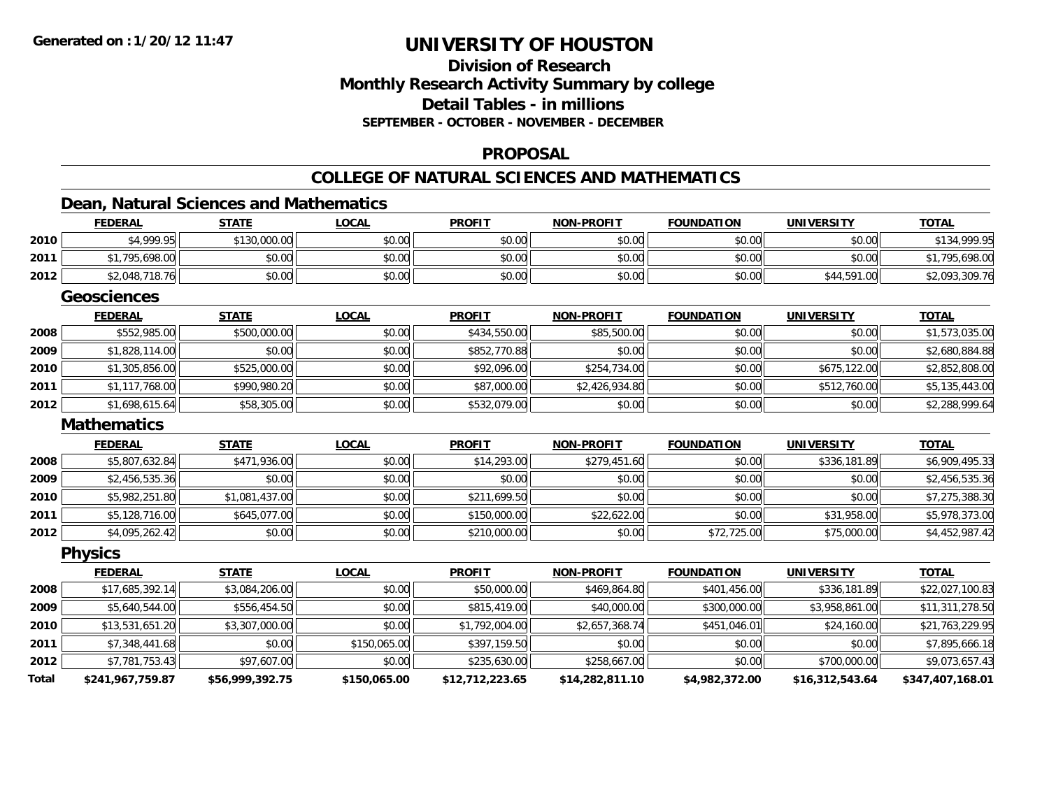**Generated on : 1/20/12 11:47**

# UNIVERSITY OF HOUSTON

## Division of Research
## Monthly Research Activity Summary by college
## Detail Tables - in millions
### SEPTEMBER - OCTOBER - NOVEMBER - DECEMBER

## PROPOSAL

## COLLEGE OF NATURAL SCIENCES AND MATHEMATICS

### Dean, Natural Sciences and Mathematics

| | FEDERAL | STATE | LOCAL | PROFIT | NON-PROFIT | FOUNDATION | UNIVERSITY | TOTAL |
|---|---|---|---|---|---|---|---|---|
| 2010 | $4,999.95 | $130,000.00 | $0.00 | $0.00 | $0.00 | $0.00 | $0.00 | $134,999.95 |
| 2011 | $1,795,698.00 | $0.00 | $0.00 | $0.00 | $0.00 | $0.00 | $0.00 | $1,795,698.00 |
| 2012 | $2,048,718.76 | $0.00 | $0.00 | $0.00 | $0.00 | $0.00 | $44,591.00 | $2,093,309.76 |

### Geosciences

| | FEDERAL | STATE | LOCAL | PROFIT | NON-PROFIT | FOUNDATION | UNIVERSITY | TOTAL |
|---|---|---|---|---|---|---|---|---|
| 2008 | $552,985.00 | $500,000.00 | $0.00 | $434,550.00 | $85,500.00 | $0.00 | $0.00 | $1,573,035.00 |
| 2009 | $1,828,114.00 | $0.00 | $0.00 | $852,770.88 | $0.00 | $0.00 | $0.00 | $2,680,884.88 |
| 2010 | $1,305,856.00 | $525,000.00 | $0.00 | $92,096.00 | $254,734.00 | $0.00 | $675,122.00 | $2,852,808.00 |
| 2011 | $1,117,768.00 | $990,980.20 | $0.00 | $87,000.00 | $2,426,934.80 | $0.00 | $512,760.00 | $5,135,443.00 |
| 2012 | $1,698,615.64 | $58,305.00 | $0.00 | $532,079.00 | $0.00 | $0.00 | $0.00 | $2,288,999.64 |

### Mathematics

| | FEDERAL | STATE | LOCAL | PROFIT | NON-PROFIT | FOUNDATION | UNIVERSITY | TOTAL |
|---|---|---|---|---|---|---|---|---|
| 2008 | $5,807,632.84 | $471,936.00 | $0.00 | $14,293.00 | $279,451.60 | $0.00 | $336,181.89 | $6,909,495.33 |
| 2009 | $2,456,535.36 | $0.00 | $0.00 | $0.00 | $0.00 | $0.00 | $0.00 | $2,456,535.36 |
| 2010 | $5,982,251.80 | $1,081,437.00 | $0.00 | $211,699.50 | $0.00 | $0.00 | $0.00 | $7,275,388.30 |
| 2011 | $5,128,716.00 | $645,077.00 | $0.00 | $150,000.00 | $22,622.00 | $0.00 | $31,958.00 | $5,978,373.00 |
| 2012 | $4,095,262.42 | $0.00 | $0.00 | $210,000.00 | $0.00 | $72,725.00 | $75,000.00 | $4,452,987.42 |

### Physics

| | FEDERAL | STATE | LOCAL | PROFIT | NON-PROFIT | FOUNDATION | UNIVERSITY | TOTAL |
|---|---|---|---|---|---|---|---|---|
| 2008 | $17,685,392.14 | $3,084,206.00 | $0.00 | $50,000.00 | $469,864.80 | $401,456.00 | $336,181.89 | $22,027,100.83 |
| 2009 | $5,640,544.00 | $556,454.50 | $0.00 | $815,419.00 | $40,000.00 | $300,000.00 | $3,958,861.00 | $11,311,278.50 |
| 2010 | $13,531,651.20 | $3,307,000.00 | $0.00 | $1,792,004.00 | $2,657,368.74 | $451,046.01 | $24,160.00 | $21,763,229.95 |
| 2011 | $7,348,441.68 | $0.00 | $150,065.00 | $397,159.50 | $0.00 | $0.00 | $0.00 | $7,895,666.18 |
| 2012 | $7,781,753.43 | $97,607.00 | $0.00 | $235,630.00 | $258,667.00 | $0.00 | $700,000.00 | $9,073,657.43 |
| **Total** | **$241,967,759.87** | **$56,999,392.75** | **$150,065.00** | **$12,712,223.65** | **$14,282,811.10** | **$4,982,372.00** | **$16,312,543.64** | **$347,407,168.01** |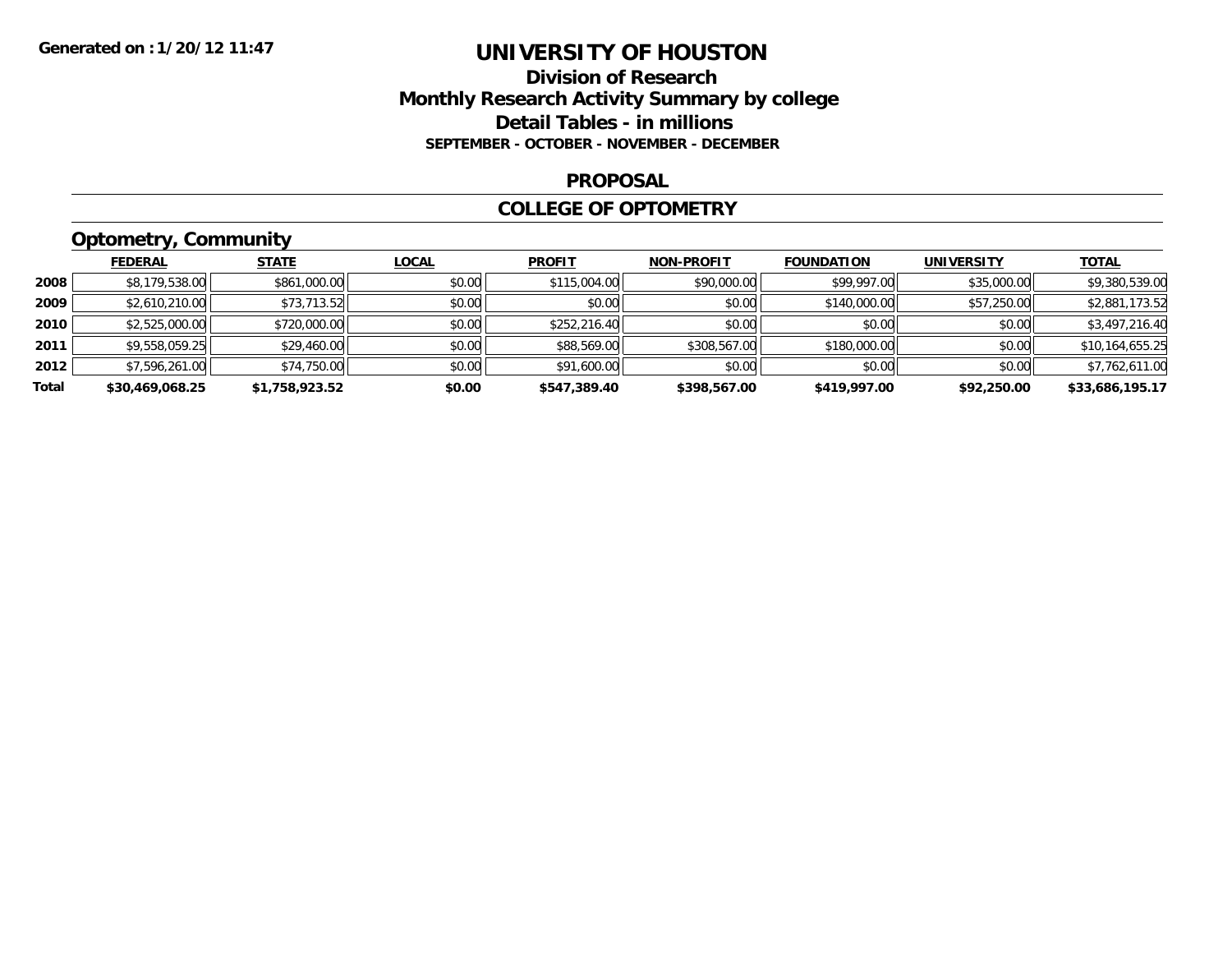**Generated on :1/20/12 11:47**

# UNIVERSITY OF HOUSTON

## Division of Research
## Monthly Research Activity Summary by college
## Detail Tables - in millions
### SEPTEMBER - OCTOBER - NOVEMBER - DECEMBER

### PROPOSAL

### COLLEGE OF OPTOMETRY

### Optometry, Community

| | FEDERAL | STATE | LOCAL | PROFIT | NON-PROFIT | FOUNDATION | UNIVERSITY | TOTAL |
|---|---|---|---|---|---|---|---|---|
| 2008 | $8,179,538.00 | $861,000.00 | $0.00 | $115,004.00 | $90,000.00 | $99,997.00 | $35,000.00 | $9,380,539.00 |
| 2009 | $2,610,210.00 | $73,713.52 | $0.00 | $0.00 | $0.00 | $140,000.00 | $57,250.00 | $2,881,173.52 |
| 2010 | $2,525,000.00 | $720,000.00 | $0.00 | $252,216.40 | $0.00 | $0.00 | $0.00 | $3,497,216.40 |
| 2011 | $9,558,059.25 | $29,460.00 | $0.00 | $88,569.00 | $308,567.00 | $180,000.00 | $0.00 | $10,164,655.25 |
| 2012 | $7,596,261.00 | $74,750.00 | $0.00 | $91,600.00 | $0.00 | $0.00 | $0.00 | $7,762,611.00 |
| **Total** | **$30,469,068.25** | **$1,758,923.52** | **$0.00** | **$547,389.40** | **$398,567.00** | **$419,997.00** | **$92,250.00** | **$33,686,195.17** |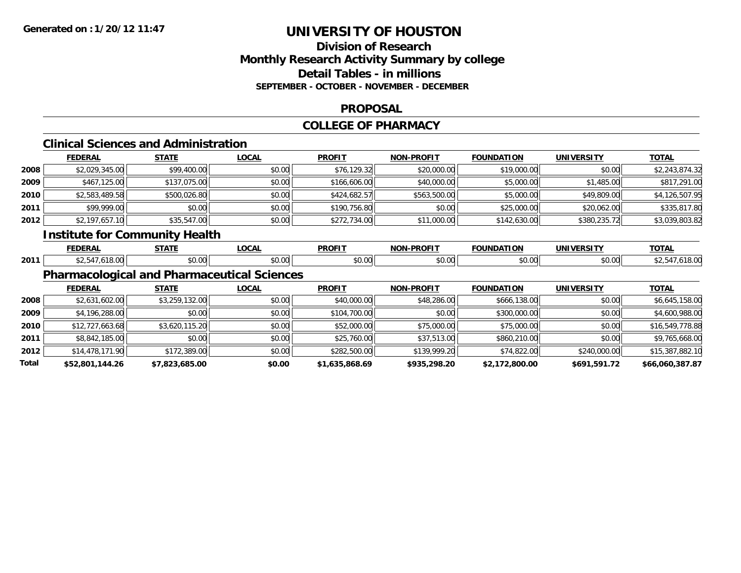**Generated on :1/20/12 11:47**

# UNIVERSITY OF HOUSTON

## Division of Research
## Monthly Research Activity Summary by college
## Detail Tables - in millions
### SEPTEMBER - OCTOBER - NOVEMBER - DECEMBER

## PROPOSAL

## COLLEGE OF PHARMACY

### Clinical Sciences and Administration

| | FEDERAL | STATE | LOCAL | PROFIT | NON-PROFIT | FOUNDATION | UNIVERSITY | TOTAL |
|---|---|---|---|---|---|---|---|---|
| 2008 | $2,029,345.00 | $99,400.00 | $0.00 | $76,129.32 | $20,000.00 | $19,000.00 | $0.00 | $2,243,874.32 |
| 2009 | $467,125.00 | $137,075.00 | $0.00 | $166,606.00 | $40,000.00 | $5,000.00 | $1,485.00 | $817,291.00 |
| 2010 | $2,583,489.58 | $500,026.80 | $0.00 | $424,682.57 | $563,500.00 | $5,000.00 | $49,809.00 | $4,126,507.95 |
| 2011 | $99,999.00 | $0.00 | $0.00 | $190,756.80 | $0.00 | $25,000.00 | $20,062.00 | $335,817.80 |
| 2012 | $2,197,657.10 | $35,547.00 | $0.00 | $272,734.00 | $11,000.00 | $142,630.00 | $380,235.72 | $3,039,803.82 |

### Institute for Community Health

| | FEDERAL | STATE | LOCAL | PROFIT | NON-PROFIT | FOUNDATION | UNIVERSITY | TOTAL |
|---|---|---|---|---|---|---|---|---|
| 2011 | $2,547,618.00 | $0.00 | $0.00 | $0.00 | $0.00 | $0.00 | $0.00 | $2,547,618.00 |

### Pharmacological and Pharmaceutical Sciences

| | FEDERAL | STATE | LOCAL | PROFIT | NON-PROFIT | FOUNDATION | UNIVERSITY | TOTAL |
|---|---|---|---|---|---|---|---|---|
| 2008 | $2,631,602.00 | $3,259,132.00 | $0.00 | $40,000.00 | $48,286.00 | $666,138.00 | $0.00 | $6,645,158.00 |
| 2009 | $4,196,288.00 | $0.00 | $0.00 | $104,700.00 | $0.00 | $300,000.00 | $0.00 | $4,600,988.00 |
| 2010 | $12,727,663.68 | $3,620,115.20 | $0.00 | $52,000.00 | $75,000.00 | $75,000.00 | $0.00 | $16,549,778.88 |
| 2011 | $8,842,185.00 | $0.00 | $0.00 | $25,760.00 | $37,513.00 | $860,210.00 | $0.00 | $9,765,668.00 |
| 2012 | $14,478,171.90 | $172,389.00 | $0.00 | $282,500.00 | $139,999.20 | $74,822.00 | $240,000.00 | $15,387,882.10 |
| **Total** | **$52,801,144.26** | **$7,823,685.00** | **$0.00** | **$1,635,868.69** | **$935,298.20** | **$2,172,800.00** | **$691,591.72** | **$66,060,387.87** |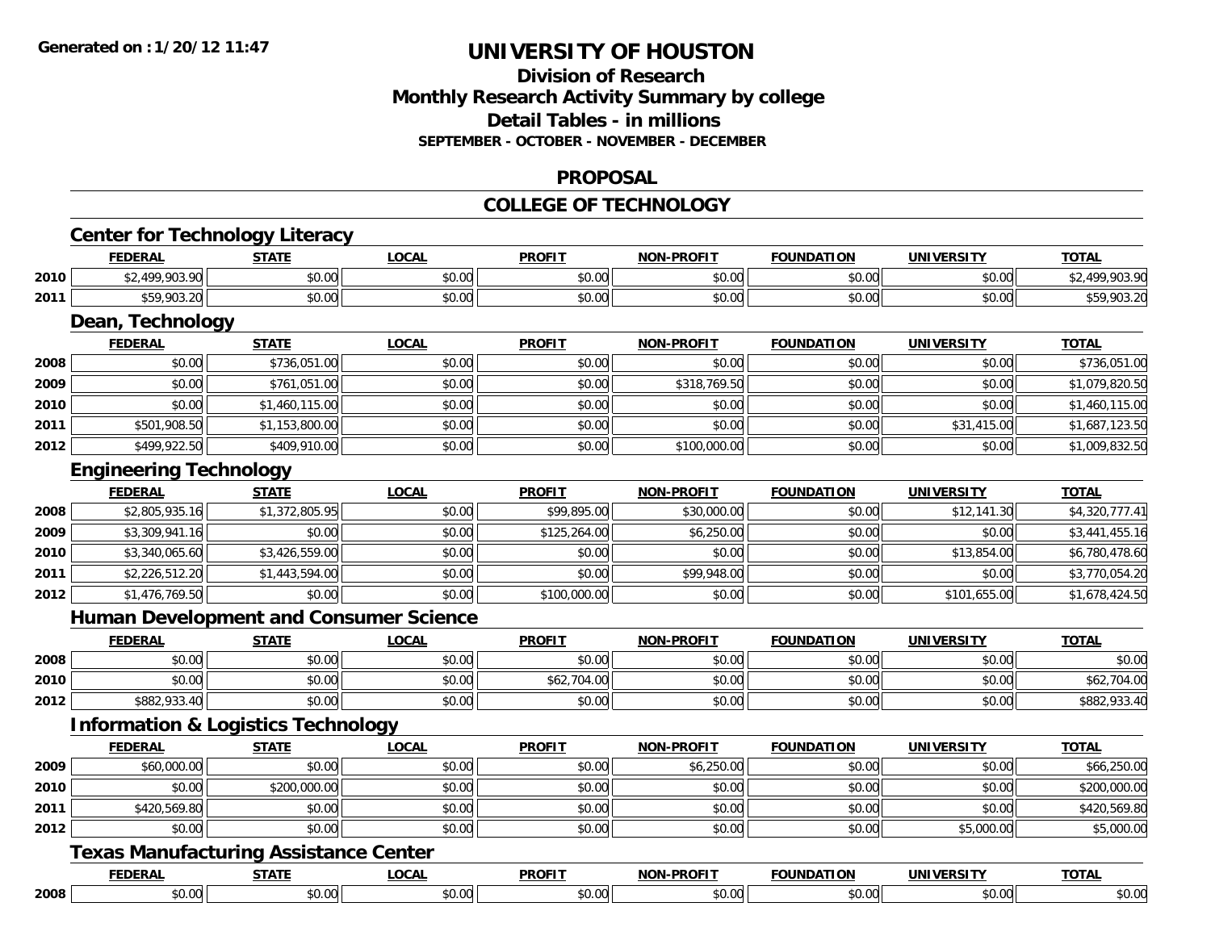**Generated on : 1/20/12 11:47**

# UNIVERSITY OF HOUSTON

## Division of Research
## Monthly Research Activity Summary by college
## Detail Tables - in millions
### SEPTEMBER - OCTOBER - NOVEMBER - DECEMBER

## PROPOSAL

## COLLEGE OF TECHNOLOGY

### Center for Technology Literacy

| | FEDERAL | STATE | LOCAL | PROFIT | NON-PROFIT | FOUNDATION | UNIVERSITY | TOTAL |
|---|---|---|---|---|---|---|---|---|
| 2010 | $2,499,903.90 | $0.00 | $0.00 | $0.00 | $0.00 | $0.00 | $0.00 | $2,499,903.90 |
| 2011 | $59,903.20 | $0.00 | $0.00 | $0.00 | $0.00 | $0.00 | $0.00 | $59,903.20 |

### Dean, Technology

| | FEDERAL | STATE | LOCAL | PROFIT | NON-PROFIT | FOUNDATION | UNIVERSITY | TOTAL |
|---|---|---|---|---|---|---|---|---|
| 2008 | $0.00 | $736,051.00 | $0.00 | $0.00 | $0.00 | $0.00 | $0.00 | $736,051.00 |
| 2009 | $0.00 | $761,051.00 | $0.00 | $0.00 | $318,769.50 | $0.00 | $0.00 | $1,079,820.50 |
| 2010 | $0.00 | $1,460,115.00 | $0.00 | $0.00 | $0.00 | $0.00 | $0.00 | $1,460,115.00 |
| 2011 | $501,908.50 | $1,153,800.00 | $0.00 | $0.00 | $0.00 | $0.00 | $31,415.00 | $1,687,123.50 |
| 2012 | $499,922.50 | $409,910.00 | $0.00 | $0.00 | $100,000.00 | $0.00 | $0.00 | $1,009,832.50 |

### Engineering Technology

| | FEDERAL | STATE | LOCAL | PROFIT | NON-PROFIT | FOUNDATION | UNIVERSITY | TOTAL |
|---|---|---|---|---|---|---|---|---|
| 2008 | $2,805,935.16 | $1,372,805.95 | $0.00 | $99,895.00 | $30,000.00 | $0.00 | $12,141.30 | $4,320,777.41 |
| 2009 | $3,309,941.16 | $0.00 | $0.00 | $125,264.00 | $6,250.00 | $0.00 | $0.00 | $3,441,455.16 |
| 2010 | $3,340,065.60 | $3,426,559.00 | $0.00 | $0.00 | $0.00 | $0.00 | $13,854.00 | $6,780,478.60 |
| 2011 | $2,226,512.20 | $1,443,594.00 | $0.00 | $0.00 | $99,948.00 | $0.00 | $0.00 | $3,770,054.20 |
| 2012 | $1,476,769.50 | $0.00 | $0.00 | $100,000.00 | $0.00 | $0.00 | $101,655.00 | $1,678,424.50 |

### Human Development and Consumer Science

| | FEDERAL | STATE | LOCAL | PROFIT | NON-PROFIT | FOUNDATION | UNIVERSITY | TOTAL |
|---|---|---|---|---|---|---|---|---|
| 2008 | $0.00 | $0.00 | $0.00 | $0.00 | $0.00 | $0.00 | $0.00 | $0.00 |
| 2010 | $0.00 | $0.00 | $0.00 | $62,704.00 | $0.00 | $0.00 | $0.00 | $62,704.00 |
| 2012 | $882,933.40 | $0.00 | $0.00 | $0.00 | $0.00 | $0.00 | $0.00 | $882,933.40 |

### Information & Logistics Technology

| | FEDERAL | STATE | LOCAL | PROFIT | NON-PROFIT | FOUNDATION | UNIVERSITY | TOTAL |
|---|---|---|---|---|---|---|---|---|
| 2009 | $60,000.00 | $0.00 | $0.00 | $0.00 | $6,250.00 | $0.00 | $0.00 | $66,250.00 |
| 2010 | $0.00 | $200,000.00 | $0.00 | $0.00 | $0.00 | $0.00 | $0.00 | $200,000.00 |
| 2011 | $420,569.80 | $0.00 | $0.00 | $0.00 | $0.00 | $0.00 | $0.00 | $420,569.80 |
| 2012 | $0.00 | $0.00 | $0.00 | $0.00 | $0.00 | $0.00 | $5,000.00 | $5,000.00 |

### Texas Manufacturing Assistance Center

| | FEDERAL | STATE | LOCAL | PROFIT | NON-PROFIT | FOUNDATION | UNIVERSITY | TOTAL |
|---|---|---|---|---|---|---|---|---|
| 2008 | $0.00 | $0.00 | $0.00 | $0.00 | $0.00 | $0.00 | $0.00 | $0.00 |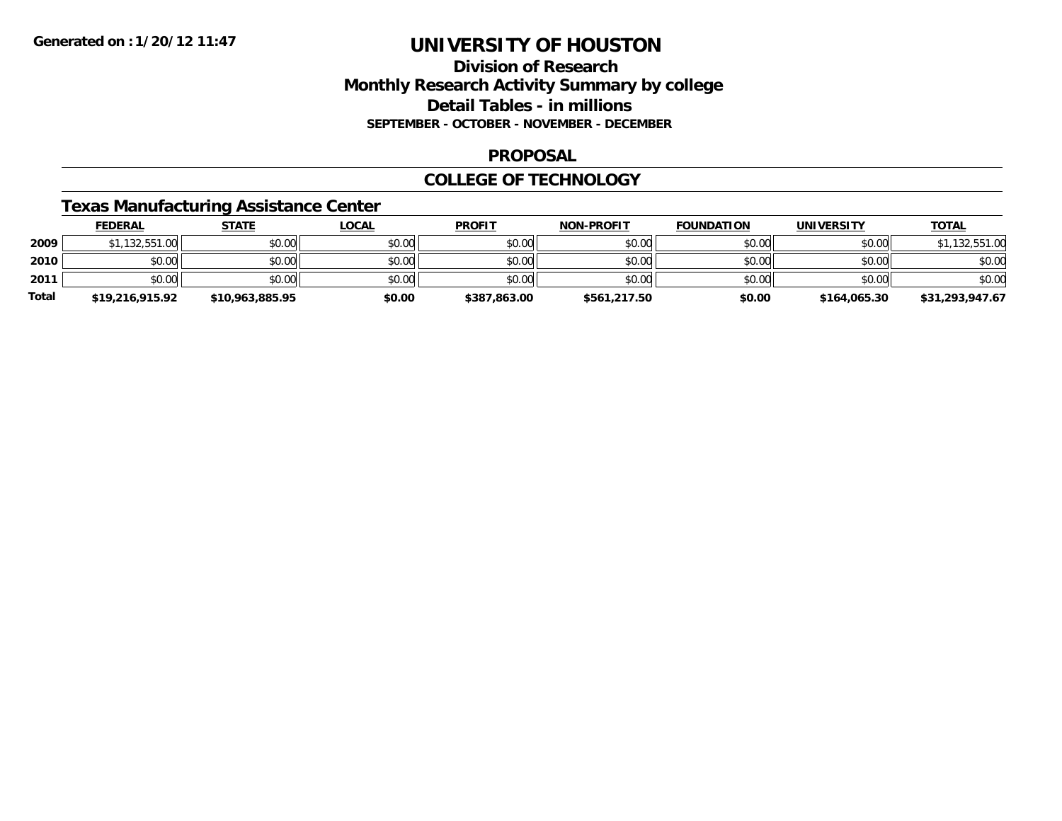**Generated on : 1/20/12 11:47**

# UNIVERSITY OF HOUSTON

## Division of Research
## Monthly Research Activity Summary by college
## Detail Tables - in millions
**SEPTEMBER - OCTOBER - NOVEMBER - DECEMBER**

## PROPOSAL

## COLLEGE OF TECHNOLOGY

### Texas Manufacturing Assistance Center

| | FEDERAL | STATE | LOCAL | PROFIT | NON-PROFIT | FOUNDATION | UNIVERSITY | TOTAL |
|---|---|---|---|---|---|---|---|---|
| 2009 | $1,132,551.00 | $0.00 | $0.00 | $0.00 | $0.00 | $0.00 | $0.00 | $1,132,551.00 |
| 2010 | $0.00 | $0.00 | $0.00 | $0.00 | $0.00 | $0.00 | $0.00 | $0.00 |
| 2011 | $0.00 | $0.00 | $0.00 | $0.00 | $0.00 | $0.00 | $0.00 | $0.00 |
| **Total** | **$19,216,915.92** | **$10,963,885.95** | **$0.00** | **$387,863.00** | **$561,217.50** | **$0.00** | **$164,065.30** | **$31,293,947.67** |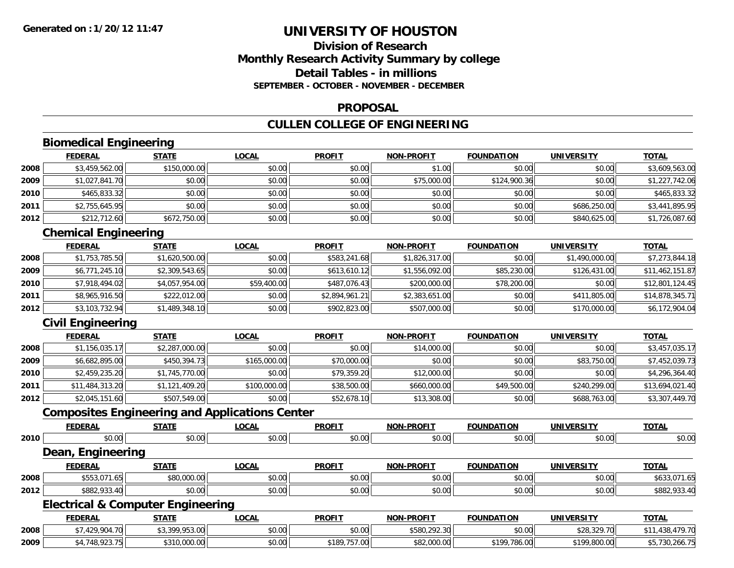**Generated on :1/20/12 11:47**

# UNIVERSITY OF HOUSTON

## Division of Research
## Monthly Research Activity Summary by college
## Detail Tables - in millions
### SEPTEMBER - OCTOBER - NOVEMBER - DECEMBER

## PROPOSAL

## CULLEN COLLEGE OF ENGINEERING

### Biomedical Engineering

| | FEDERAL | STATE | LOCAL | PROFIT | NON-PROFIT | FOUNDATION | UNIVERSITY | TOTAL |
|---|---|---|---|---|---|---|---|---|
| 2008 | $3,459,562.00 | $150,000.00 | $0.00 | $0.00 | $1.00 | $0.00 | $0.00 | $3,609,563.00 |
| 2009 | $1,027,841.70 | $0.00 | $0.00 | $0.00 | $75,000.00 | $124,900.36 | $0.00 | $1,227,742.06 |
| 2010 | $465,833.32 | $0.00 | $0.00 | $0.00 | $0.00 | $0.00 | $0.00 | $465,833.32 |
| 2011 | $2,755,645.95 | $0.00 | $0.00 | $0.00 | $0.00 | $0.00 | $686,250.00 | $3,441,895.95 |
| 2012 | $212,712.60 | $672,750.00 | $0.00 | $0.00 | $0.00 | $0.00 | $840,625.00 | $1,726,087.60 |

### Chemical Engineering

| | FEDERAL | STATE | LOCAL | PROFIT | NON-PROFIT | FOUNDATION | UNIVERSITY | TOTAL |
|---|---|---|---|---|---|---|---|---|
| 2008 | $1,753,785.50 | $1,620,500.00 | $0.00 | $583,241.68 | $1,826,317.00 | $0.00 | $1,490,000.00 | $7,273,844.18 |
| 2009 | $6,771,245.10 | $2,309,543.65 | $0.00 | $613,610.12 | $1,556,092.00 | $85,230.00 | $126,431.00 | $11,462,151.87 |
| 2010 | $7,918,494.02 | $4,057,954.00 | $59,400.00 | $487,076.43 | $200,000.00 | $78,200.00 | $0.00 | $12,801,124.45 |
| 2011 | $8,965,916.50 | $222,012.00 | $0.00 | $2,894,961.21 | $2,383,651.00 | $0.00 | $411,805.00 | $14,878,345.71 |
| 2012 | $3,103,732.94 | $1,489,348.10 | $0.00 | $902,823.00 | $507,000.00 | $0.00 | $170,000.00 | $6,172,904.04 |

### Civil Engineering

| | FEDERAL | STATE | LOCAL | PROFIT | NON-PROFIT | FOUNDATION | UNIVERSITY | TOTAL |
|---|---|---|---|---|---|---|---|---|
| 2008 | $1,156,035.17 | $2,287,000.00 | $0.00 | $0.00 | $14,000.00 | $0.00 | $0.00 | $3,457,035.17 |
| 2009 | $6,682,895.00 | $450,394.73 | $165,000.00 | $70,000.00 | $0.00 | $0.00 | $83,750.00 | $7,452,039.73 |
| 2010 | $2,459,235.20 | $1,745,770.00 | $0.00 | $79,359.20 | $12,000.00 | $0.00 | $0.00 | $4,296,364.40 |
| 2011 | $11,484,313.20 | $1,121,409.20 | $100,000.00 | $38,500.00 | $660,000.00 | $49,500.00 | $240,299.00 | $13,694,021.40 |
| 2012 | $2,045,151.60 | $507,549.00 | $0.00 | $52,678.10 | $13,308.00 | $0.00 | $688,763.00 | $3,307,449.70 |

### Composites Engineering and Applications Center

| | FEDERAL | STATE | LOCAL | PROFIT | NON-PROFIT | FOUNDATION | UNIVERSITY | TOTAL |
|---|---|---|---|---|---|---|---|---|
| 2010 | $0.00 | $0.00 | $0.00 | $0.00 | $0.00 | $0.00 | $0.00 | $0.00 |

### Dean, Engineering

| | FEDERAL | STATE | LOCAL | PROFIT | NON-PROFIT | FOUNDATION | UNIVERSITY | TOTAL |
|---|---|---|---|---|---|---|---|---|
| 2008 | $553,071.65 | $80,000.00 | $0.00 | $0.00 | $0.00 | $0.00 | $0.00 | $633,071.65 |
| 2012 | $882,933.40 | $0.00 | $0.00 | $0.00 | $0.00 | $0.00 | $0.00 | $882,933.40 |

### Electrical & Computer Engineering

| | FEDERAL | STATE | LOCAL | PROFIT | NON-PROFIT | FOUNDATION | UNIVERSITY | TOTAL |
|---|---|---|---|---|---|---|---|---|
| 2008 | $7,429,904.70 | $3,399,953.00 | $0.00 | $0.00 | $580,292.30 | $0.00 | $28,329.70 | $11,438,479.70 |
| 2009 | $4,748,923.75 | $310,000.00 | $0.00 | $189,757.00 | $82,000.00 | $199,786.00 | $199,800.00 | $5,730,266.75 |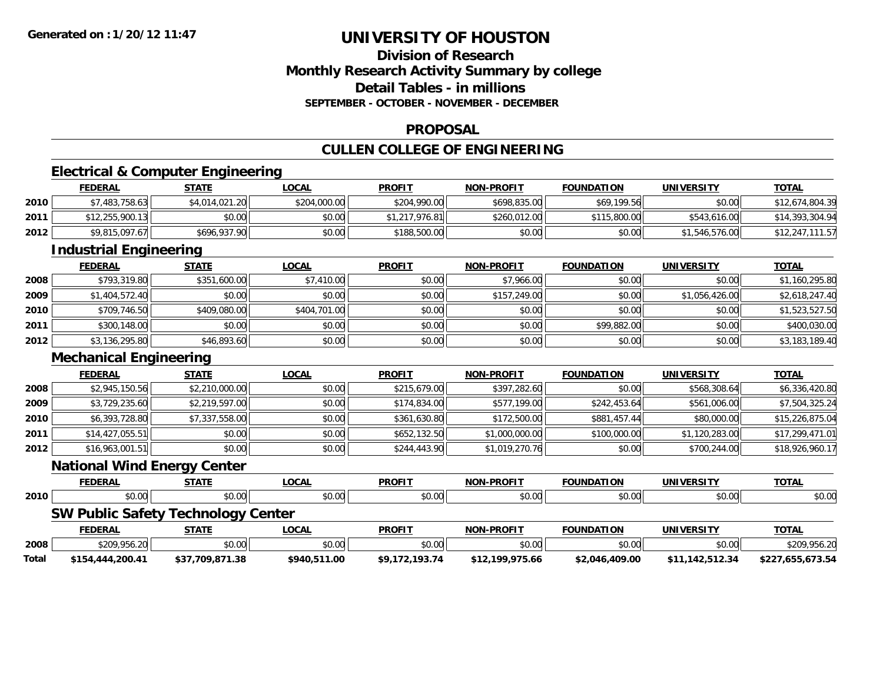**Generated on :1/20/12 11:47**

# UNIVERSITY OF HOUSTON

## Division of Research
## Monthly Research Activity Summary by college
## Detail Tables - in millions
### SEPTEMBER - OCTOBER - NOVEMBER - DECEMBER

## PROPOSAL

## CULLEN COLLEGE OF ENGINEERING

### Electrical & Computer Engineering

| | FEDERAL | STATE | LOCAL | PROFIT | NON-PROFIT | FOUNDATION | UNIVERSITY | TOTAL |
|---|---|---|---|---|---|---|---|---|
| 2010 | $7,483,758.63 | $4,014,021.20 | $204,000.00 | $204,990.00 | $698,835.00 | $69,199.56 | $0.00 | $12,674,804.39 |
| 2011 | $12,255,900.13 | $0.00 | $0.00 | $1,217,976.81 | $260,012.00 | $115,800.00 | $543,616.00 | $14,393,304.94 |
| 2012 | $9,815,097.67 | $696,937.90 | $0.00 | $188,500.00 | $0.00 | $0.00 | $1,546,576.00 | $12,247,111.57 |

### Industrial Engineering

| | FEDERAL | STATE | LOCAL | PROFIT | NON-PROFIT | FOUNDATION | UNIVERSITY | TOTAL |
|---|---|---|---|---|---|---|---|---|
| 2008 | $793,319.80 | $351,600.00 | $7,410.00 | $0.00 | $7,966.00 | $0.00 | $0.00 | $1,160,295.80 |
| 2009 | $1,404,572.40 | $0.00 | $0.00 | $0.00 | $157,249.00 | $0.00 | $1,056,426.00 | $2,618,247.40 |
| 2010 | $709,746.50 | $409,080.00 | $404,701.00 | $0.00 | $0.00 | $0.00 | $0.00 | $1,523,527.50 |
| 2011 | $300,148.00 | $0.00 | $0.00 | $0.00 | $0.00 | $99,882.00 | $0.00 | $400,030.00 |
| 2012 | $3,136,295.80 | $46,893.60 | $0.00 | $0.00 | $0.00 | $0.00 | $0.00 | $3,183,189.40 |

### Mechanical Engineering

| | FEDERAL | STATE | LOCAL | PROFIT | NON-PROFIT | FOUNDATION | UNIVERSITY | TOTAL |
|---|---|---|---|---|---|---|---|---|
| 2008 | $2,945,150.56 | $2,210,000.00 | $0.00 | $215,679.00 | $397,282.60 | $0.00 | $568,308.64 | $6,336,420.80 |
| 2009 | $3,729,235.60 | $2,219,597.00 | $0.00 | $174,834.00 | $577,199.00 | $242,453.64 | $561,006.00 | $7,504,325.24 |
| 2010 | $6,393,728.80 | $7,337,558.00 | $0.00 | $361,630.80 | $172,500.00 | $881,457.44 | $80,000.00 | $15,226,875.04 |
| 2011 | $14,427,055.51 | $0.00 | $0.00 | $652,132.50 | $1,000,000.00 | $100,000.00 | $1,120,283.00 | $17,299,471.01 |
| 2012 | $16,963,001.51 | $0.00 | $0.00 | $244,443.90 | $1,019,270.76 | $0.00 | $700,244.00 | $18,926,960.17 |

### National Wind Energy Center

| | FEDERAL | STATE | LOCAL | PROFIT | NON-PROFIT | FOUNDATION | UNIVERSITY | TOTAL |
|---|---|---|---|---|---|---|---|---|
| 2010 | $0.00 | $0.00 | $0.00 | $0.00 | $0.00 | $0.00 | $0.00 | $0.00 |

### SW Public Safety Technology Center

| | FEDERAL | STATE | LOCAL | PROFIT | NON-PROFIT | FOUNDATION | UNIVERSITY | TOTAL |
|---|---|---|---|---|---|---|---|---|
| 2008 | $209,956.20 | $0.00 | $0.00 | $0.00 | $0.00 | $0.00 | $0.00 | $209,956.20 |
| **Total** | **$154,444,200.41** | **$37,709,871.38** | **$940,511.00** | **$9,172,193.74** | **$12,199,975.66** | **$2,046,409.00** | **$11,142,512.34** | **$227,655,673.54** |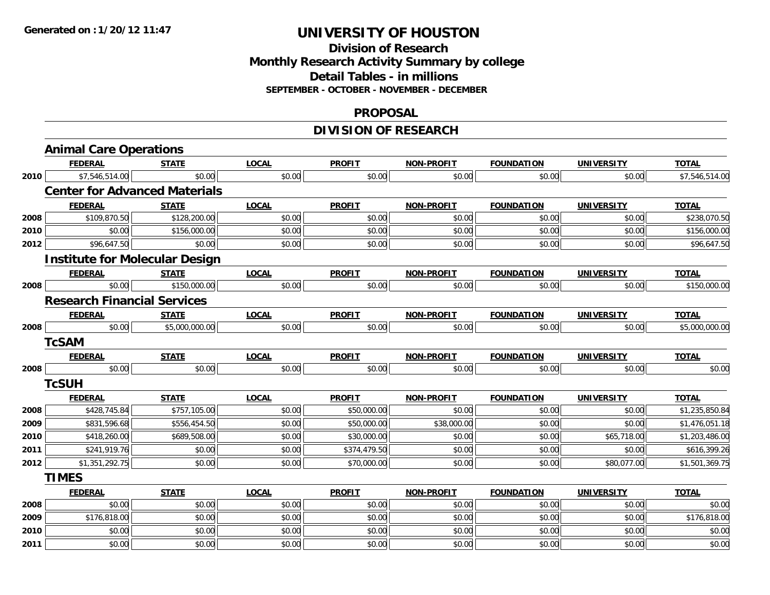# UNIVERSITY OF HOUSTON

## Division of Research
## Monthly Research Activity Summary by college
## Detail Tables - in millions
### SEPTEMBER - OCTOBER - NOVEMBER - DECEMBER

## PROPOSAL

## DIVISION OF RESEARCH

### Animal Care Operations

| | FEDERAL | STATE | LOCAL | PROFIT | NON-PROFIT | FOUNDATION | UNIVERSITY | TOTAL |
|---|---|---|---|---|---|---|---|---|
| 2010 | $7,546,514.00 | $0.00 | $0.00 | $0.00 | $0.00 | $0.00 | $0.00 | $7,546,514.00 |

### Center for Advanced Materials

| | FEDERAL | STATE | LOCAL | PROFIT | NON-PROFIT | FOUNDATION | UNIVERSITY | TOTAL |
|---|---|---|---|---|---|---|---|---|
| 2008 | $109,870.50 | $128,200.00 | $0.00 | $0.00 | $0.00 | $0.00 | $0.00 | $238,070.50 |
| 2010 | $0.00 | $156,000.00 | $0.00 | $0.00 | $0.00 | $0.00 | $0.00 | $156,000.00 |
| 2012 | $96,647.50 | $0.00 | $0.00 | $0.00 | $0.00 | $0.00 | $0.00 | $96,647.50 |

### Institute for Molecular Design

| | FEDERAL | STATE | LOCAL | PROFIT | NON-PROFIT | FOUNDATION | UNIVERSITY | TOTAL |
|---|---|---|---|---|---|---|---|---|
| 2008 | $0.00 | $150,000.00 | $0.00 | $0.00 | $0.00 | $0.00 | $0.00 | $150,000.00 |

### Research Financial Services

| | FEDERAL | STATE | LOCAL | PROFIT | NON-PROFIT | FOUNDATION | UNIVERSITY | TOTAL |
|---|---|---|---|---|---|---|---|---|
| 2008 | $0.00 | $5,000,000.00 | $0.00 | $0.00 | $0.00 | $0.00 | $0.00 | $5,000,000.00 |

### TcSAM

| | FEDERAL | STATE | LOCAL | PROFIT | NON-PROFIT | FOUNDATION | UNIVERSITY | TOTAL |
|---|---|---|---|---|---|---|---|---|
| 2008 | $0.00 | $0.00 | $0.00 | $0.00 | $0.00 | $0.00 | $0.00 | $0.00 |

### TcSUH

| | FEDERAL | STATE | LOCAL | PROFIT | NON-PROFIT | FOUNDATION | UNIVERSITY | TOTAL |
|---|---|---|---|---|---|---|---|---|
| 2008 | $428,745.84 | $757,105.00 | $0.00 | $50,000.00 | $0.00 | $0.00 | $0.00 | $1,235,850.84 |
| 2009 | $831,596.68 | $556,454.50 | $0.00 | $50,000.00 | $38,000.00 | $0.00 | $0.00 | $1,476,051.18 |
| 2010 | $418,260.00 | $689,508.00 | $0.00 | $30,000.00 | $0.00 | $0.00 | $65,718.00 | $1,203,486.00 |
| 2011 | $241,919.76 | $0.00 | $0.00 | $374,479.50 | $0.00 | $0.00 | $0.00 | $616,399.26 |
| 2012 | $1,351,292.75 | $0.00 | $0.00 | $70,000.00 | $0.00 | $0.00 | $80,077.00 | $1,501,369.75 |

### TIMES

| | FEDERAL | STATE | LOCAL | PROFIT | NON-PROFIT | FOUNDATION | UNIVERSITY | TOTAL |
|---|---|---|---|---|---|---|---|---|
| 2008 | $0.00 | $0.00 | $0.00 | $0.00 | $0.00 | $0.00 | $0.00 | $0.00 |
| 2009 | $176,818.00 | $0.00 | $0.00 | $0.00 | $0.00 | $0.00 | $0.00 | $176,818.00 |
| 2010 | $0.00 | $0.00 | $0.00 | $0.00 | $0.00 | $0.00 | $0.00 | $0.00 |
| 2011 | $0.00 | $0.00 | $0.00 | $0.00 | $0.00 | $0.00 | $0.00 | $0.00 |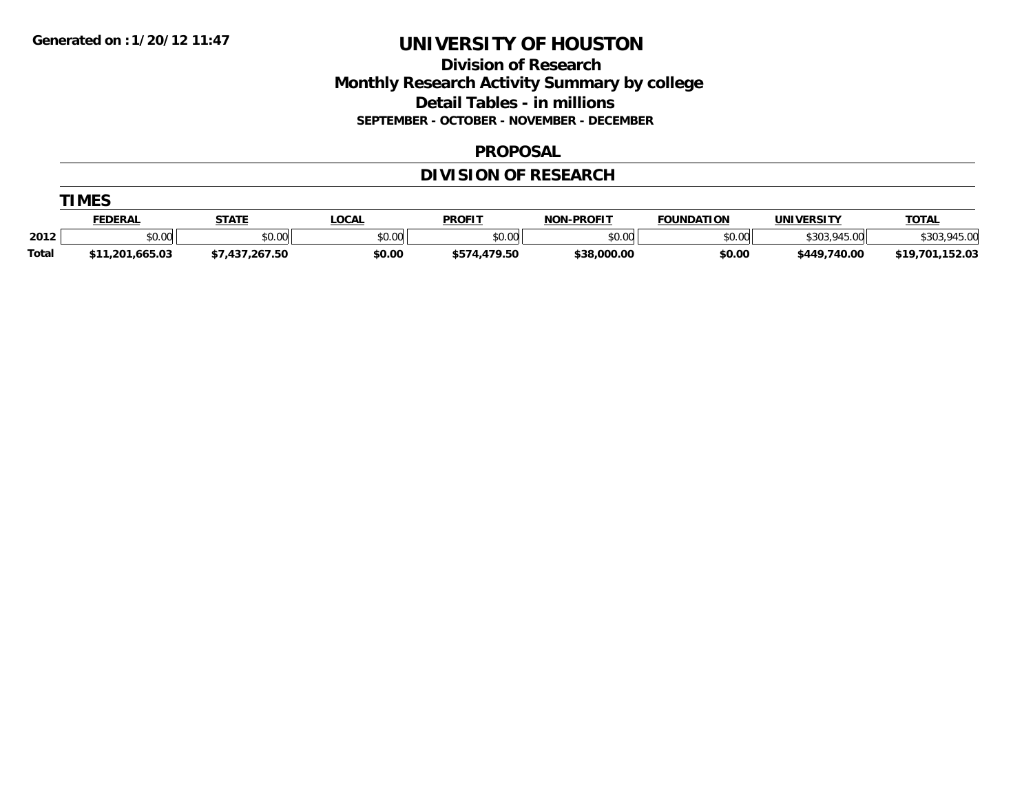# UNIVERSITY OF HOUSTON

## Division of Research
## Monthly Research Activity Summary by college
## Detail Tables - in millions
### SEPTEMBER - OCTOBER - NOVEMBER - DECEMBER

Generated on : 1/20/12 11:47

## PROPOSAL

## DIVISION OF RESEARCH

### TIMES

| | FEDERAL | STATE | LOCAL | PROFIT | NON-PROFIT | FOUNDATION | UNIVERSITY | TOTAL |
|---|---|---|---|---|---|---|---|---|
| 2012 | $0.00 | $0.00 | $0.00 | $0.00 | $0.00 | $0.00 | $303,945.00 | $303,945.00 |
| **Total** | **$11,201,665.03** | **$7,437,267.50** | **$0.00** | **$574,479.50** | **$38,000.00** | **$0.00** | **$449,740.00** | **$19,701,152.03** |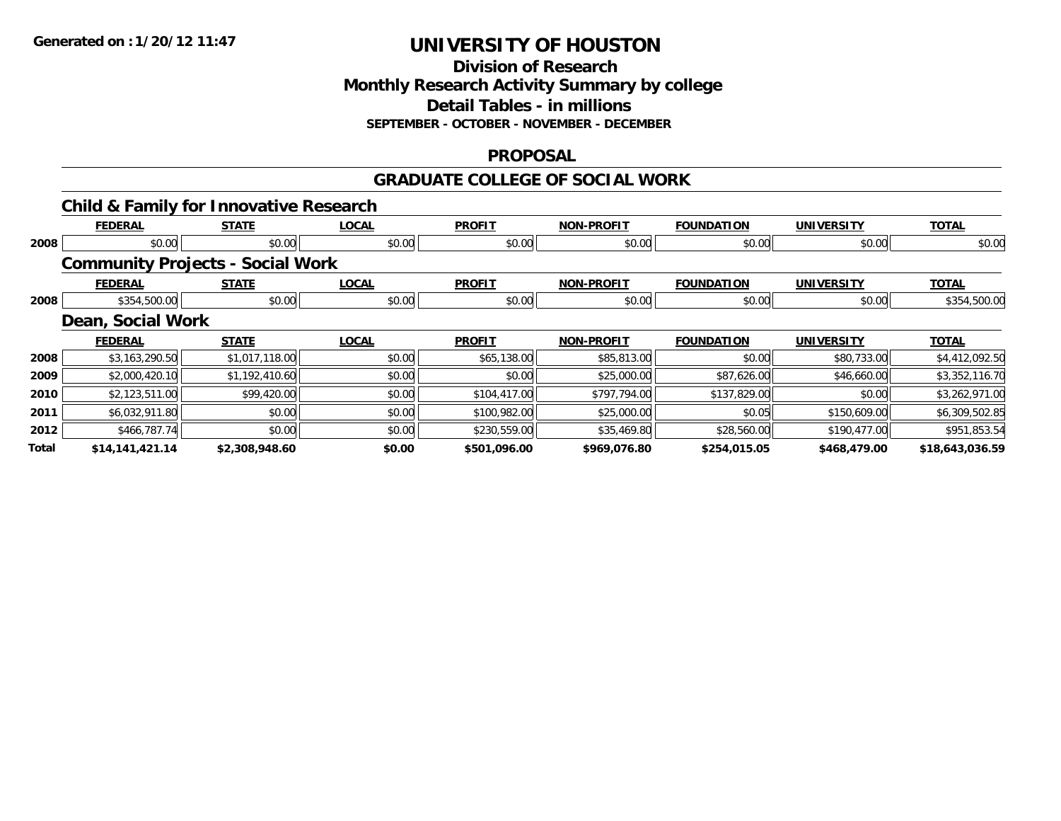**Generated on :1/20/12 11:47**

# UNIVERSITY OF HOUSTON

## Division of Research
## Monthly Research Activity Summary by college
## Detail Tables - in millions
### SEPTEMBER - OCTOBER - NOVEMBER - DECEMBER

## PROPOSAL

## GRADUATE COLLEGE OF SOCIAL WORK

### Child & Family for Innovative Research

| | FEDERAL | STATE | LOCAL | PROFIT | NON-PROFIT | FOUNDATION | UNIVERSITY | TOTAL |
|---|---|---|---|---|---|---|---|---|
| 2008 | $0.00 | $0.00 | $0.00 | $0.00 | $0.00 | $0.00 | $0.00 | $0.00 |

### Community Projects - Social Work

| | FEDERAL | STATE | LOCAL | PROFIT | NON-PROFIT | FOUNDATION | UNIVERSITY | TOTAL |
|---|---|---|---|---|---|---|---|---|
| 2008 | $354,500.00 | $0.00 | $0.00 | $0.00 | $0.00 | $0.00 | $0.00 | $354,500.00 |

### Dean, Social Work

| | FEDERAL | STATE | LOCAL | PROFIT | NON-PROFIT | FOUNDATION | UNIVERSITY | TOTAL |
|---|---|---|---|---|---|---|---|---|
| 2008 | $3,163,290.50 | $1,017,118.00 | $0.00 | $65,138.00 | $85,813.00 | $0.00 | $80,733.00 | $4,412,092.50 |
| 2009 | $2,000,420.10 | $1,192,410.60 | $0.00 | $0.00 | $25,000.00 | $87,626.00 | $46,660.00 | $3,352,116.70 |
| 2010 | $2,123,511.00 | $99,420.00 | $0.00 | $104,417.00 | $797,794.00 | $137,829.00 | $0.00 | $3,262,971.00 |
| 2011 | $6,032,911.80 | $0.00 | $0.00 | $100,982.00 | $25,000.00 | $0.05 | $150,609.00 | $6,309,502.85 |
| 2012 | $466,787.74 | $0.00 | $0.00 | $230,559.00 | $35,469.80 | $28,560.00 | $190,477.00 | $951,853.54 |
| **Total** | **$14,141,421.14** | **$2,308,948.60** | **$0.00** | **$501,096.00** | **$969,076.80** | **$254,015.05** | **$468,479.00** | **$18,643,036.59** |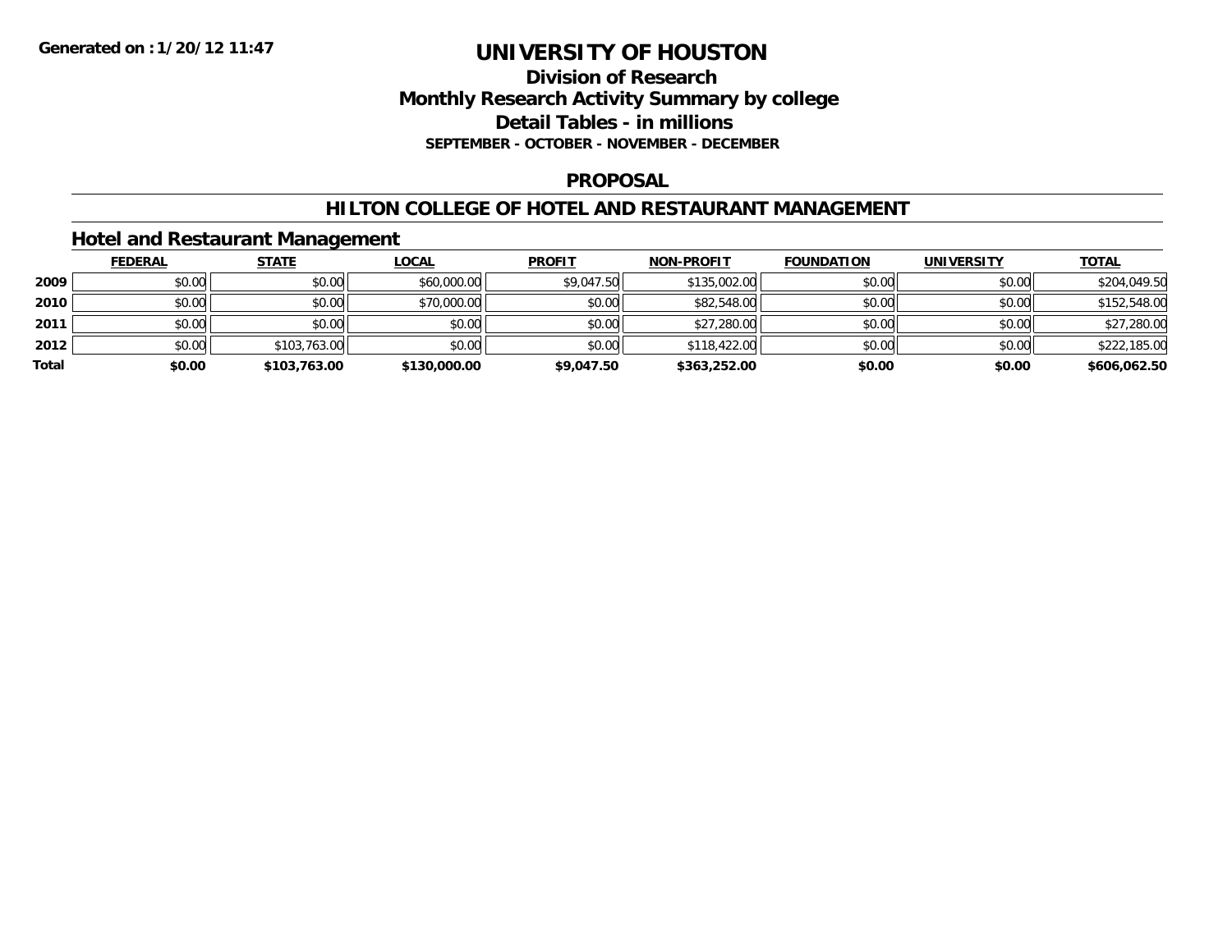**Generated on :1/20/12 11:47**

# UNIVERSITY OF HOUSTON

## Division of Research
## Monthly Research Activity Summary by college
## Detail Tables - in millions
### SEPTEMBER - OCTOBER - NOVEMBER - DECEMBER

## PROPOSAL

## HILTON COLLEGE OF HOTEL AND RESTAURANT MANAGEMENT

### Hotel and Restaurant Management

| | FEDERAL | STATE | LOCAL | PROFIT | NON-PROFIT | FOUNDATION | UNIVERSITY | TOTAL |
|---|---|---|---|---|---|---|---|---|
| 2009 | $0.00 | $0.00 | $60,000.00 | $9,047.50 | $135,002.00 | $0.00 | $0.00 | $204,049.50 |
| 2010 | $0.00 | $0.00 | $70,000.00 | $0.00 | $82,548.00 | $0.00 | $0.00 | $152,548.00 |
| 2011 | $0.00 | $0.00 | $0.00 | $0.00 | $27,280.00 | $0.00 | $0.00 | $27,280.00 |
| 2012 | $0.00 | $103,763.00 | $0.00 | $0.00 | $118,422.00 | $0.00 | $0.00 | $222,185.00 |
| **Total** | **$0.00** | **$103,763.00** | **$130,000.00** | **$9,047.50** | **$363,252.00** | **$0.00** | **$0.00** | **$606,062.50** |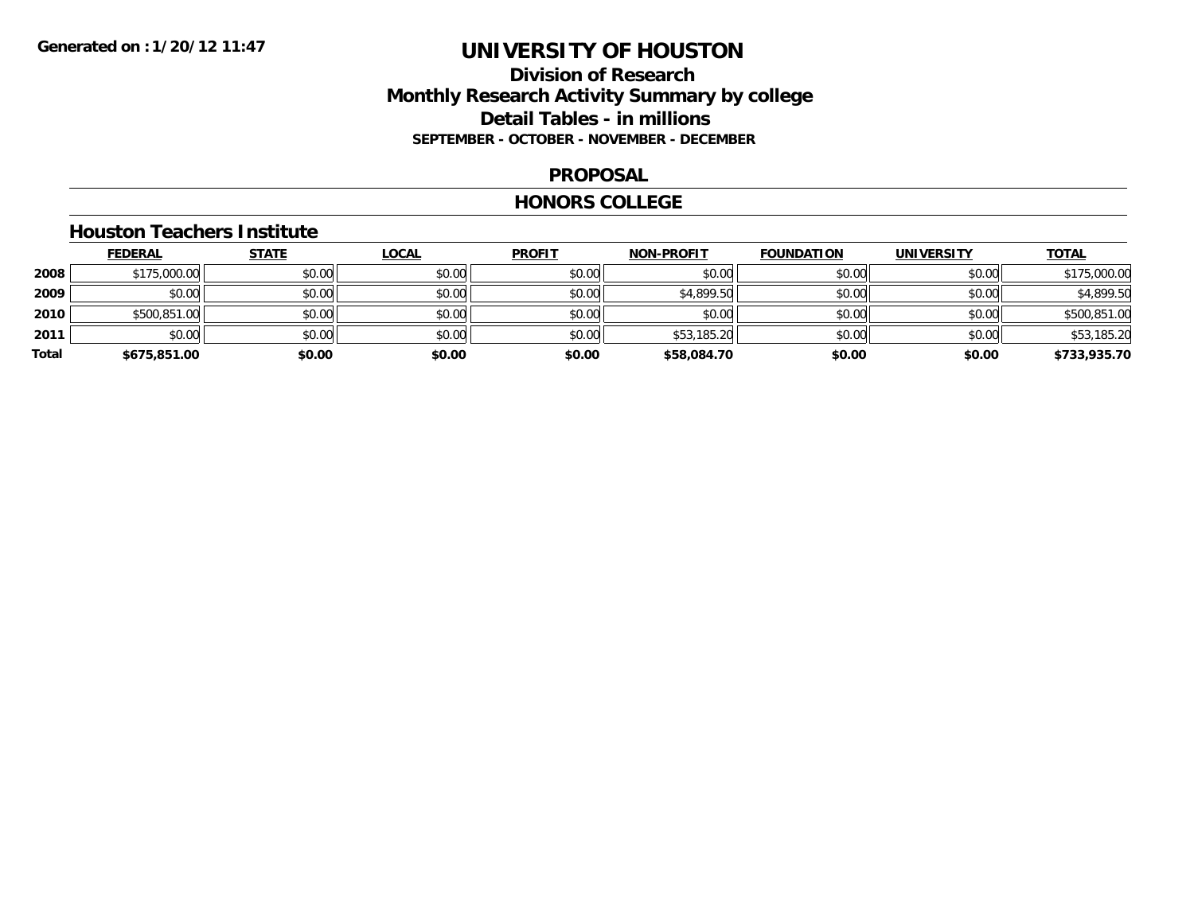**Generated on :1/20/12 11:47**

# UNIVERSITY OF HOUSTON

## Division of Research
## Monthly Research Activity Summary by college
## Detail Tables - in millions
### SEPTEMBER - OCTOBER - NOVEMBER - DECEMBER

## PROPOSAL

## HONORS COLLEGE

### Houston Teachers Institute

| | FEDERAL | STATE | LOCAL | PROFIT | NON-PROFIT | FOUNDATION | UNIVERSITY | TOTAL |
|---|---|---|---|---|---|---|---|---|
| 2008 | $175,000.00 | $0.00 | $0.00 | $0.00 | $0.00 | $0.00 | $0.00 | $175,000.00 |
| 2009 | $0.00 | $0.00 | $0.00 | $0.00 | $4,899.50 | $0.00 | $0.00 | $4,899.50 |
| 2010 | $500,851.00 | $0.00 | $0.00 | $0.00 | $0.00 | $0.00 | $0.00 | $500,851.00 |
| 2011 | $0.00 | $0.00 | $0.00 | $0.00 | $53,185.20 | $0.00 | $0.00 | $53,185.20 |
| **Total** | **$675,851.00** | **$0.00** | **$0.00** | **$0.00** | **$58,084.70** | **$0.00** | **$0.00** | **$733,935.70** |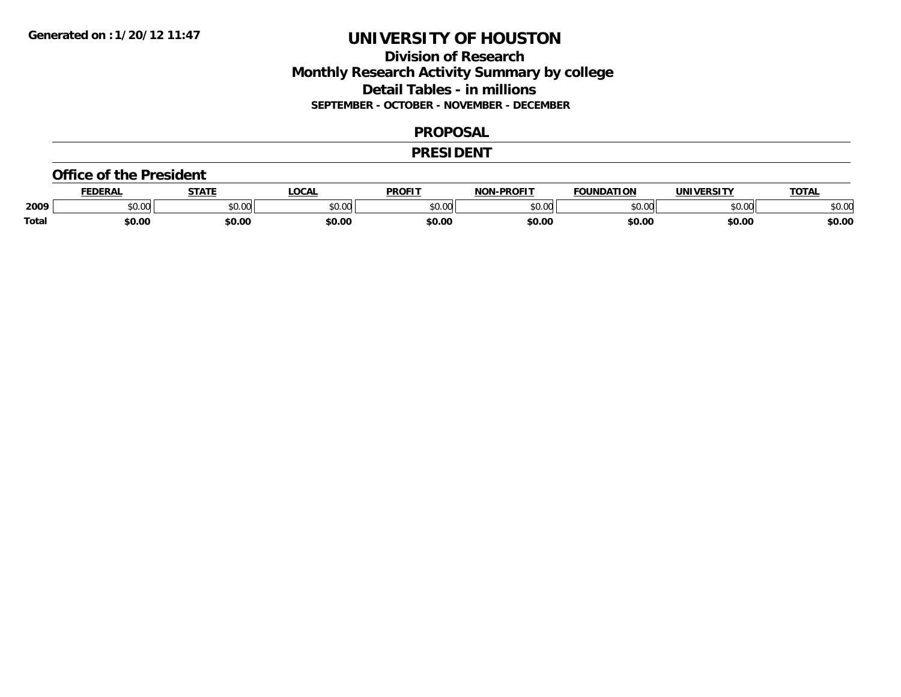# UNIVERSITY OF HOUSTON

## Division of Research
## Monthly Research Activity Summary by college
## Detail Tables - in millions
### SEPTEMBER - OCTOBER - NOVEMBER - DECEMBER

**Generated on : 1/20/12 11:47**

## PROPOSAL

## PRESIDENT

### Office of the President

| | FEDERAL | STATE | LOCAL | PROFIT | NON-PROFIT | FOUNDATION | UNIVERSITY | TOTAL |
|---|---|---|---|---|---|---|---|---|
| 2009 | $0.00 | $0.00 | $0.00 | $0.00 | $0.00 | $0.00 | $0.00 | $0.00 |
| **Total** | **$0.00** | **$0.00** | **$0.00** | **$0.00** | **$0.00** | **$0.00** | **$0.00** | **$0.00** |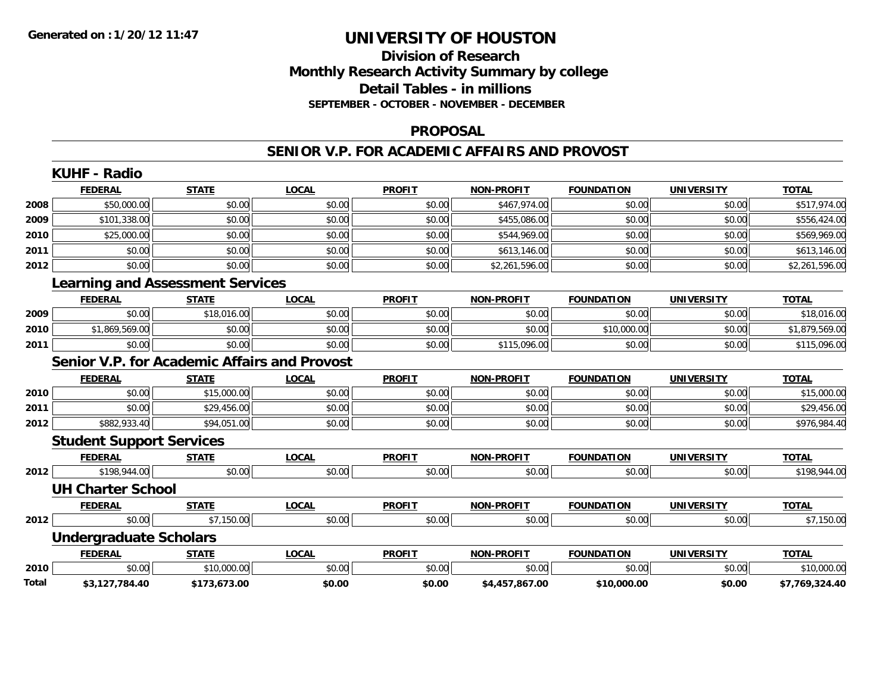**Generated on :1/20/12 11:47**

# UNIVERSITY OF HOUSTON

## Division of Research
## Monthly Research Activity Summary by college
## Detail Tables - in millions
### SEPTEMBER - OCTOBER - NOVEMBER - DECEMBER

## PROPOSAL

## SENIOR V.P. FOR ACADEMIC AFFAIRS AND PROVOST

### KUHF - Radio

| | FEDERAL | STATE | LOCAL | PROFIT | NON-PROFIT | FOUNDATION | UNIVERSITY | TOTAL |
|---|---|---|---|---|---|---|---|---|
| 2008 | $50,000.00 | $0.00 | $0.00 | $0.00 | $467,974.00 | $0.00 | $0.00 | $517,974.00 |
| 2009 | $101,338.00 | $0.00 | $0.00 | $0.00 | $455,086.00 | $0.00 | $0.00 | $556,424.00 |
| 2010 | $25,000.00 | $0.00 | $0.00 | $0.00 | $544,969.00 | $0.00 | $0.00 | $569,969.00 |
| 2011 | $0.00 | $0.00 | $0.00 | $0.00 | $613,146.00 | $0.00 | $0.00 | $613,146.00 |
| 2012 | $0.00 | $0.00 | $0.00 | $0.00 | $2,261,596.00 | $0.00 | $0.00 | $2,261,596.00 |

### Learning and Assessment Services

| | FEDERAL | STATE | LOCAL | PROFIT | NON-PROFIT | FOUNDATION | UNIVERSITY | TOTAL |
|---|---|---|---|---|---|---|---|---|
| 2009 | $0.00 | $18,016.00 | $0.00 | $0.00 | $0.00 | $0.00 | $0.00 | $18,016.00 |
| 2010 | $1,869,569.00 | $0.00 | $0.00 | $0.00 | $0.00 | $10,000.00 | $0.00 | $1,879,569.00 |
| 2011 | $0.00 | $0.00 | $0.00 | $0.00 | $115,096.00 | $0.00 | $0.00 | $115,096.00 |

### Senior V.P. for Academic Affairs and Provost

| | FEDERAL | STATE | LOCAL | PROFIT | NON-PROFIT | FOUNDATION | UNIVERSITY | TOTAL |
|---|---|---|---|---|---|---|---|---|
| 2010 | $0.00 | $15,000.00 | $0.00 | $0.00 | $0.00 | $0.00 | $0.00 | $15,000.00 |
| 2011 | $0.00 | $29,456.00 | $0.00 | $0.00 | $0.00 | $0.00 | $0.00 | $29,456.00 |
| 2012 | $882,933.40 | $94,051.00 | $0.00 | $0.00 | $0.00 | $0.00 | $0.00 | $976,984.40 |

### Student Support Services

| | FEDERAL | STATE | LOCAL | PROFIT | NON-PROFIT | FOUNDATION | UNIVERSITY | TOTAL |
|---|---|---|---|---|---|---|---|---|
| 2012 | $198,944.00 | $0.00 | $0.00 | $0.00 | $0.00 | $0.00 | $0.00 | $198,944.00 |

### UH Charter School

| | FEDERAL | STATE | LOCAL | PROFIT | NON-PROFIT | FOUNDATION | UNIVERSITY | TOTAL |
|---|---|---|---|---|---|---|---|---|
| 2012 | $0.00 | $7,150.00 | $0.00 | $0.00 | $0.00 | $0.00 | $0.00 | $7,150.00 |

### Undergraduate Scholars

| | FEDERAL | STATE | LOCAL | PROFIT | NON-PROFIT | FOUNDATION | UNIVERSITY | TOTAL |
|---|---|---|---|---|---|---|---|---|
| 2010 | $0.00 | $10,000.00 | $0.00 | $0.00 | $0.00 | $0.00 | $0.00 | $10,000.00 |
| **Total** | **$3,127,784.40** | **$173,673.00** | **$0.00** | **$0.00** | **$4,457,867.00** | **$10,000.00** | **$0.00** | **$7,769,324.40** |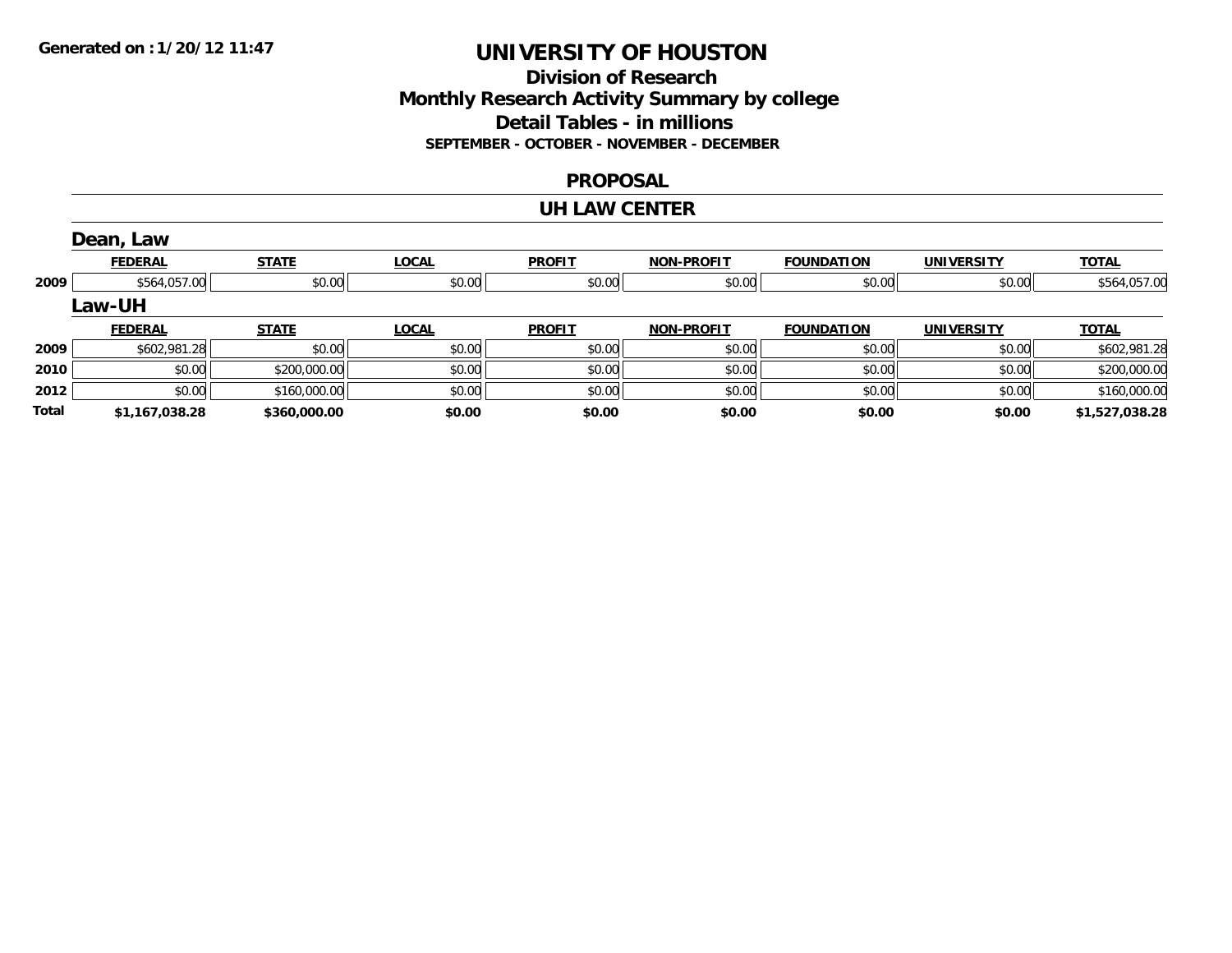Generated on :1/20/12 11:47

# UNIVERSITY OF HOUSTON

## Division of Research
## Monthly Research Activity Summary by college
## Detail Tables - in millions
### SEPTEMBER - OCTOBER - NOVEMBER - DECEMBER

### PROPOSAL

### UH LAW CENTER

#### Dean, Law

| | FEDERAL | STATE | LOCAL | PROFIT | NON-PROFIT | FOUNDATION | UNIVERSITY | TOTAL |
|---|---|---|---|---|---|---|---|---|
| 2009 | $564,057.00 | $0.00 | $0.00 | $0.00 | $0.00 | $0.00 | $0.00 | $564,057.00 |

#### Law-UH

| | FEDERAL | STATE | LOCAL | PROFIT | NON-PROFIT | FOUNDATION | UNIVERSITY | TOTAL |
|---|---|---|---|---|---|---|---|---|
| 2009 | $602,981.28 | $0.00 | $0.00 | $0.00 | $0.00 | $0.00 | $0.00 | $602,981.28 |
| 2010 | $0.00 | $200,000.00 | $0.00 | $0.00 | $0.00 | $0.00 | $0.00 | $200,000.00 |
| 2012 | $0.00 | $160,000.00 | $0.00 | $0.00 | $0.00 | $0.00 | $0.00 | $160,000.00 |
| **Total** | **$1,167,038.28** | **$360,000.00** | **$0.00** | **$0.00** | **$0.00** | **$0.00** | **$0.00** | **$1,527,038.28** |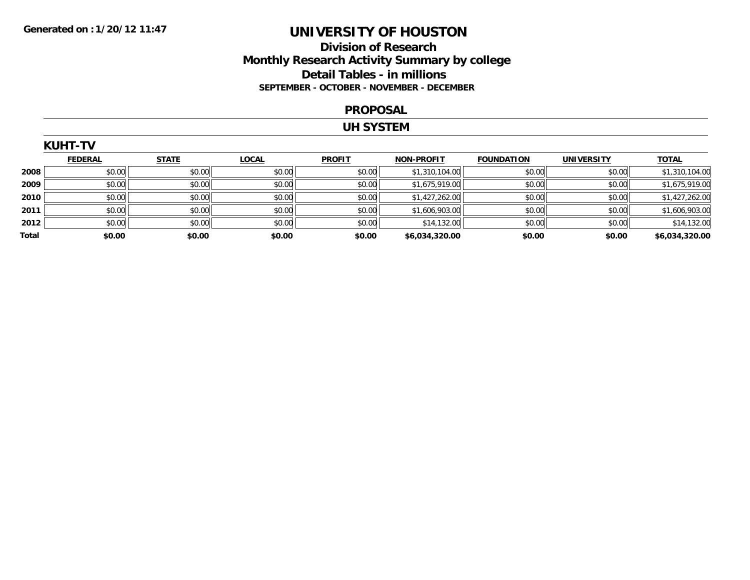Generated on :1/20/12 11:47

# UNIVERSITY OF HOUSTON

## Division of Research
## Monthly Research Activity Summary by college
## Detail Tables - in millions
### SEPTEMBER - OCTOBER - NOVEMBER - DECEMBER

### PROPOSAL

### UH SYSTEM

### KUHT-TV

| | FEDERAL | STATE | LOCAL | PROFIT | NON-PROFIT | FOUNDATION | UNIVERSITY | TOTAL |
|---|---|---|---|---|---|---|---|---|
| 2008 | $0.00 | $0.00 | $0.00 | $0.00 | $1,310,104.00 | $0.00 | $0.00 | $1,310,104.00 |
| 2009 | $0.00 | $0.00 | $0.00 | $0.00 | $1,675,919.00 | $0.00 | $0.00 | $1,675,919.00 |
| 2010 | $0.00 | $0.00 | $0.00 | $0.00 | $1,427,262.00 | $0.00 | $0.00 | $1,427,262.00 |
| 2011 | $0.00 | $0.00 | $0.00 | $0.00 | $1,606,903.00 | $0.00 | $0.00 | $1,606,903.00 |
| 2012 | $0.00 | $0.00 | $0.00 | $0.00 | $14,132.00 | $0.00 | $0.00 | $14,132.00 |
| **Total** | **$0.00** | **$0.00** | **$0.00** | **$0.00** | **$6,034,320.00** | **$0.00** | **$0.00** | **$6,034,320.00** |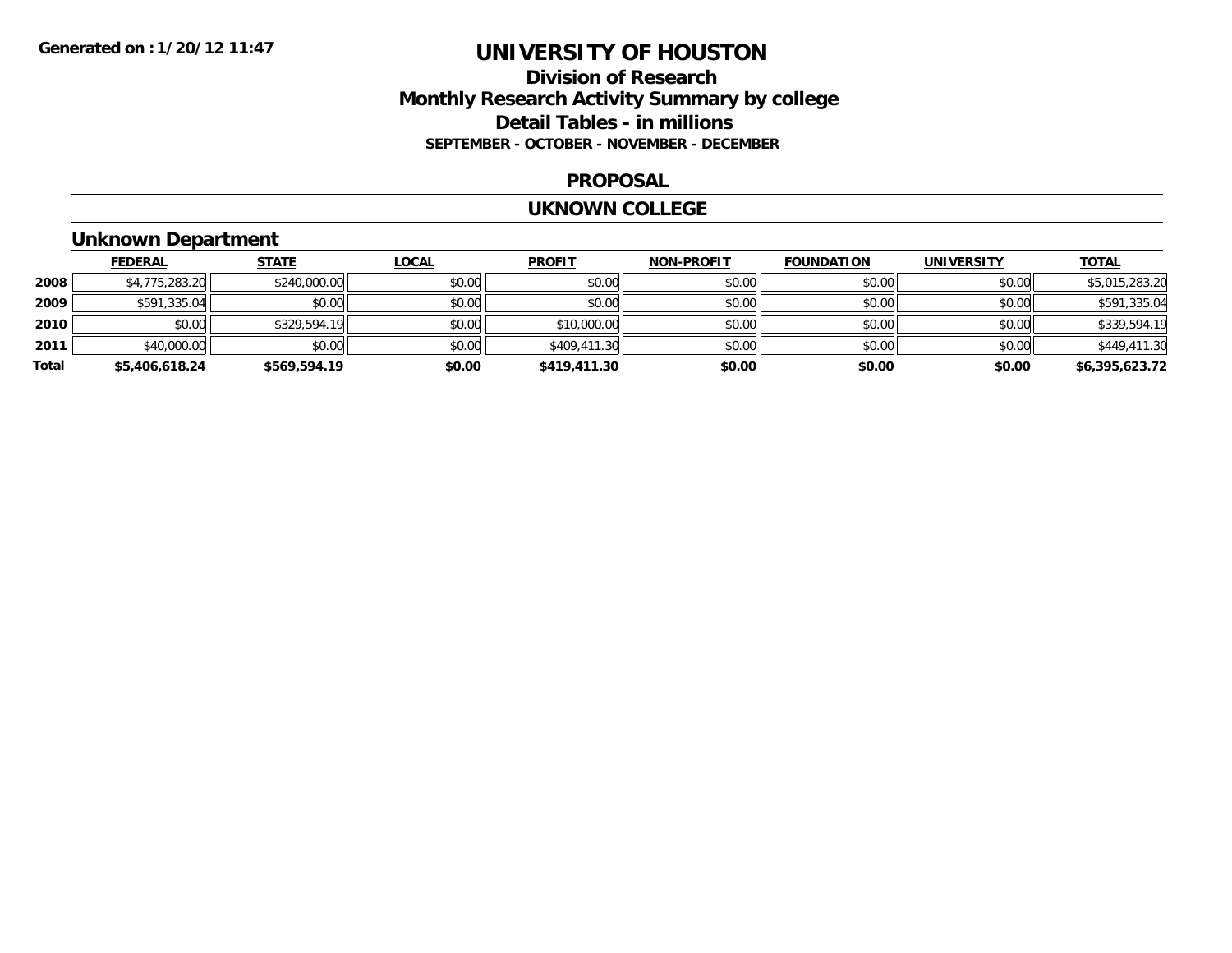Generated on :1/20/12 11:47

# UNIVERSITY OF HOUSTON

## Division of Research
## Monthly Research Activity Summary by college
## Detail Tables - in millions
### SEPTEMBER - OCTOBER - NOVEMBER - DECEMBER

### PROPOSAL

### UKNOWN COLLEGE

### Unknown Department

| | FEDERAL | STATE | LOCAL | PROFIT | NON-PROFIT | FOUNDATION | UNIVERSITY | TOTAL |
|---|---|---|---|---|---|---|---|---|
| 2008 | $4,775,283.20 | $240,000.00 | $0.00 | $0.00 | $0.00 | $0.00 | $0.00 | $5,015,283.20 |
| 2009 | $591,335.04 | $0.00 | $0.00 | $0.00 | $0.00 | $0.00 | $0.00 | $591,335.04 |
| 2010 | $0.00 | $329,594.19 | $0.00 | $10,000.00 | $0.00 | $0.00 | $0.00 | $339,594.19 |
| 2011 | $40,000.00 | $0.00 | $0.00 | $409,411.30 | $0.00 | $0.00 | $0.00 | $449,411.30 |
| **Total** | **$5,406,618.24** | **$569,594.19** | **$0.00** | **$419,411.30** | **$0.00** | **$0.00** | **$0.00** | **$6,395,623.72** |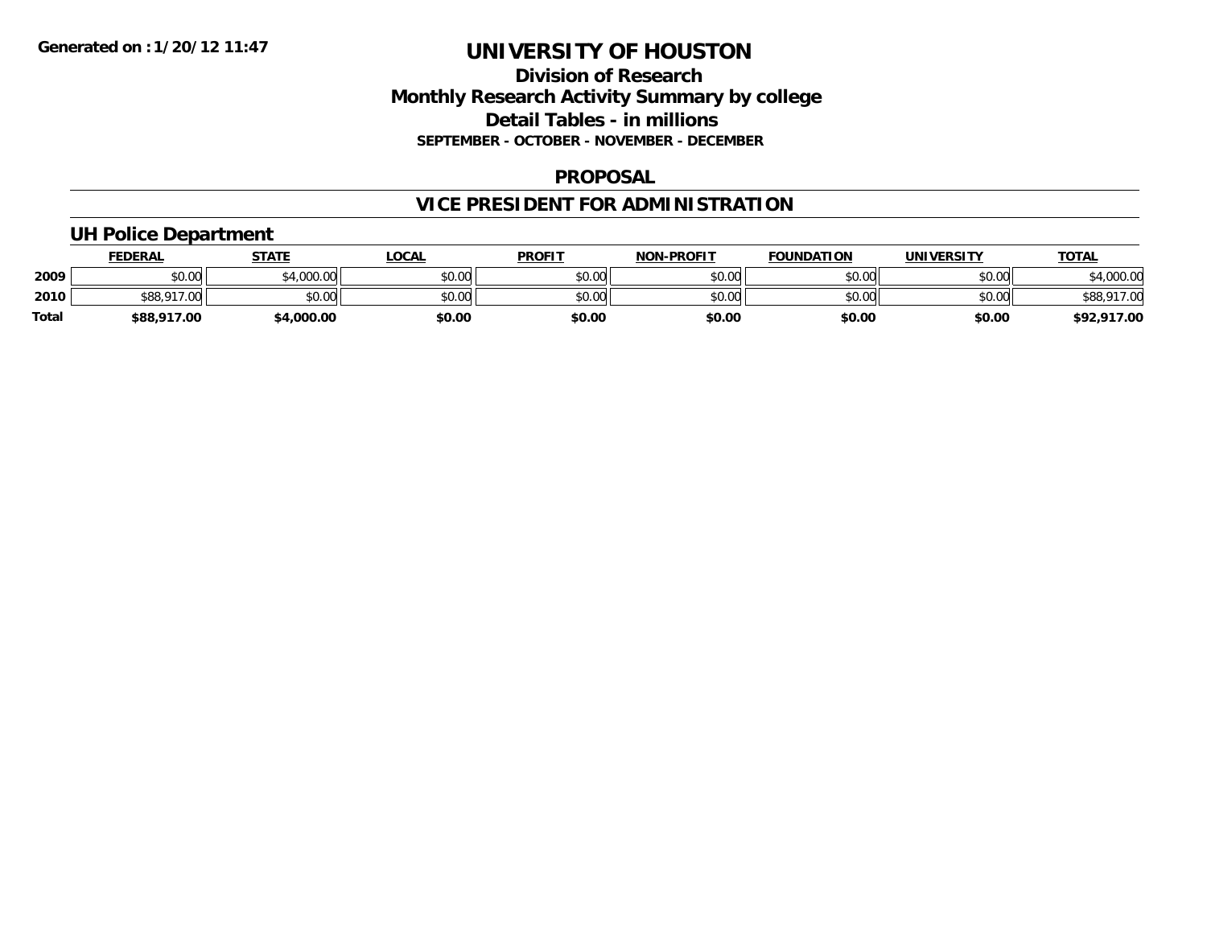Generated on :1/20/12 11:47

# UNIVERSITY OF HOUSTON

## Division of Research
## Monthly Research Activity Summary by college
## Detail Tables - in millions
### SEPTEMBER - OCTOBER - NOVEMBER - DECEMBER

## PROPOSAL

## VICE PRESIDENT FOR ADMINISTRATION

### UH Police Department

| | FEDERAL | STATE | LOCAL | PROFIT | NON-PROFIT | FOUNDATION | UNIVERSITY | TOTAL |
|---|---|---|---|---|---|---|---|---|
| 2009 | $0.00 | $4,000.00 | $0.00 | $0.00 | $0.00 | $0.00 | $0.00 | $4,000.00 |
| 2010 | $88,917.00 | $0.00 | $0.00 | $0.00 | $0.00 | $0.00 | $0.00 | $88,917.00 |
| **Total** | **$88,917.00** | **$4,000.00** | **$0.00** | **$0.00** | **$0.00** | **$0.00** | **$0.00** | **$92,917.00** |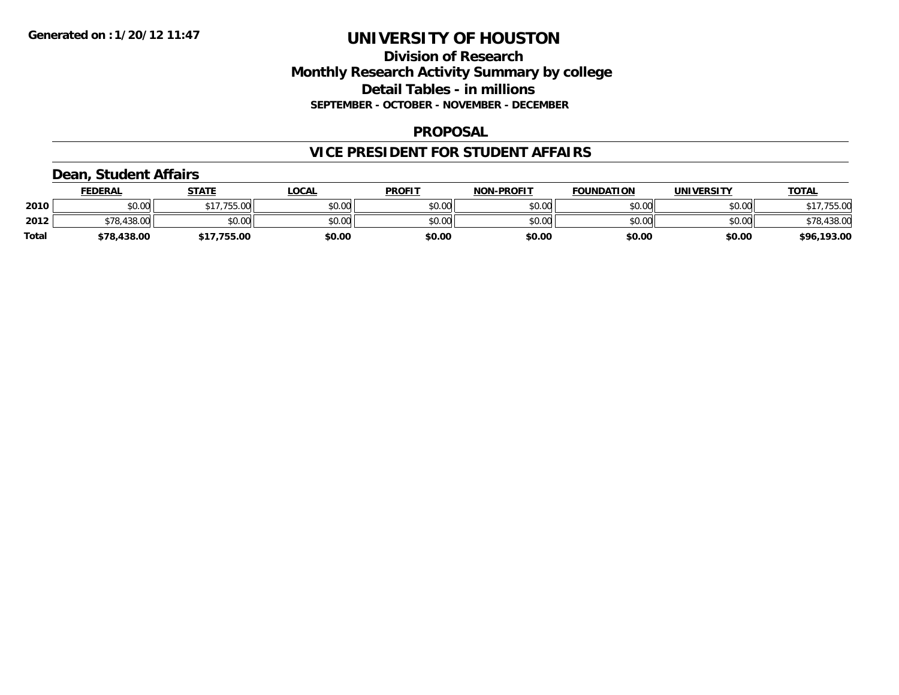Generated on :1/20/12 11:47

# UNIVERSITY OF HOUSTON

## Division of Research
## Monthly Research Activity Summary by college
## Detail Tables - in millions
### SEPTEMBER - OCTOBER - NOVEMBER - DECEMBER

## PROPOSAL

## VICE PRESIDENT FOR STUDENT AFFAIRS

### Dean, Student Affairs

| | FEDERAL | STATE | LOCAL | PROFIT | NON-PROFIT | FOUNDATION | UNIVERSITY | TOTAL |
|---|---|---|---|---|---|---|---|---|
| 2010 | $0.00 | $17,755.00 | $0.00 | $0.00 | $0.00 | $0.00 | $0.00 | $17,755.00 |
| 2012 | $78,438.00 | $0.00 | $0.00 | $0.00 | $0.00 | $0.00 | $0.00 | $78,438.00 |
| **Total** | **$78,438.00** | **$17,755.00** | **$0.00** | **$0.00** | **$0.00** | **$0.00** | **$0.00** | **$96,193.00** |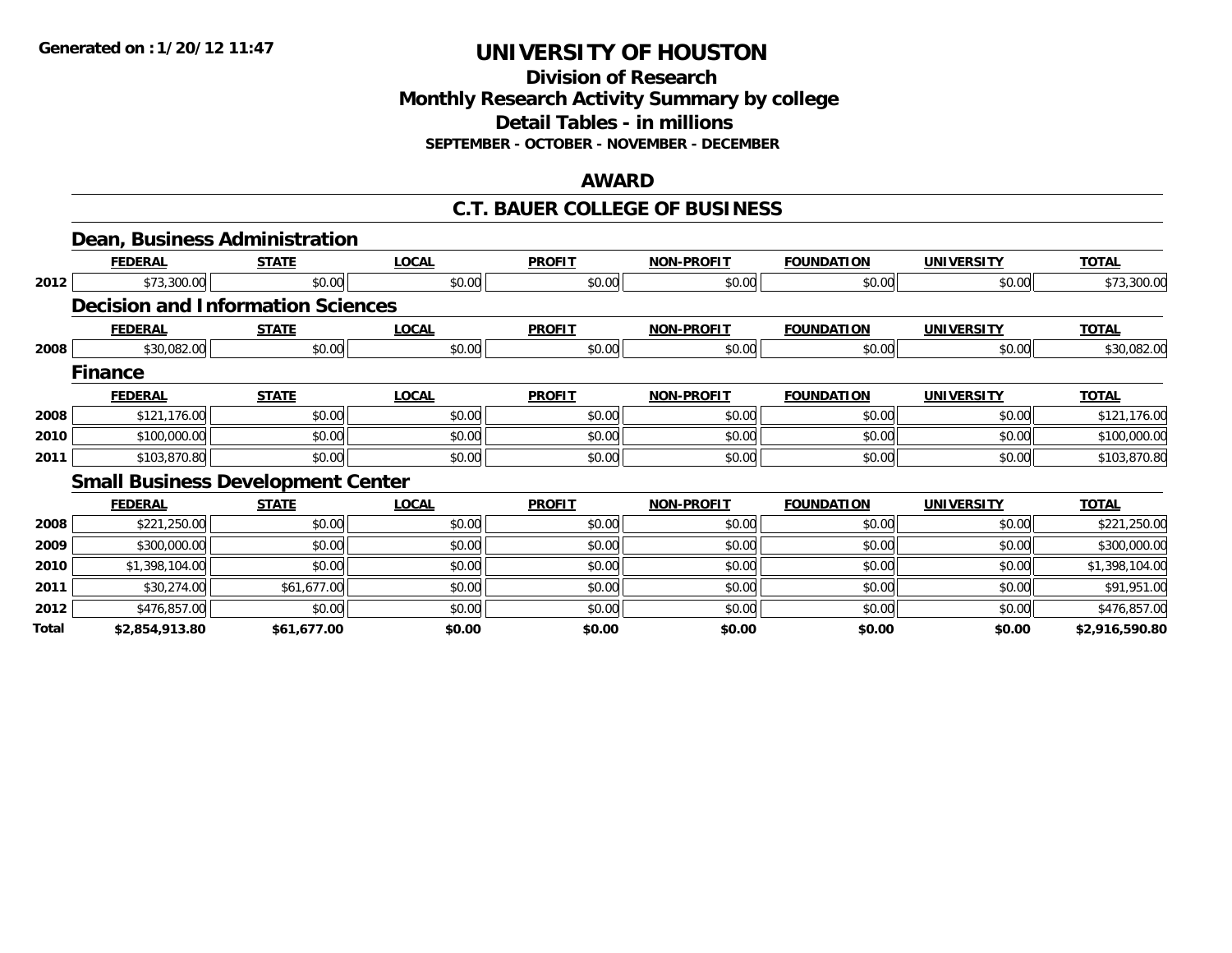**Generated on :1/20/12 11:47**

# UNIVERSITY OF HOUSTON

## Division of Research
## Monthly Research Activity Summary by college
## Detail Tables - in millions
### SEPTEMBER - OCTOBER - NOVEMBER - DECEMBER

## AWARD

## C.T. BAUER COLLEGE OF BUSINESS

### Dean, Business Administration

| | FEDERAL | STATE | LOCAL | PROFIT | NON-PROFIT | FOUNDATION | UNIVERSITY | TOTAL |
|---|---|---|---|---|---|---|---|---|
| 2012 | $73,300.00 | $0.00 | $0.00 | $0.00 | $0.00 | $0.00 | $0.00 | $73,300.00 |

### Decision and Information Sciences

| | FEDERAL | STATE | LOCAL | PROFIT | NON-PROFIT | FOUNDATION | UNIVERSITY | TOTAL |
|---|---|---|---|---|---|---|---|---|
| 2008 | $30,082.00 | $0.00 | $0.00 | $0.00 | $0.00 | $0.00 | $0.00 | $30,082.00 |

### Finance

| | FEDERAL | STATE | LOCAL | PROFIT | NON-PROFIT | FOUNDATION | UNIVERSITY | TOTAL |
|---|---|---|---|---|---|---|---|---|
| 2008 | $121,176.00 | $0.00 | $0.00 | $0.00 | $0.00 | $0.00 | $0.00 | $121,176.00 |
| 2010 | $100,000.00 | $0.00 | $0.00 | $0.00 | $0.00 | $0.00 | $0.00 | $100,000.00 |
| 2011 | $103,870.80 | $0.00 | $0.00 | $0.00 | $0.00 | $0.00 | $0.00 | $103,870.80 |

### Small Business Development Center

| | FEDERAL | STATE | LOCAL | PROFIT | NON-PROFIT | FOUNDATION | UNIVERSITY | TOTAL |
|---|---|---|---|---|---|---|---|---|
| 2008 | $221,250.00 | $0.00 | $0.00 | $0.00 | $0.00 | $0.00 | $0.00 | $221,250.00 |
| 2009 | $300,000.00 | $0.00 | $0.00 | $0.00 | $0.00 | $0.00 | $0.00 | $300,000.00 |
| 2010 | $1,398,104.00 | $0.00 | $0.00 | $0.00 | $0.00 | $0.00 | $0.00 | $1,398,104.00 |
| 2011 | $30,274.00 | $61,677.00 | $0.00 | $0.00 | $0.00 | $0.00 | $0.00 | $91,951.00 |
| 2012 | $476,857.00 | $0.00 | $0.00 | $0.00 | $0.00 | $0.00 | $0.00 | $476,857.00 |
| **Total** | **$2,854,913.80** | **$61,677.00** | **$0.00** | **$0.00** | **$0.00** | **$0.00** | **$0.00** | **$2,916,590.80** |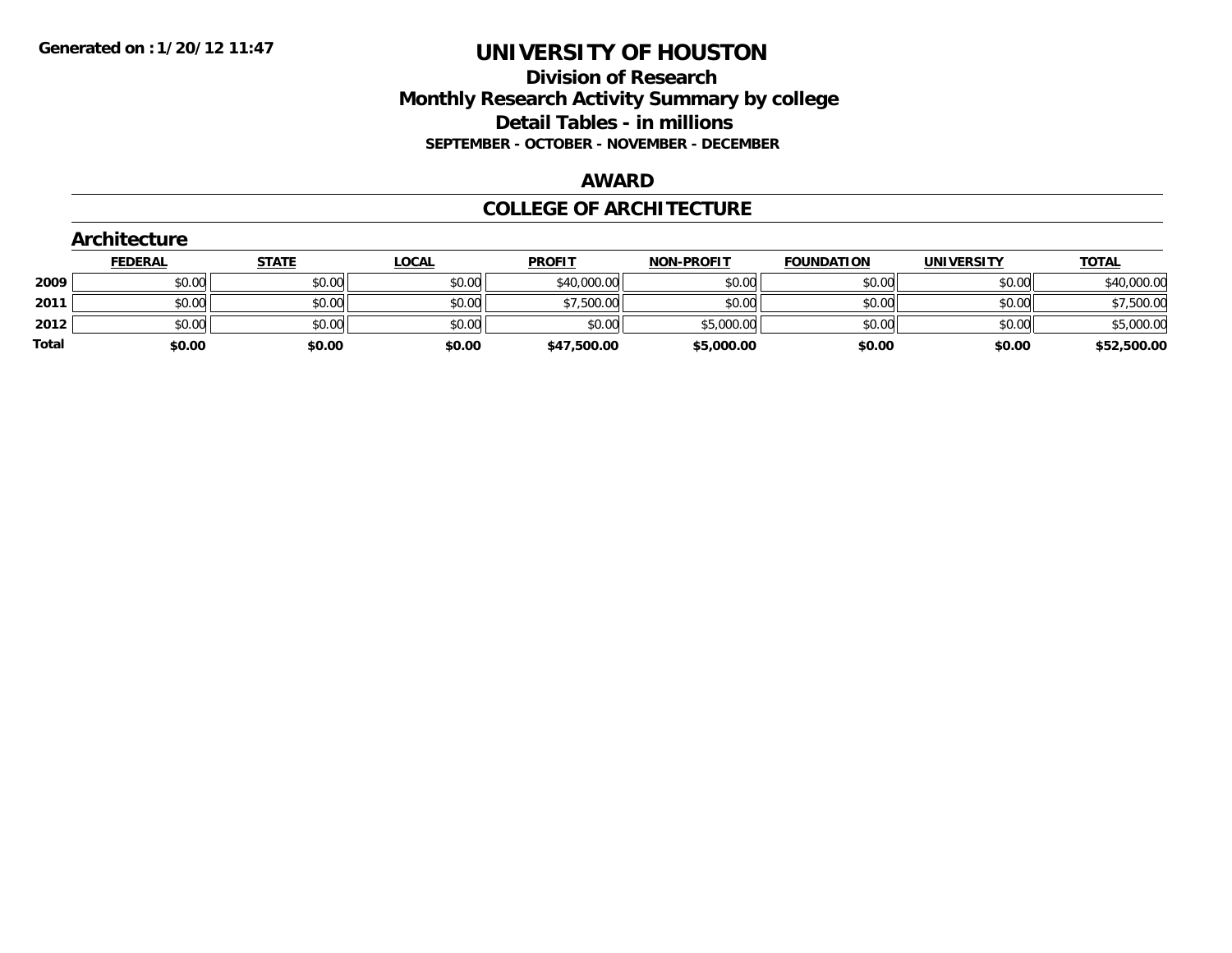Generated on :1/20/12 11:47

# UNIVERSITY OF HOUSTON

## Division of Research
## Monthly Research Activity Summary by college
## Detail Tables - in millions
### SEPTEMBER - OCTOBER - NOVEMBER - DECEMBER

## AWARD

## COLLEGE OF ARCHITECTURE

### Architecture

| | FEDERAL | STATE | LOCAL | PROFIT | NON-PROFIT | FOUNDATION | UNIVERSITY | TOTAL |
|---|---|---|---|---|---|---|---|---|
| 2009 | $0.00 | $0.00 | $0.00 | $40,000.00 | $0.00 | $0.00 | $0.00 | $40,000.00 |
| 2011 | $0.00 | $0.00 | $0.00 | $7,500.00 | $0.00 | $0.00 | $0.00 | $7,500.00 |
| 2012 | $0.00 | $0.00 | $0.00 | $0.00 | $5,000.00 | $0.00 | $0.00 | $5,000.00 |
| **Total** | **$0.00** | **$0.00** | **$0.00** | **$47,500.00** | **$5,000.00** | **$0.00** | **$0.00** | **$52,500.00** |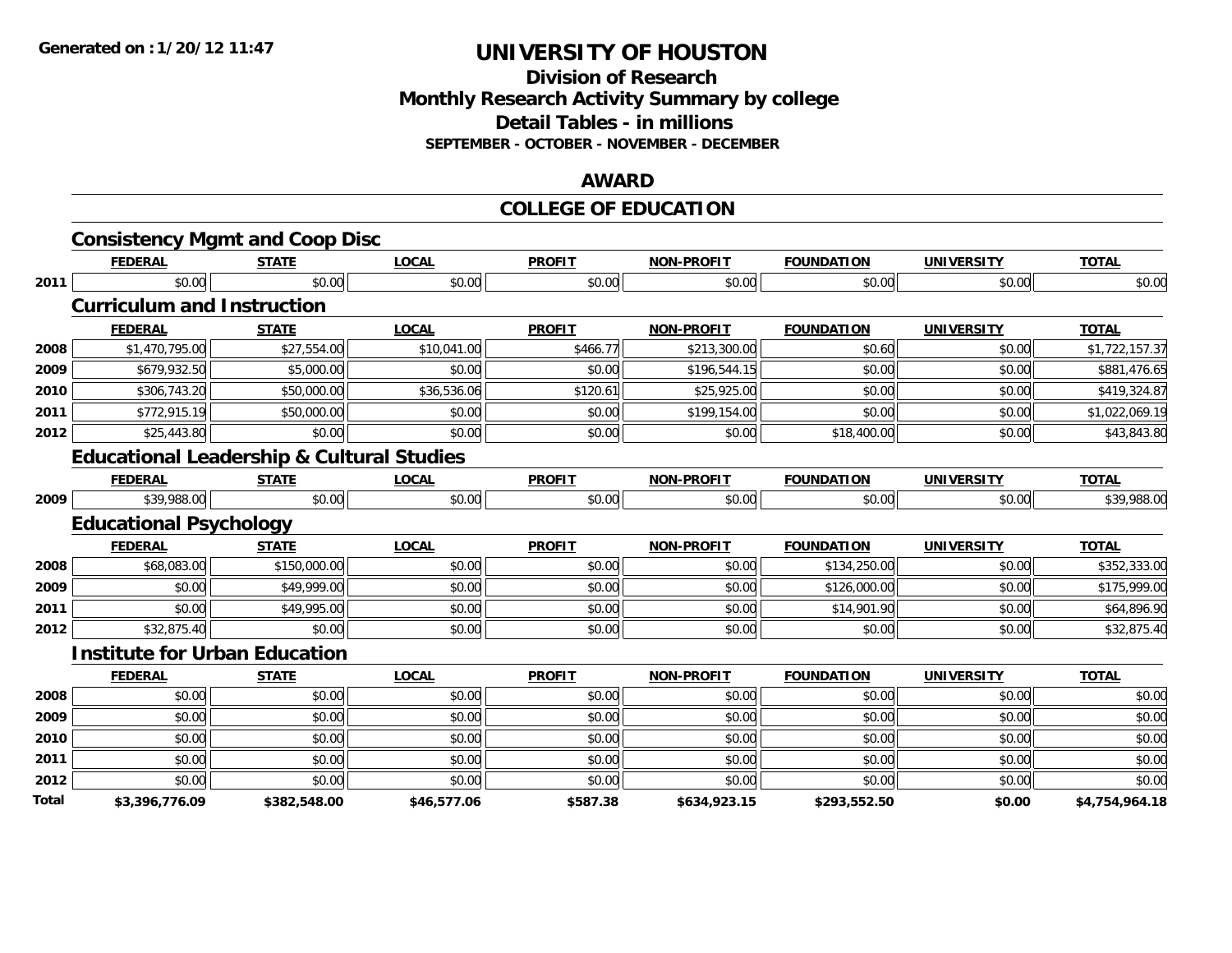# UNIVERSITY OF HOUSTON

## Division of Research
## Monthly Research Activity Summary by college
## Detail Tables - in millions
### SEPTEMBER - OCTOBER - NOVEMBER - DECEMBER

Generated on : 1/20/12 11:47

## AWARD

## COLLEGE OF EDUCATION

### Consistency Mgmt and Coop Disc

| | FEDERAL | STATE | LOCAL | PROFIT | NON-PROFIT | FOUNDATION | UNIVERSITY | TOTAL |
|---|---|---|---|---|---|---|---|---|
| 2011 | $0.00 | $0.00 | $0.00 | $0.00 | $0.00 | $0.00 | $0.00 | $0.00 |

### Curriculum and Instruction

| | FEDERAL | STATE | LOCAL | PROFIT | NON-PROFIT | FOUNDATION | UNIVERSITY | TOTAL |
|---|---|---|---|---|---|---|---|---|
| 2008 | $1,470,795.00 | $27,554.00 | $10,041.00 | $466.77 | $213,300.00 | $0.60 | $0.00 | $1,722,157.37 |
| 2009 | $679,932.50 | $5,000.00 | $0.00 | $0.00 | $196,544.15 | $0.00 | $0.00 | $881,476.65 |
| 2010 | $306,743.20 | $50,000.00 | $36,536.06 | $120.61 | $25,925.00 | $0.00 | $0.00 | $419,324.87 |
| 2011 | $772,915.19 | $50,000.00 | $0.00 | $0.00 | $199,154.00 | $0.00 | $0.00 | $1,022,069.19 |
| 2012 | $25,443.80 | $0.00 | $0.00 | $0.00 | $0.00 | $18,400.00 | $0.00 | $43,843.80 |

### Educational Leadership & Cultural Studies

| | FEDERAL | STATE | LOCAL | PROFIT | NON-PROFIT | FOUNDATION | UNIVERSITY | TOTAL |
|---|---|---|---|---|---|---|---|---|
| 2009 | $39,988.00 | $0.00 | $0.00 | $0.00 | $0.00 | $0.00 | $0.00 | $39,988.00 |

### Educational Psychology

| | FEDERAL | STATE | LOCAL | PROFIT | NON-PROFIT | FOUNDATION | UNIVERSITY | TOTAL |
|---|---|---|---|---|---|---|---|---|
| 2008 | $68,083.00 | $150,000.00 | $0.00 | $0.00 | $0.00 | $134,250.00 | $0.00 | $352,333.00 |
| 2009 | $0.00 | $49,999.00 | $0.00 | $0.00 | $0.00 | $126,000.00 | $0.00 | $175,999.00 |
| 2011 | $0.00 | $49,995.00 | $0.00 | $0.00 | $0.00 | $14,901.90 | $0.00 | $64,896.90 |
| 2012 | $32,875.40 | $0.00 | $0.00 | $0.00 | $0.00 | $0.00 | $0.00 | $32,875.40 |

### Institute for Urban Education

| | FEDERAL | STATE | LOCAL | PROFIT | NON-PROFIT | FOUNDATION | UNIVERSITY | TOTAL |
|---|---|---|---|---|---|---|---|---|
| 2008 | $0.00 | $0.00 | $0.00 | $0.00 | $0.00 | $0.00 | $0.00 | $0.00 |
| 2009 | $0.00 | $0.00 | $0.00 | $0.00 | $0.00 | $0.00 | $0.00 | $0.00 |
| 2010 | $0.00 | $0.00 | $0.00 | $0.00 | $0.00 | $0.00 | $0.00 | $0.00 |
| 2011 | $0.00 | $0.00 | $0.00 | $0.00 | $0.00 | $0.00 | $0.00 | $0.00 |
| 2012 | $0.00 | $0.00 | $0.00 | $0.00 | $0.00 | $0.00 | $0.00 | $0.00 |
| **Total** | **$3,396,776.09** | **$382,548.00** | **$46,577.06** | **$587.38** | **$634,923.15** | **$293,552.50** | **$0.00** | **$4,754,964.18** |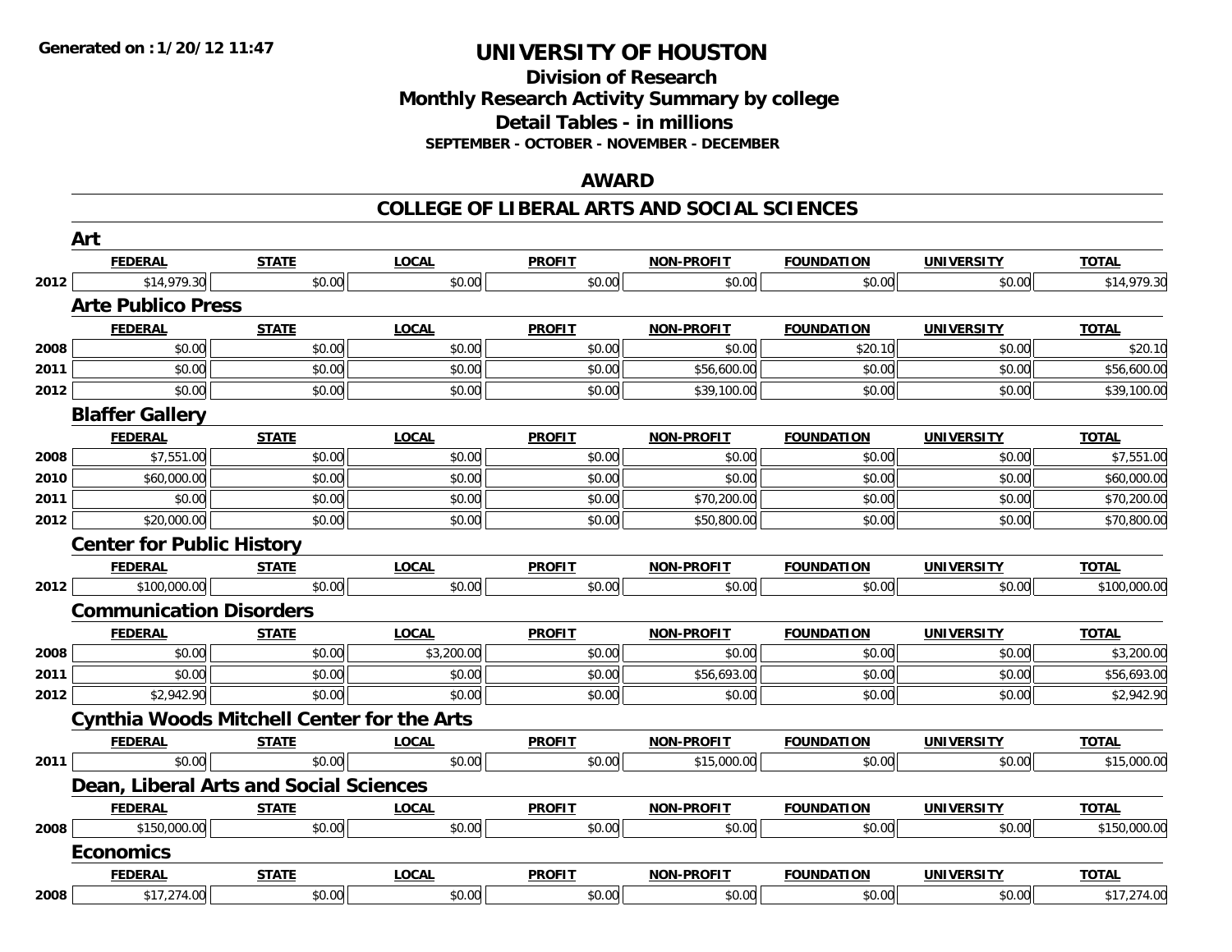# UNIVERSITY OF HOUSTON

## Division of Research
## Monthly Research Activity Summary by college
## Detail Tables - in millions
### SEPTEMBER - OCTOBER - NOVEMBER - DECEMBER

## AWARD

## COLLEGE OF LIBERAL ARTS AND SOCIAL SCIENCES

### Art

| | FEDERAL | STATE | LOCAL | PROFIT | NON-PROFIT | FOUNDATION | UNIVERSITY | TOTAL |
|---|---|---|---|---|---|---|---|---|
| 2012 | $14,979.30 | $0.00 | $0.00 | $0.00 | $0.00 | $0.00 | $0.00 | $14,979.30 |

### Arte Publico Press

| | FEDERAL | STATE | LOCAL | PROFIT | NON-PROFIT | FOUNDATION | UNIVERSITY | TOTAL |
|---|---|---|---|---|---|---|---|---|
| 2008 | $0.00 | $0.00 | $0.00 | $0.00 | $0.00 | $20.10 | $0.00 | $20.10 |
| 2011 | $0.00 | $0.00 | $0.00 | $0.00 | $56,600.00 | $0.00 | $0.00 | $56,600.00 |
| 2012 | $0.00 | $0.00 | $0.00 | $0.00 | $39,100.00 | $0.00 | $0.00 | $39,100.00 |

### Blaffer Gallery

| | FEDERAL | STATE | LOCAL | PROFIT | NON-PROFIT | FOUNDATION | UNIVERSITY | TOTAL |
|---|---|---|---|---|---|---|---|---|
| 2008 | $7,551.00 | $0.00 | $0.00 | $0.00 | $0.00 | $0.00 | $0.00 | $7,551.00 |
| 2010 | $60,000.00 | $0.00 | $0.00 | $0.00 | $0.00 | $0.00 | $0.00 | $60,000.00 |
| 2011 | $0.00 | $0.00 | $0.00 | $0.00 | $70,200.00 | $0.00 | $0.00 | $70,200.00 |
| 2012 | $20,000.00 | $0.00 | $0.00 | $0.00 | $50,800.00 | $0.00 | $0.00 | $70,800.00 |

### Center for Public History

| | FEDERAL | STATE | LOCAL | PROFIT | NON-PROFIT | FOUNDATION | UNIVERSITY | TOTAL |
|---|---|---|---|---|---|---|---|---|
| 2012 | $100,000.00 | $0.00 | $0.00 | $0.00 | $0.00 | $0.00 | $0.00 | $100,000.00 |

### Communication Disorders

| | FEDERAL | STATE | LOCAL | PROFIT | NON-PROFIT | FOUNDATION | UNIVERSITY | TOTAL |
|---|---|---|---|---|---|---|---|---|
| 2008 | $0.00 | $0.00 | $3,200.00 | $0.00 | $0.00 | $0.00 | $0.00 | $3,200.00 |
| 2011 | $0.00 | $0.00 | $0.00 | $0.00 | $56,693.00 | $0.00 | $0.00 | $56,693.00 |
| 2012 | $2,942.90 | $0.00 | $0.00 | $0.00 | $0.00 | $0.00 | $0.00 | $2,942.90 |

### Cynthia Woods Mitchell Center for the Arts

| | FEDERAL | STATE | LOCAL | PROFIT | NON-PROFIT | FOUNDATION | UNIVERSITY | TOTAL |
|---|---|---|---|---|---|---|---|---|
| 2011 | $0.00 | $0.00 | $0.00 | $0.00 | $15,000.00 | $0.00 | $0.00 | $15,000.00 |

### Dean, Liberal Arts and Social Sciences

| | FEDERAL | STATE | LOCAL | PROFIT | NON-PROFIT | FOUNDATION | UNIVERSITY | TOTAL |
|---|---|---|---|---|---|---|---|---|
| 2008 | $150,000.00 | $0.00 | $0.00 | $0.00 | $0.00 | $0.00 | $0.00 | $150,000.00 |

### Economics

| | FEDERAL | STATE | LOCAL | PROFIT | NON-PROFIT | FOUNDATION | UNIVERSITY | TOTAL |
|---|---|---|---|---|---|---|---|---|
| 2008 | $17,274.00 | $0.00 | $0.00 | $0.00 | $0.00 | $0.00 | $0.00 | $17,274.00 |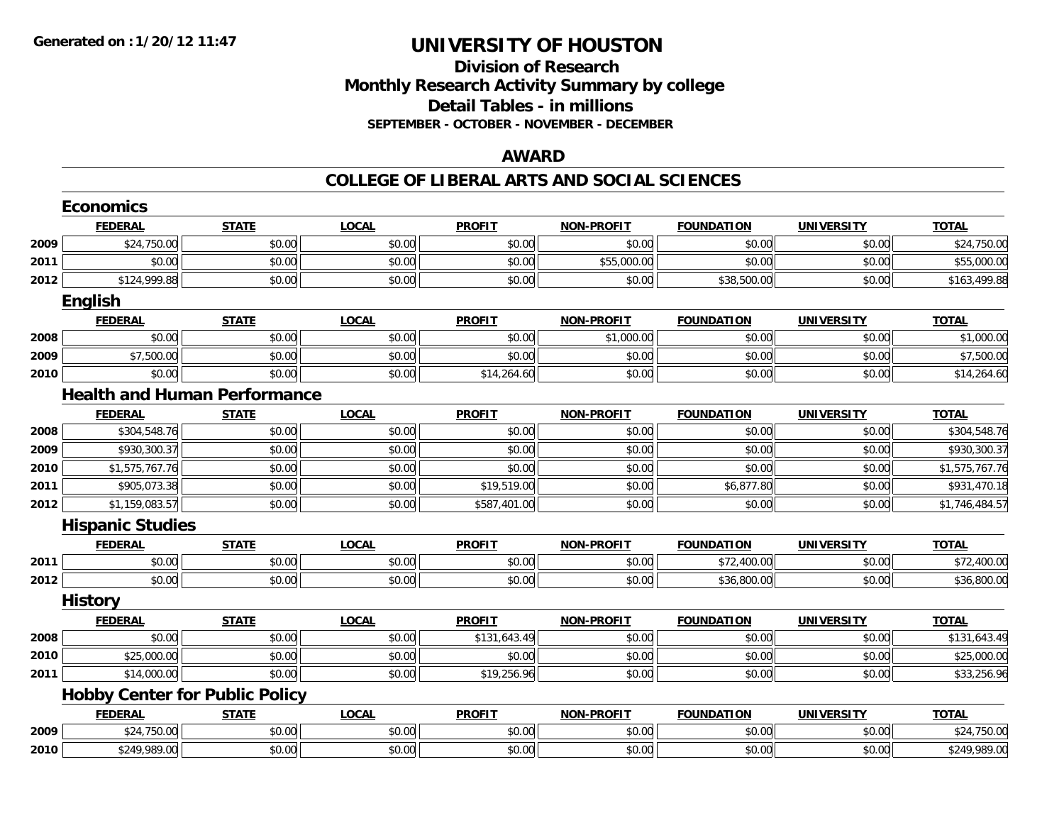# UNIVERSITY OF HOUSTON

## Division of Research
## Monthly Research Activity Summary by college
## Detail Tables - in millions
### SEPTEMBER - OCTOBER - NOVEMBER - DECEMBER

## AWARD

## COLLEGE OF LIBERAL ARTS AND SOCIAL SCIENCES

### Economics

| | FEDERAL | STATE | LOCAL | PROFIT | NON-PROFIT | FOUNDATION | UNIVERSITY | TOTAL |
|---|---|---|---|---|---|---|---|---|
| 2009 | $24,750.00 | $0.00 | $0.00 | $0.00 | $0.00 | $0.00 | $0.00 | $24,750.00 |
| 2011 | $0.00 | $0.00 | $0.00 | $0.00 | $55,000.00 | $0.00 | $0.00 | $55,000.00 |
| 2012 | $124,999.88 | $0.00 | $0.00 | $0.00 | $0.00 | $38,500.00 | $0.00 | $163,499.88 |

### English

| | FEDERAL | STATE | LOCAL | PROFIT | NON-PROFIT | FOUNDATION | UNIVERSITY | TOTAL |
|---|---|---|---|---|---|---|---|---|
| 2008 | $0.00 | $0.00 | $0.00 | $0.00 | $1,000.00 | $0.00 | $0.00 | $1,000.00 |
| 2009 | $7,500.00 | $0.00 | $0.00 | $0.00 | $0.00 | $0.00 | $0.00 | $7,500.00 |
| 2010 | $0.00 | $0.00 | $0.00 | $14,264.60 | $0.00 | $0.00 | $0.00 | $14,264.60 |

### Health and Human Performance

| | FEDERAL | STATE | LOCAL | PROFIT | NON-PROFIT | FOUNDATION | UNIVERSITY | TOTAL |
|---|---|---|---|---|---|---|---|---|
| 2008 | $304,548.76 | $0.00 | $0.00 | $0.00 | $0.00 | $0.00 | $0.00 | $304,548.76 |
| 2009 | $930,300.37 | $0.00 | $0.00 | $0.00 | $0.00 | $0.00 | $0.00 | $930,300.37 |
| 2010 | $1,575,767.76 | $0.00 | $0.00 | $0.00 | $0.00 | $0.00 | $0.00 | $1,575,767.76 |
| 2011 | $905,073.38 | $0.00 | $0.00 | $19,519.00 | $0.00 | $6,877.80 | $0.00 | $931,470.18 |
| 2012 | $1,159,083.57 | $0.00 | $0.00 | $587,401.00 | $0.00 | $0.00 | $0.00 | $1,746,484.57 |

### Hispanic Studies

| | FEDERAL | STATE | LOCAL | PROFIT | NON-PROFIT | FOUNDATION | UNIVERSITY | TOTAL |
|---|---|---|---|---|---|---|---|---|
| 2011 | $0.00 | $0.00 | $0.00 | $0.00 | $0.00 | $72,400.00 | $0.00 | $72,400.00 |
| 2012 | $0.00 | $0.00 | $0.00 | $0.00 | $0.00 | $36,800.00 | $0.00 | $36,800.00 |

### History

| | FEDERAL | STATE | LOCAL | PROFIT | NON-PROFIT | FOUNDATION | UNIVERSITY | TOTAL |
|---|---|---|---|---|---|---|---|---|
| 2008 | $0.00 | $0.00 | $0.00 | $131,643.49 | $0.00 | $0.00 | $0.00 | $131,643.49 |
| 2010 | $25,000.00 | $0.00 | $0.00 | $0.00 | $0.00 | $0.00 | $0.00 | $25,000.00 |
| 2011 | $14,000.00 | $0.00 | $0.00 | $19,256.96 | $0.00 | $0.00 | $0.00 | $33,256.96 |

### Hobby Center for Public Policy

| | FEDERAL | STATE | LOCAL | PROFIT | NON-PROFIT | FOUNDATION | UNIVERSITY | TOTAL |
|---|---|---|---|---|---|---|---|---|
| 2009 | $24,750.00 | $0.00 | $0.00 | $0.00 | $0.00 | $0.00 | $0.00 | $24,750.00 |
| 2010 | $249,989.00 | $0.00 | $0.00 | $0.00 | $0.00 | $0.00 | $0.00 | $249,989.00 |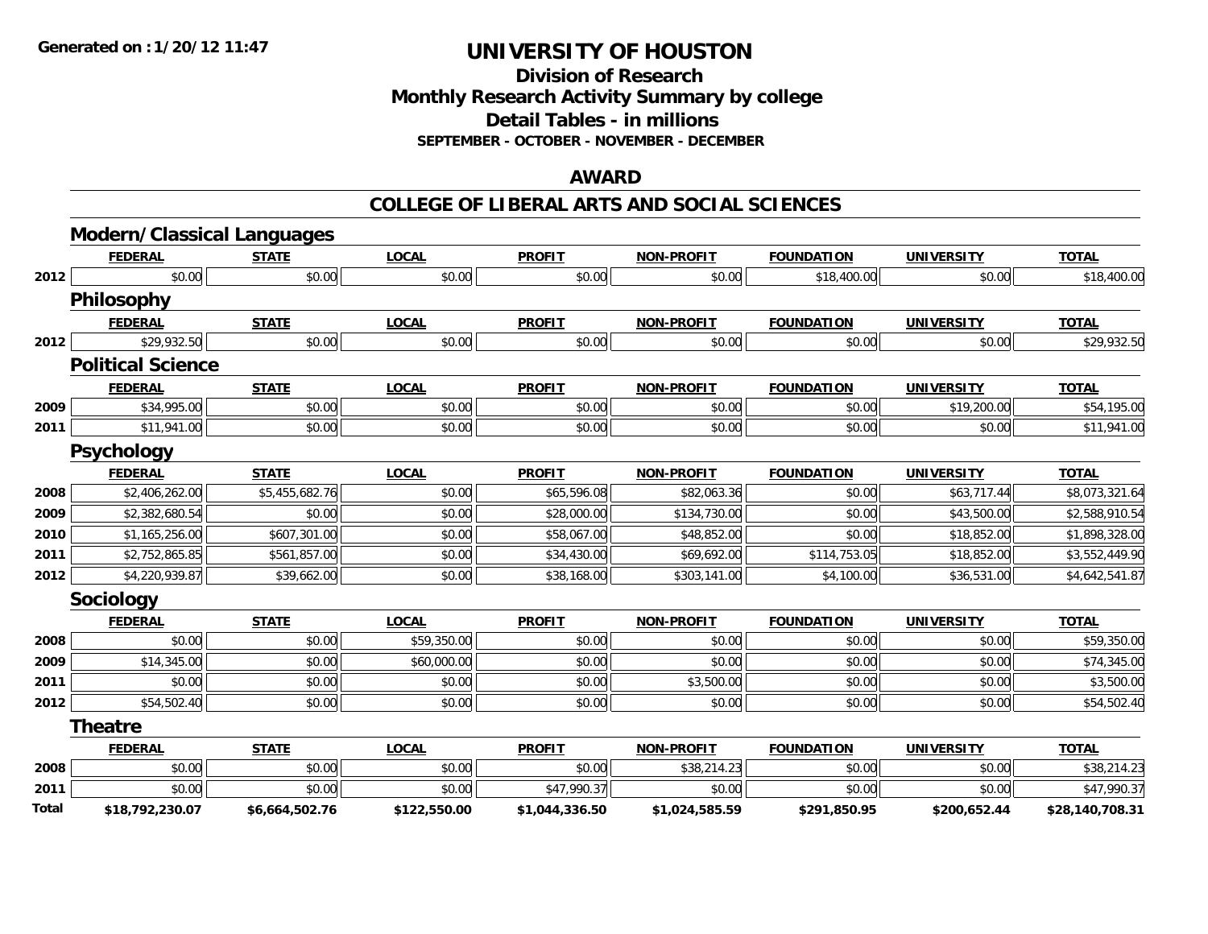# UNIVERSITY OF HOUSTON

## Division of Research
## Monthly Research Activity Summary by college
## Detail Tables - in millions
### SEPTEMBER - OCTOBER - NOVEMBER - DECEMBER

## AWARD

## COLLEGE OF LIBERAL ARTS AND SOCIAL SCIENCES

### Modern/Classical Languages

| | FEDERAL | STATE | LOCAL | PROFIT | NON-PROFIT | FOUNDATION | UNIVERSITY | TOTAL |
|---|---|---|---|---|---|---|---|---|
| 2012 | $0.00 | $0.00 | $0.00 | $0.00 | $0.00 | $18,400.00 | $0.00 | $18,400.00 |

### Philosophy

| | FEDERAL | STATE | LOCAL | PROFIT | NON-PROFIT | FOUNDATION | UNIVERSITY | TOTAL |
|---|---|---|---|---|---|---|---|---|
| 2012 | $29,932.50 | $0.00 | $0.00 | $0.00 | $0.00 | $0.00 | $0.00 | $29,932.50 |

### Political Science

| | FEDERAL | STATE | LOCAL | PROFIT | NON-PROFIT | FOUNDATION | UNIVERSITY | TOTAL |
|---|---|---|---|---|---|---|---|---|
| 2009 | $34,995.00 | $0.00 | $0.00 | $0.00 | $0.00 | $0.00 | $19,200.00 | $54,195.00 |
| 2011 | $11,941.00 | $0.00 | $0.00 | $0.00 | $0.00 | $0.00 | $0.00 | $11,941.00 |

### Psychology

| | FEDERAL | STATE | LOCAL | PROFIT | NON-PROFIT | FOUNDATION | UNIVERSITY | TOTAL |
|---|---|---|---|---|---|---|---|---|
| 2008 | $2,406,262.00 | $5,455,682.76 | $0.00 | $65,596.08 | $82,063.36 | $0.00 | $63,717.44 | $8,073,321.64 |
| 2009 | $2,382,680.54 | $0.00 | $0.00 | $28,000.00 | $134,730.00 | $0.00 | $43,500.00 | $2,588,910.54 |
| 2010 | $1,165,256.00 | $607,301.00 | $0.00 | $58,067.00 | $48,852.00 | $0.00 | $18,852.00 | $1,898,328.00 |
| 2011 | $2,752,865.85 | $561,857.00 | $0.00 | $34,430.00 | $69,692.00 | $114,753.05 | $18,852.00 | $3,552,449.90 |
| 2012 | $4,220,939.87 | $39,662.00 | $0.00 | $38,168.00 | $303,141.00 | $4,100.00 | $36,531.00 | $4,642,541.87 |

### Sociology

| | FEDERAL | STATE | LOCAL | PROFIT | NON-PROFIT | FOUNDATION | UNIVERSITY | TOTAL |
|---|---|---|---|---|---|---|---|---|
| 2008 | $0.00 | $0.00 | $59,350.00 | $0.00 | $0.00 | $0.00 | $0.00 | $59,350.00 |
| 2009 | $14,345.00 | $0.00 | $60,000.00 | $0.00 | $0.00 | $0.00 | $0.00 | $74,345.00 |
| 2011 | $0.00 | $0.00 | $0.00 | $0.00 | $3,500.00 | $0.00 | $0.00 | $3,500.00 |
| 2012 | $54,502.40 | $0.00 | $0.00 | $0.00 | $0.00 | $0.00 | $0.00 | $54,502.40 |

### Theatre

| | FEDERAL | STATE | LOCAL | PROFIT | NON-PROFIT | FOUNDATION | UNIVERSITY | TOTAL |
|---|---|---|---|---|---|---|---|---|
| 2008 | $0.00 | $0.00 | $0.00 | $0.00 | $38,214.23 | $0.00 | $0.00 | $38,214.23 |
| 2011 | $0.00 | $0.00 | $0.00 | $47,990.37 | $0.00 | $0.00 | $0.00 | $47,990.37 |
| **Total** | **$18,792,230.07** | **$6,664,502.76** | **$122,550.00** | **$1,044,336.50** | **$1,024,585.59** | **$291,850.95** | **$200,652.44** | **$28,140,708.31** |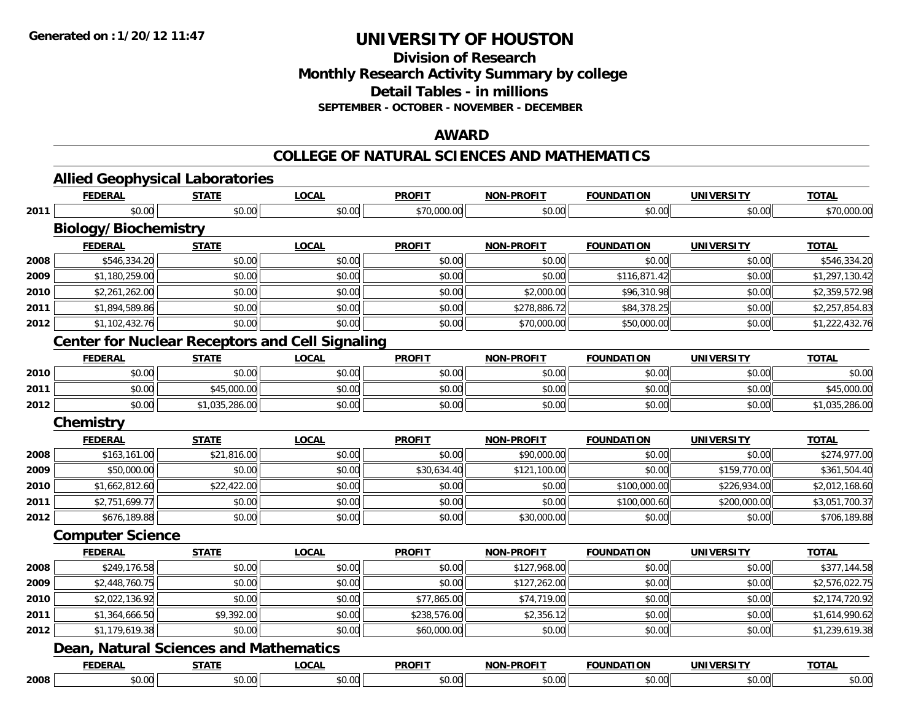**Generated on :1/20/12 11:47**

# UNIVERSITY OF HOUSTON

## Division of Research
## Monthly Research Activity Summary by college
## Detail Tables - in millions
**SEPTEMBER - OCTOBER - NOVEMBER - DECEMBER**

## AWARD

## COLLEGE OF NATURAL SCIENCES AND MATHEMATICS

### Allied Geophysical Laboratories

| | FEDERAL | STATE | LOCAL | PROFIT | NON-PROFIT | FOUNDATION | UNIVERSITY | TOTAL |
|---|---|---|---|---|---|---|---|---|
| 2011 | $0.00 | $0.00 | $0.00 | $70,000.00 | $0.00 | $0.00 | $0.00 | $70,000.00 |

### Biology/Biochemistry

| | FEDERAL | STATE | LOCAL | PROFIT | NON-PROFIT | FOUNDATION | UNIVERSITY | TOTAL |
|---|---|---|---|---|---|---|---|---|
| 2008 | $546,334.20 | $0.00 | $0.00 | $0.00 | $0.00 | $0.00 | $0.00 | $546,334.20 |
| 2009 | $1,180,259.00 | $0.00 | $0.00 | $0.00 | $0.00 | $116,871.42 | $0.00 | $1,297,130.42 |
| 2010 | $2,261,262.00 | $0.00 | $0.00 | $0.00 | $2,000.00 | $96,310.98 | $0.00 | $2,359,572.98 |
| 2011 | $1,894,589.86 | $0.00 | $0.00 | $0.00 | $278,886.72 | $84,378.25 | $0.00 | $2,257,854.83 |
| 2012 | $1,102,432.76 | $0.00 | $0.00 | $0.00 | $70,000.00 | $50,000.00 | $0.00 | $1,222,432.76 |

### Center for Nuclear Receptors and Cell Signaling

| | FEDERAL | STATE | LOCAL | PROFIT | NON-PROFIT | FOUNDATION | UNIVERSITY | TOTAL |
|---|---|---|---|---|---|---|---|---|
| 2010 | $0.00 | $0.00 | $0.00 | $0.00 | $0.00 | $0.00 | $0.00 | $0.00 |
| 2011 | $0.00 | $45,000.00 | $0.00 | $0.00 | $0.00 | $0.00 | $0.00 | $45,000.00 |
| 2012 | $0.00 | $1,035,286.00 | $0.00 | $0.00 | $0.00 | $0.00 | $0.00 | $1,035,286.00 |

### Chemistry

| | FEDERAL | STATE | LOCAL | PROFIT | NON-PROFIT | FOUNDATION | UNIVERSITY | TOTAL |
|---|---|---|---|---|---|---|---|---|
| 2008 | $163,161.00 | $21,816.00 | $0.00 | $0.00 | $90,000.00 | $0.00 | $0.00 | $274,977.00 |
| 2009 | $50,000.00 | $0.00 | $0.00 | $30,634.40 | $121,100.00 | $0.00 | $159,770.00 | $361,504.40 |
| 2010 | $1,662,812.60 | $22,422.00 | $0.00 | $0.00 | $0.00 | $100,000.00 | $226,934.00 | $2,012,168.60 |
| 2011 | $2,751,699.77 | $0.00 | $0.00 | $0.00 | $0.00 | $100,000.60 | $200,000.00 | $3,051,700.37 |
| 2012 | $676,189.88 | $0.00 | $0.00 | $0.00 | $30,000.00 | $0.00 | $0.00 | $706,189.88 |

### Computer Science

| | FEDERAL | STATE | LOCAL | PROFIT | NON-PROFIT | FOUNDATION | UNIVERSITY | TOTAL |
|---|---|---|---|---|---|---|---|---|
| 2008 | $249,176.58 | $0.00 | $0.00 | $0.00 | $127,968.00 | $0.00 | $0.00 | $377,144.58 |
| 2009 | $2,448,760.75 | $0.00 | $0.00 | $0.00 | $127,262.00 | $0.00 | $0.00 | $2,576,022.75 |
| 2010 | $2,022,136.92 | $0.00 | $0.00 | $77,865.00 | $74,719.00 | $0.00 | $0.00 | $2,174,720.92 |
| 2011 | $1,364,666.50 | $9,392.00 | $0.00 | $238,576.00 | $2,356.12 | $0.00 | $0.00 | $1,614,990.62 |
| 2012 | $1,179,619.38 | $0.00 | $0.00 | $60,000.00 | $0.00 | $0.00 | $0.00 | $1,239,619.38 |

### Dean, Natural Sciences and Mathematics

| | FEDERAL | STATE | LOCAL | PROFIT | NON-PROFIT | FOUNDATION | UNIVERSITY | TOTAL |
|---|---|---|---|---|---|---|---|---|
| 2008 | $0.00 | $0.00 | $0.00 | $0.00 | $0.00 | $0.00 | $0.00 | $0.00 |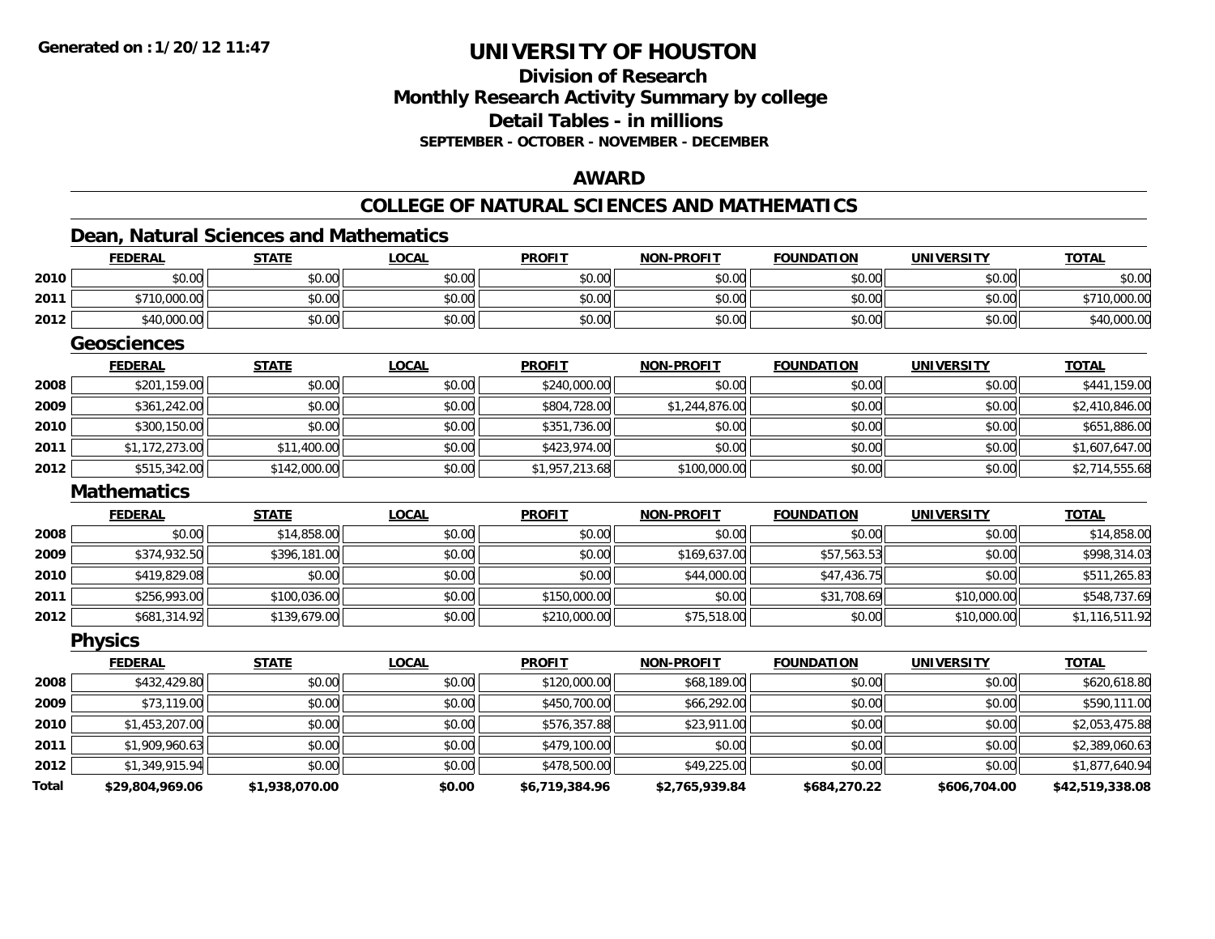**Generated on : 1/20/12 11:47**

# UNIVERSITY OF HOUSTON

## Division of Research
## Monthly Research Activity Summary by college
## Detail Tables - in millions
### SEPTEMBER - OCTOBER - NOVEMBER - DECEMBER

## AWARD

## COLLEGE OF NATURAL SCIENCES AND MATHEMATICS

### Dean, Natural Sciences and Mathematics

| | FEDERAL | STATE | LOCAL | PROFIT | NON-PROFIT | FOUNDATION | UNIVERSITY | TOTAL |
|---|---|---|---|---|---|---|---|---|
| 2010 | $0.00 | $0.00 | $0.00 | $0.00 | $0.00 | $0.00 | $0.00 | $0.00 |
| 2011 | $710,000.00 | $0.00 | $0.00 | $0.00 | $0.00 | $0.00 | $0.00 | $710,000.00 |
| 2012 | $40,000.00 | $0.00 | $0.00 | $0.00 | $0.00 | $0.00 | $0.00 | $40,000.00 |

### Geosciences

| | FEDERAL | STATE | LOCAL | PROFIT | NON-PROFIT | FOUNDATION | UNIVERSITY | TOTAL |
|---|---|---|---|---|---|---|---|---|
| 2008 | $201,159.00 | $0.00 | $0.00 | $240,000.00 | $0.00 | $0.00 | $0.00 | $441,159.00 |
| 2009 | $361,242.00 | $0.00 | $0.00 | $804,728.00 | $1,244,876.00 | $0.00 | $0.00 | $2,410,846.00 |
| 2010 | $300,150.00 | $0.00 | $0.00 | $351,736.00 | $0.00 | $0.00 | $0.00 | $651,886.00 |
| 2011 | $1,172,273.00 | $11,400.00 | $0.00 | $423,974.00 | $0.00 | $0.00 | $0.00 | $1,607,647.00 |
| 2012 | $515,342.00 | $142,000.00 | $0.00 | $1,957,213.68 | $100,000.00 | $0.00 | $0.00 | $2,714,555.68 |

### Mathematics

| | FEDERAL | STATE | LOCAL | PROFIT | NON-PROFIT | FOUNDATION | UNIVERSITY | TOTAL |
|---|---|---|---|---|---|---|---|---|
| 2008 | $0.00 | $14,858.00 | $0.00 | $0.00 | $0.00 | $0.00 | $0.00 | $14,858.00 |
| 2009 | $374,932.50 | $396,181.00 | $0.00 | $0.00 | $169,637.00 | $57,563.53 | $0.00 | $998,314.03 |
| 2010 | $419,829.08 | $0.00 | $0.00 | $0.00 | $44,000.00 | $47,436.75 | $0.00 | $511,265.83 |
| 2011 | $256,993.00 | $100,036.00 | $0.00 | $150,000.00 | $0.00 | $31,708.69 | $10,000.00 | $548,737.69 |
| 2012 | $681,314.92 | $139,679.00 | $0.00 | $210,000.00 | $75,518.00 | $0.00 | $10,000.00 | $1,116,511.92 |

### Physics

| | FEDERAL | STATE | LOCAL | PROFIT | NON-PROFIT | FOUNDATION | UNIVERSITY | TOTAL |
|---|---|---|---|---|---|---|---|---|
| 2008 | $432,429.80 | $0.00 | $0.00 | $120,000.00 | $68,189.00 | $0.00 | $0.00 | $620,618.80 |
| 2009 | $73,119.00 | $0.00 | $0.00 | $450,700.00 | $66,292.00 | $0.00 | $0.00 | $590,111.00 |
| 2010 | $1,453,207.00 | $0.00 | $0.00 | $576,357.88 | $23,911.00 | $0.00 | $0.00 | $2,053,475.88 |
| 2011 | $1,909,960.63 | $0.00 | $0.00 | $479,100.00 | $0.00 | $0.00 | $0.00 | $2,389,060.63 |
| 2012 | $1,349,915.94 | $0.00 | $0.00 | $478,500.00 | $49,225.00 | $0.00 | $0.00 | $1,877,640.94 |
| **Total** | **$29,804,969.06** | **$1,938,070.00** | **$0.00** | **$6,719,384.96** | **$2,765,939.84** | **$684,270.22** | **$606,704.00** | **$42,519,338.08** |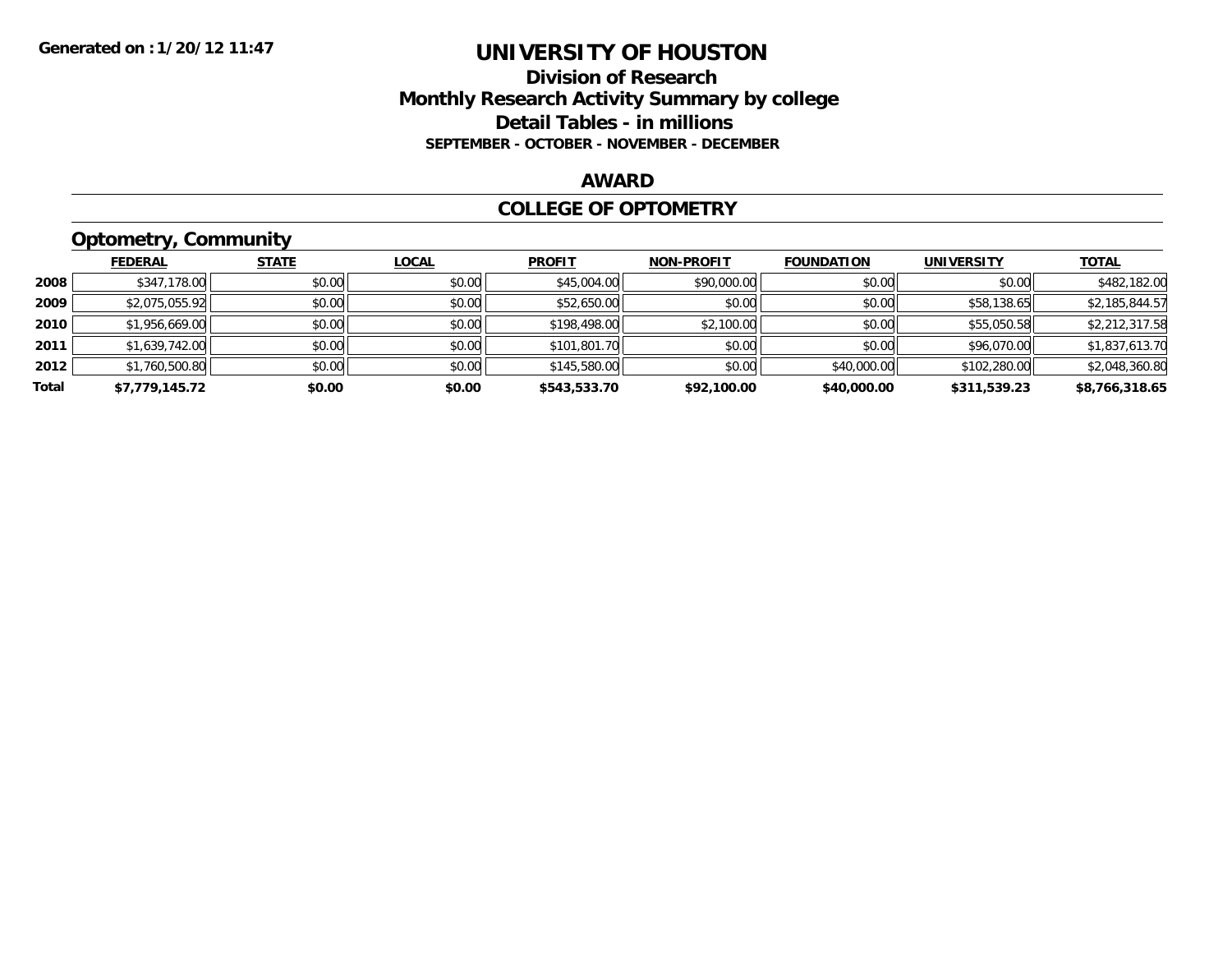Generated on :1/20/12 11:47

# UNIVERSITY OF HOUSTON

## Division of Research
## Monthly Research Activity Summary by college
## Detail Tables - in millions
### SEPTEMBER - OCTOBER - NOVEMBER - DECEMBER

### AWARD

### COLLEGE OF OPTOMETRY

#### Optometry, Community

| | FEDERAL | STATE | LOCAL | PROFIT | NON-PROFIT | FOUNDATION | UNIVERSITY | TOTAL |
|---|---|---|---|---|---|---|---|---|
| 2008 | $347,178.00 | $0.00 | $0.00 | $45,004.00 | $90,000.00 | $0.00 | $0.00 | $482,182.00 |
| 2009 | $2,075,055.92 | $0.00 | $0.00 | $52,650.00 | $0.00 | $0.00 | $58,138.65 | $2,185,844.57 |
| 2010 | $1,956,669.00 | $0.00 | $0.00 | $198,498.00 | $2,100.00 | $0.00 | $55,050.58 | $2,212,317.58 |
| 2011 | $1,639,742.00 | $0.00 | $0.00 | $101,801.70 | $0.00 | $0.00 | $96,070.00 | $1,837,613.70 |
| 2012 | $1,760,500.80 | $0.00 | $0.00 | $145,580.00 | $0.00 | $40,000.00 | $102,280.00 | $2,048,360.80 |
| **Total** | **$7,779,145.72** | **$0.00** | **$0.00** | **$543,533.70** | **$92,100.00** | **$40,000.00** | **$311,539.23** | **$8,766,318.65** |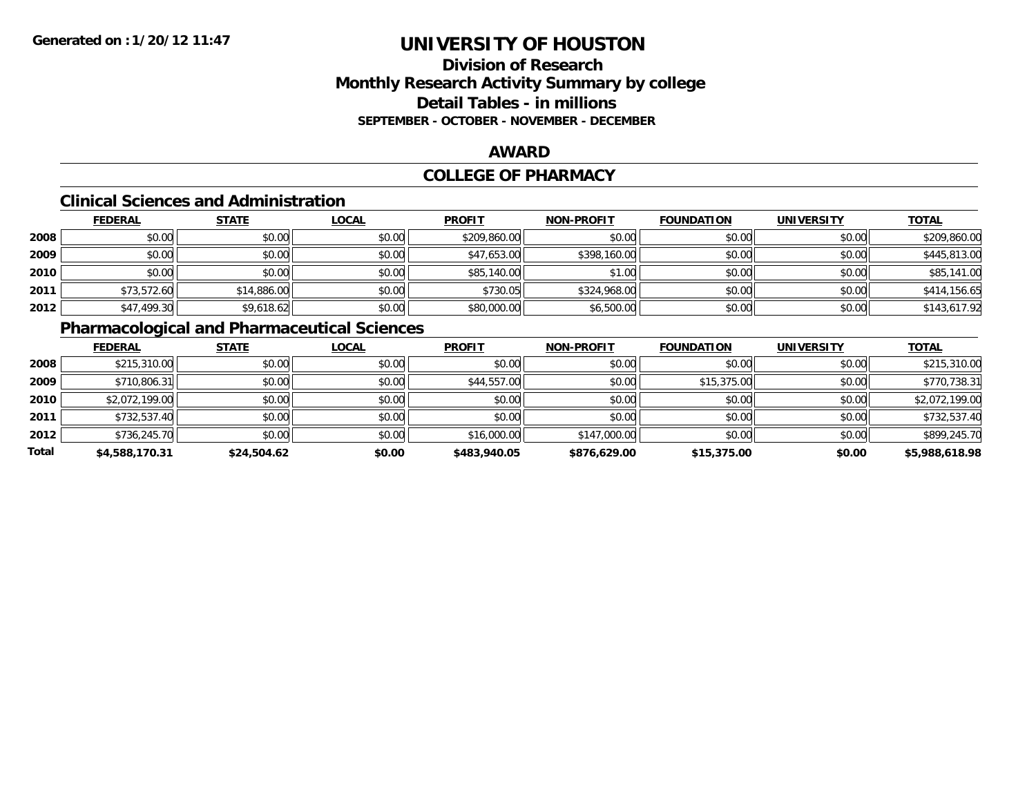# UNIVERSITY OF HOUSTON

## Division of Research
## Monthly Research Activity Summary by college
## Detail Tables - in millions
**SEPTEMBER - OCTOBER - NOVEMBER - DECEMBER**

Generated on :1/20/12 11:47

## AWARD

## COLLEGE OF PHARMACY

### Clinical Sciences and Administration

| | FEDERAL | STATE | LOCAL | PROFIT | NON-PROFIT | FOUNDATION | UNIVERSITY | TOTAL |
|---|---|---|---|---|---|---|---|---|
| 2008 | $0.00 | $0.00 | $0.00 | $209,860.00 | $0.00 | $0.00 | $0.00 | $209,860.00 |
| 2009 | $0.00 | $0.00 | $0.00 | $47,653.00 | $398,160.00 | $0.00 | $0.00 | $445,813.00 |
| 2010 | $0.00 | $0.00 | $0.00 | $85,140.00 | $1.00 | $0.00 | $0.00 | $85,141.00 |
| 2011 | $73,572.60 | $14,886.00 | $0.00 | $730.05 | $324,968.00 | $0.00 | $0.00 | $414,156.65 |
| 2012 | $47,499.30 | $9,618.62 | $0.00 | $80,000.00 | $6,500.00 | $0.00 | $0.00 | $143,617.92 |

### Pharmacological and Pharmaceutical Sciences

| | FEDERAL | STATE | LOCAL | PROFIT | NON-PROFIT | FOUNDATION | UNIVERSITY | TOTAL |
|---|---|---|---|---|---|---|---|---|
| 2008 | $215,310.00 | $0.00 | $0.00 | $0.00 | $0.00 | $0.00 | $0.00 | $215,310.00 |
| 2009 | $710,806.31 | $0.00 | $0.00 | $44,557.00 | $0.00 | $15,375.00 | $0.00 | $770,738.31 |
| 2010 | $2,072,199.00 | $0.00 | $0.00 | $0.00 | $0.00 | $0.00 | $0.00 | $2,072,199.00 |
| 2011 | $732,537.40 | $0.00 | $0.00 | $0.00 | $0.00 | $0.00 | $0.00 | $732,537.40 |
| 2012 | $736,245.70 | $0.00 | $0.00 | $16,000.00 | $147,000.00 | $0.00 | $0.00 | $899,245.70 |
| **Total** | **$4,588,170.31** | **$24,504.62** | **$0.00** | **$483,940.05** | **$876,629.00** | **$15,375.00** | **$0.00** | **$5,988,618.98** |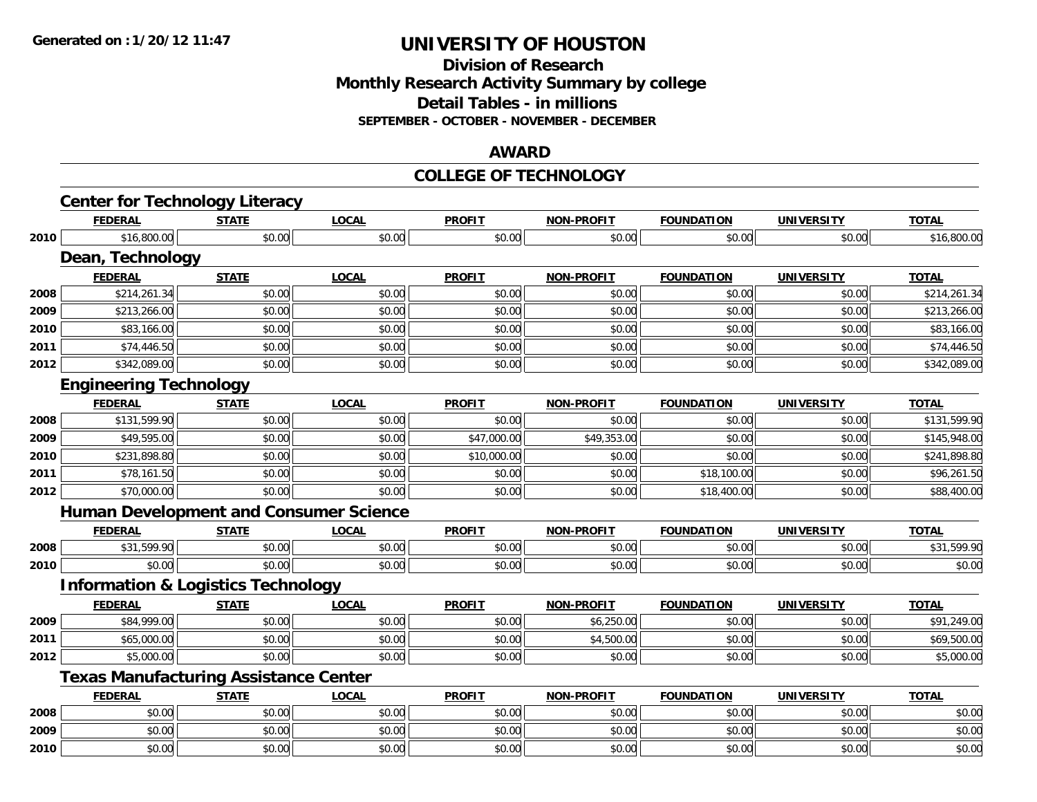**Generated on : 1/20/12 11:47**

# UNIVERSITY OF HOUSTON

## Division of Research
## Monthly Research Activity Summary by college
## Detail Tables - in millions
### SEPTEMBER - OCTOBER - NOVEMBER - DECEMBER

## AWARD

## COLLEGE OF TECHNOLOGY

### Center for Technology Literacy

| | FEDERAL | STATE | LOCAL | PROFIT | NON-PROFIT | FOUNDATION | UNIVERSITY | TOTAL |
|---|---|---|---|---|---|---|---|---|
| 2010 | $16,800.00 | $0.00 | $0.00 | $0.00 | $0.00 | $0.00 | $0.00 | $16,800.00 |

### Dean, Technology

| | FEDERAL | STATE | LOCAL | PROFIT | NON-PROFIT | FOUNDATION | UNIVERSITY | TOTAL |
|---|---|---|---|---|---|---|---|---|
| 2008 | $214,261.34 | $0.00 | $0.00 | $0.00 | $0.00 | $0.00 | $0.00 | $214,261.34 |
| 2009 | $213,266.00 | $0.00 | $0.00 | $0.00 | $0.00 | $0.00 | $0.00 | $213,266.00 |
| 2010 | $83,166.00 | $0.00 | $0.00 | $0.00 | $0.00 | $0.00 | $0.00 | $83,166.00 |
| 2011 | $74,446.50 | $0.00 | $0.00 | $0.00 | $0.00 | $0.00 | $0.00 | $74,446.50 |
| 2012 | $342,089.00 | $0.00 | $0.00 | $0.00 | $0.00 | $0.00 | $0.00 | $342,089.00 |

### Engineering Technology

| | FEDERAL | STATE | LOCAL | PROFIT | NON-PROFIT | FOUNDATION | UNIVERSITY | TOTAL |
|---|---|---|---|---|---|---|---|---|
| 2008 | $131,599.90 | $0.00 | $0.00 | $0.00 | $0.00 | $0.00 | $0.00 | $131,599.90 |
| 2009 | $49,595.00 | $0.00 | $0.00 | $47,000.00 | $49,353.00 | $0.00 | $0.00 | $145,948.00 |
| 2010 | $231,898.80 | $0.00 | $0.00 | $10,000.00 | $0.00 | $0.00 | $0.00 | $241,898.80 |
| 2011 | $78,161.50 | $0.00 | $0.00 | $0.00 | $0.00 | $18,100.00 | $0.00 | $96,261.50 |
| 2012 | $70,000.00 | $0.00 | $0.00 | $0.00 | $0.00 | $18,400.00 | $0.00 | $88,400.00 |

### Human Development and Consumer Science

| | FEDERAL | STATE | LOCAL | PROFIT | NON-PROFIT | FOUNDATION | UNIVERSITY | TOTAL |
|---|---|---|---|---|---|---|---|---|
| 2008 | $31,599.90 | $0.00 | $0.00 | $0.00 | $0.00 | $0.00 | $0.00 | $31,599.90 |
| 2010 | $0.00 | $0.00 | $0.00 | $0.00 | $0.00 | $0.00 | $0.00 | $0.00 |

### Information & Logistics Technology

| | FEDERAL | STATE | LOCAL | PROFIT | NON-PROFIT | FOUNDATION | UNIVERSITY | TOTAL |
|---|---|---|---|---|---|---|---|---|
| 2009 | $84,999.00 | $0.00 | $0.00 | $0.00 | $6,250.00 | $0.00 | $0.00 | $91,249.00 |
| 2011 | $65,000.00 | $0.00 | $0.00 | $0.00 | $4,500.00 | $0.00 | $0.00 | $69,500.00 |
| 2012 | $5,000.00 | $0.00 | $0.00 | $0.00 | $0.00 | $0.00 | $0.00 | $5,000.00 |

### Texas Manufacturing Assistance Center

| | FEDERAL | STATE | LOCAL | PROFIT | NON-PROFIT | FOUNDATION | UNIVERSITY | TOTAL |
|---|---|---|---|---|---|---|---|---|
| 2008 | $0.00 | $0.00 | $0.00 | $0.00 | $0.00 | $0.00 | $0.00 | $0.00 |
| 2009 | $0.00 | $0.00 | $0.00 | $0.00 | $0.00 | $0.00 | $0.00 | $0.00 |
| 2010 | $0.00 | $0.00 | $0.00 | $0.00 | $0.00 | $0.00 | $0.00 | $0.00 |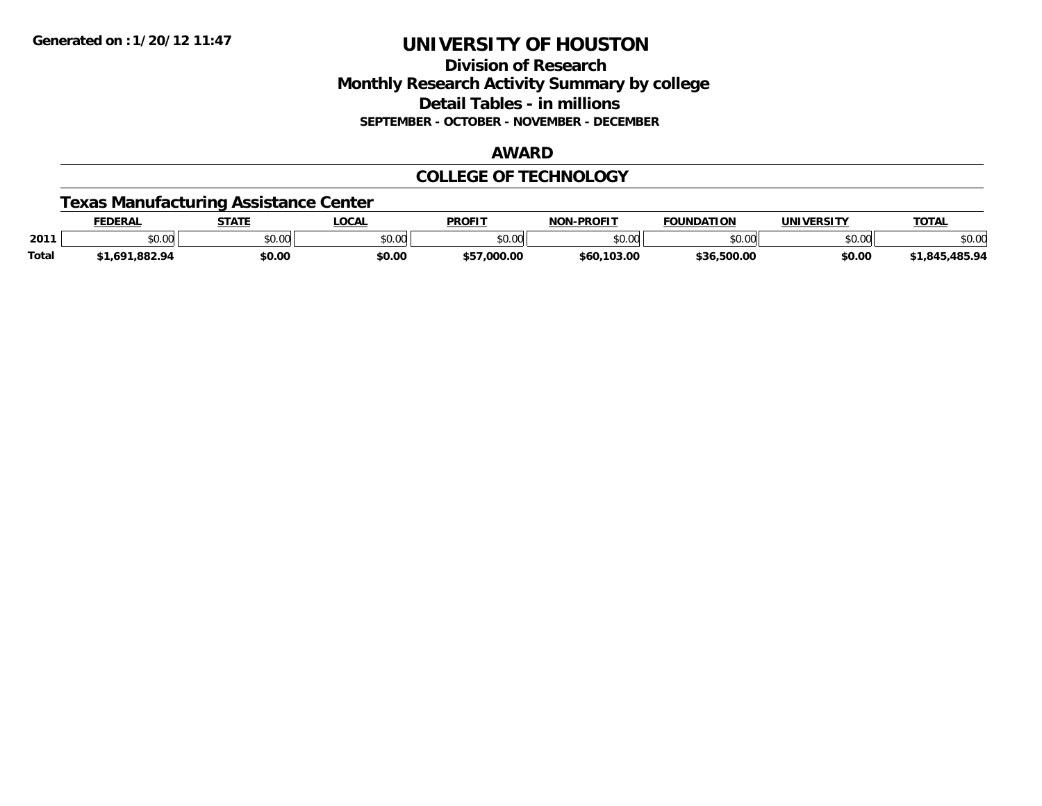Generated on :1/20/12 11:47

# UNIVERSITY OF HOUSTON

## Division of Research
## Monthly Research Activity Summary by college
## Detail Tables - in millions
### SEPTEMBER - OCTOBER - NOVEMBER - DECEMBER

## AWARD

## COLLEGE OF TECHNOLOGY

### Texas Manufacturing Assistance Center

| | FEDERAL | STATE | LOCAL | PROFIT | NON-PROFIT | FOUNDATION | UNIVERSITY | TOTAL |
|---|---|---|---|---|---|---|---|---|
| 2011 | $0.00 | $0.00 | $0.00 | $0.00 | $0.00 | $0.00 | $0.00 | $0.00 |
| **Total** | **$1,691,882.94** | **$0.00** | **$0.00** | **$57,000.00** | **$60,103.00** | **$36,500.00** | **$0.00** | **$1,845,485.94** |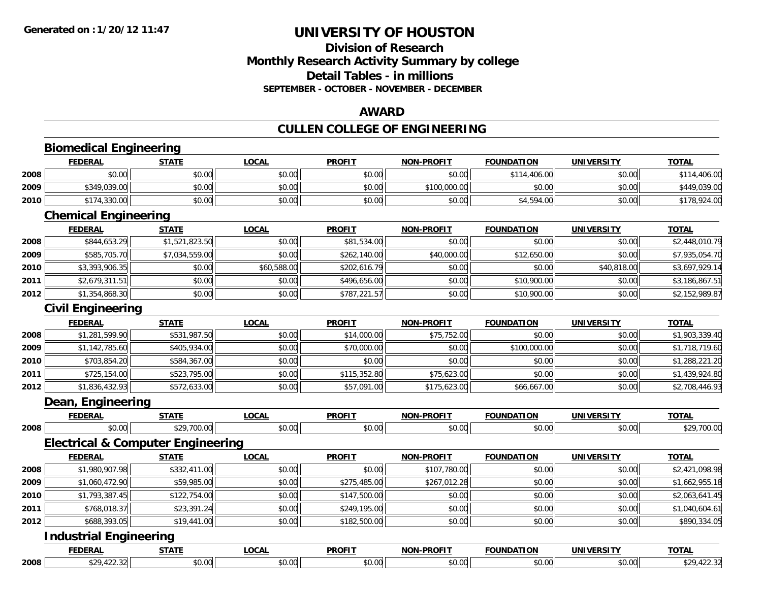**Generated on : 1/20/12 11:47**

# UNIVERSITY OF HOUSTON

## Division of Research
## Monthly Research Activity Summary by college
## Detail Tables - in millions
### SEPTEMBER - OCTOBER - NOVEMBER - DECEMBER

## AWARD

## CULLEN COLLEGE OF ENGINEERING

### Biomedical Engineering

| | FEDERAL | STATE | LOCAL | PROFIT | NON-PROFIT | FOUNDATION | UNIVERSITY | TOTAL |
|---|---|---|---|---|---|---|---|---|
| 2008 | $0.00 | $0.00 | $0.00 | $0.00 | $0.00 | $114,406.00 | $0.00 | $114,406.00 |
| 2009 | $349,039.00 | $0.00 | $0.00 | $0.00 | $100,000.00 | $0.00 | $0.00 | $449,039.00 |
| 2010 | $174,330.00 | $0.00 | $0.00 | $0.00 | $0.00 | $4,594.00 | $0.00 | $178,924.00 |

### Chemical Engineering

| | FEDERAL | STATE | LOCAL | PROFIT | NON-PROFIT | FOUNDATION | UNIVERSITY | TOTAL |
|---|---|---|---|---|---|---|---|---|
| 2008 | $844,653.29 | $1,521,823.50 | $0.00 | $81,534.00 | $0.00 | $0.00 | $0.00 | $2,448,010.79 |
| 2009 | $585,705.70 | $7,034,559.00 | $0.00 | $262,140.00 | $40,000.00 | $12,650.00 | $0.00 | $7,935,054.70 |
| 2010 | $3,393,906.35 | $0.00 | $60,588.00 | $202,616.79 | $0.00 | $0.00 | $40,818.00 | $3,697,929.14 |
| 2011 | $2,679,311.51 | $0.00 | $0.00 | $496,656.00 | $0.00 | $10,900.00 | $0.00 | $3,186,867.51 |
| 2012 | $1,354,868.30 | $0.00 | $0.00 | $787,221.57 | $0.00 | $10,900.00 | $0.00 | $2,152,989.87 |

### Civil Engineering

| | FEDERAL | STATE | LOCAL | PROFIT | NON-PROFIT | FOUNDATION | UNIVERSITY | TOTAL |
|---|---|---|---|---|---|---|---|---|
| 2008 | $1,281,599.90 | $531,987.50 | $0.00 | $14,000.00 | $75,752.00 | $0.00 | $0.00 | $1,903,339.40 |
| 2009 | $1,142,785.60 | $405,934.00 | $0.00 | $70,000.00 | $0.00 | $100,000.00 | $0.00 | $1,718,719.60 |
| 2010 | $703,854.20 | $584,367.00 | $0.00 | $0.00 | $0.00 | $0.00 | $0.00 | $1,288,221.20 |
| 2011 | $725,154.00 | $523,795.00 | $0.00 | $115,352.80 | $75,623.00 | $0.00 | $0.00 | $1,439,924.80 |
| 2012 | $1,836,432.93 | $572,633.00 | $0.00 | $57,091.00 | $175,623.00 | $66,667.00 | $0.00 | $2,708,446.93 |

### Dean, Engineering

| | FEDERAL | STATE | LOCAL | PROFIT | NON-PROFIT | FOUNDATION | UNIVERSITY | TOTAL |
|---|---|---|---|---|---|---|---|---|
| 2008 | $0.00 | $29,700.00 | $0.00 | $0.00 | $0.00 | $0.00 | $0.00 | $29,700.00 |

### Electrical & Computer Engineering

| | FEDERAL | STATE | LOCAL | PROFIT | NON-PROFIT | FOUNDATION | UNIVERSITY | TOTAL |
|---|---|---|---|---|---|---|---|---|
| 2008 | $1,980,907.98 | $332,411.00 | $0.00 | $0.00 | $107,780.00 | $0.00 | $0.00 | $2,421,098.98 |
| 2009 | $1,060,472.90 | $59,985.00 | $0.00 | $275,485.00 | $267,012.28 | $0.00 | $0.00 | $1,662,955.18 |
| 2010 | $1,793,387.45 | $122,754.00 | $0.00 | $147,500.00 | $0.00 | $0.00 | $0.00 | $2,063,641.45 |
| 2011 | $768,018.37 | $23,391.24 | $0.00 | $249,195.00 | $0.00 | $0.00 | $0.00 | $1,040,604.61 |
| 2012 | $688,393.05 | $19,441.00 | $0.00 | $182,500.00 | $0.00 | $0.00 | $0.00 | $890,334.05 |

### Industrial Engineering

| | FEDERAL | STATE | LOCAL | PROFIT | NON-PROFIT | FOUNDATION | UNIVERSITY | TOTAL |
|---|---|---|---|---|---|---|---|---|
| 2008 | $29,422.32 | $0.00 | $0.00 | $0.00 | $0.00 | $0.00 | $0.00 | $29,422.32 |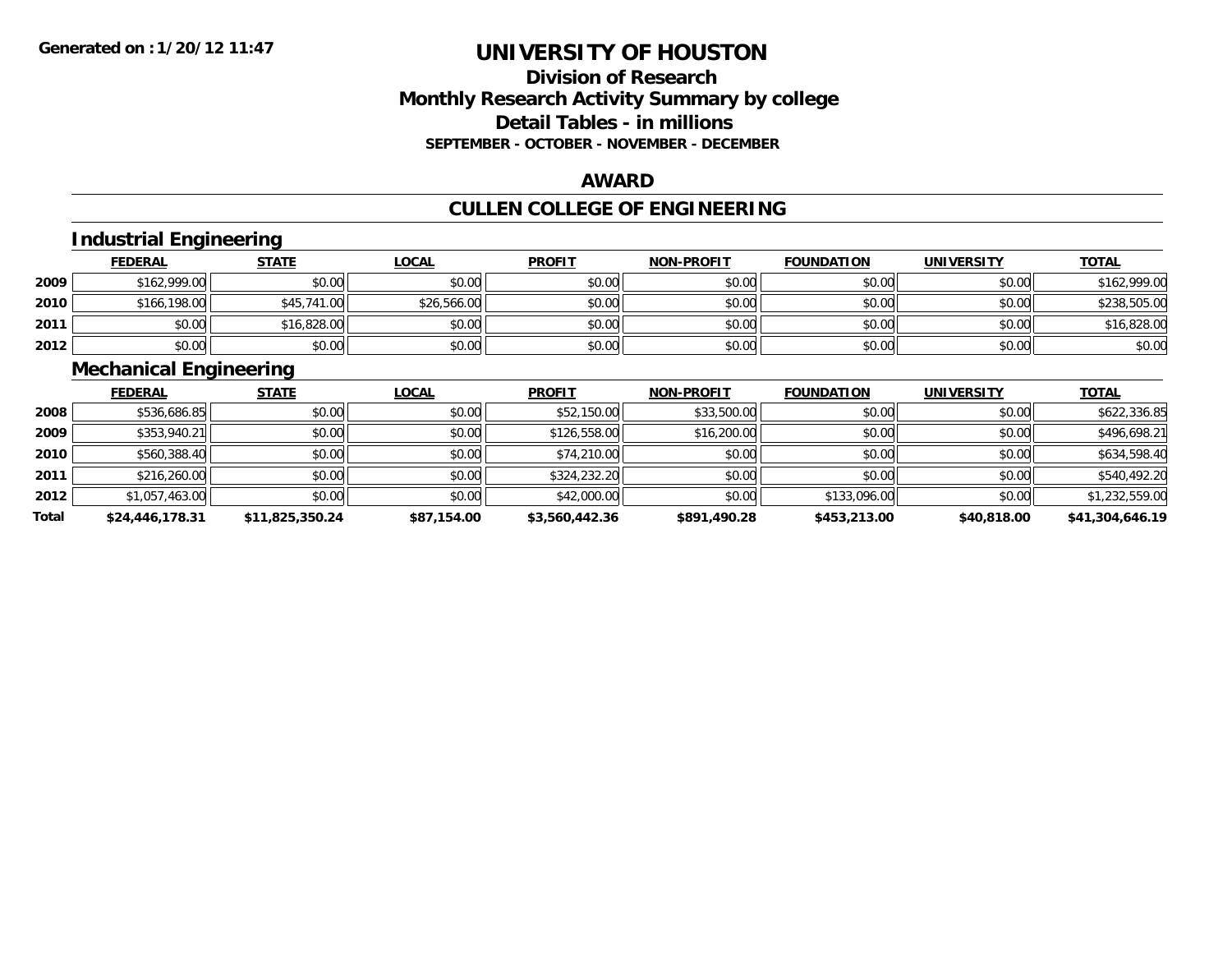**Generated on :1/20/12 11:47**

# UNIVERSITY OF HOUSTON

## Division of Research
## Monthly Research Activity Summary by college
## Detail Tables - in millions
### SEPTEMBER - OCTOBER - NOVEMBER - DECEMBER

## AWARD

## CULLEN COLLEGE OF ENGINEERING

### Industrial Engineering

| | FEDERAL | STATE | LOCAL | PROFIT | NON-PROFIT | FOUNDATION | UNIVERSITY | TOTAL |
|---|---|---|---|---|---|---|---|---|
| 2009 | $162,999.00 | $0.00 | $0.00 | $0.00 | $0.00 | $0.00 | $0.00 | $162,999.00 |
| 2010 | $166,198.00 | $45,741.00 | $26,566.00 | $0.00 | $0.00 | $0.00 | $0.00 | $238,505.00 |
| 2011 | $0.00 | $16,828.00 | $0.00 | $0.00 | $0.00 | $0.00 | $0.00 | $16,828.00 |
| 2012 | $0.00 | $0.00 | $0.00 | $0.00 | $0.00 | $0.00 | $0.00 | $0.00 |

### Mechanical Engineering

| | FEDERAL | STATE | LOCAL | PROFIT | NON-PROFIT | FOUNDATION | UNIVERSITY | TOTAL |
|---|---|---|---|---|---|---|---|---|
| 2008 | $536,686.85 | $0.00 | $0.00 | $52,150.00 | $33,500.00 | $0.00 | $0.00 | $622,336.85 |
| 2009 | $353,940.21 | $0.00 | $0.00 | $126,558.00 | $16,200.00 | $0.00 | $0.00 | $496,698.21 |
| 2010 | $560,388.40 | $0.00 | $0.00 | $74,210.00 | $0.00 | $0.00 | $0.00 | $634,598.40 |
| 2011 | $216,260.00 | $0.00 | $0.00 | $324,232.20 | $0.00 | $0.00 | $0.00 | $540,492.20 |
| 2012 | $1,057,463.00 | $0.00 | $0.00 | $42,000.00 | $0.00 | $133,096.00 | $0.00 | $1,232,559.00 |
| **Total** | **$24,446,178.31** | **$11,825,350.24** | **$87,154.00** | **$3,560,442.36** | **$891,490.28** | **$453,213.00** | **$40,818.00** | **$41,304,646.19** |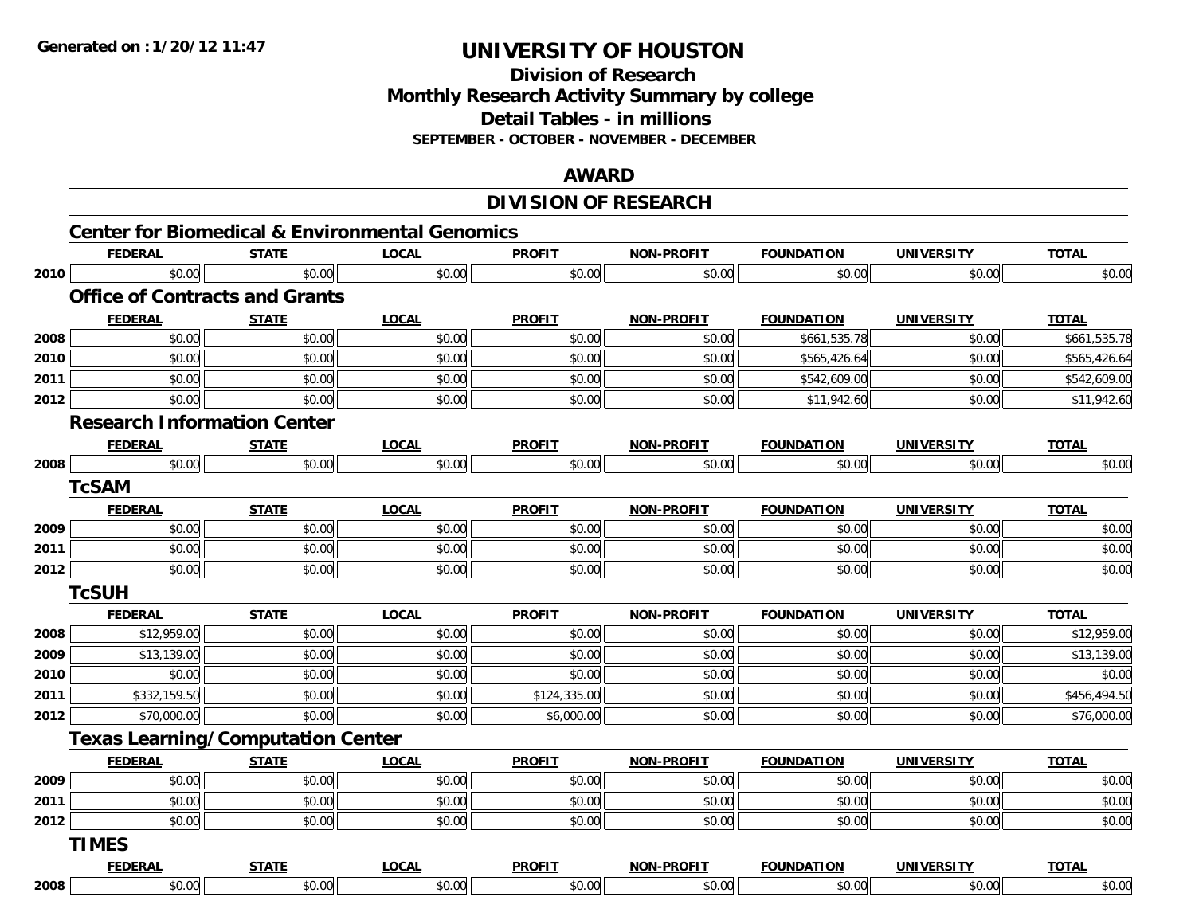Generated on :1/20/12 11:47

# UNIVERSITY OF HOUSTON

## Division of Research
## Monthly Research Activity Summary by college
## Detail Tables - in millions
### SEPTEMBER - OCTOBER - NOVEMBER - DECEMBER

## AWARD

## DIVISION OF RESEARCH

### Center for Biomedical & Environmental Genomics

| | FEDERAL | STATE | LOCAL | PROFIT | NON-PROFIT | FOUNDATION | UNIVERSITY | TOTAL |
|---|---|---|---|---|---|---|---|---|
| 2010 | $0.00 | $0.00 | $0.00 | $0.00 | $0.00 | $0.00 | $0.00 | $0.00 |

### Office of Contracts and Grants

| | FEDERAL | STATE | LOCAL | PROFIT | NON-PROFIT | FOUNDATION | UNIVERSITY | TOTAL |
|---|---|---|---|---|---|---|---|---|
| 2008 | $0.00 | $0.00 | $0.00 | $0.00 | $0.00 | $661,535.78 | $0.00 | $661,535.78 |
| 2010 | $0.00 | $0.00 | $0.00 | $0.00 | $0.00 | $565,426.64 | $0.00 | $565,426.64 |
| 2011 | $0.00 | $0.00 | $0.00 | $0.00 | $0.00 | $542,609.00 | $0.00 | $542,609.00 |
| 2012 | $0.00 | $0.00 | $0.00 | $0.00 | $0.00 | $11,942.60 | $0.00 | $11,942.60 |

### Research Information Center

| | FEDERAL | STATE | LOCAL | PROFIT | NON-PROFIT | FOUNDATION | UNIVERSITY | TOTAL |
|---|---|---|---|---|---|---|---|---|
| 2008 | $0.00 | $0.00 | $0.00 | $0.00 | $0.00 | $0.00 | $0.00 | $0.00 |

### TcSAM

| | FEDERAL | STATE | LOCAL | PROFIT | NON-PROFIT | FOUNDATION | UNIVERSITY | TOTAL |
|---|---|---|---|---|---|---|---|---|
| 2009 | $0.00 | $0.00 | $0.00 | $0.00 | $0.00 | $0.00 | $0.00 | $0.00 |
| 2011 | $0.00 | $0.00 | $0.00 | $0.00 | $0.00 | $0.00 | $0.00 | $0.00 |
| 2012 | $0.00 | $0.00 | $0.00 | $0.00 | $0.00 | $0.00 | $0.00 | $0.00 |

### TcSUH

| | FEDERAL | STATE | LOCAL | PROFIT | NON-PROFIT | FOUNDATION | UNIVERSITY | TOTAL |
|---|---|---|---|---|---|---|---|---|
| 2008 | $12,959.00 | $0.00 | $0.00 | $0.00 | $0.00 | $0.00 | $0.00 | $12,959.00 |
| 2009 | $13,139.00 | $0.00 | $0.00 | $0.00 | $0.00 | $0.00 | $0.00 | $13,139.00 |
| 2010 | $0.00 | $0.00 | $0.00 | $0.00 | $0.00 | $0.00 | $0.00 | $0.00 |
| 2011 | $332,159.50 | $0.00 | $0.00 | $124,335.00 | $0.00 | $0.00 | $0.00 | $456,494.50 |
| 2012 | $70,000.00 | $0.00 | $0.00 | $6,000.00 | $0.00 | $0.00 | $0.00 | $76,000.00 |

### Texas Learning/Computation Center

| | FEDERAL | STATE | LOCAL | PROFIT | NON-PROFIT | FOUNDATION | UNIVERSITY | TOTAL |
|---|---|---|---|---|---|---|---|---|
| 2009 | $0.00 | $0.00 | $0.00 | $0.00 | $0.00 | $0.00 | $0.00 | $0.00 |
| 2011 | $0.00 | $0.00 | $0.00 | $0.00 | $0.00 | $0.00 | $0.00 | $0.00 |
| 2012 | $0.00 | $0.00 | $0.00 | $0.00 | $0.00 | $0.00 | $0.00 | $0.00 |

### TIMES

| | FEDERAL | STATE | LOCAL | PROFIT | NON-PROFIT | FOUNDATION | UNIVERSITY | TOTAL |
|---|---|---|---|---|---|---|---|---|
| 2008 | $0.00 | $0.00 | $0.00 | $0.00 | $0.00 | $0.00 | $0.00 | $0.00 |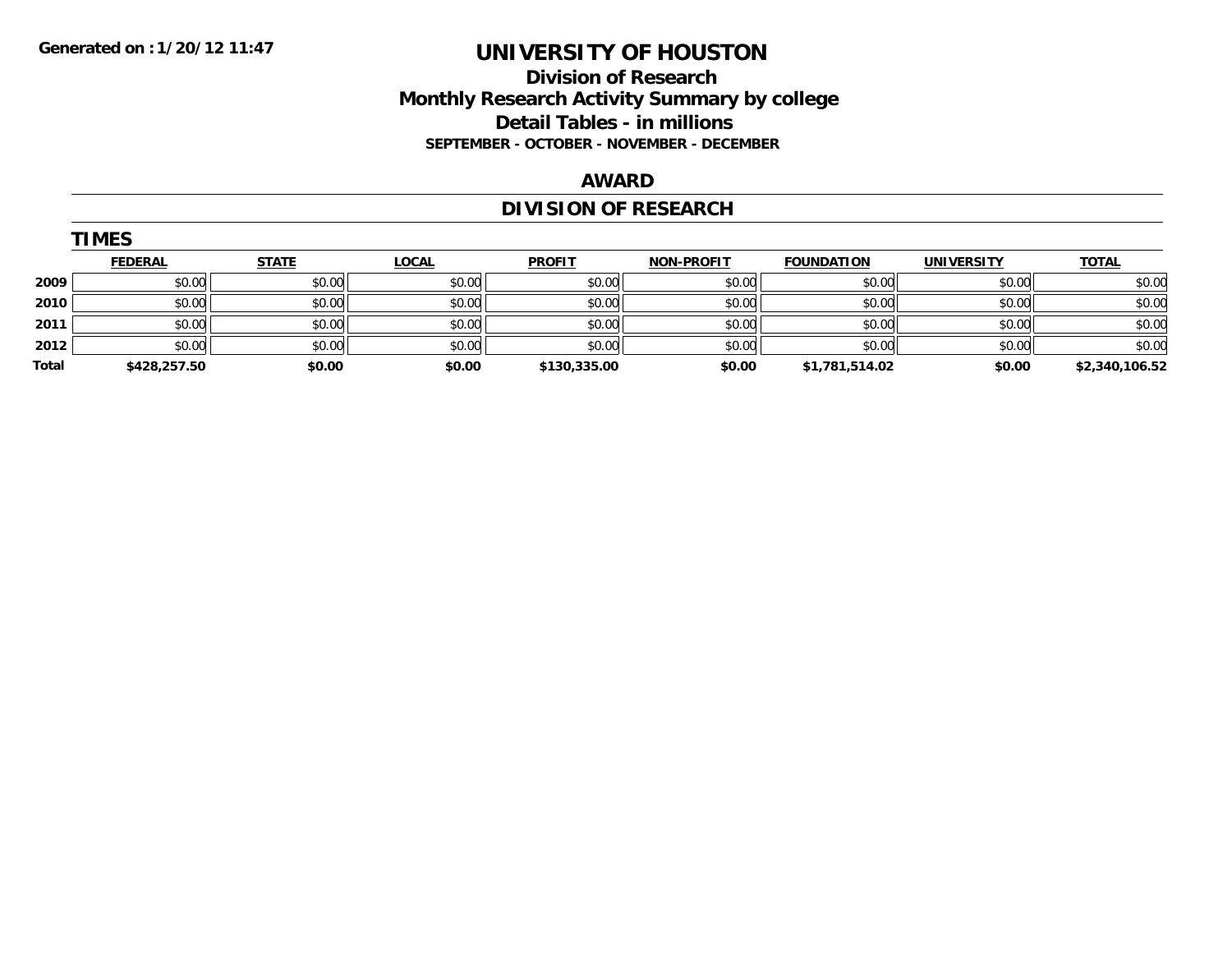Generated on :1/20/12 11:47

# UNIVERSITY OF HOUSTON

## Division of Research
## Monthly Research Activity Summary by college
## Detail Tables - in millions
### SEPTEMBER - OCTOBER - NOVEMBER - DECEMBER

## AWARD

## DIVISION OF RESEARCH

### TIMES

| | FEDERAL | STATE | LOCAL | PROFIT | NON-PROFIT | FOUNDATION | UNIVERSITY | TOTAL |
|---|---|---|---|---|---|---|---|---|
| 2009 | $0.00 | $0.00 | $0.00 | $0.00 | $0.00 | $0.00 | $0.00 | $0.00 |
| 2010 | $0.00 | $0.00 | $0.00 | $0.00 | $0.00 | $0.00 | $0.00 | $0.00 |
| 2011 | $0.00 | $0.00 | $0.00 | $0.00 | $0.00 | $0.00 | $0.00 | $0.00 |
| 2012 | $0.00 | $0.00 | $0.00 | $0.00 | $0.00 | $0.00 | $0.00 | $0.00 |
| Total | $428,257.50 | $0.00 | $0.00 | $130,335.00 | $0.00 | $1,781,514.02 | $0.00 | $2,340,106.52 |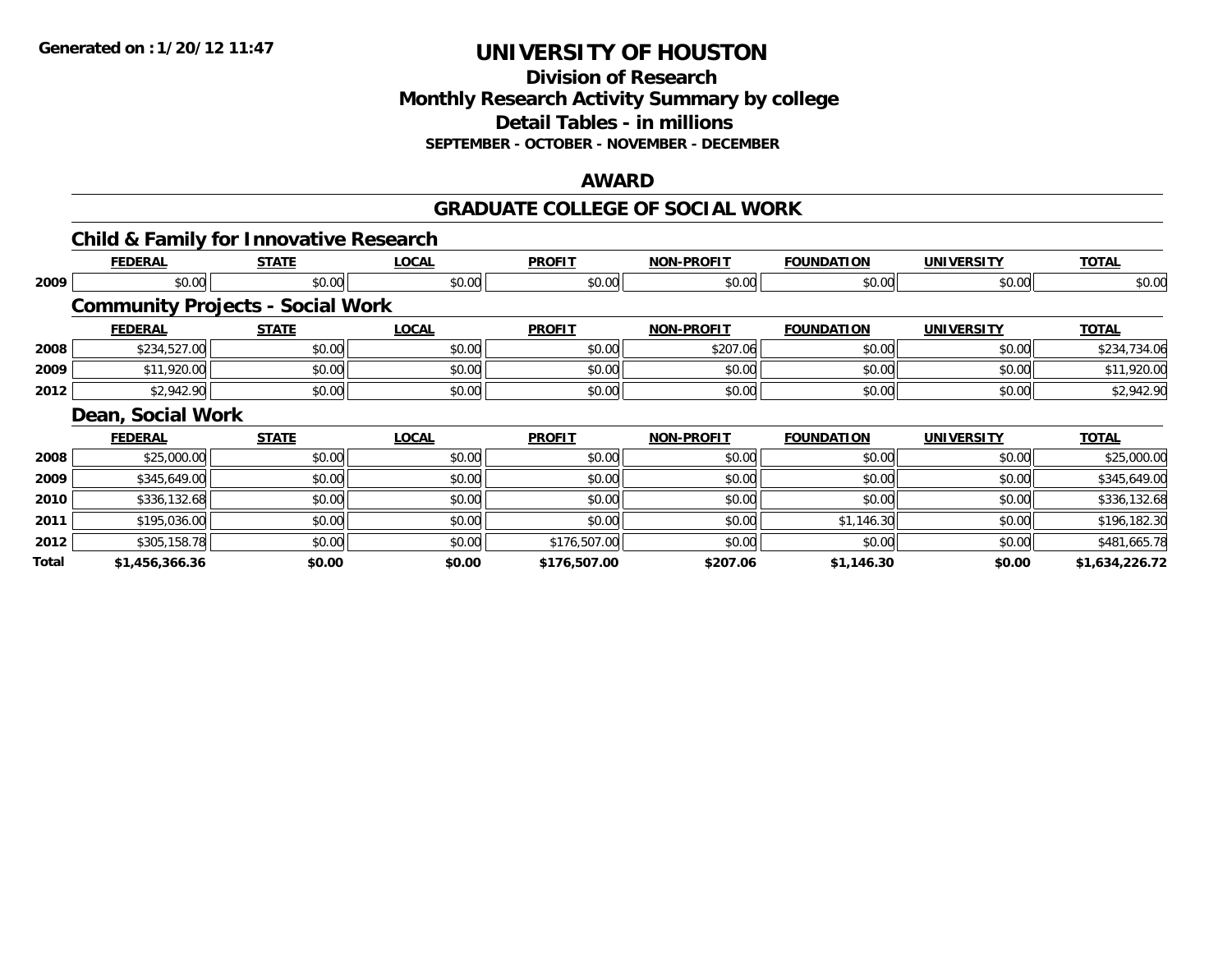**Generated on :1/20/12 11:47**

# UNIVERSITY OF HOUSTON

## Division of Research
## Monthly Research Activity Summary by college
## Detail Tables - in millions
### SEPTEMBER - OCTOBER - NOVEMBER - DECEMBER

## AWARD

## GRADUATE COLLEGE OF SOCIAL WORK

### Child & Family for Innovative Research

| | FEDERAL | STATE | LOCAL | PROFIT | NON-PROFIT | FOUNDATION | UNIVERSITY | TOTAL |
|---|---|---|---|---|---|---|---|---|
| 2009 | $0.00 | $0.00 | $0.00 | $0.00 | $0.00 | $0.00 | $0.00 | $0.00 |

### Community Projects - Social Work

| | FEDERAL | STATE | LOCAL | PROFIT | NON-PROFIT | FOUNDATION | UNIVERSITY | TOTAL |
|---|---|---|---|---|---|---|---|---|
| 2008 | $234,527.00 | $0.00 | $0.00 | $0.00 | $207.06 | $0.00 | $0.00 | $234,734.06 |
| 2009 | $11,920.00 | $0.00 | $0.00 | $0.00 | $0.00 | $0.00 | $0.00 | $11,920.00 |
| 2012 | $2,942.90 | $0.00 | $0.00 | $0.00 | $0.00 | $0.00 | $0.00 | $2,942.90 |

### Dean, Social Work

| | FEDERAL | STATE | LOCAL | PROFIT | NON-PROFIT | FOUNDATION | UNIVERSITY | TOTAL |
|---|---|---|---|---|---|---|---|---|
| 2008 | $25,000.00 | $0.00 | $0.00 | $0.00 | $0.00 | $0.00 | $0.00 | $25,000.00 |
| 2009 | $345,649.00 | $0.00 | $0.00 | $0.00 | $0.00 | $0.00 | $0.00 | $345,649.00 |
| 2010 | $336,132.68 | $0.00 | $0.00 | $0.00 | $0.00 | $0.00 | $0.00 | $336,132.68 |
| 2011 | $195,036.00 | $0.00 | $0.00 | $0.00 | $0.00 | $1,146.30 | $0.00 | $196,182.30 |
| 2012 | $305,158.78 | $0.00 | $0.00 | $176,507.00 | $0.00 | $0.00 | $0.00 | $481,665.78 |
| **Total** | **$1,456,366.36** | **$0.00** | **$0.00** | **$176,507.00** | **$207.06** | **$1,146.30** | **$0.00** | **$1,634,226.72** |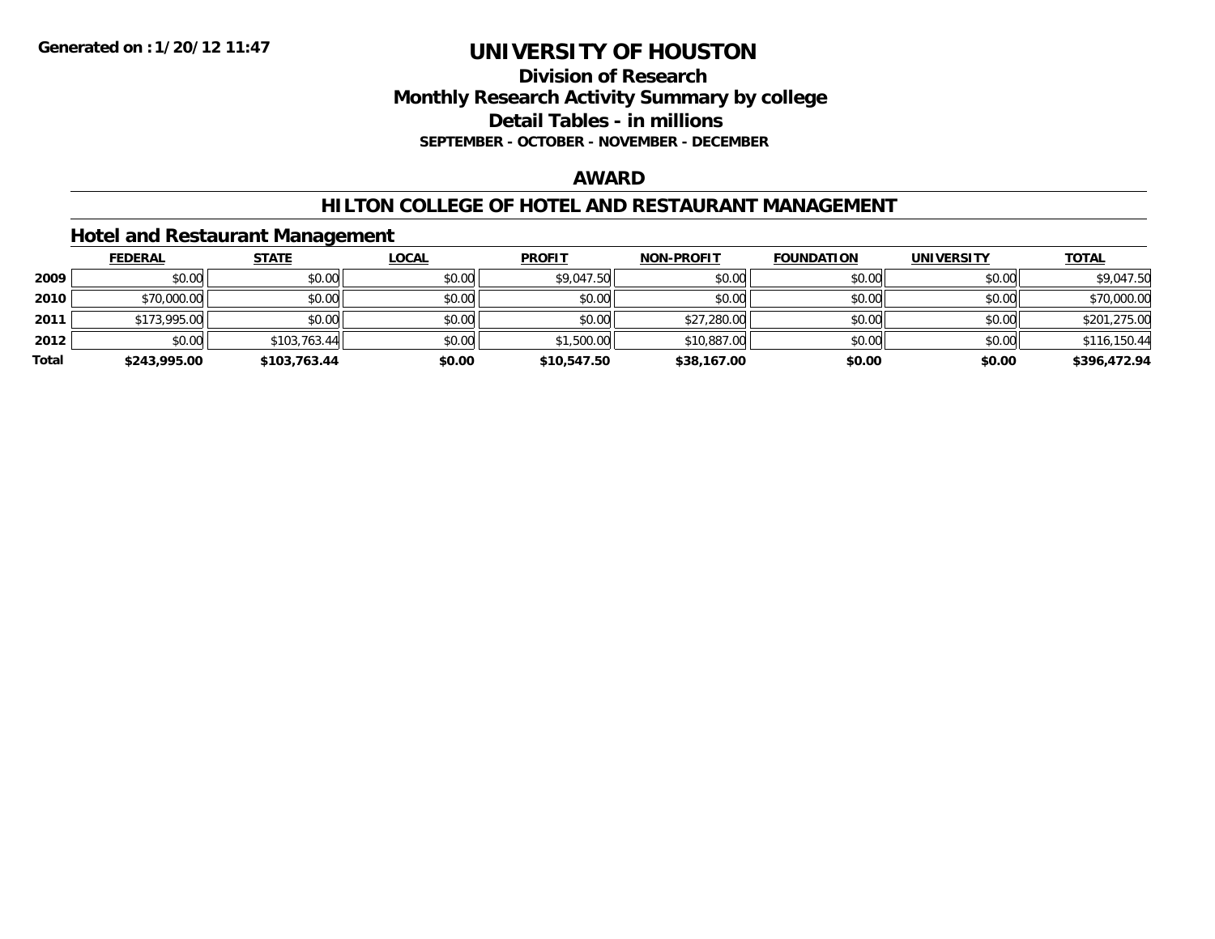Generated on : 1/20/12 11:47

# UNIVERSITY OF HOUSTON

## Division of Research
## Monthly Research Activity Summary by college
## Detail Tables - in millions
### SEPTEMBER - OCTOBER - NOVEMBER - DECEMBER

## AWARD

## HILTON COLLEGE OF HOTEL AND RESTAURANT MANAGEMENT

### Hotel and Restaurant Management

| | FEDERAL | STATE | LOCAL | PROFIT | NON-PROFIT | FOUNDATION | UNIVERSITY | TOTAL |
|---|---|---|---|---|---|---|---|---|
| 2009 | $0.00 | $0.00 | $0.00 | $9,047.50 | $0.00 | $0.00 | $0.00 | $9,047.50 |
| 2010 | $70,000.00 | $0.00 | $0.00 | $0.00 | $0.00 | $0.00 | $0.00 | $70,000.00 |
| 2011 | $173,995.00 | $0.00 | $0.00 | $0.00 | $27,280.00 | $0.00 | $0.00 | $201,275.00 |
| 2012 | $0.00 | $103,763.44 | $0.00 | $1,500.00 | $10,887.00 | $0.00 | $0.00 | $116,150.44 |
| **Total** | **$243,995.00** | **$103,763.44** | **$0.00** | **$10,547.50** | **$38,167.00** | **$0.00** | **$0.00** | **$396,472.94** |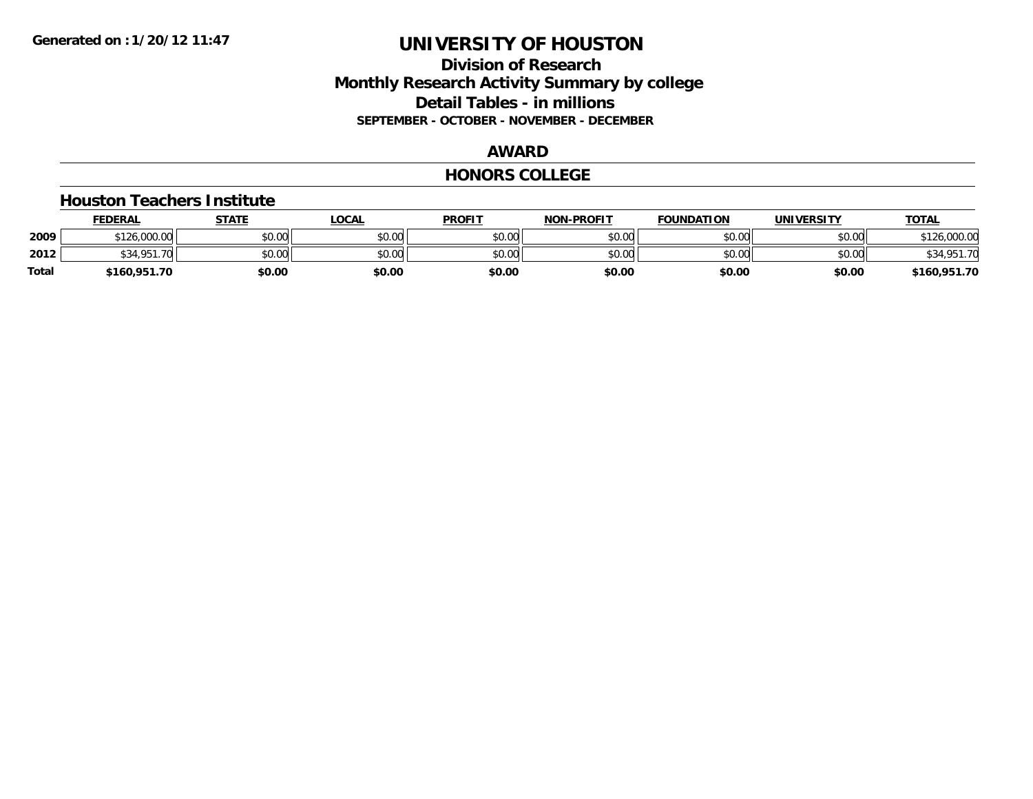**Generated on :1/20/12 11:47**

# UNIVERSITY OF HOUSTON

## Division of Research
## Monthly Research Activity Summary by college
## Detail Tables - in millions
### SEPTEMBER - OCTOBER - NOVEMBER - DECEMBER

## AWARD

## HONORS COLLEGE

### Houston Teachers Institute

| | FEDERAL | STATE | LOCAL | PROFIT | NON-PROFIT | FOUNDATION | UNIVERSITY | TOTAL |
|---|---|---|---|---|---|---|---|---|
| 2009 | $126,000.00 | $0.00 | $0.00 | $0.00 | $0.00 | $0.00 | $0.00 | $126,000.00 |
| 2012 | $34,951.70 | $0.00 | $0.00 | $0.00 | $0.00 | $0.00 | $0.00 | $34,951.70 |
| Total | $160,951.70 | $0.00 | $0.00 | $0.00 | $0.00 | $0.00 | $0.00 | $160,951.70 |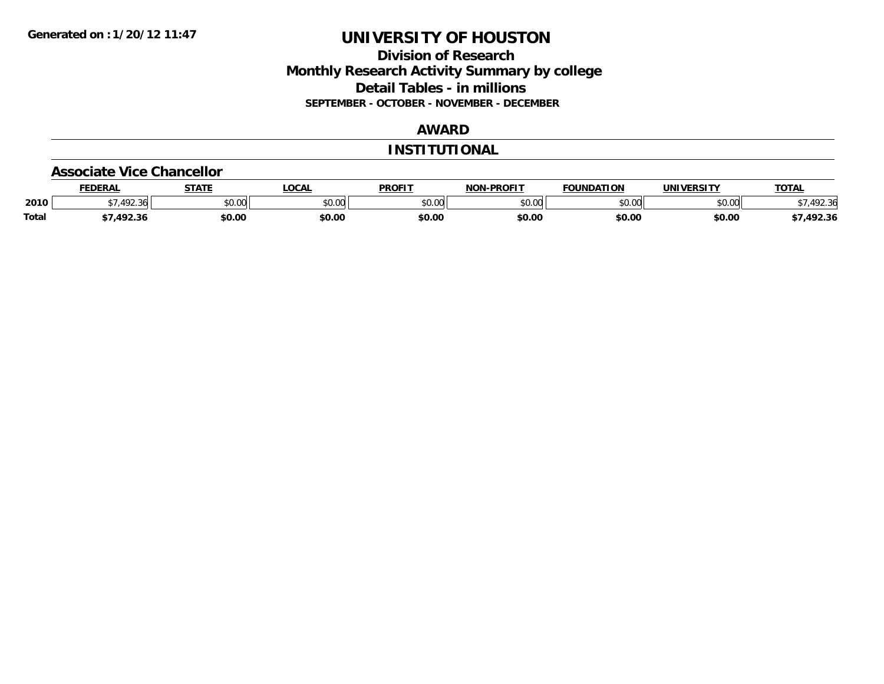**Generated on :1/20/12 11:47**

# UNIVERSITY OF HOUSTON

## Division of Research
## Monthly Research Activity Summary by college
## Detail Tables - in millions
### SEPTEMBER - OCTOBER - NOVEMBER - DECEMBER

## AWARD

## INSTITUTIONAL

### Associate Vice Chancellor

| | FEDERAL | STATE | LOCAL | PROFIT | NON-PROFIT | FOUNDATION | UNIVERSITY | TOTAL |
|---|---|---|---|---|---|---|---|---|
| 2010 | $7,492.36 | $0.00 | $0.00 | $0.00 | $0.00 | $0.00 | $0.00 | $7,492.36 |
| **Total** | **$7,492.36** | **$0.00** | **$0.00** | **$0.00** | **$0.00** | **$0.00** | **$0.00** | **$7,492.36** |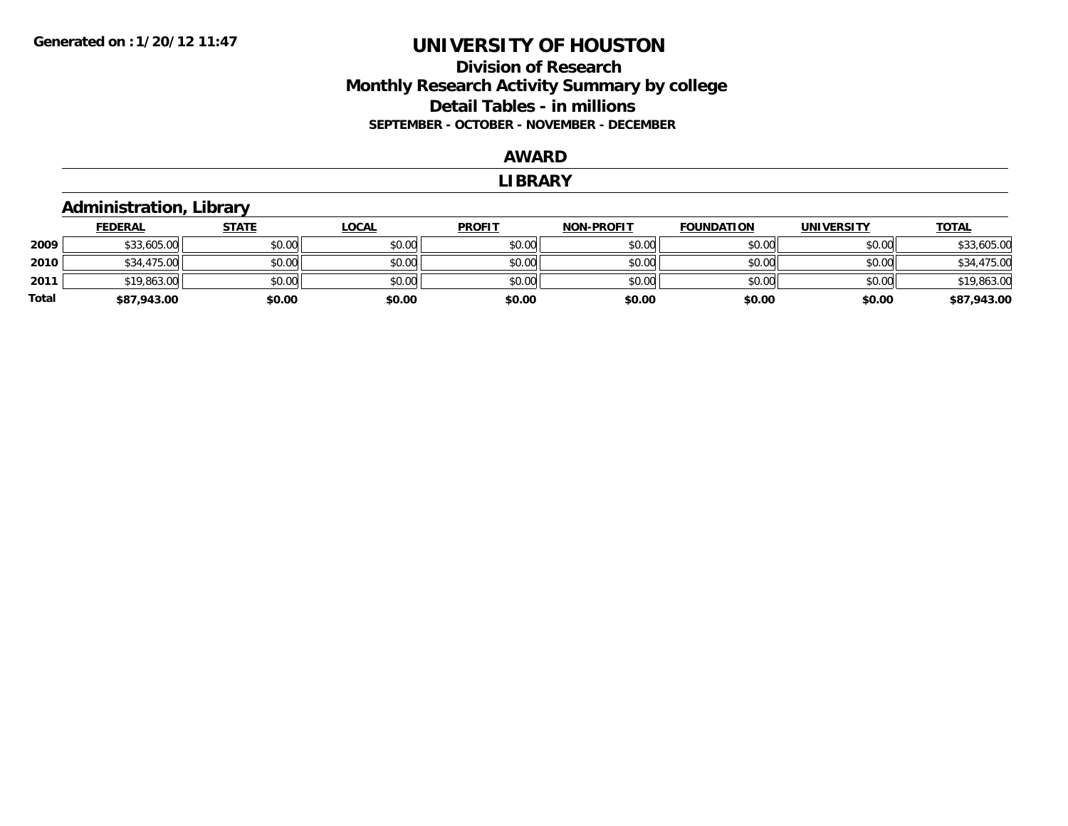Generated on :1/20/12 11:47

# UNIVERSITY OF HOUSTON

## Division of Research

## Monthly Research Activity Summary by college

## Detail Tables - in millions

**SEPTEMBER - OCTOBER - NOVEMBER - DECEMBER**

### AWARD

### LIBRARY

### Administration, Library

| | FEDERAL | STATE | LOCAL | PROFIT | NON-PROFIT | FOUNDATION | UNIVERSITY | TOTAL |
|---|---|---|---|---|---|---|---|---|
| 2009 | $33,605.00 | $0.00 | $0.00 | $0.00 | $0.00 | $0.00 | $0.00 | $33,605.00 |
| 2010 | $34,475.00 | $0.00 | $0.00 | $0.00 | $0.00 | $0.00 | $0.00 | $34,475.00 |
| 2011 | $19,863.00 | $0.00 | $0.00 | $0.00 | $0.00 | $0.00 | $0.00 | $19,863.00 |
| **Total** | **$87,943.00** | **$0.00** | **$0.00** | **$0.00** | **$0.00** | **$0.00** | **$0.00** | **$87,943.00** |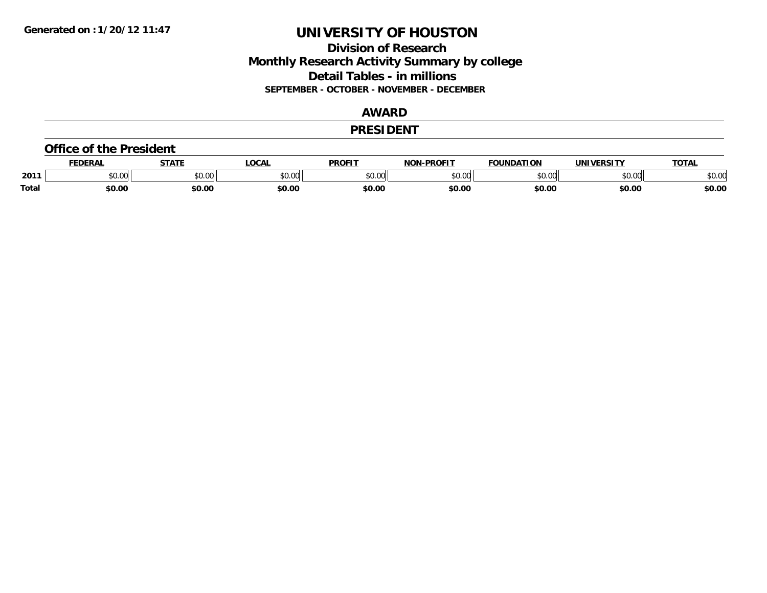**Generated on :1/20/12 11:47**

# UNIVERSITY OF HOUSTON

## Division of Research
## Monthly Research Activity Summary by college
## Detail Tables - in millions
### SEPTEMBER - OCTOBER - NOVEMBER - DECEMBER

## AWARD

## PRESIDENT

### Office of the President

| | FEDERAL | STATE | LOCAL | PROFIT | NON-PROFIT | FOUNDATION | UNIVERSITY | TOTAL |
|---|---|---|---|---|---|---|---|---|
| 2011 | $0.00 | $0.00 | $0.00 | $0.00 | $0.00 | $0.00 | $0.00 | $0.00 |
| **Total** | **$0.00** | **$0.00** | **$0.00** | **$0.00** | **$0.00** | **$0.00** | **$0.00** | **$0.00** |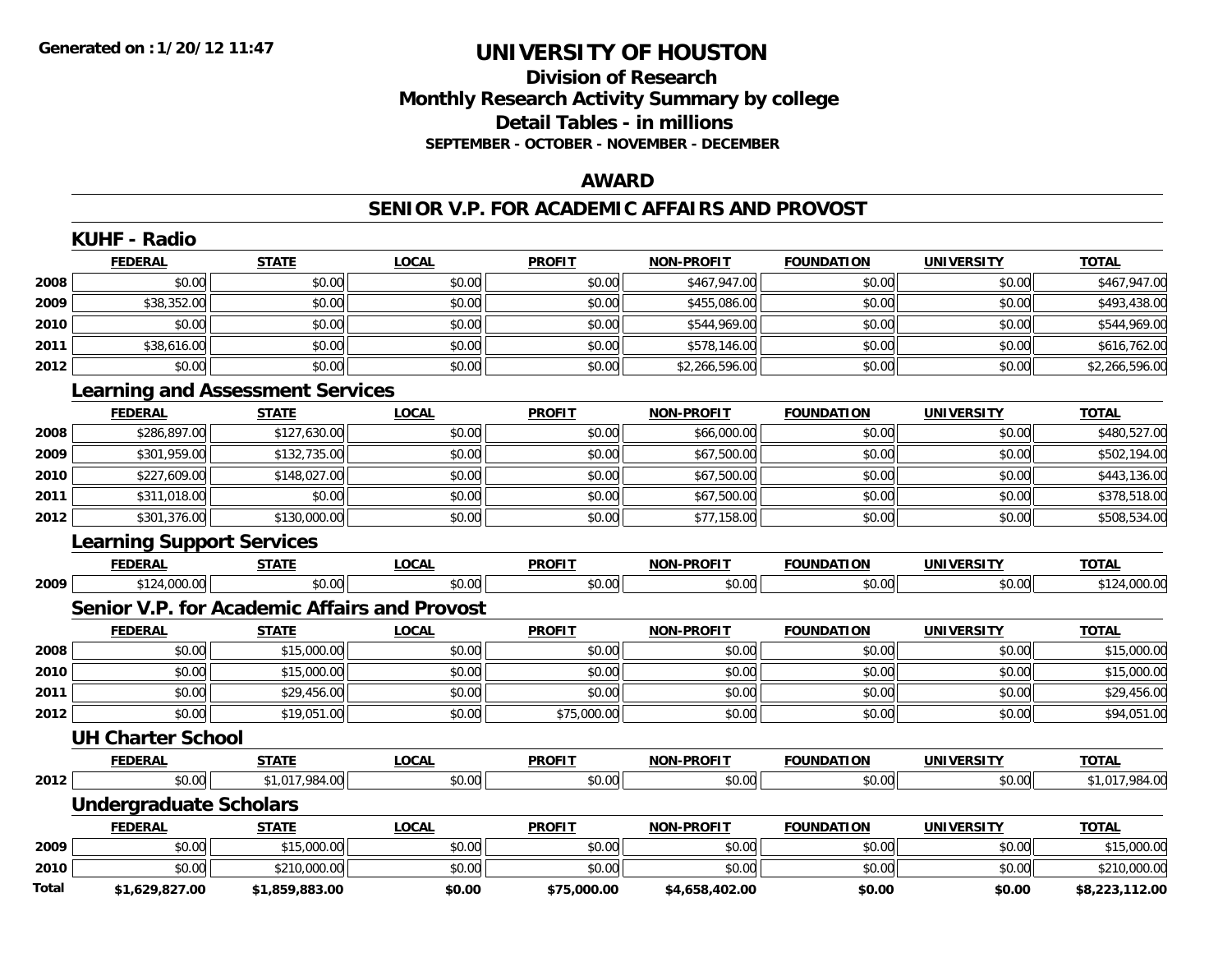**Generated on : 1/20/12 11:47**

# UNIVERSITY OF HOUSTON

## Division of Research
## Monthly Research Activity Summary by college
## Detail Tables - in millions
### SEPTEMBER - OCTOBER - NOVEMBER - DECEMBER

## AWARD

## SENIOR V.P. FOR ACADEMIC AFFAIRS AND PROVOST

### KUHF - Radio

| | FEDERAL | STATE | LOCAL | PROFIT | NON-PROFIT | FOUNDATION | UNIVERSITY | TOTAL |
|---|---|---|---|---|---|---|---|---|
| 2008 | $0.00 | $0.00 | $0.00 | $0.00 | $467,947.00 | $0.00 | $0.00 | $467,947.00 |
| 2009 | $38,352.00 | $0.00 | $0.00 | $0.00 | $455,086.00 | $0.00 | $0.00 | $493,438.00 |
| 2010 | $0.00 | $0.00 | $0.00 | $0.00 | $544,969.00 | $0.00 | $0.00 | $544,969.00 |
| 2011 | $38,616.00 | $0.00 | $0.00 | $0.00 | $578,146.00 | $0.00 | $0.00 | $616,762.00 |
| 2012 | $0.00 | $0.00 | $0.00 | $0.00 | $2,266,596.00 | $0.00 | $0.00 | $2,266,596.00 |

### Learning and Assessment Services

| | FEDERAL | STATE | LOCAL | PROFIT | NON-PROFIT | FOUNDATION | UNIVERSITY | TOTAL |
|---|---|---|---|---|---|---|---|---|
| 2008 | $286,897.00 | $127,630.00 | $0.00 | $0.00 | $66,000.00 | $0.00 | $0.00 | $480,527.00 |
| 2009 | $301,959.00 | $132,735.00 | $0.00 | $0.00 | $67,500.00 | $0.00 | $0.00 | $502,194.00 |
| 2010 | $227,609.00 | $148,027.00 | $0.00 | $0.00 | $67,500.00 | $0.00 | $0.00 | $443,136.00 |
| 2011 | $311,018.00 | $0.00 | $0.00 | $0.00 | $67,500.00 | $0.00 | $0.00 | $378,518.00 |
| 2012 | $301,376.00 | $130,000.00 | $0.00 | $0.00 | $77,158.00 | $0.00 | $0.00 | $508,534.00 |

### Learning Support Services

| | FEDERAL | STATE | LOCAL | PROFIT | NON-PROFIT | FOUNDATION | UNIVERSITY | TOTAL |
|---|---|---|---|---|---|---|---|---|
| 2009 | $124,000.00 | $0.00 | $0.00 | $0.00 | $0.00 | $0.00 | $0.00 | $124,000.00 |

### Senior V.P. for Academic Affairs and Provost

| | FEDERAL | STATE | LOCAL | PROFIT | NON-PROFIT | FOUNDATION | UNIVERSITY | TOTAL |
|---|---|---|---|---|---|---|---|---|
| 2008 | $0.00 | $15,000.00 | $0.00 | $0.00 | $0.00 | $0.00 | $0.00 | $15,000.00 |
| 2010 | $0.00 | $15,000.00 | $0.00 | $0.00 | $0.00 | $0.00 | $0.00 | $15,000.00 |
| 2011 | $0.00 | $29,456.00 | $0.00 | $0.00 | $0.00 | $0.00 | $0.00 | $29,456.00 |
| 2012 | $0.00 | $19,051.00 | $0.00 | $75,000.00 | $0.00 | $0.00 | $0.00 | $94,051.00 |

### UH Charter School

| | FEDERAL | STATE | LOCAL | PROFIT | NON-PROFIT | FOUNDATION | UNIVERSITY | TOTAL |
|---|---|---|---|---|---|---|---|---|
| 2012 | $0.00 | $1,017,984.00 | $0.00 | $0.00 | $0.00 | $0.00 | $0.00 | $1,017,984.00 |

### Undergraduate Scholars

| | FEDERAL | STATE | LOCAL | PROFIT | NON-PROFIT | FOUNDATION | UNIVERSITY | TOTAL |
|---|---|---|---|---|---|---|---|---|
| 2009 | $0.00 | $15,000.00 | $0.00 | $0.00 | $0.00 | $0.00 | $0.00 | $15,000.00 |
| 2010 | $0.00 | $210,000.00 | $0.00 | $0.00 | $0.00 | $0.00 | $0.00 | $210,000.00 |
| **Total** | **$1,629,827.00** | **$1,859,883.00** | **$0.00** | **$75,000.00** | **$4,658,402.00** | **$0.00** | **$0.00** | **$8,223,112.00** |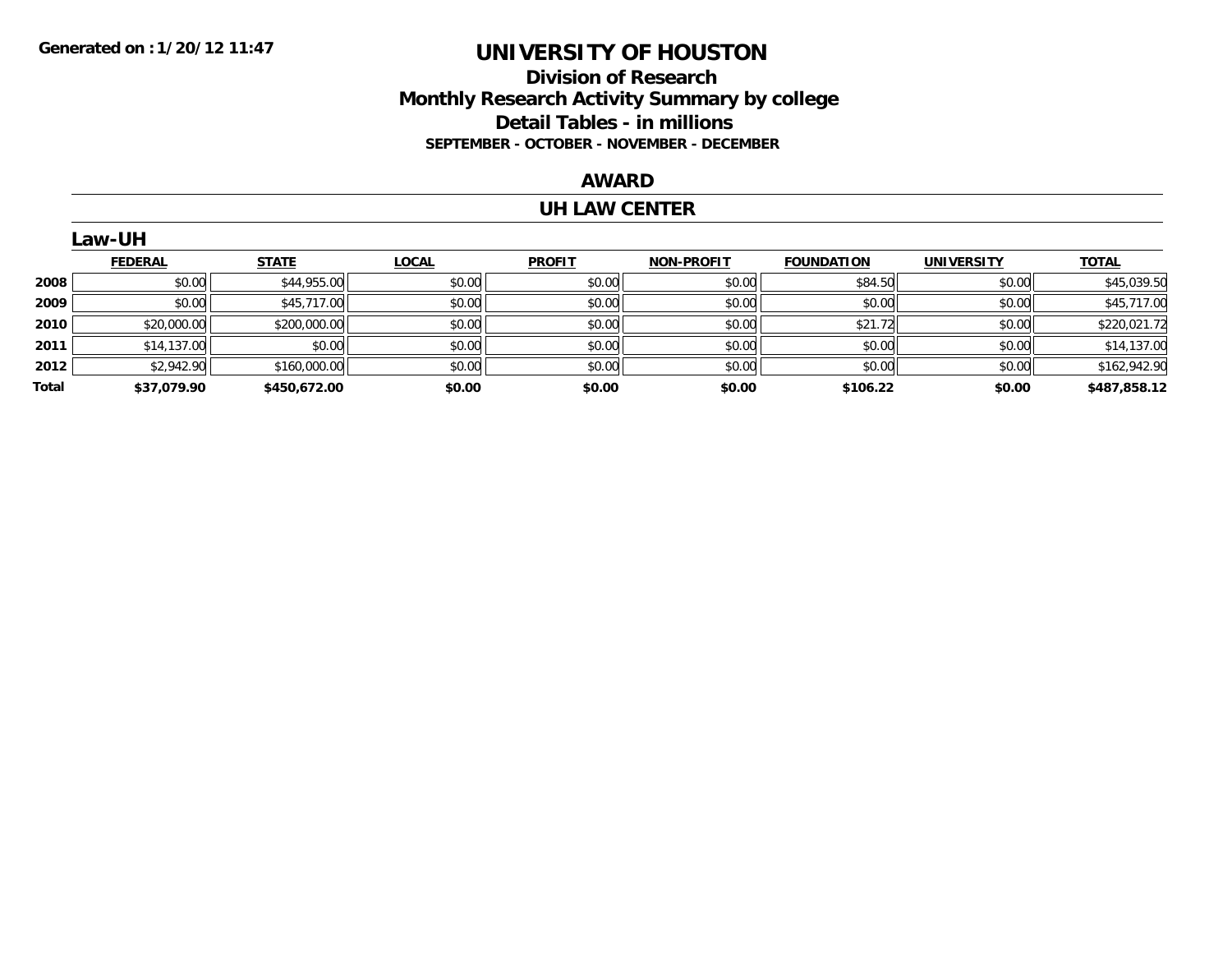Generated on :1/20/12 11:47

# UNIVERSITY OF HOUSTON

## Division of Research
## Monthly Research Activity Summary by college
## Detail Tables - in millions

**SEPTEMBER - OCTOBER - NOVEMBER - DECEMBER**

## AWARD

## UH LAW CENTER

### Law-UH

| | FEDERAL | STATE | LOCAL | PROFIT | NON-PROFIT | FOUNDATION | UNIVERSITY | TOTAL |
|---|---|---|---|---|---|---|---|---|
| 2008 | $0.00 | $44,955.00 | $0.00 | $0.00 | $0.00 | $84.50 | $0.00 | $45,039.50 |
| 2009 | $0.00 | $45,717.00 | $0.00 | $0.00 | $0.00 | $0.00 | $0.00 | $45,717.00 |
| 2010 | $20,000.00 | $200,000.00 | $0.00 | $0.00 | $0.00 | $21.72 | $0.00 | $220,021.72 |
| 2011 | $14,137.00 | $0.00 | $0.00 | $0.00 | $0.00 | $0.00 | $0.00 | $14,137.00 |
| 2012 | $2,942.90 | $160,000.00 | $0.00 | $0.00 | $0.00 | $0.00 | $0.00 | $162,942.90 |
| **Total** | **$37,079.90** | **$450,672.00** | **$0.00** | **$0.00** | **$0.00** | **$106.22** | **$0.00** | **$487,858.12** |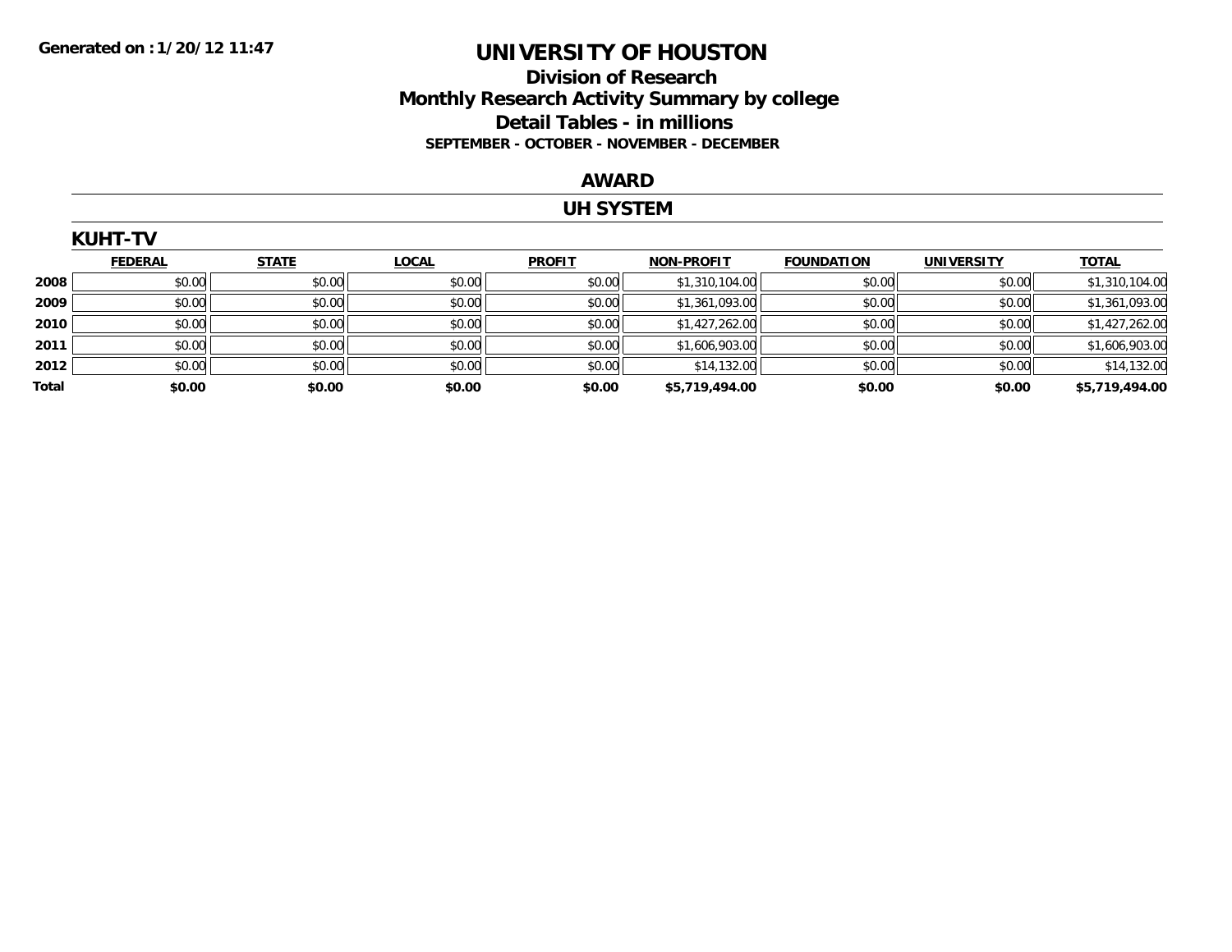Generated on :1/20/12 11:47

# UNIVERSITY OF HOUSTON

## Division of Research
## Monthly Research Activity Summary by college
## Detail Tables - in millions
### SEPTEMBER - OCTOBER - NOVEMBER - DECEMBER

## AWARD

## UH SYSTEM

### KUHT-TV

| | FEDERAL | STATE | LOCAL | PROFIT | NON-PROFIT | FOUNDATION | UNIVERSITY | TOTAL |
|---|---|---|---|---|---|---|---|---|
| 2008 | $0.00 | $0.00 | $0.00 | $0.00 | $1,310,104.00 | $0.00 | $0.00 | $1,310,104.00 |
| 2009 | $0.00 | $0.00 | $0.00 | $0.00 | $1,361,093.00 | $0.00 | $0.00 | $1,361,093.00 |
| 2010 | $0.00 | $0.00 | $0.00 | $0.00 | $1,427,262.00 | $0.00 | $0.00 | $1,427,262.00 |
| 2011 | $0.00 | $0.00 | $0.00 | $0.00 | $1,606,903.00 | $0.00 | $0.00 | $1,606,903.00 |
| 2012 | $0.00 | $0.00 | $0.00 | $0.00 | $14,132.00 | $0.00 | $0.00 | $14,132.00 |
| **Total** | **$0.00** | **$0.00** | **$0.00** | **$0.00** | **$5,719,494.00** | **$0.00** | **$0.00** | **$5,719,494.00** |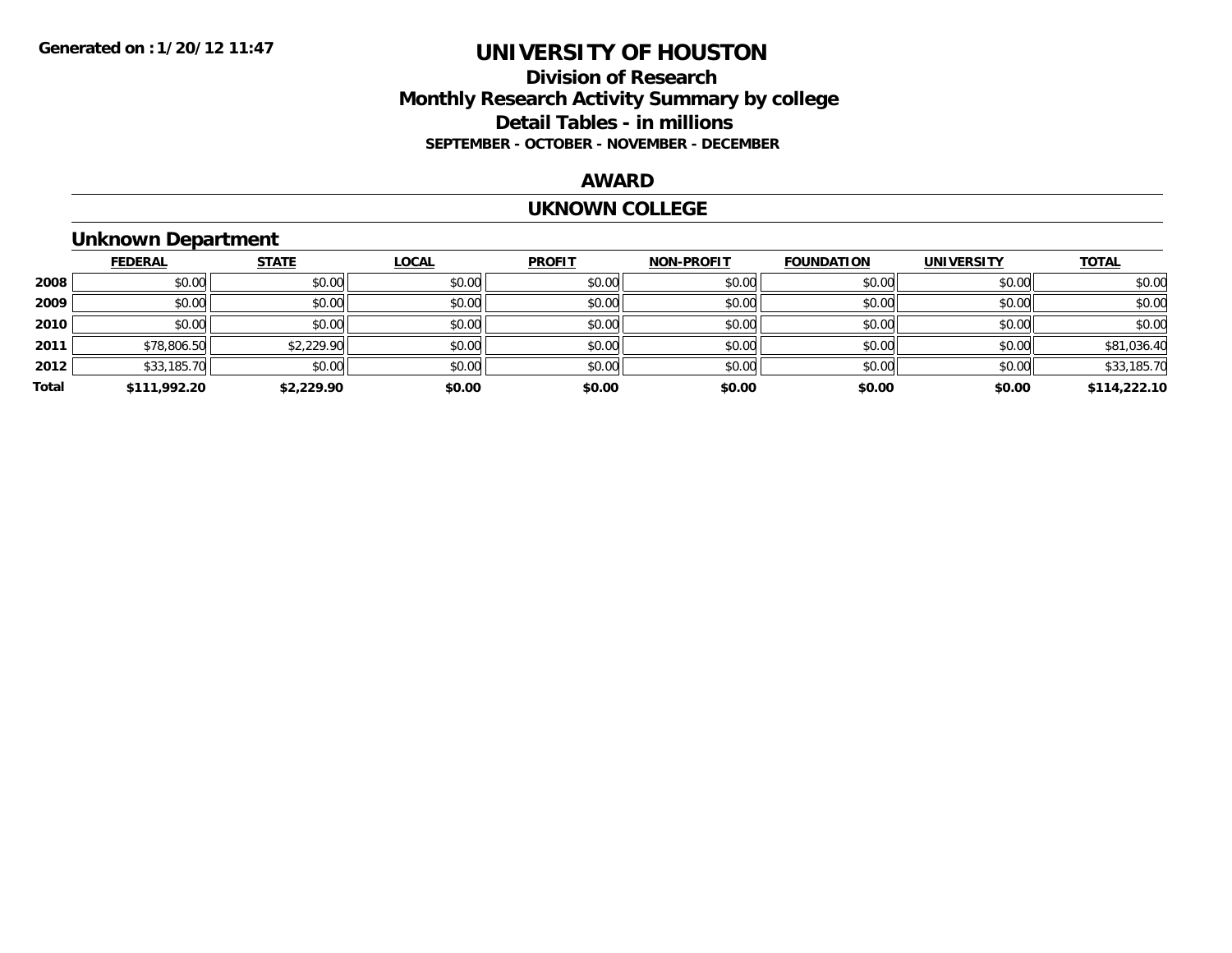**Generated on :1/20/12 11:47**

# UNIVERSITY OF HOUSTON

## Division of Research
## Monthly Research Activity Summary by college
## Detail Tables - in millions
### SEPTEMBER - OCTOBER - NOVEMBER - DECEMBER

## AWARD

## UKNOWN COLLEGE

### Unknown Department

| | FEDERAL | STATE | LOCAL | PROFIT | NON-PROFIT | FOUNDATION | UNIVERSITY | TOTAL |
|---|---|---|---|---|---|---|---|---|
| 2008 | $0.00 | $0.00 | $0.00 | $0.00 | $0.00 | $0.00 | $0.00 | $0.00 |
| 2009 | $0.00 | $0.00 | $0.00 | $0.00 | $0.00 | $0.00 | $0.00 | $0.00 |
| 2010 | $0.00 | $0.00 | $0.00 | $0.00 | $0.00 | $0.00 | $0.00 | $0.00 |
| 2011 | $78,806.50 | $2,229.90 | $0.00 | $0.00 | $0.00 | $0.00 | $0.00 | $81,036.40 |
| 2012 | $33,185.70 | $0.00 | $0.00 | $0.00 | $0.00 | $0.00 | $0.00 | $33,185.70 |
| **Total** | **$111,992.20** | **$2,229.90** | **$0.00** | **$0.00** | **$0.00** | **$0.00** | **$0.00** | **$114,222.10** |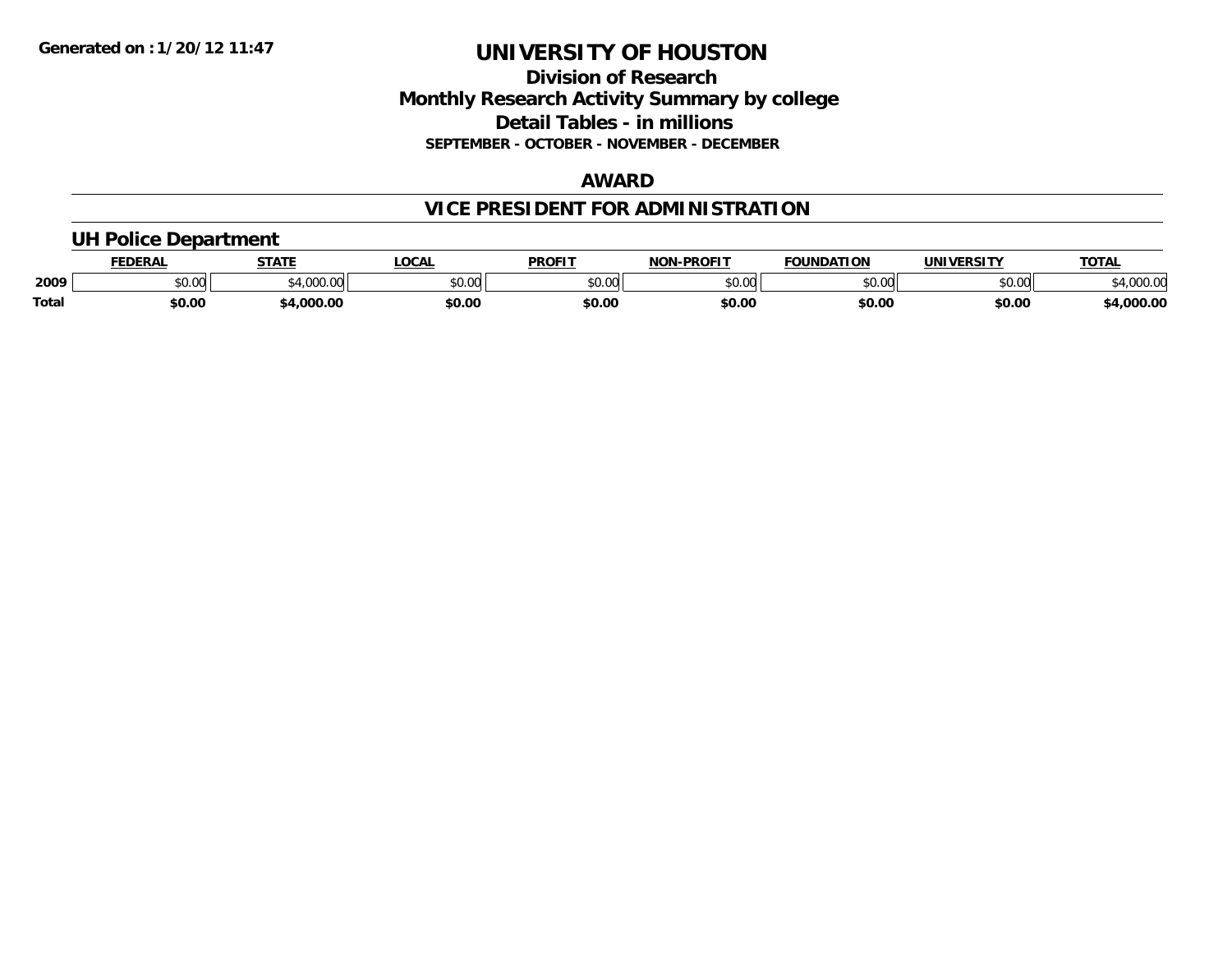Generated on :1/20/12 11:47

# UNIVERSITY OF HOUSTON

## Division of Research
## Monthly Research Activity Summary by college
## Detail Tables - in millions
### SEPTEMBER - OCTOBER - NOVEMBER - DECEMBER

## AWARD

## VICE PRESIDENT FOR ADMINISTRATION

### UH Police Department

| | FEDERAL | STATE | LOCAL | PROFIT | NON-PROFIT | FOUNDATION | UNIVERSITY | TOTAL |
|---|---|---|---|---|---|---|---|---|
| 2009 | $0.00 | $4,000.00 | $0.00 | $0.00 | $0.00 | $0.00 | $0.00 | $4,000.00 |
| **Total** | **$0.00** | **$4,000.00** | **$0.00** | **$0.00** | **$0.00** | **$0.00** | **$0.00** | **$4,000.00** |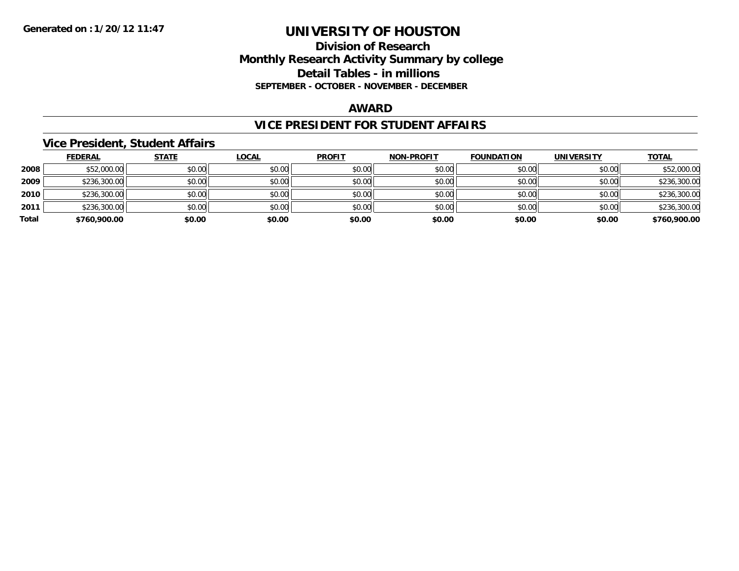# UNIVERSITY OF HOUSTON

## Division of Research

## Monthly Research Activity Summary by college

## Detail Tables - in millions

**SEPTEMBER - OCTOBER - NOVEMBER - DECEMBER**

## AWARD

## VICE PRESIDENT FOR STUDENT AFFAIRS

### Vice President, Student Affairs

| | FEDERAL | STATE | LOCAL | PROFIT | NON-PROFIT | FOUNDATION | UNIVERSITY | TOTAL |
|---|---|---|---|---|---|---|---|---|
| 2008 | $52,000.00 | $0.00 | $0.00 | $0.00 | $0.00 | $0.00 | $0.00 | $52,000.00 |
| 2009 | $236,300.00 | $0.00 | $0.00 | $0.00 | $0.00 | $0.00 | $0.00 | $236,300.00 |
| 2010 | $236,300.00 | $0.00 | $0.00 | $0.00 | $0.00 | $0.00 | $0.00 | $236,300.00 |
| 2011 | $236,300.00 | $0.00 | $0.00 | $0.00 | $0.00 | $0.00 | $0.00 | $236,300.00 |
| **Total** | **$760,900.00** | **$0.00** | **$0.00** | **$0.00** | **$0.00** | **$0.00** | **$0.00** | **$760,900.00** |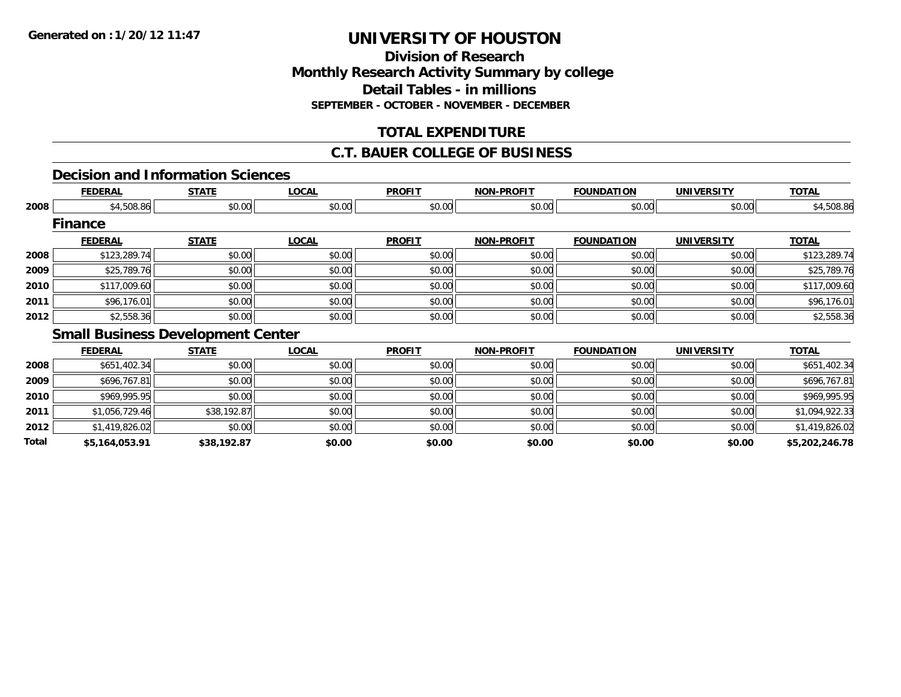**Generated on :1/20/12 11:47**

# UNIVERSITY OF HOUSTON

## Division of Research
## Monthly Research Activity Summary by college
## Detail Tables - in millions
### SEPTEMBER - OCTOBER - NOVEMBER - DECEMBER

## TOTAL EXPENDITURE

## C.T. BAUER COLLEGE OF BUSINESS

### Decision and Information Sciences

| | FEDERAL | STATE | LOCAL | PROFIT | NON-PROFIT | FOUNDATION | UNIVERSITY | TOTAL |
|---|---|---|---|---|---|---|---|---|
| 2008 | $4,508.86 | $0.00 | $0.00 | $0.00 | $0.00 | $0.00 | $0.00 | $4,508.86 |

### Finance

| | FEDERAL | STATE | LOCAL | PROFIT | NON-PROFIT | FOUNDATION | UNIVERSITY | TOTAL |
|---|---|---|---|---|---|---|---|---|
| 2008 | $123,289.74 | $0.00 | $0.00 | $0.00 | $0.00 | $0.00 | $0.00 | $123,289.74 |
| 2009 | $25,789.76 | $0.00 | $0.00 | $0.00 | $0.00 | $0.00 | $0.00 | $25,789.76 |
| 2010 | $117,009.60 | $0.00 | $0.00 | $0.00 | $0.00 | $0.00 | $0.00 | $117,009.60 |
| 2011 | $96,176.01 | $0.00 | $0.00 | $0.00 | $0.00 | $0.00 | $0.00 | $96,176.01 |
| 2012 | $2,558.36 | $0.00 | $0.00 | $0.00 | $0.00 | $0.00 | $0.00 | $2,558.36 |

### Small Business Development Center

| | FEDERAL | STATE | LOCAL | PROFIT | NON-PROFIT | FOUNDATION | UNIVERSITY | TOTAL |
|---|---|---|---|---|---|---|---|---|
| 2008 | $651,402.34 | $0.00 | $0.00 | $0.00 | $0.00 | $0.00 | $0.00 | $651,402.34 |
| 2009 | $696,767.81 | $0.00 | $0.00 | $0.00 | $0.00 | $0.00 | $0.00 | $696,767.81 |
| 2010 | $969,995.95 | $0.00 | $0.00 | $0.00 | $0.00 | $0.00 | $0.00 | $969,995.95 |
| 2011 | $1,056,729.46 | $38,192.87 | $0.00 | $0.00 | $0.00 | $0.00 | $0.00 | $1,094,922.33 |
| 2012 | $1,419,826.02 | $0.00 | $0.00 | $0.00 | $0.00 | $0.00 | $0.00 | $1,419,826.02 |
| **Total** | **$5,164,053.91** | **$38,192.87** | **$0.00** | **$0.00** | **$0.00** | **$0.00** | **$0.00** | **$5,202,246.78** |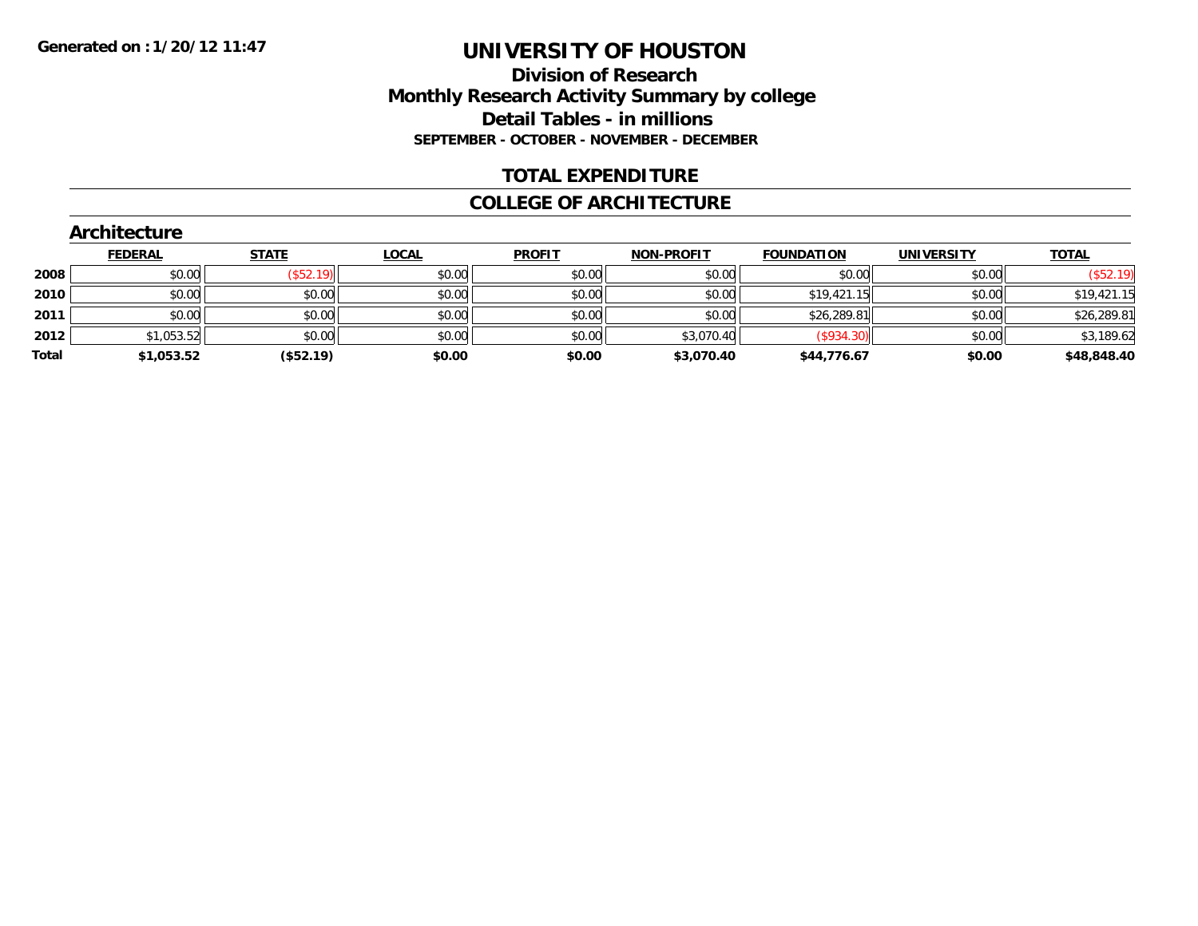Generated on :1/20/12 11:47

# UNIVERSITY OF HOUSTON

## Division of Research
## Monthly Research Activity Summary by college
## Detail Tables - in millions
### SEPTEMBER - OCTOBER - NOVEMBER - DECEMBER

## TOTAL EXPENDITURE

## COLLEGE OF ARCHITECTURE

### Architecture

| | FEDERAL | STATE | LOCAL | PROFIT | NON-PROFIT | FOUNDATION | UNIVERSITY | TOTAL |
|---|---|---|---|---|---|---|---|---|
| 2008 | $0.00 | ($52.19) | $0.00 | $0.00 | $0.00 | $0.00 | $0.00 | ($52.19) |
| 2010 | $0.00 | $0.00 | $0.00 | $0.00 | $0.00 | $19,421.15 | $0.00 | $19,421.15 |
| 2011 | $0.00 | $0.00 | $0.00 | $0.00 | $0.00 | $26,289.81 | $0.00 | $26,289.81 |
| 2012 | $1,053.52 | $0.00 | $0.00 | $0.00 | $3,070.40 | ($934.30) | $0.00 | $3,189.62 |
| **Total** | **$1,053.52** | **($52.19)** | **$0.00** | **$0.00** | **$3,070.40** | **$44,776.67** | **$0.00** | **$48,848.40** |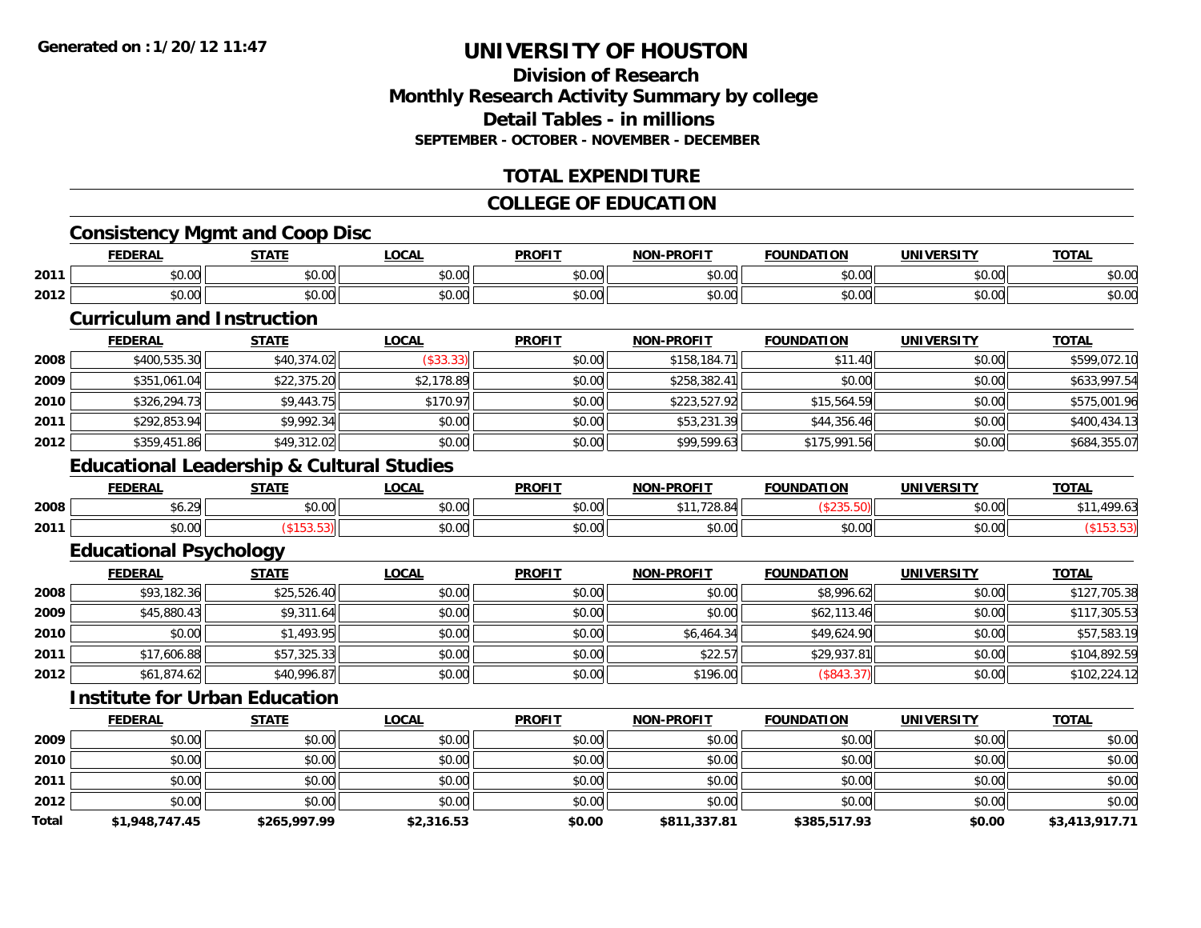**Generated on : 1/20/12 11:47**

# UNIVERSITY OF HOUSTON

## Division of Research
## Monthly Research Activity Summary by college
## Detail Tables - in millions
### SEPTEMBER - OCTOBER - NOVEMBER - DECEMBER

## TOTAL EXPENDITURE

## COLLEGE OF EDUCATION

### Consistency Mgmt and Coop Disc

| | FEDERAL | STATE | LOCAL | PROFIT | NON-PROFIT | FOUNDATION | UNIVERSITY | TOTAL |
|---|---|---|---|---|---|---|---|---|
| 2011 | $0.00 | $0.00 | $0.00 | $0.00 | $0.00 | $0.00 | $0.00 | $0.00 |
| 2012 | $0.00 | $0.00 | $0.00 | $0.00 | $0.00 | $0.00 | $0.00 | $0.00 |

### Curriculum and Instruction

| | FEDERAL | STATE | LOCAL | PROFIT | NON-PROFIT | FOUNDATION | UNIVERSITY | TOTAL |
|---|---|---|---|---|---|---|---|---|
| 2008 | $400,535.30 | $40,374.02 | ($33.33) | $0.00 | $158,184.71 | $11.40 | $0.00 | $599,072.10 |
| 2009 | $351,061.04 | $22,375.20 | $2,178.89 | $0.00 | $258,382.41 | $0.00 | $0.00 | $633,997.54 |
| 2010 | $326,294.73 | $9,443.75 | $170.97 | $0.00 | $223,527.92 | $15,564.59 | $0.00 | $575,001.96 |
| 2011 | $292,853.94 | $9,992.34 | $0.00 | $0.00 | $53,231.39 | $44,356.46 | $0.00 | $400,434.13 |
| 2012 | $359,451.86 | $49,312.02 | $0.00 | $0.00 | $99,599.63 | $175,991.56 | $0.00 | $684,355.07 |

### Educational Leadership & Cultural Studies

| | FEDERAL | STATE | LOCAL | PROFIT | NON-PROFIT | FOUNDATION | UNIVERSITY | TOTAL |
|---|---|---|---|---|---|---|---|---|
| 2008 | $6.29 | $0.00 | $0.00 | $0.00 | $11,728.84 | ($235.50) | $0.00 | $11,499.63 |
| 2011 | $0.00 | ($153.53) | $0.00 | $0.00 | $0.00 | $0.00 | $0.00 | ($153.53) |

### Educational Psychology

| | FEDERAL | STATE | LOCAL | PROFIT | NON-PROFIT | FOUNDATION | UNIVERSITY | TOTAL |
|---|---|---|---|---|---|---|---|---|
| 2008 | $93,182.36 | $25,526.40 | $0.00 | $0.00 | $0.00 | $8,996.62 | $0.00 | $127,705.38 |
| 2009 | $45,880.43 | $9,311.64 | $0.00 | $0.00 | $0.00 | $62,113.46 | $0.00 | $117,305.53 |
| 2010 | $0.00 | $1,493.95 | $0.00 | $0.00 | $6,464.34 | $49,624.90 | $0.00 | $57,583.19 |
| 2011 | $17,606.88 | $57,325.33 | $0.00 | $0.00 | $22.57 | $29,937.81 | $0.00 | $104,892.59 |
| 2012 | $61,874.62 | $40,996.87 | $0.00 | $0.00 | $196.00 | ($843.37) | $0.00 | $102,224.12 |

### Institute for Urban Education

| | FEDERAL | STATE | LOCAL | PROFIT | NON-PROFIT | FOUNDATION | UNIVERSITY | TOTAL |
|---|---|---|---|---|---|---|---|---|
| 2009 | $0.00 | $0.00 | $0.00 | $0.00 | $0.00 | $0.00 | $0.00 | $0.00 |
| 2010 | $0.00 | $0.00 | $0.00 | $0.00 | $0.00 | $0.00 | $0.00 | $0.00 |
| 2011 | $0.00 | $0.00 | $0.00 | $0.00 | $0.00 | $0.00 | $0.00 | $0.00 |
| 2012 | $0.00 | $0.00 | $0.00 | $0.00 | $0.00 | $0.00 | $0.00 | $0.00 |
| **Total** | **$1,948,747.45** | **$265,997.99** | **$2,316.53** | **$0.00** | **$811,337.81** | **$385,517.93** | **$0.00** | **$3,413,917.71** |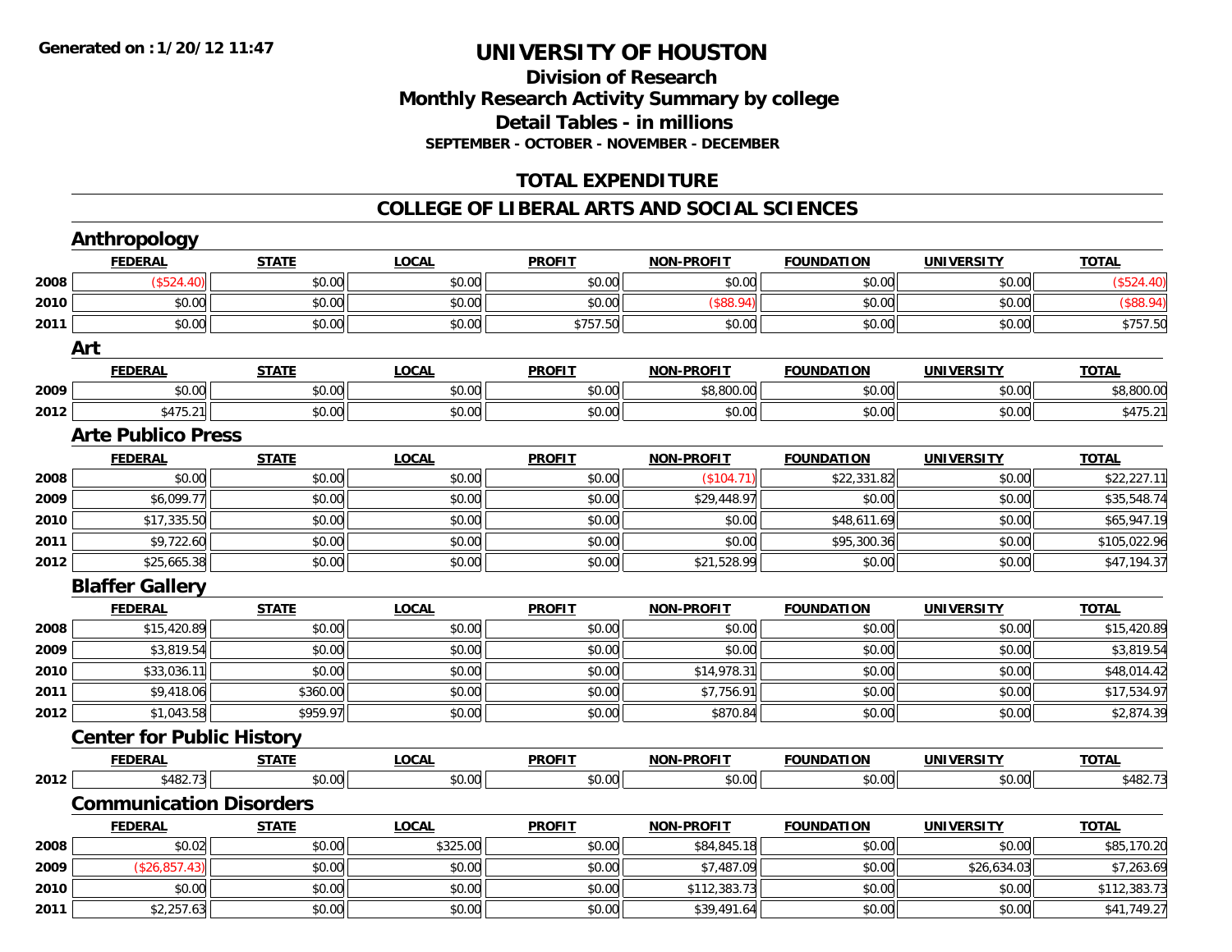**Generated on : 1/20/12 11:47**

# UNIVERSITY OF HOUSTON

## Division of Research
## Monthly Research Activity Summary by college
## Detail Tables - in millions
### SEPTEMBER - OCTOBER - NOVEMBER - DECEMBER

## TOTAL EXPENDITURE

## COLLEGE OF LIBERAL ARTS AND SOCIAL SCIENCES

### Anthropology

| | FEDERAL | STATE | LOCAL | PROFIT | NON-PROFIT | FOUNDATION | UNIVERSITY | TOTAL |
|---|---|---|---|---|---|---|---|---|
| 2008 | ($524.40) | $0.00 | $0.00 | $0.00 | $0.00 | $0.00 | $0.00 | ($524.40) |
| 2010 | $0.00 | $0.00 | $0.00 | $0.00 | ($88.94) | $0.00 | $0.00 | ($88.94) |
| 2011 | $0.00 | $0.00 | $0.00 | $757.50 | $0.00 | $0.00 | $0.00 | $757.50 |

### Art

| | FEDERAL | STATE | LOCAL | PROFIT | NON-PROFIT | FOUNDATION | UNIVERSITY | TOTAL |
|---|---|---|---|---|---|---|---|---|
| 2009 | $0.00 | $0.00 | $0.00 | $0.00 | $8,800.00 | $0.00 | $0.00 | $8,800.00 |
| 2012 | $475.21 | $0.00 | $0.00 | $0.00 | $0.00 | $0.00 | $0.00 | $475.21 |

### Arte Publico Press

| | FEDERAL | STATE | LOCAL | PROFIT | NON-PROFIT | FOUNDATION | UNIVERSITY | TOTAL |
|---|---|---|---|---|---|---|---|---|
| 2008 | $0.00 | $0.00 | $0.00 | $0.00 | ($104.71) | $22,331.82 | $0.00 | $22,227.11 |
| 2009 | $6,099.77 | $0.00 | $0.00 | $0.00 | $29,448.97 | $0.00 | $0.00 | $35,548.74 |
| 2010 | $17,335.50 | $0.00 | $0.00 | $0.00 | $0.00 | $48,611.69 | $0.00 | $65,947.19 |
| 2011 | $9,722.60 | $0.00 | $0.00 | $0.00 | $0.00 | $95,300.36 | $0.00 | $105,022.96 |
| 2012 | $25,665.38 | $0.00 | $0.00 | $0.00 | $21,528.99 | $0.00 | $0.00 | $47,194.37 |

### Blaffer Gallery

| | FEDERAL | STATE | LOCAL | PROFIT | NON-PROFIT | FOUNDATION | UNIVERSITY | TOTAL |
|---|---|---|---|---|---|---|---|---|
| 2008 | $15,420.89 | $0.00 | $0.00 | $0.00 | $0.00 | $0.00 | $0.00 | $15,420.89 |
| 2009 | $3,819.54 | $0.00 | $0.00 | $0.00 | $0.00 | $0.00 | $0.00 | $3,819.54 |
| 2010 | $33,036.11 | $0.00 | $0.00 | $0.00 | $14,978.31 | $0.00 | $0.00 | $48,014.42 |
| 2011 | $9,418.06 | $360.00 | $0.00 | $0.00 | $7,756.91 | $0.00 | $0.00 | $17,534.97 |
| 2012 | $1,043.58 | $959.97 | $0.00 | $0.00 | $870.84 | $0.00 | $0.00 | $2,874.39 |

### Center for Public History

| | FEDERAL | STATE | LOCAL | PROFIT | NON-PROFIT | FOUNDATION | UNIVERSITY | TOTAL |
|---|---|---|---|---|---|---|---|---|
| 2012 | $482.73 | $0.00 | $0.00 | $0.00 | $0.00 | $0.00 | $0.00 | $482.73 |

### Communication Disorders

| | FEDERAL | STATE | LOCAL | PROFIT | NON-PROFIT | FOUNDATION | UNIVERSITY | TOTAL |
|---|---|---|---|---|---|---|---|---|
| 2008 | $0.02 | $0.00 | $325.00 | $0.00 | $84,845.18 | $0.00 | $0.00 | $85,170.20 |
| 2009 | ($26,857.43) | $0.00 | $0.00 | $0.00 | $7,487.09 | $0.00 | $26,634.03 | $7,263.69 |
| 2010 | $0.00 | $0.00 | $0.00 | $0.00 | $112,383.73 | $0.00 | $0.00 | $112,383.73 |
| 2011 | $2,257.63 | $0.00 | $0.00 | $0.00 | $39,491.64 | $0.00 | $0.00 | $41,749.27 |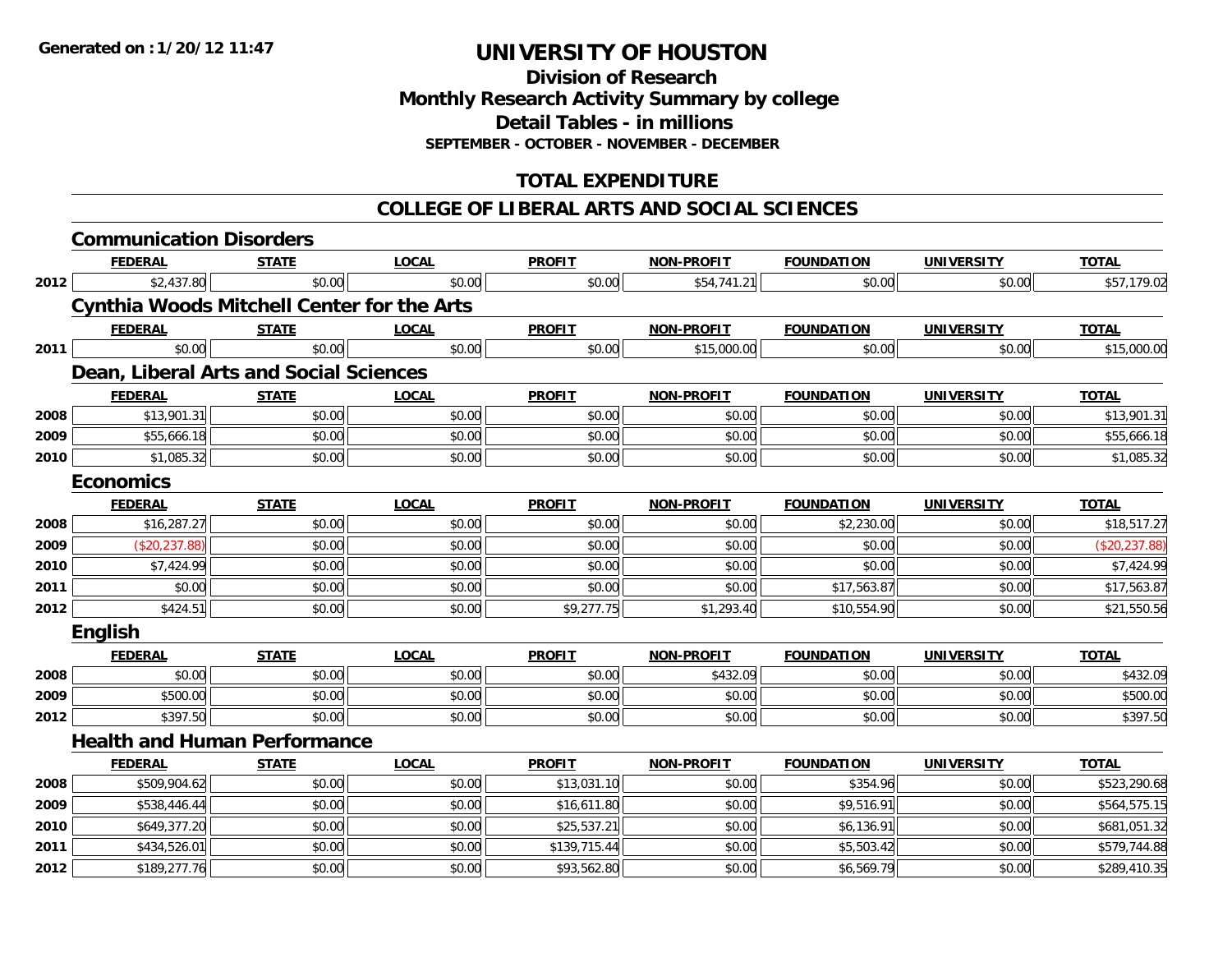# UNIVERSITY OF HOUSTON

## Division of Research
## Monthly Research Activity Summary by college
## Detail Tables - in millions
### SEPTEMBER - OCTOBER - NOVEMBER - DECEMBER

## TOTAL EXPENDITURE

## COLLEGE OF LIBERAL ARTS AND SOCIAL SCIENCES

### Communication Disorders

| | FEDERAL | STATE | LOCAL | PROFIT | NON-PROFIT | FOUNDATION | UNIVERSITY | TOTAL |
|---|---|---|---|---|---|---|---|---|
| 2012 | $2,437.80 | $0.00 | $0.00 | $0.00 | $54,741.21 | $0.00 | $0.00 | $57,179.02 |

### Cynthia Woods Mitchell Center for the Arts

| | FEDERAL | STATE | LOCAL | PROFIT | NON-PROFIT | FOUNDATION | UNIVERSITY | TOTAL |
|---|---|---|---|---|---|---|---|---|
| 2011 | $0.00 | $0.00 | $0.00 | $0.00 | $15,000.00 | $0.00 | $0.00 | $15,000.00 |

### Dean, Liberal Arts and Social Sciences

| | FEDERAL | STATE | LOCAL | PROFIT | NON-PROFIT | FOUNDATION | UNIVERSITY | TOTAL |
|---|---|---|---|---|---|---|---|---|
| 2008 | $13,901.31 | $0.00 | $0.00 | $0.00 | $0.00 | $0.00 | $0.00 | $13,901.31 |
| 2009 | $55,666.18 | $0.00 | $0.00 | $0.00 | $0.00 | $0.00 | $0.00 | $55,666.18 |
| 2010 | $1,085.32 | $0.00 | $0.00 | $0.00 | $0.00 | $0.00 | $0.00 | $1,085.32 |

### Economics

| | FEDERAL | STATE | LOCAL | PROFIT | NON-PROFIT | FOUNDATION | UNIVERSITY | TOTAL |
|---|---|---|---|---|---|---|---|---|
| 2008 | $16,287.27 | $0.00 | $0.00 | $0.00 | $0.00 | $2,230.00 | $0.00 | $18,517.27 |
| 2009 | ($20,237.88) | $0.00 | $0.00 | $0.00 | $0.00 | $0.00 | $0.00 | ($20,237.88) |
| 2010 | $7,424.99 | $0.00 | $0.00 | $0.00 | $0.00 | $0.00 | $0.00 | $7,424.99 |
| 2011 | $0.00 | $0.00 | $0.00 | $0.00 | $0.00 | $17,563.87 | $0.00 | $17,563.87 |
| 2012 | $424.51 | $0.00 | $0.00 | $9,277.75 | $1,293.40 | $10,554.90 | $0.00 | $21,550.56 |

### English

| | FEDERAL | STATE | LOCAL | PROFIT | NON-PROFIT | FOUNDATION | UNIVERSITY | TOTAL |
|---|---|---|---|---|---|---|---|---|
| 2008 | $0.00 | $0.00 | $0.00 | $0.00 | $432.09 | $0.00 | $0.00 | $432.09 |
| 2009 | $500.00 | $0.00 | $0.00 | $0.00 | $0.00 | $0.00 | $0.00 | $500.00 |
| 2012 | $397.50 | $0.00 | $0.00 | $0.00 | $0.00 | $0.00 | $0.00 | $397.50 |

### Health and Human Performance

| | FEDERAL | STATE | LOCAL | PROFIT | NON-PROFIT | FOUNDATION | UNIVERSITY | TOTAL |
|---|---|---|---|---|---|---|---|---|
| 2008 | $509,904.62 | $0.00 | $0.00 | $13,031.10 | $0.00 | $354.96 | $0.00 | $523,290.68 |
| 2009 | $538,446.44 | $0.00 | $0.00 | $16,611.80 | $0.00 | $9,516.91 | $0.00 | $564,575.15 |
| 2010 | $649,377.20 | $0.00 | $0.00 | $25,537.21 | $0.00 | $6,136.91 | $0.00 | $681,051.32 |
| 2011 | $434,526.01 | $0.00 | $0.00 | $139,715.44 | $0.00 | $5,503.42 | $0.00 | $579,744.88 |
| 2012 | $189,277.76 | $0.00 | $0.00 | $93,562.80 | $0.00 | $6,569.79 | $0.00 | $289,410.35 |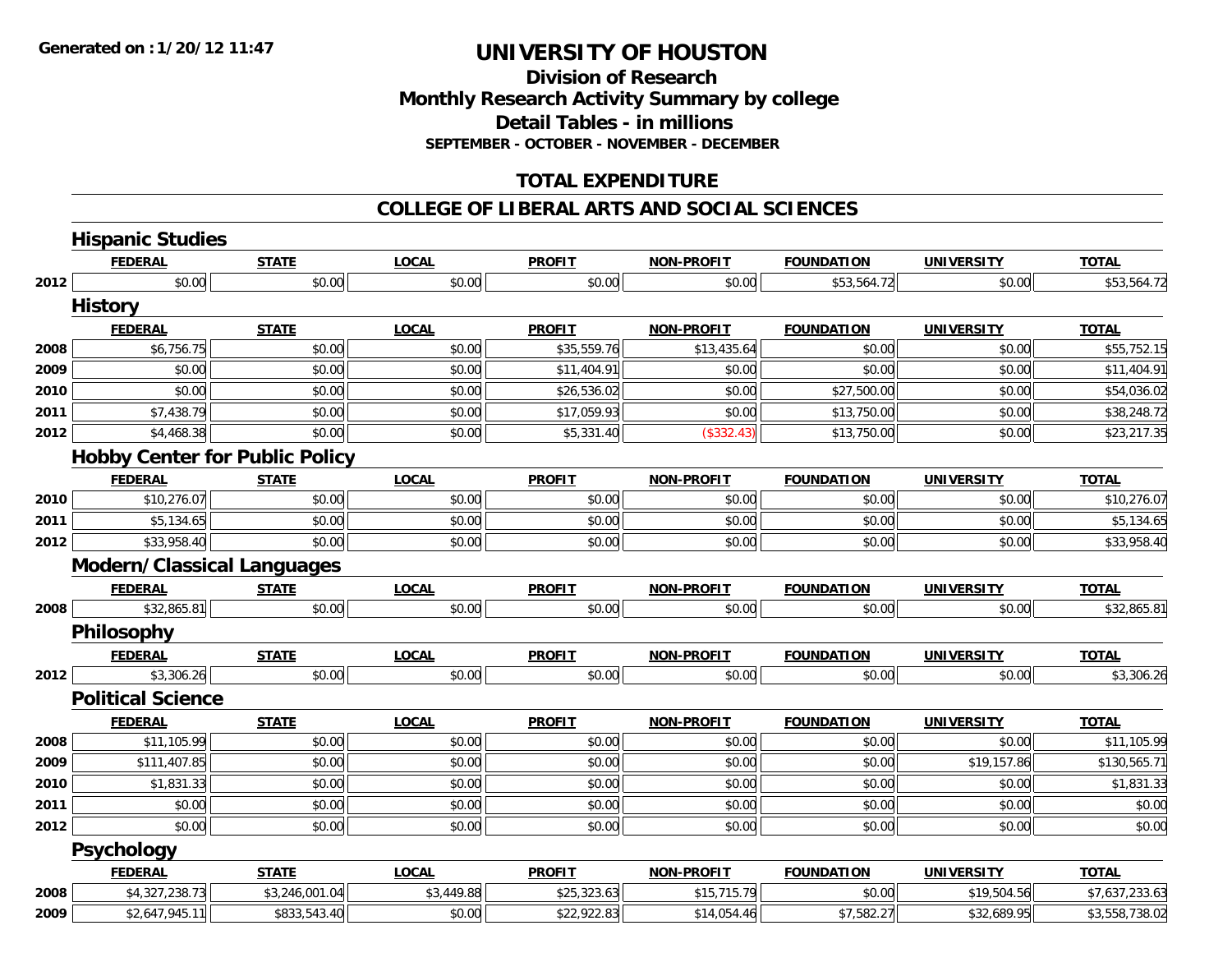Generated on :1/20/12 11:47

# UNIVERSITY OF HOUSTON

## Division of Research
## Monthly Research Activity Summary by college
## Detail Tables - in millions
### SEPTEMBER - OCTOBER - NOVEMBER - DECEMBER

## TOTAL EXPENDITURE

## COLLEGE OF LIBERAL ARTS AND SOCIAL SCIENCES

### Hispanic Studies

| | FEDERAL | STATE | LOCAL | PROFIT | NON-PROFIT | FOUNDATION | UNIVERSITY | TOTAL |
|---|---|---|---|---|---|---|---|---|
| 2012 | $0.00 | $0.00 | $0.00 | $0.00 | $0.00 | $53,564.72 | $0.00 | $53,564.72 |

### History

| | FEDERAL | STATE | LOCAL | PROFIT | NON-PROFIT | FOUNDATION | UNIVERSITY | TOTAL |
|---|---|---|---|---|---|---|---|---|
| 2008 | $6,756.75 | $0.00 | $0.00 | $35,559.76 | $13,435.64 | $0.00 | $0.00 | $55,752.15 |
| 2009 | $0.00 | $0.00 | $0.00 | $11,404.91 | $0.00 | $0.00 | $0.00 | $11,404.91 |
| 2010 | $0.00 | $0.00 | $0.00 | $26,536.02 | $0.00 | $27,500.00 | $0.00 | $54,036.02 |
| 2011 | $7,438.79 | $0.00 | $0.00 | $17,059.93 | $0.00 | $13,750.00 | $0.00 | $38,248.72 |
| 2012 | $4,468.38 | $0.00 | $0.00 | $5,331.40 | ($332.43) | $13,750.00 | $0.00 | $23,217.35 |

### Hobby Center for Public Policy

| | FEDERAL | STATE | LOCAL | PROFIT | NON-PROFIT | FOUNDATION | UNIVERSITY | TOTAL |
|---|---|---|---|---|---|---|---|---|
| 2010 | $10,276.07 | $0.00 | $0.00 | $0.00 | $0.00 | $0.00 | $0.00 | $10,276.07 |
| 2011 | $5,134.65 | $0.00 | $0.00 | $0.00 | $0.00 | $0.00 | $0.00 | $5,134.65 |
| 2012 | $33,958.40 | $0.00 | $0.00 | $0.00 | $0.00 | $0.00 | $0.00 | $33,958.40 |

### Modern/Classical Languages

| | FEDERAL | STATE | LOCAL | PROFIT | NON-PROFIT | FOUNDATION | UNIVERSITY | TOTAL |
|---|---|---|---|---|---|---|---|---|
| 2008 | $32,865.81 | $0.00 | $0.00 | $0.00 | $0.00 | $0.00 | $0.00 | $32,865.81 |

### Philosophy

| | FEDERAL | STATE | LOCAL | PROFIT | NON-PROFIT | FOUNDATION | UNIVERSITY | TOTAL |
|---|---|---|---|---|---|---|---|---|
| 2012 | $3,306.26 | $0.00 | $0.00 | $0.00 | $0.00 | $0.00 | $0.00 | $3,306.26 |

### Political Science

| | FEDERAL | STATE | LOCAL | PROFIT | NON-PROFIT | FOUNDATION | UNIVERSITY | TOTAL |
|---|---|---|---|---|---|---|---|---|
| 2008 | $11,105.99 | $0.00 | $0.00 | $0.00 | $0.00 | $0.00 | $0.00 | $11,105.99 |
| 2009 | $111,407.85 | $0.00 | $0.00 | $0.00 | $0.00 | $0.00 | $19,157.86 | $130,565.71 |
| 2010 | $1,831.33 | $0.00 | $0.00 | $0.00 | $0.00 | $0.00 | $0.00 | $1,831.33 |
| 2011 | $0.00 | $0.00 | $0.00 | $0.00 | $0.00 | $0.00 | $0.00 | $0.00 |
| 2012 | $0.00 | $0.00 | $0.00 | $0.00 | $0.00 | $0.00 | $0.00 | $0.00 |

### Psychology

| | FEDERAL | STATE | LOCAL | PROFIT | NON-PROFIT | FOUNDATION | UNIVERSITY | TOTAL |
|---|---|---|---|---|---|---|---|---|
| 2008 | $4,327,238.73 | $3,246,001.04 | $3,449.88 | $25,323.63 | $15,715.79 | $0.00 | $19,504.56 | $7,637,233.63 |
| 2009 | $2,647,945.11 | $833,543.40 | $0.00 | $22,922.83 | $14,054.46 | $7,582.27 | $32,689.95 | $3,558,738.02 |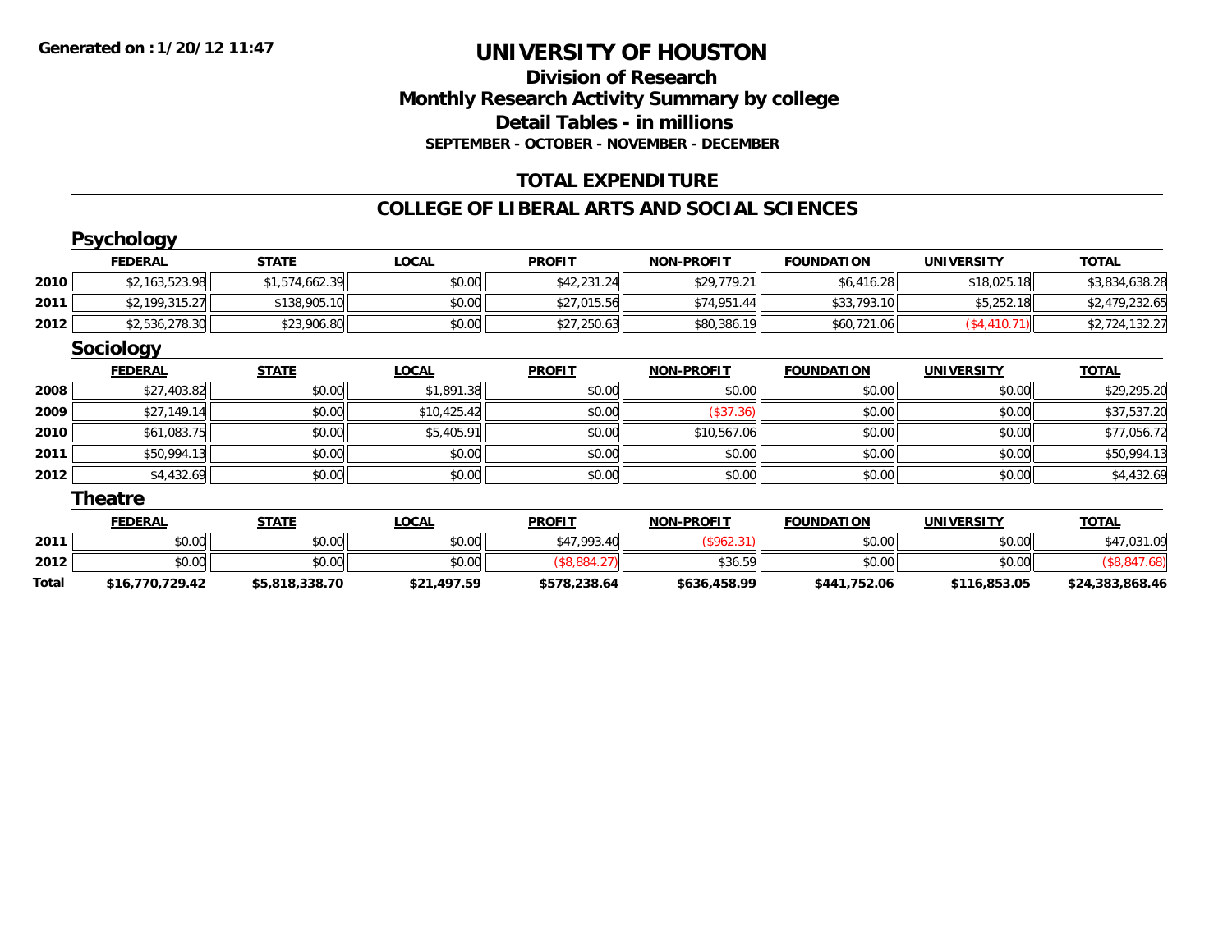Generated on :1/20/12 11:47

# UNIVERSITY OF HOUSTON

## Division of Research
## Monthly Research Activity Summary by college
## Detail Tables - in millions
### SEPTEMBER - OCTOBER - NOVEMBER - DECEMBER

## TOTAL EXPENDITURE

## COLLEGE OF LIBERAL ARTS AND SOCIAL SCIENCES

### Psychology

| | FEDERAL | STATE | LOCAL | PROFIT | NON-PROFIT | FOUNDATION | UNIVERSITY | TOTAL |
|---|---|---|---|---|---|---|---|---|
| 2010 | $2,163,523.98 | $1,574,662.39 | $0.00 | $42,231.24 | $29,779.21 | $6,416.28 | $18,025.18 | $3,834,638.28 |
| 2011 | $2,199,315.27 | $138,905.10 | $0.00 | $27,015.56 | $74,951.44 | $33,793.10 | $5,252.18 | $2,479,232.65 |
| 2012 | $2,536,278.30 | $23,906.80 | $0.00 | $27,250.63 | $80,386.19 | $60,721.06 | ($4,410.71) | $2,724,132.27 |

### Sociology

| | FEDERAL | STATE | LOCAL | PROFIT | NON-PROFIT | FOUNDATION | UNIVERSITY | TOTAL |
|---|---|---|---|---|---|---|---|---|
| 2008 | $27,403.82 | $0.00 | $1,891.38 | $0.00 | $0.00 | $0.00 | $0.00 | $29,295.20 |
| 2009 | $27,149.14 | $0.00 | $10,425.42 | $0.00 | ($37.36) | $0.00 | $0.00 | $37,537.20 |
| 2010 | $61,083.75 | $0.00 | $5,405.91 | $0.00 | $10,567.06 | $0.00 | $0.00 | $77,056.72 |
| 2011 | $50,994.13 | $0.00 | $0.00 | $0.00 | $0.00 | $0.00 | $0.00 | $50,994.13 |
| 2012 | $4,432.69 | $0.00 | $0.00 | $0.00 | $0.00 | $0.00 | $0.00 | $4,432.69 |

### Theatre

| | FEDERAL | STATE | LOCAL | PROFIT | NON-PROFIT | FOUNDATION | UNIVERSITY | TOTAL |
|---|---|---|---|---|---|---|---|---|
| 2011 | $0.00 | $0.00 | $0.00 | $47,993.40 | ($962.31) | $0.00 | $0.00 | $47,031.09 |
| 2012 | $0.00 | $0.00 | $0.00 | ($8,884.27) | $36.59 | $0.00 | $0.00 | ($8,847.68) |
| **Total** | **$16,770,729.42** | **$5,818,338.70** | **$21,497.59** | **$578,238.64** | **$636,458.99** | **$441,752.06** | **$116,853.05** | **$24,383,868.46** |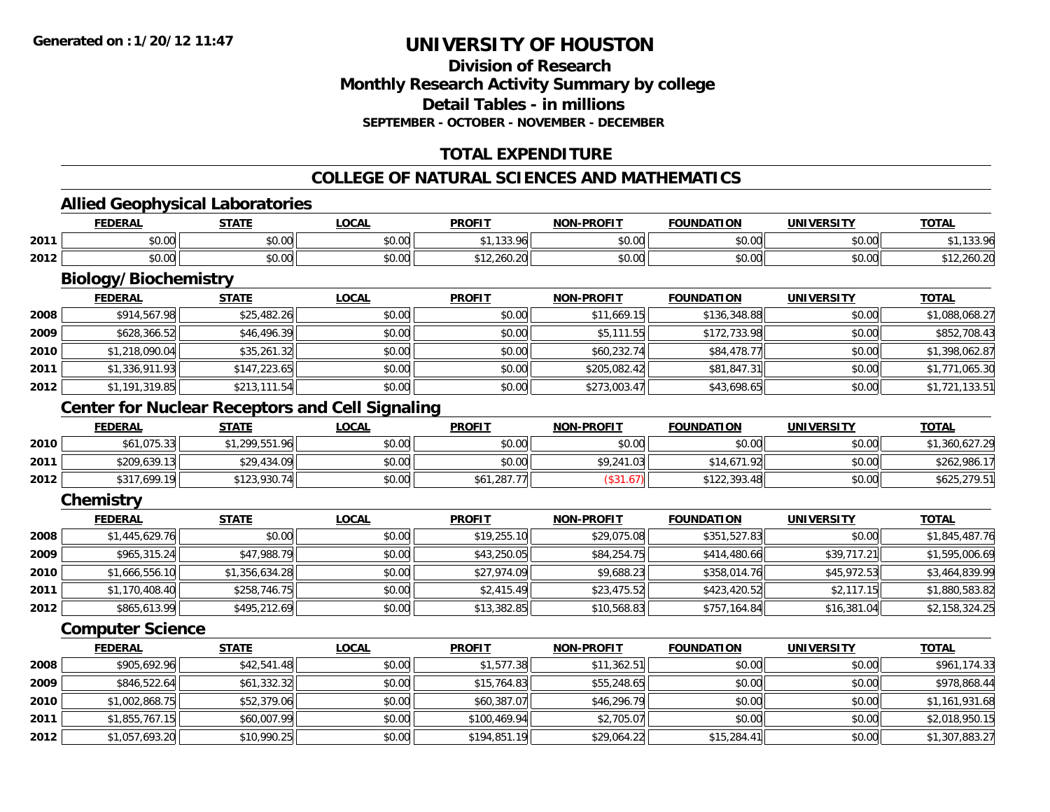# UNIVERSITY OF HOUSTON

## Division of Research
## Monthly Research Activity Summary by college
## Detail Tables - in millions
### SEPTEMBER - OCTOBER - NOVEMBER - DECEMBER

## TOTAL EXPENDITURE

## COLLEGE OF NATURAL SCIENCES AND MATHEMATICS

### Allied Geophysical Laboratories

| | FEDERAL | STATE | LOCAL | PROFIT | NON-PROFIT | FOUNDATION | UNIVERSITY | TOTAL |
|---|---|---|---|---|---|---|---|---|
| 2011 | $0.00 | $0.00 | $0.00 | $1,133.96 | $0.00 | $0.00 | $0.00 | $1,133.96 |
| 2012 | $0.00 | $0.00 | $0.00 | $12,260.20 | $0.00 | $0.00 | $0.00 | $12,260.20 |

### Biology/Biochemistry

| | FEDERAL | STATE | LOCAL | PROFIT | NON-PROFIT | FOUNDATION | UNIVERSITY | TOTAL |
|---|---|---|---|---|---|---|---|---|
| 2008 | $914,567.98 | $25,482.26 | $0.00 | $0.00 | $11,669.15 | $136,348.88 | $0.00 | $1,088,068.27 |
| 2009 | $628,366.52 | $46,496.39 | $0.00 | $0.00 | $5,111.55 | $172,733.98 | $0.00 | $852,708.43 |
| 2010 | $1,218,090.04 | $35,261.32 | $0.00 | $0.00 | $60,232.74 | $84,478.77 | $0.00 | $1,398,062.87 |
| 2011 | $1,336,911.93 | $147,223.65 | $0.00 | $0.00 | $205,082.42 | $81,847.31 | $0.00 | $1,771,065.30 |
| 2012 | $1,191,319.85 | $213,111.54 | $0.00 | $0.00 | $273,003.47 | $43,698.65 | $0.00 | $1,721,133.51 |

### Center for Nuclear Receptors and Cell Signaling

| | FEDERAL | STATE | LOCAL | PROFIT | NON-PROFIT | FOUNDATION | UNIVERSITY | TOTAL |
|---|---|---|---|---|---|---|---|---|
| 2010 | $61,075.33 | $1,299,551.96 | $0.00 | $0.00 | $0.00 | $0.00 | $0.00 | $1,360,627.29 |
| 2011 | $209,639.13 | $29,434.09 | $0.00 | $0.00 | $9,241.03 | $14,671.92 | $0.00 | $262,986.17 |
| 2012 | $317,699.19 | $123,930.74 | $0.00 | $61,287.77 | ($31.67) | $122,393.48 | $0.00 | $625,279.51 |

### Chemistry

| | FEDERAL | STATE | LOCAL | PROFIT | NON-PROFIT | FOUNDATION | UNIVERSITY | TOTAL |
|---|---|---|---|---|---|---|---|---|
| 2008 | $1,445,629.76 | $0.00 | $0.00 | $19,255.10 | $29,075.08 | $351,527.83 | $0.00 | $1,845,487.76 |
| 2009 | $965,315.24 | $47,988.79 | $0.00 | $43,250.05 | $84,254.75 | $414,480.66 | $39,717.21 | $1,595,006.69 |
| 2010 | $1,666,556.10 | $1,356,634.28 | $0.00 | $27,974.09 | $9,688.23 | $358,014.76 | $45,972.53 | $3,464,839.99 |
| 2011 | $1,170,408.40 | $258,746.75 | $0.00 | $2,415.49 | $23,475.52 | $423,420.52 | $2,117.15 | $1,880,583.82 |
| 2012 | $865,613.99 | $495,212.69 | $0.00 | $13,382.85 | $10,568.83 | $757,164.84 | $16,381.04 | $2,158,324.25 |

### Computer Science

| | FEDERAL | STATE | LOCAL | PROFIT | NON-PROFIT | FOUNDATION | UNIVERSITY | TOTAL |
|---|---|---|---|---|---|---|---|---|
| 2008 | $905,692.96 | $42,541.48 | $0.00 | $1,577.38 | $11,362.51 | $0.00 | $0.00 | $961,174.33 |
| 2009 | $846,522.64 | $61,332.32 | $0.00 | $15,764.83 | $55,248.65 | $0.00 | $0.00 | $978,868.44 |
| 2010 | $1,002,868.75 | $52,379.06 | $0.00 | $60,387.07 | $46,296.79 | $0.00 | $0.00 | $1,161,931.68 |
| 2011 | $1,855,767.15 | $60,007.99 | $0.00 | $100,469.94 | $2,705.07 | $0.00 | $0.00 | $2,018,950.15 |
| 2012 | $1,057,693.20 | $10,990.25 | $0.00 | $194,851.19 | $29,064.22 | $15,284.41 | $0.00 | $1,307,883.27 |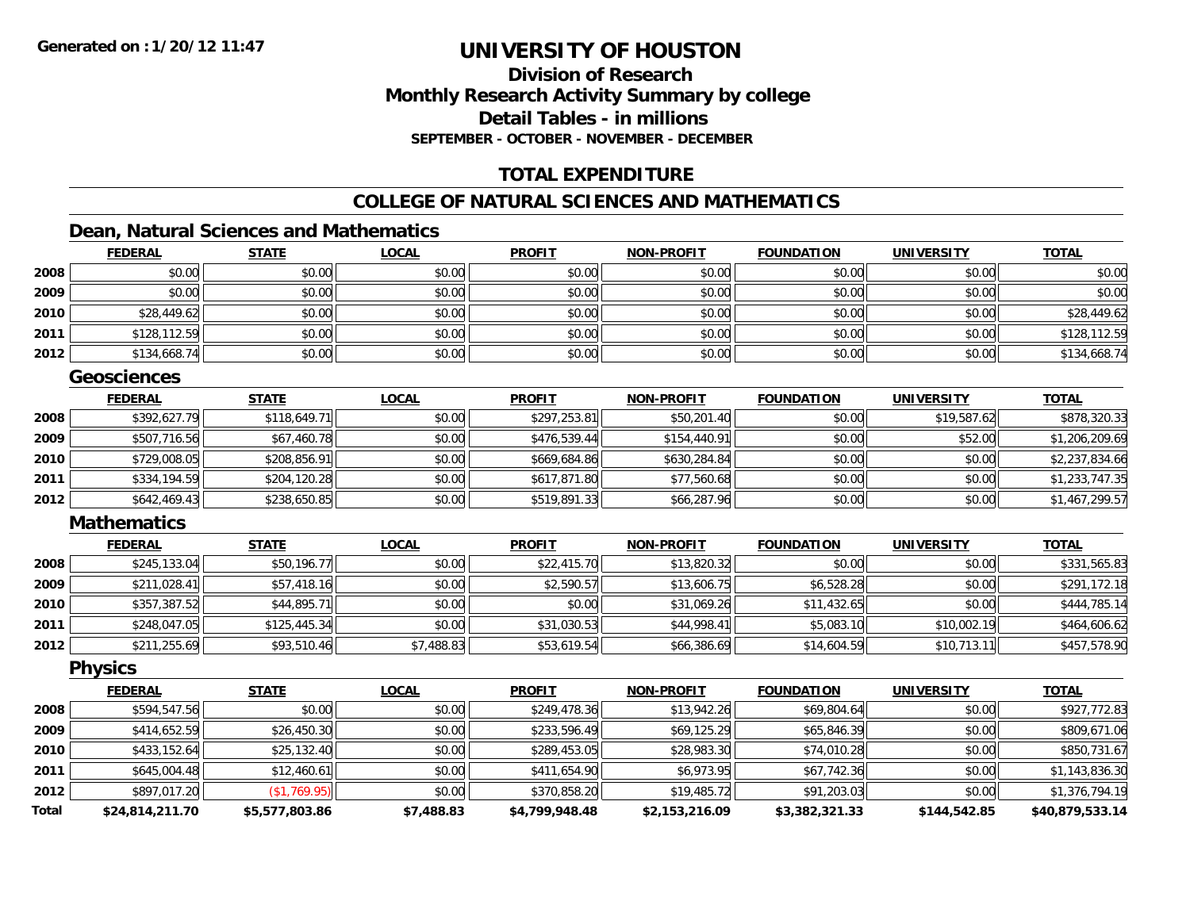# UNIVERSITY OF HOUSTON

## Division of Research
## Monthly Research Activity Summary by college
## Detail Tables - in millions
### SEPTEMBER - OCTOBER - NOVEMBER - DECEMBER

## TOTAL EXPENDITURE

## COLLEGE OF NATURAL SCIENCES AND MATHEMATICS

### Dean, Natural Sciences and Mathematics

| | FEDERAL | STATE | LOCAL | PROFIT | NON-PROFIT | FOUNDATION | UNIVERSITY | TOTAL |
|---|---|---|---|---|---|---|---|---|
| 2008 | $0.00 | $0.00 | $0.00 | $0.00 | $0.00 | $0.00 | $0.00 | $0.00 |
| 2009 | $0.00 | $0.00 | $0.00 | $0.00 | $0.00 | $0.00 | $0.00 | $0.00 |
| 2010 | $28,449.62 | $0.00 | $0.00 | $0.00 | $0.00 | $0.00 | $0.00 | $28,449.62 |
| 2011 | $128,112.59 | $0.00 | $0.00 | $0.00 | $0.00 | $0.00 | $0.00 | $128,112.59 |
| 2012 | $134,668.74 | $0.00 | $0.00 | $0.00 | $0.00 | $0.00 | $0.00 | $134,668.74 |

### Geosciences

| | FEDERAL | STATE | LOCAL | PROFIT | NON-PROFIT | FOUNDATION | UNIVERSITY | TOTAL |
|---|---|---|---|---|---|---|---|---|
| 2008 | $392,627.79 | $118,649.71 | $0.00 | $297,253.81 | $50,201.40 | $0.00 | $19,587.62 | $878,320.33 |
| 2009 | $507,716.56 | $67,460.78 | $0.00 | $476,539.44 | $154,440.91 | $0.00 | $52.00 | $1,206,209.69 |
| 2010 | $729,008.05 | $208,856.91 | $0.00 | $669,684.86 | $630,284.84 | $0.00 | $0.00 | $2,237,834.66 |
| 2011 | $334,194.59 | $204,120.28 | $0.00 | $617,871.80 | $77,560.68 | $0.00 | $0.00 | $1,233,747.35 |
| 2012 | $642,469.43 | $238,650.85 | $0.00 | $519,891.33 | $66,287.96 | $0.00 | $0.00 | $1,467,299.57 |

### Mathematics

| | FEDERAL | STATE | LOCAL | PROFIT | NON-PROFIT | FOUNDATION | UNIVERSITY | TOTAL |
|---|---|---|---|---|---|---|---|---|
| 2008 | $245,133.04 | $50,196.77 | $0.00 | $22,415.70 | $13,820.32 | $0.00 | $0.00 | $331,565.83 |
| 2009 | $211,028.41 | $57,418.16 | $0.00 | $2,590.57 | $13,606.75 | $6,528.28 | $0.00 | $291,172.18 |
| 2010 | $357,387.52 | $44,895.71 | $0.00 | $0.00 | $31,069.26 | $11,432.65 | $0.00 | $444,785.14 |
| 2011 | $248,047.05 | $125,445.34 | $0.00 | $31,030.53 | $44,998.41 | $5,083.10 | $10,002.19 | $464,606.62 |
| 2012 | $211,255.69 | $93,510.46 | $7,488.83 | $53,619.54 | $66,386.69 | $14,604.59 | $10,713.11 | $457,578.90 |

### Physics

| | FEDERAL | STATE | LOCAL | PROFIT | NON-PROFIT | FOUNDATION | UNIVERSITY | TOTAL |
|---|---|---|---|---|---|---|---|---|
| 2008 | $594,547.56 | $0.00 | $0.00 | $249,478.36 | $13,942.26 | $69,804.64 | $0.00 | $927,772.83 |
| 2009 | $414,652.59 | $26,450.30 | $0.00 | $233,596.49 | $69,125.29 | $65,846.39 | $0.00 | $809,671.06 |
| 2010 | $433,152.64 | $25,132.40 | $0.00 | $289,453.05 | $28,983.30 | $74,010.28 | $0.00 | $850,731.67 |
| 2011 | $645,004.48 | $12,460.61 | $0.00 | $411,654.90 | $6,973.95 | $67,742.36 | $0.00 | $1,143,836.30 |
| 2012 | $897,017.20 | ($1,769.95) | $0.00 | $370,858.20 | $19,485.72 | $91,203.03 | $0.00 | $1,376,794.19 |
| **Total** | **$24,814,211.70** | **$5,577,803.86** | **$7,488.83** | **$4,799,948.48** | **$2,153,216.09** | **$3,382,321.33** | **$144,542.85** | **$40,879,533.14** |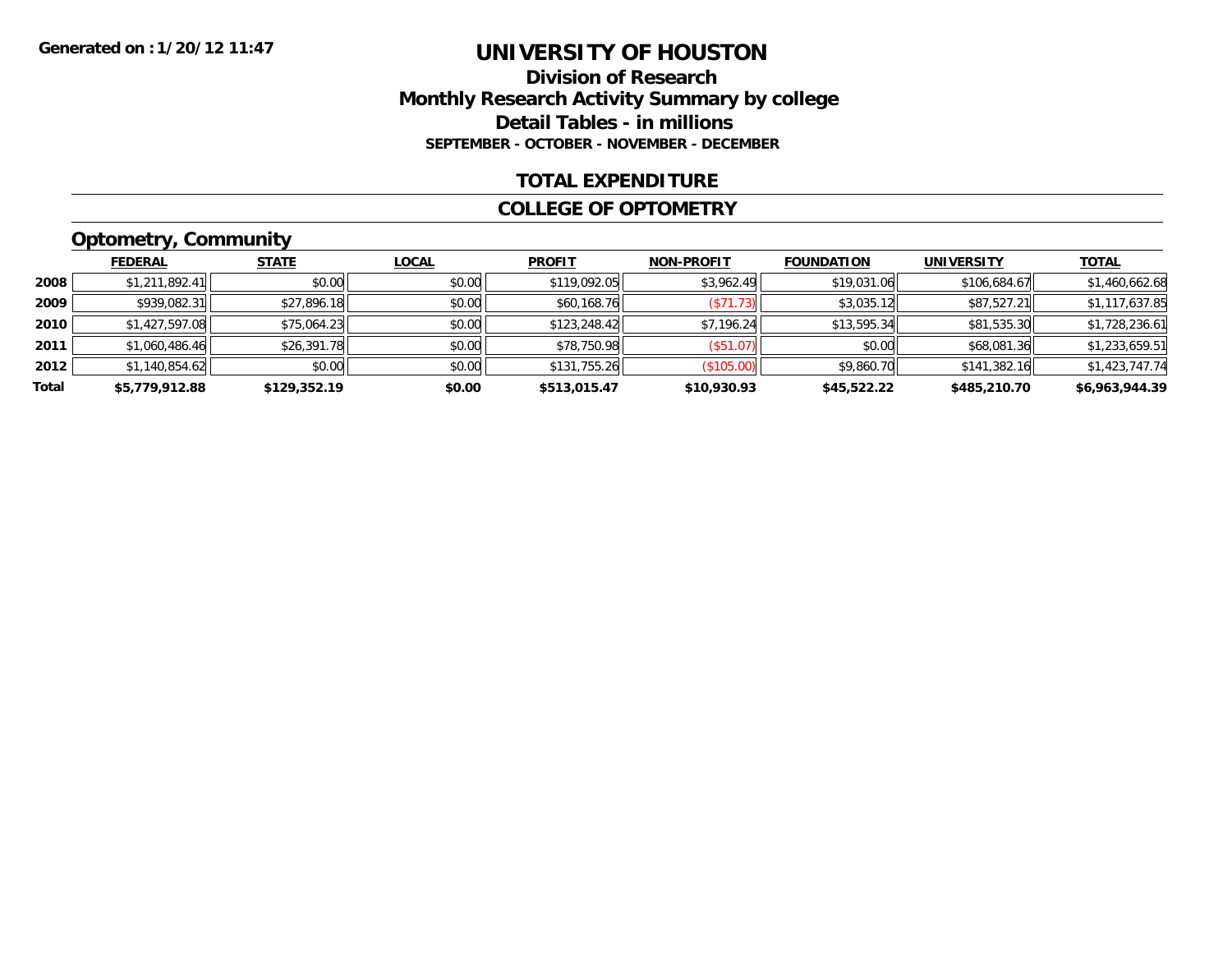**Generated on :1/20/12 11:47**

# UNIVERSITY OF HOUSTON

## Division of Research
## Monthly Research Activity Summary by college
## Detail Tables - in millions
### SEPTEMBER - OCTOBER - NOVEMBER - DECEMBER

## TOTAL EXPENDITURE

## COLLEGE OF OPTOMETRY

### Optometry, Community

| | FEDERAL | STATE | LOCAL | PROFIT | NON-PROFIT | FOUNDATION | UNIVERSITY | TOTAL |
|---|---|---|---|---|---|---|---|---|
| 2008 | $1,211,892.41 | $0.00 | $0.00 | $119,092.05 | $3,962.49 | $19,031.06 | $106,684.67 | $1,460,662.68 |
| 2009 | $939,082.31 | $27,896.18 | $0.00 | $60,168.76 | ($71.73) | $3,035.12 | $87,527.21 | $1,117,637.85 |
| 2010 | $1,427,597.08 | $75,064.23 | $0.00 | $123,248.42 | $7,196.24 | $13,595.34 | $81,535.30 | $1,728,236.61 |
| 2011 | $1,060,486.46 | $26,391.78 | $0.00 | $78,750.98 | ($51.07) | $0.00 | $68,081.36 | $1,233,659.51 |
| 2012 | $1,140,854.62 | $0.00 | $0.00 | $131,755.26 | ($105.00) | $9,860.70 | $141,382.16 | $1,423,747.74 |
| **Total** | **$5,779,912.88** | **$129,352.19** | **$0.00** | **$513,015.47** | **$10,930.93** | **$45,522.22** | **$485,210.70** | **$6,963,944.39** |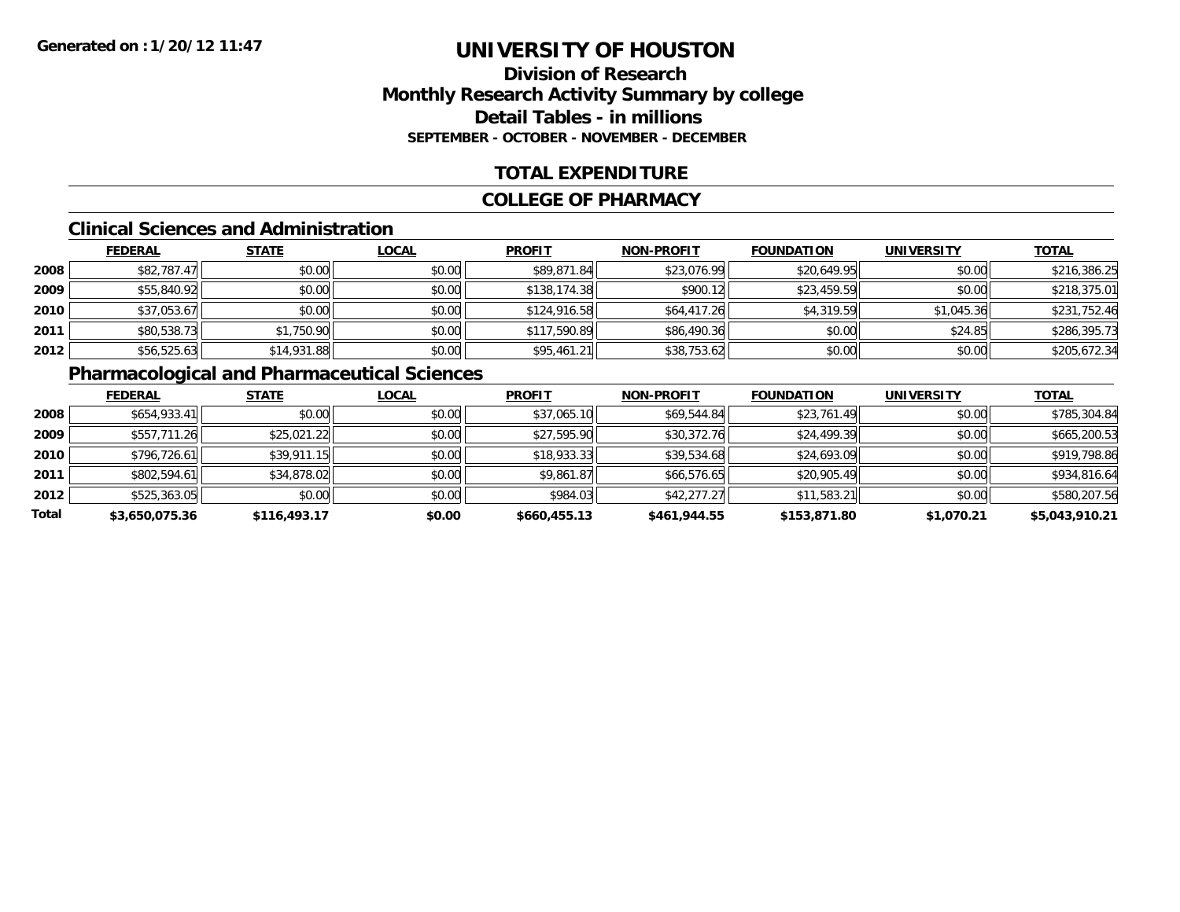Generated on :1/20/12 11:47

# UNIVERSITY OF HOUSTON

## Division of Research
## Monthly Research Activity Summary by college
## Detail Tables - in millions
### SEPTEMBER - OCTOBER - NOVEMBER - DECEMBER

## TOTAL EXPENDITURE

## COLLEGE OF PHARMACY

### Clinical Sciences and Administration

| | FEDERAL | STATE | LOCAL | PROFIT | NON-PROFIT | FOUNDATION | UNIVERSITY | TOTAL |
|---|---|---|---|---|---|---|---|---|
| 2008 | $82,787.47 | $0.00 | $0.00 | $89,871.84 | $23,076.99 | $20,649.95 | $0.00 | $216,386.25 |
| 2009 | $55,840.92 | $0.00 | $0.00 | $138,174.38 | $900.12 | $23,459.59 | $0.00 | $218,375.01 |
| 2010 | $37,053.67 | $0.00 | $0.00 | $124,916.58 | $64,417.26 | $4,319.59 | $1,045.36 | $231,752.46 |
| 2011 | $80,538.73 | $1,750.90 | $0.00 | $117,590.89 | $86,490.36 | $0.00 | $24.85 | $286,395.73 |
| 2012 | $56,525.63 | $14,931.88 | $0.00 | $95,461.21 | $38,753.62 | $0.00 | $0.00 | $205,672.34 |

### Pharmacological and Pharmaceutical Sciences

| | FEDERAL | STATE | LOCAL | PROFIT | NON-PROFIT | FOUNDATION | UNIVERSITY | TOTAL |
|---|---|---|---|---|---|---|---|---|
| 2008 | $654,933.41 | $0.00 | $0.00 | $37,065.10 | $69,544.84 | $23,761.49 | $0.00 | $785,304.84 |
| 2009 | $557,711.26 | $25,021.22 | $0.00 | $27,595.90 | $30,372.76 | $24,499.39 | $0.00 | $665,200.53 |
| 2010 | $796,726.61 | $39,911.15 | $0.00 | $18,933.33 | $39,534.68 | $24,693.09 | $0.00 | $919,798.86 |
| 2011 | $802,594.61 | $34,878.02 | $0.00 | $9,861.87 | $66,576.65 | $20,905.49 | $0.00 | $934,816.64 |
| 2012 | $525,363.05 | $0.00 | $0.00 | $984.03 | $42,277.27 | $11,583.21 | $0.00 | $580,207.56 |
| **Total** | **$3,650,075.36** | **$116,493.17** | **$0.00** | **$660,455.13** | **$461,944.55** | **$153,871.80** | **$1,070.21** | **$5,043,910.21** |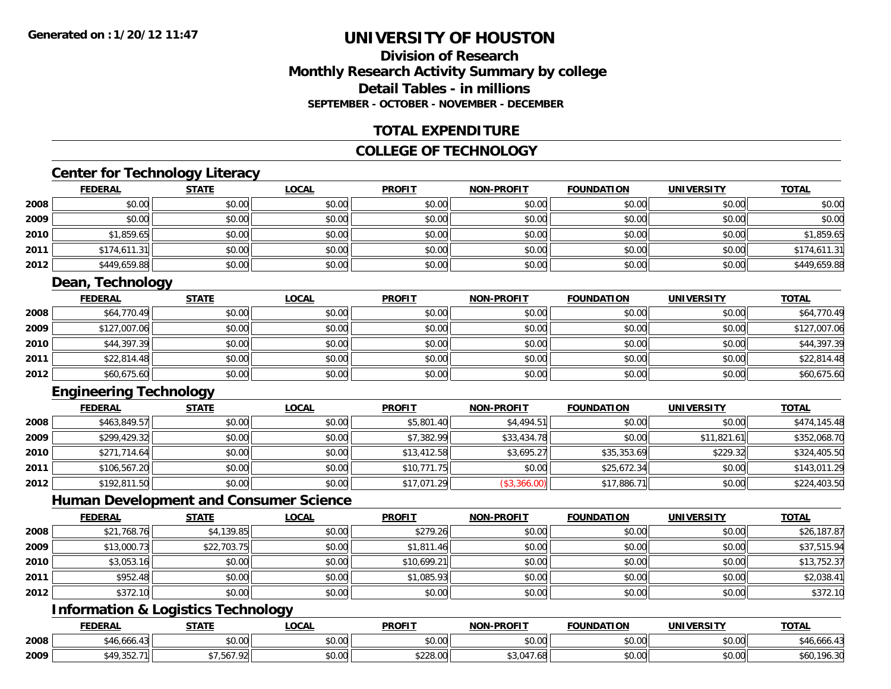Generated on :1/20/12 11:47

# UNIVERSITY OF HOUSTON

## Division of Research
## Monthly Research Activity Summary by college
## Detail Tables - in millions
### SEPTEMBER - OCTOBER - NOVEMBER - DECEMBER

## TOTAL EXPENDITURE

## COLLEGE OF TECHNOLOGY

### Center for Technology Literacy

| | FEDERAL | STATE | LOCAL | PROFIT | NON-PROFIT | FOUNDATION | UNIVERSITY | TOTAL |
|---|---|---|---|---|---|---|---|---|
| 2008 | $0.00 | $0.00 | $0.00 | $0.00 | $0.00 | $0.00 | $0.00 | $0.00 |
| 2009 | $0.00 | $0.00 | $0.00 | $0.00 | $0.00 | $0.00 | $0.00 | $0.00 |
| 2010 | $1,859.65 | $0.00 | $0.00 | $0.00 | $0.00 | $0.00 | $0.00 | $1,859.65 |
| 2011 | $174,611.31 | $0.00 | $0.00 | $0.00 | $0.00 | $0.00 | $0.00 | $174,611.31 |
| 2012 | $449,659.88 | $0.00 | $0.00 | $0.00 | $0.00 | $0.00 | $0.00 | $449,659.88 |

### Dean, Technology

| | FEDERAL | STATE | LOCAL | PROFIT | NON-PROFIT | FOUNDATION | UNIVERSITY | TOTAL |
|---|---|---|---|---|---|---|---|---|
| 2008 | $64,770.49 | $0.00 | $0.00 | $0.00 | $0.00 | $0.00 | $0.00 | $64,770.49 |
| 2009 | $127,007.06 | $0.00 | $0.00 | $0.00 | $0.00 | $0.00 | $0.00 | $127,007.06 |
| 2010 | $44,397.39 | $0.00 | $0.00 | $0.00 | $0.00 | $0.00 | $0.00 | $44,397.39 |
| 2011 | $22,814.48 | $0.00 | $0.00 | $0.00 | $0.00 | $0.00 | $0.00 | $22,814.48 |
| 2012 | $60,675.60 | $0.00 | $0.00 | $0.00 | $0.00 | $0.00 | $0.00 | $60,675.60 |

### Engineering Technology

| | FEDERAL | STATE | LOCAL | PROFIT | NON-PROFIT | FOUNDATION | UNIVERSITY | TOTAL |
|---|---|---|---|---|---|---|---|---|
| 2008 | $463,849.57 | $0.00 | $0.00 | $5,801.40 | $4,494.51 | $0.00 | $0.00 | $474,145.48 |
| 2009 | $299,429.32 | $0.00 | $0.00 | $7,382.99 | $33,434.78 | $0.00 | $11,821.61 | $352,068.70 |
| 2010 | $271,714.64 | $0.00 | $0.00 | $13,412.58 | $3,695.27 | $35,353.69 | $229.32 | $324,405.50 |
| 2011 | $106,567.20 | $0.00 | $0.00 | $10,771.75 | $0.00 | $25,672.34 | $0.00 | $143,011.29 |
| 2012 | $192,811.50 | $0.00 | $0.00 | $17,071.29 | ($3,366.00) | $17,886.71 | $0.00 | $224,403.50 |

### Human Development and Consumer Science

| | FEDERAL | STATE | LOCAL | PROFIT | NON-PROFIT | FOUNDATION | UNIVERSITY | TOTAL |
|---|---|---|---|---|---|---|---|---|
| 2008 | $21,768.76 | $4,139.85 | $0.00 | $279.26 | $0.00 | $0.00 | $0.00 | $26,187.87 |
| 2009 | $13,000.73 | $22,703.75 | $0.00 | $1,811.46 | $0.00 | $0.00 | $0.00 | $37,515.94 |
| 2010 | $3,053.16 | $0.00 | $0.00 | $10,699.21 | $0.00 | $0.00 | $0.00 | $13,752.37 |
| 2011 | $952.48 | $0.00 | $0.00 | $1,085.93 | $0.00 | $0.00 | $0.00 | $2,038.41 |
| 2012 | $372.10 | $0.00 | $0.00 | $0.00 | $0.00 | $0.00 | $0.00 | $372.10 |

### Information & Logistics Technology

| | FEDERAL | STATE | LOCAL | PROFIT | NON-PROFIT | FOUNDATION | UNIVERSITY | TOTAL |
|---|---|---|---|---|---|---|---|---|
| 2008 | $46,666.43 | $0.00 | $0.00 | $0.00 | $0.00 | $0.00 | $0.00 | $46,666.43 |
| 2009 | $49,352.71 | $7,567.92 | $0.00 | $228.00 | $3,047.68 | $0.00 | $0.00 | $60,196.30 |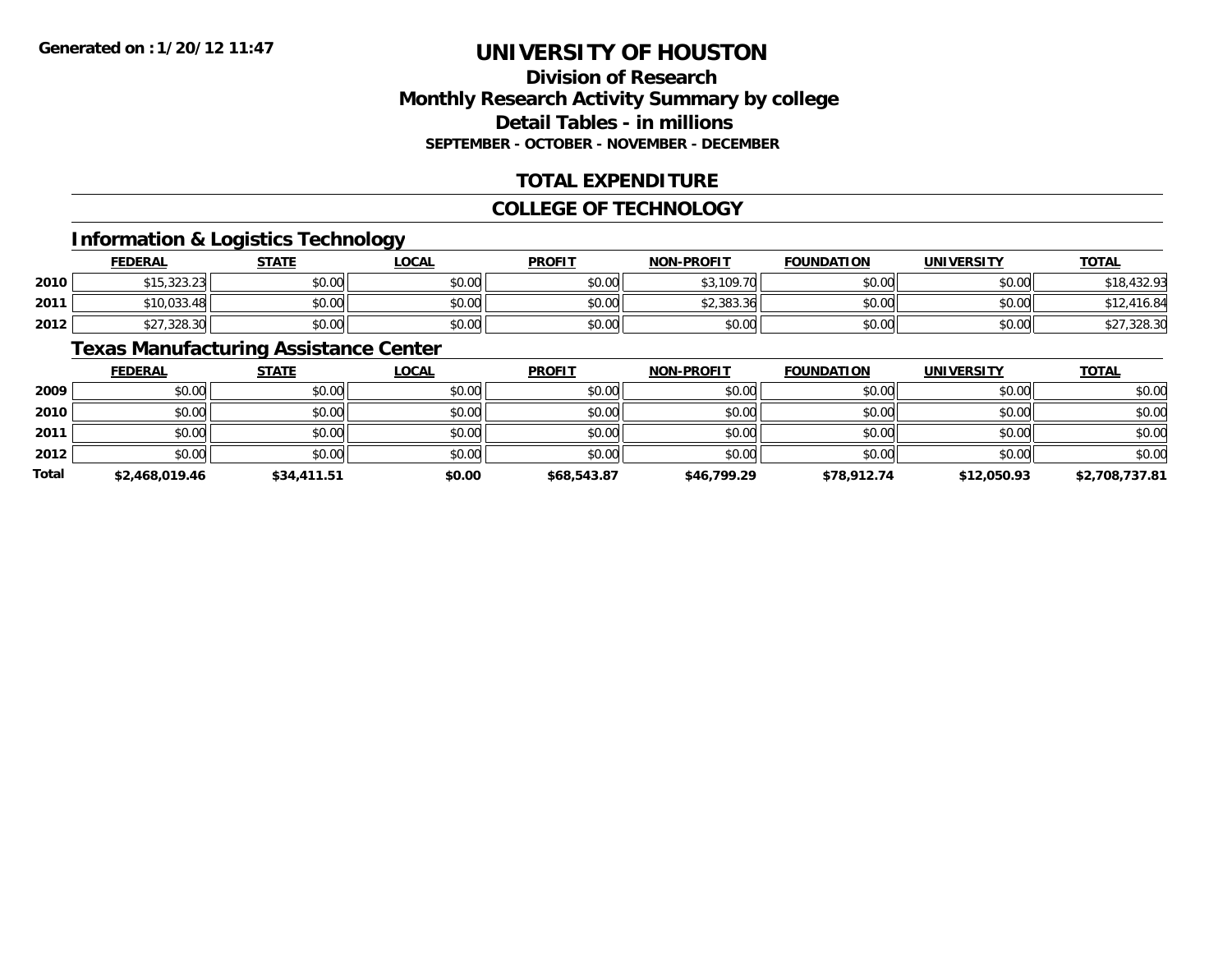Generated on :1/20/12 11:47

# UNIVERSITY OF HOUSTON

## Division of Research
## Monthly Research Activity Summary by college
## Detail Tables - in millions
### SEPTEMBER - OCTOBER - NOVEMBER - DECEMBER

## TOTAL EXPENDITURE

## COLLEGE OF TECHNOLOGY

### Information & Logistics Technology

| | FEDERAL | STATE | LOCAL | PROFIT | NON-PROFIT | FOUNDATION | UNIVERSITY | TOTAL |
|---|---|---|---|---|---|---|---|---|
| 2010 | $15,323.23 | $0.00 | $0.00 | $0.00 | $3,109.70 | $0.00 | $0.00 | $18,432.93 |
| 2011 | $10,033.48 | $0.00 | $0.00 | $0.00 | $2,383.36 | $0.00 | $0.00 | $12,416.84 |
| 2012 | $27,328.30 | $0.00 | $0.00 | $0.00 | $0.00 | $0.00 | $0.00 | $27,328.30 |

### Texas Manufacturing Assistance Center

| | FEDERAL | STATE | LOCAL | PROFIT | NON-PROFIT | FOUNDATION | UNIVERSITY | TOTAL |
|---|---|---|---|---|---|---|---|---|
| 2009 | $0.00 | $0.00 | $0.00 | $0.00 | $0.00 | $0.00 | $0.00 | $0.00 |
| 2010 | $0.00 | $0.00 | $0.00 | $0.00 | $0.00 | $0.00 | $0.00 | $0.00 |
| 2011 | $0.00 | $0.00 | $0.00 | $0.00 | $0.00 | $0.00 | $0.00 | $0.00 |
| 2012 | $0.00 | $0.00 | $0.00 | $0.00 | $0.00 | $0.00 | $0.00 | $0.00 |
| **Total** | **$2,468,019.46** | **$34,411.51** | **$0.00** | **$68,543.87** | **$46,799.29** | **$78,912.74** | **$12,050.93** | **$2,708,737.81** |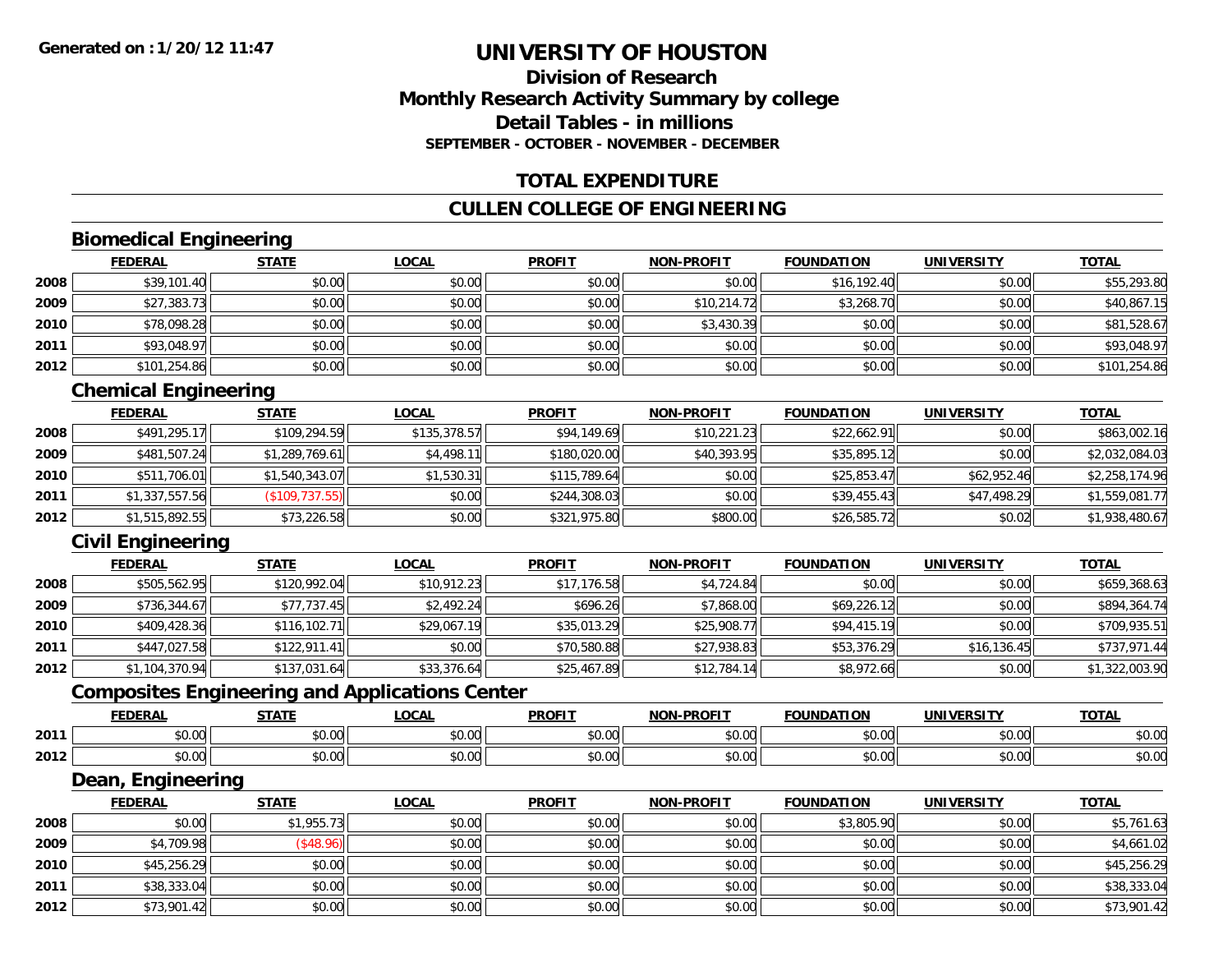Generated on :1/20/12 11:47

# UNIVERSITY OF HOUSTON

## Division of Research
## Monthly Research Activity Summary by college
## Detail Tables - in millions
### SEPTEMBER - OCTOBER - NOVEMBER - DECEMBER

## TOTAL EXPENDITURE

## CULLEN COLLEGE OF ENGINEERING

### Biomedical Engineering

| | FEDERAL | STATE | LOCAL | PROFIT | NON-PROFIT | FOUNDATION | UNIVERSITY | TOTAL |
|---|---|---|---|---|---|---|---|---|
| 2008 | $39,101.40 | $0.00 | $0.00 | $0.00 | $0.00 | $16,192.40 | $0.00 | $55,293.80 |
| 2009 | $27,383.73 | $0.00 | $0.00 | $0.00 | $10,214.72 | $3,268.70 | $0.00 | $40,867.15 |
| 2010 | $78,098.28 | $0.00 | $0.00 | $0.00 | $3,430.39 | $0.00 | $0.00 | $81,528.67 |
| 2011 | $93,048.97 | $0.00 | $0.00 | $0.00 | $0.00 | $0.00 | $0.00 | $93,048.97 |
| 2012 | $101,254.86 | $0.00 | $0.00 | $0.00 | $0.00 | $0.00 | $0.00 | $101,254.86 |

### Chemical Engineering

| | FEDERAL | STATE | LOCAL | PROFIT | NON-PROFIT | FOUNDATION | UNIVERSITY | TOTAL |
|---|---|---|---|---|---|---|---|---|
| 2008 | $491,295.17 | $109,294.59 | $135,378.57 | $94,149.69 | $10,221.23 | $22,662.91 | $0.00 | $863,002.16 |
| 2009 | $481,507.24 | $1,289,769.61 | $4,498.11 | $180,020.00 | $40,393.95 | $35,895.12 | $0.00 | $2,032,084.03 |
| 2010 | $511,706.01 | $1,540,343.07 | $1,530.31 | $115,789.64 | $0.00 | $25,853.47 | $62,952.46 | $2,258,174.96 |
| 2011 | $1,337,557.56 | ($109,737.55) | $0.00 | $244,308.03 | $0.00 | $39,455.43 | $47,498.29 | $1,559,081.77 |
| 2012 | $1,515,892.55 | $73,226.58 | $0.00 | $321,975.80 | $800.00 | $26,585.72 | $0.02 | $1,938,480.67 |

### Civil Engineering

| | FEDERAL | STATE | LOCAL | PROFIT | NON-PROFIT | FOUNDATION | UNIVERSITY | TOTAL |
|---|---|---|---|---|---|---|---|---|
| 2008 | $505,562.95 | $120,992.04 | $10,912.23 | $17,176.58 | $4,724.84 | $0.00 | $0.00 | $659,368.63 |
| 2009 | $736,344.67 | $77,737.45 | $2,492.24 | $696.26 | $7,868.00 | $69,226.12 | $0.00 | $894,364.74 |
| 2010 | $409,428.36 | $116,102.71 | $29,067.19 | $35,013.29 | $25,908.77 | $94,415.19 | $0.00 | $709,935.51 |
| 2011 | $447,027.58 | $122,911.41 | $0.00 | $70,580.88 | $27,938.83 | $53,376.29 | $16,136.45 | $737,971.44 |
| 2012 | $1,104,370.94 | $137,031.64 | $33,376.64 | $25,467.89 | $12,784.14 | $8,972.66 | $0.00 | $1,322,003.90 |

### Composites Engineering and Applications Center

| | FEDERAL | STATE | LOCAL | PROFIT | NON-PROFIT | FOUNDATION | UNIVERSITY | TOTAL |
|---|---|---|---|---|---|---|---|---|
| 2011 | $0.00 | $0.00 | $0.00 | $0.00 | $0.00 | $0.00 | $0.00 | $0.00 |
| 2012 | $0.00 | $0.00 | $0.00 | $0.00 | $0.00 | $0.00 | $0.00 | $0.00 |

### Dean, Engineering

| | FEDERAL | STATE | LOCAL | PROFIT | NON-PROFIT | FOUNDATION | UNIVERSITY | TOTAL |
|---|---|---|---|---|---|---|---|---|
| 2008 | $0.00 | $1,955.73 | $0.00 | $0.00 | $0.00 | $3,805.90 | $0.00 | $5,761.63 |
| 2009 | $4,709.98 | ($48.96) | $0.00 | $0.00 | $0.00 | $0.00 | $0.00 | $4,661.02 |
| 2010 | $45,256.29 | $0.00 | $0.00 | $0.00 | $0.00 | $0.00 | $0.00 | $45,256.29 |
| 2011 | $38,333.04 | $0.00 | $0.00 | $0.00 | $0.00 | $0.00 | $0.00 | $38,333.04 |
| 2012 | $73,901.42 | $0.00 | $0.00 | $0.00 | $0.00 | $0.00 | $0.00 | $73,901.42 |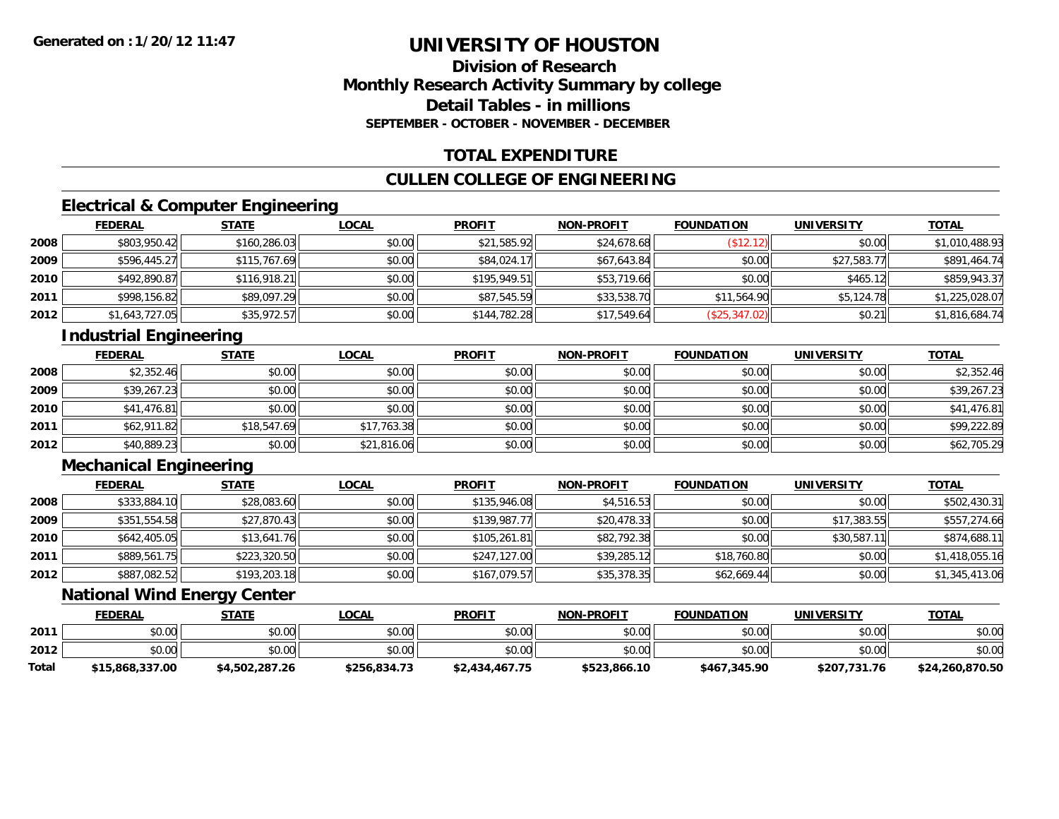**Generated on : 1/20/12 11:47**

# UNIVERSITY OF HOUSTON

## Division of Research
## Monthly Research Activity Summary by college
## Detail Tables - in millions
### SEPTEMBER - OCTOBER - NOVEMBER - DECEMBER

## TOTAL EXPENDITURE

## CULLEN COLLEGE OF ENGINEERING

### Electrical & Computer Engineering

| | FEDERAL | STATE | LOCAL | PROFIT | NON-PROFIT | FOUNDATION | UNIVERSITY | TOTAL |
|---|---|---|---|---|---|---|---|---|
| 2008 | $803,950.42 | $160,286.03 | $0.00 | $21,585.92 | $24,678.68 | ($12.12) | $0.00 | $1,010,488.93 |
| 2009 | $596,445.27 | $115,767.69 | $0.00 | $84,024.17 | $67,643.84 | $0.00 | $27,583.77 | $891,464.74 |
| 2010 | $492,890.87 | $116,918.21 | $0.00 | $195,949.51 | $53,719.66 | $0.00 | $465.12 | $859,943.37 |
| 2011 | $998,156.82 | $89,097.29 | $0.00 | $87,545.59 | $33,538.70 | $11,564.90 | $5,124.78 | $1,225,028.07 |
| 2012 | $1,643,727.05 | $35,972.57 | $0.00 | $144,782.28 | $17,549.64 | ($25,347.02) | $0.21 | $1,816,684.74 |

### Industrial Engineering

| | FEDERAL | STATE | LOCAL | PROFIT | NON-PROFIT | FOUNDATION | UNIVERSITY | TOTAL |
|---|---|---|---|---|---|---|---|---|
| 2008 | $2,352.46 | $0.00 | $0.00 | $0.00 | $0.00 | $0.00 | $0.00 | $2,352.46 |
| 2009 | $39,267.23 | $0.00 | $0.00 | $0.00 | $0.00 | $0.00 | $0.00 | $39,267.23 |
| 2010 | $41,476.81 | $0.00 | $0.00 | $0.00 | $0.00 | $0.00 | $0.00 | $41,476.81 |
| 2011 | $62,911.82 | $18,547.69 | $17,763.38 | $0.00 | $0.00 | $0.00 | $0.00 | $99,222.89 |
| 2012 | $40,889.23 | $0.00 | $21,816.06 | $0.00 | $0.00 | $0.00 | $0.00 | $62,705.29 |

### Mechanical Engineering

| | FEDERAL | STATE | LOCAL | PROFIT | NON-PROFIT | FOUNDATION | UNIVERSITY | TOTAL |
|---|---|---|---|---|---|---|---|---|
| 2008 | $333,884.10 | $28,083.60 | $0.00 | $135,946.08 | $4,516.53 | $0.00 | $0.00 | $502,430.31 |
| 2009 | $351,554.58 | $27,870.43 | $0.00 | $139,987.77 | $20,478.33 | $0.00 | $17,383.55 | $557,274.66 |
| 2010 | $642,405.05 | $13,641.76 | $0.00 | $105,261.81 | $82,792.38 | $0.00 | $30,587.11 | $874,688.11 |
| 2011 | $889,561.75 | $223,320.50 | $0.00 | $247,127.00 | $39,285.12 | $18,760.80 | $0.00 | $1,418,055.16 |
| 2012 | $887,082.52 | $193,203.18 | $0.00 | $167,079.57 | $35,378.35 | $62,669.44 | $0.00 | $1,345,413.06 |

### National Wind Energy Center

| | FEDERAL | STATE | LOCAL | PROFIT | NON-PROFIT | FOUNDATION | UNIVERSITY | TOTAL |
|---|---|---|---|---|---|---|---|---|
| 2011 | $0.00 | $0.00 | $0.00 | $0.00 | $0.00 | $0.00 | $0.00 | $0.00 |
| 2012 | $0.00 | $0.00 | $0.00 | $0.00 | $0.00 | $0.00 | $0.00 | $0.00 |
| **Total** | **$15,868,337.00** | **$4,502,287.26** | **$256,834.73** | **$2,434,467.75** | **$523,866.10** | **$467,345.90** | **$207,731.76** | **$24,260,870.50** |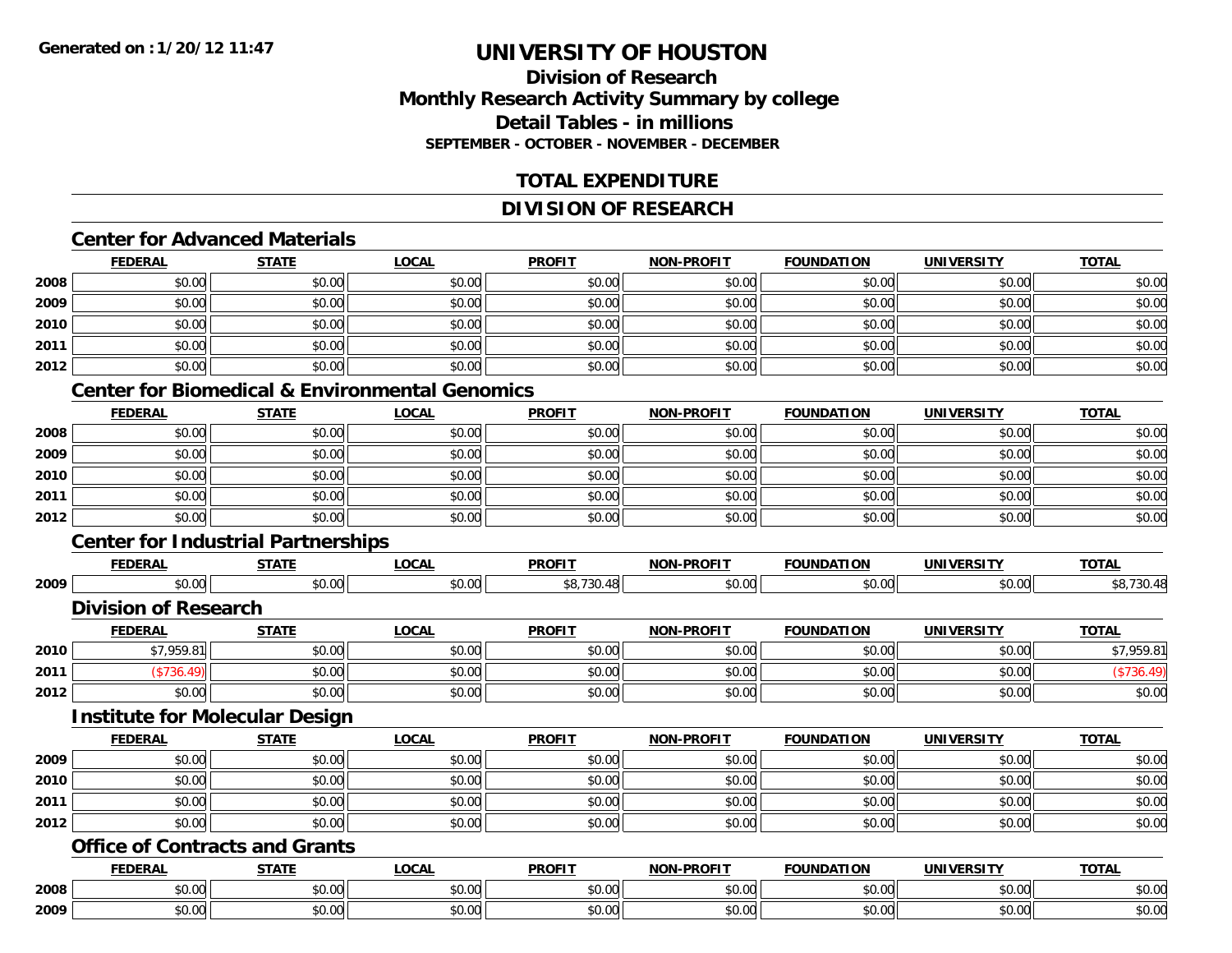# UNIVERSITY OF HOUSTON

## Division of Research
## Monthly Research Activity Summary by college
## Detail Tables - in millions
### SEPTEMBER - OCTOBER - NOVEMBER - DECEMBER

## TOTAL EXPENDITURE

## DIVISION OF RESEARCH

### Center for Advanced Materials

| | FEDERAL | STATE | LOCAL | PROFIT | NON-PROFIT | FOUNDATION | UNIVERSITY | TOTAL |
|---|---|---|---|---|---|---|---|---|
| 2008 | $0.00 | $0.00 | $0.00 | $0.00 | $0.00 | $0.00 | $0.00 | $0.00 |
| 2009 | $0.00 | $0.00 | $0.00 | $0.00 | $0.00 | $0.00 | $0.00 | $0.00 |
| 2010 | $0.00 | $0.00 | $0.00 | $0.00 | $0.00 | $0.00 | $0.00 | $0.00 |
| 2011 | $0.00 | $0.00 | $0.00 | $0.00 | $0.00 | $0.00 | $0.00 | $0.00 |
| 2012 | $0.00 | $0.00 | $0.00 | $0.00 | $0.00 | $0.00 | $0.00 | $0.00 |

### Center for Biomedical & Environmental Genomics

| | FEDERAL | STATE | LOCAL | PROFIT | NON-PROFIT | FOUNDATION | UNIVERSITY | TOTAL |
|---|---|---|---|---|---|---|---|---|
| 2008 | $0.00 | $0.00 | $0.00 | $0.00 | $0.00 | $0.00 | $0.00 | $0.00 |
| 2009 | $0.00 | $0.00 | $0.00 | $0.00 | $0.00 | $0.00 | $0.00 | $0.00 |
| 2010 | $0.00 | $0.00 | $0.00 | $0.00 | $0.00 | $0.00 | $0.00 | $0.00 |
| 2011 | $0.00 | $0.00 | $0.00 | $0.00 | $0.00 | $0.00 | $0.00 | $0.00 |
| 2012 | $0.00 | $0.00 | $0.00 | $0.00 | $0.00 | $0.00 | $0.00 | $0.00 |

### Center for Industrial Partnerships

| | FEDERAL | STATE | LOCAL | PROFIT | NON-PROFIT | FOUNDATION | UNIVERSITY | TOTAL |
|---|---|---|---|---|---|---|---|---|
| 2009 | $0.00 | $0.00 | $0.00 | $8,730.48 | $0.00 | $0.00 | $0.00 | $8,730.48 |

### Division of Research

| | FEDERAL | STATE | LOCAL | PROFIT | NON-PROFIT | FOUNDATION | UNIVERSITY | TOTAL |
|---|---|---|---|---|---|---|---|---|
| 2010 | $7,959.81 | $0.00 | $0.00 | $0.00 | $0.00 | $0.00 | $0.00 | $7,959.81 |
| 2011 | ($736.49) | $0.00 | $0.00 | $0.00 | $0.00 | $0.00 | $0.00 | ($736.49) |
| 2012 | $0.00 | $0.00 | $0.00 | $0.00 | $0.00 | $0.00 | $0.00 | $0.00 |

### Institute for Molecular Design

| | FEDERAL | STATE | LOCAL | PROFIT | NON-PROFIT | FOUNDATION | UNIVERSITY | TOTAL |
|---|---|---|---|---|---|---|---|---|
| 2009 | $0.00 | $0.00 | $0.00 | $0.00 | $0.00 | $0.00 | $0.00 | $0.00 |
| 2010 | $0.00 | $0.00 | $0.00 | $0.00 | $0.00 | $0.00 | $0.00 | $0.00 |
| 2011 | $0.00 | $0.00 | $0.00 | $0.00 | $0.00 | $0.00 | $0.00 | $0.00 |
| 2012 | $0.00 | $0.00 | $0.00 | $0.00 | $0.00 | $0.00 | $0.00 | $0.00 |

### Office of Contracts and Grants

| | FEDERAL | STATE | LOCAL | PROFIT | NON-PROFIT | FOUNDATION | UNIVERSITY | TOTAL |
|---|---|---|---|---|---|---|---|---|
| 2008 | $0.00 | $0.00 | $0.00 | $0.00 | $0.00 | $0.00 | $0.00 | $0.00 |
| 2009 | $0.00 | $0.00 | $0.00 | $0.00 | $0.00 | $0.00 | $0.00 | $0.00 |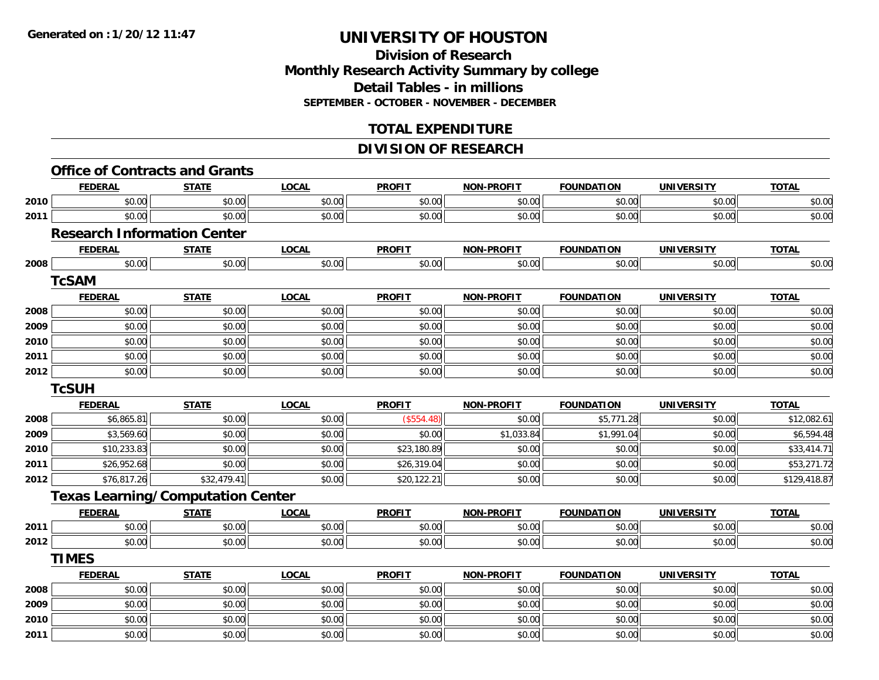Generated on : 1/20/12 11:47

# UNIVERSITY OF HOUSTON

## Division of Research
## Monthly Research Activity Summary by college
## Detail Tables - in millions
### SEPTEMBER - OCTOBER - NOVEMBER - DECEMBER

## TOTAL EXPENDITURE

## DIVISION OF RESEARCH

### Office of Contracts and Grants

| | FEDERAL | STATE | LOCAL | PROFIT | NON-PROFIT | FOUNDATION | UNIVERSITY | TOTAL |
|---|---|---|---|---|---|---|---|---|
| 2010 | $0.00 | $0.00 | $0.00 | $0.00 | $0.00 | $0.00 | $0.00 | $0.00 |
| 2011 | $0.00 | $0.00 | $0.00 | $0.00 | $0.00 | $0.00 | $0.00 | $0.00 |

### Research Information Center

| | FEDERAL | STATE | LOCAL | PROFIT | NON-PROFIT | FOUNDATION | UNIVERSITY | TOTAL |
|---|---|---|---|---|---|---|---|---|
| 2008 | $0.00 | $0.00 | $0.00 | $0.00 | $0.00 | $0.00 | $0.00 | $0.00 |

### TcSAM

| | FEDERAL | STATE | LOCAL | PROFIT | NON-PROFIT | FOUNDATION | UNIVERSITY | TOTAL |
|---|---|---|---|---|---|---|---|---|
| 2008 | $0.00 | $0.00 | $0.00 | $0.00 | $0.00 | $0.00 | $0.00 | $0.00 |
| 2009 | $0.00 | $0.00 | $0.00 | $0.00 | $0.00 | $0.00 | $0.00 | $0.00 |
| 2010 | $0.00 | $0.00 | $0.00 | $0.00 | $0.00 | $0.00 | $0.00 | $0.00 |
| 2011 | $0.00 | $0.00 | $0.00 | $0.00 | $0.00 | $0.00 | $0.00 | $0.00 |
| 2012 | $0.00 | $0.00 | $0.00 | $0.00 | $0.00 | $0.00 | $0.00 | $0.00 |

### TcSUH

| | FEDERAL | STATE | LOCAL | PROFIT | NON-PROFIT | FOUNDATION | UNIVERSITY | TOTAL |
|---|---|---|---|---|---|---|---|---|
| 2008 | $6,865.81 | $0.00 | $0.00 | ($554.48) | $0.00 | $5,771.28 | $0.00 | $12,082.61 |
| 2009 | $3,569.60 | $0.00 | $0.00 | $0.00 | $1,033.84 | $1,991.04 | $0.00 | $6,594.48 |
| 2010 | $10,233.83 | $0.00 | $0.00 | $23,180.89 | $0.00 | $0.00 | $0.00 | $33,414.71 |
| 2011 | $26,952.68 | $0.00 | $0.00 | $26,319.04 | $0.00 | $0.00 | $0.00 | $53,271.72 |
| 2012 | $76,817.26 | $32,479.41 | $0.00 | $20,122.21 | $0.00 | $0.00 | $0.00 | $129,418.87 |

### Texas Learning/Computation Center

| | FEDERAL | STATE | LOCAL | PROFIT | NON-PROFIT | FOUNDATION | UNIVERSITY | TOTAL |
|---|---|---|---|---|---|---|---|---|
| 2011 | $0.00 | $0.00 | $0.00 | $0.00 | $0.00 | $0.00 | $0.00 | $0.00 |
| 2012 | $0.00 | $0.00 | $0.00 | $0.00 | $0.00 | $0.00 | $0.00 | $0.00 |

### TIMES

| | FEDERAL | STATE | LOCAL | PROFIT | NON-PROFIT | FOUNDATION | UNIVERSITY | TOTAL |
|---|---|---|---|---|---|---|---|---|
| 2008 | $0.00 | $0.00 | $0.00 | $0.00 | $0.00 | $0.00 | $0.00 | $0.00 |
| 2009 | $0.00 | $0.00 | $0.00 | $0.00 | $0.00 | $0.00 | $0.00 | $0.00 |
| 2010 | $0.00 | $0.00 | $0.00 | $0.00 | $0.00 | $0.00 | $0.00 | $0.00 |
| 2011 | $0.00 | $0.00 | $0.00 | $0.00 | $0.00 | $0.00 | $0.00 | $0.00 |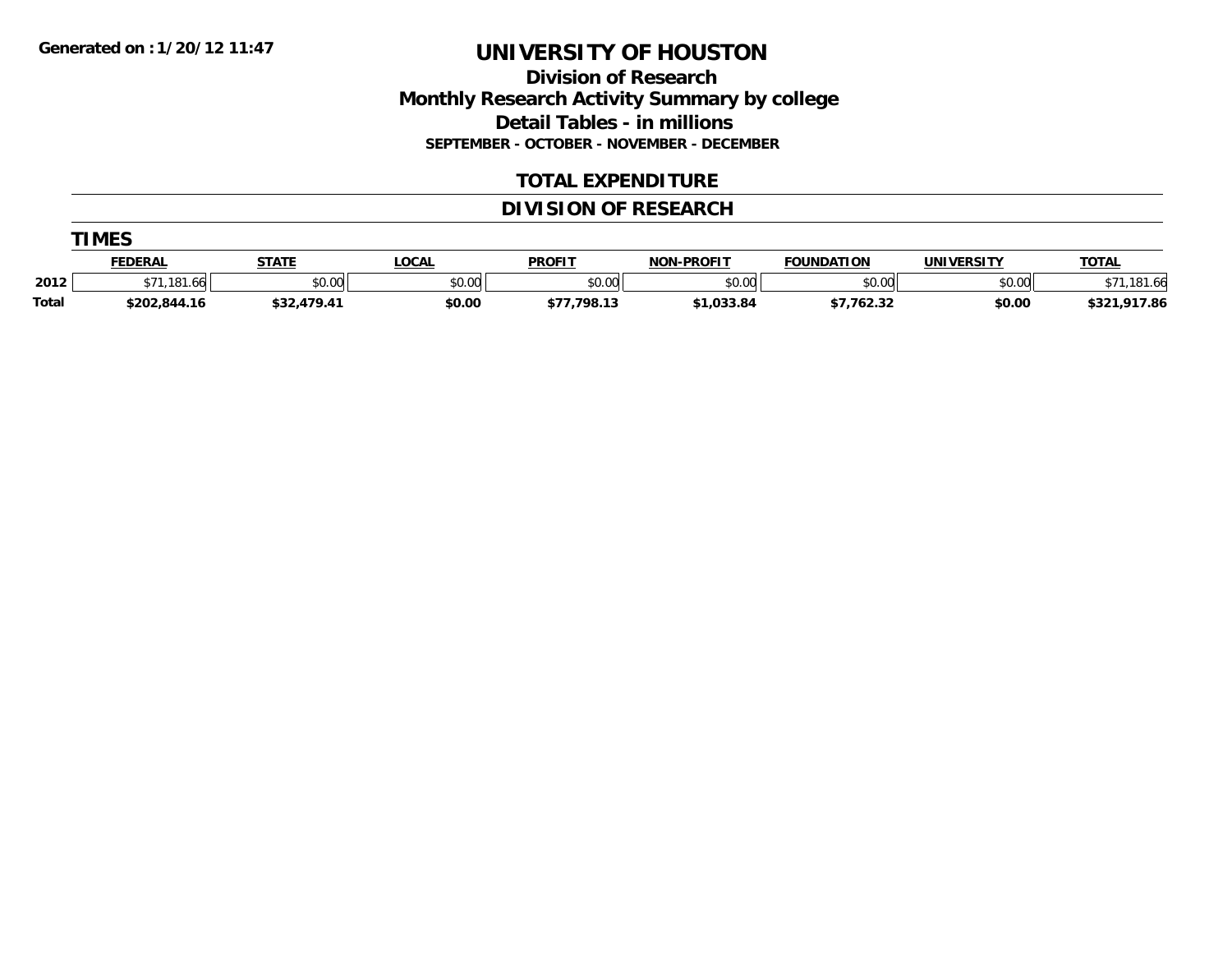Generated on :1/20/12 11:47

# UNIVERSITY OF HOUSTON

## Division of Research
## Monthly Research Activity Summary by college
## Detail Tables - in millions
### SEPTEMBER - OCTOBER - NOVEMBER - DECEMBER

## TOTAL EXPENDITURE

## DIVISION OF RESEARCH

### TIMES

| | FEDERAL | STATE | LOCAL | PROFIT | NON-PROFIT | FOUNDATION | UNIVERSITY | TOTAL |
|---|---|---|---|---|---|---|---|---|
| 2012 | $71,181.66 | $0.00 | $0.00 | $0.00 | $0.00 | $0.00 | $0.00 | $71,181.66 |
| **Total** | **$202,844.16** | **$32,479.41** | **$0.00** | **$77,798.13** | **$1,033.84** | **$7,762.32** | **$0.00** | **$321,917.86** |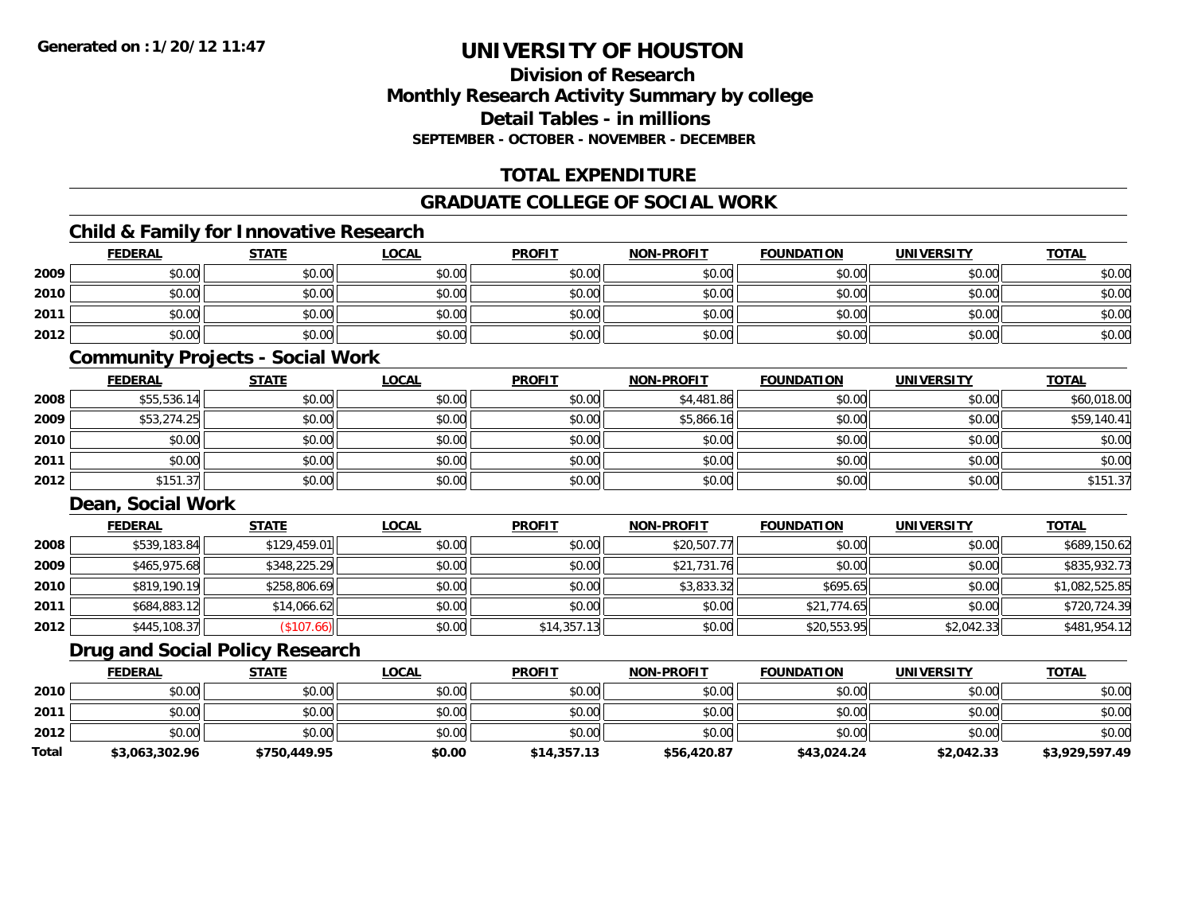**Generated on :1/20/12 11:47**

# UNIVERSITY OF HOUSTON

## Division of Research
## Monthly Research Activity Summary by college
## Detail Tables - in millions
### SEPTEMBER - OCTOBER - NOVEMBER - DECEMBER

## TOTAL EXPENDITURE

## GRADUATE COLLEGE OF SOCIAL WORK

### Child & Family for Innovative Research

| | FEDERAL | STATE | LOCAL | PROFIT | NON-PROFIT | FOUNDATION | UNIVERSITY | TOTAL |
|---|---|---|---|---|---|---|---|---|
| 2009 | $0.00 | $0.00 | $0.00 | $0.00 | $0.00 | $0.00 | $0.00 | $0.00 |
| 2010 | $0.00 | $0.00 | $0.00 | $0.00 | $0.00 | $0.00 | $0.00 | $0.00 |
| 2011 | $0.00 | $0.00 | $0.00 | $0.00 | $0.00 | $0.00 | $0.00 | $0.00 |
| 2012 | $0.00 | $0.00 | $0.00 | $0.00 | $0.00 | $0.00 | $0.00 | $0.00 |

### Community Projects - Social Work

| | FEDERAL | STATE | LOCAL | PROFIT | NON-PROFIT | FOUNDATION | UNIVERSITY | TOTAL |
|---|---|---|---|---|---|---|---|---|
| 2008 | $55,536.14 | $0.00 | $0.00 | $0.00 | $4,481.86 | $0.00 | $0.00 | $60,018.00 |
| 2009 | $53,274.25 | $0.00 | $0.00 | $0.00 | $5,866.16 | $0.00 | $0.00 | $59,140.41 |
| 2010 | $0.00 | $0.00 | $0.00 | $0.00 | $0.00 | $0.00 | $0.00 | $0.00 |
| 2011 | $0.00 | $0.00 | $0.00 | $0.00 | $0.00 | $0.00 | $0.00 | $0.00 |
| 2012 | $151.37 | $0.00 | $0.00 | $0.00 | $0.00 | $0.00 | $0.00 | $151.37 |

### Dean, Social Work

| | FEDERAL | STATE | LOCAL | PROFIT | NON-PROFIT | FOUNDATION | UNIVERSITY | TOTAL |
|---|---|---|---|---|---|---|---|---|
| 2008 | $539,183.84 | $129,459.01 | $0.00 | $0.00 | $20,507.77 | $0.00 | $0.00 | $689,150.62 |
| 2009 | $465,975.68 | $348,225.29 | $0.00 | $0.00 | $21,731.76 | $0.00 | $0.00 | $835,932.73 |
| 2010 | $819,190.19 | $258,806.69 | $0.00 | $0.00 | $3,833.32 | $695.65 | $0.00 | $1,082,525.85 |
| 2011 | $684,883.12 | $14,066.62 | $0.00 | $0.00 | $0.00 | $21,774.65 | $0.00 | $720,724.39 |
| 2012 | $445,108.37 | ($107.66) | $0.00 | $14,357.13 | $0.00 | $20,553.95 | $2,042.33 | $481,954.12 |

### Drug and Social Policy Research

| | FEDERAL | STATE | LOCAL | PROFIT | NON-PROFIT | FOUNDATION | UNIVERSITY | TOTAL |
|---|---|---|---|---|---|---|---|---|
| 2010 | $0.00 | $0.00 | $0.00 | $0.00 | $0.00 | $0.00 | $0.00 | $0.00 |
| 2011 | $0.00 | $0.00 | $0.00 | $0.00 | $0.00 | $0.00 | $0.00 | $0.00 |
| 2012 | $0.00 | $0.00 | $0.00 | $0.00 | $0.00 | $0.00 | $0.00 | $0.00 |
| **Total** | **$3,063,302.96** | **$750,449.95** | **$0.00** | **$14,357.13** | **$56,420.87** | **$43,024.24** | **$2,042.33** | **$3,929,597.49** |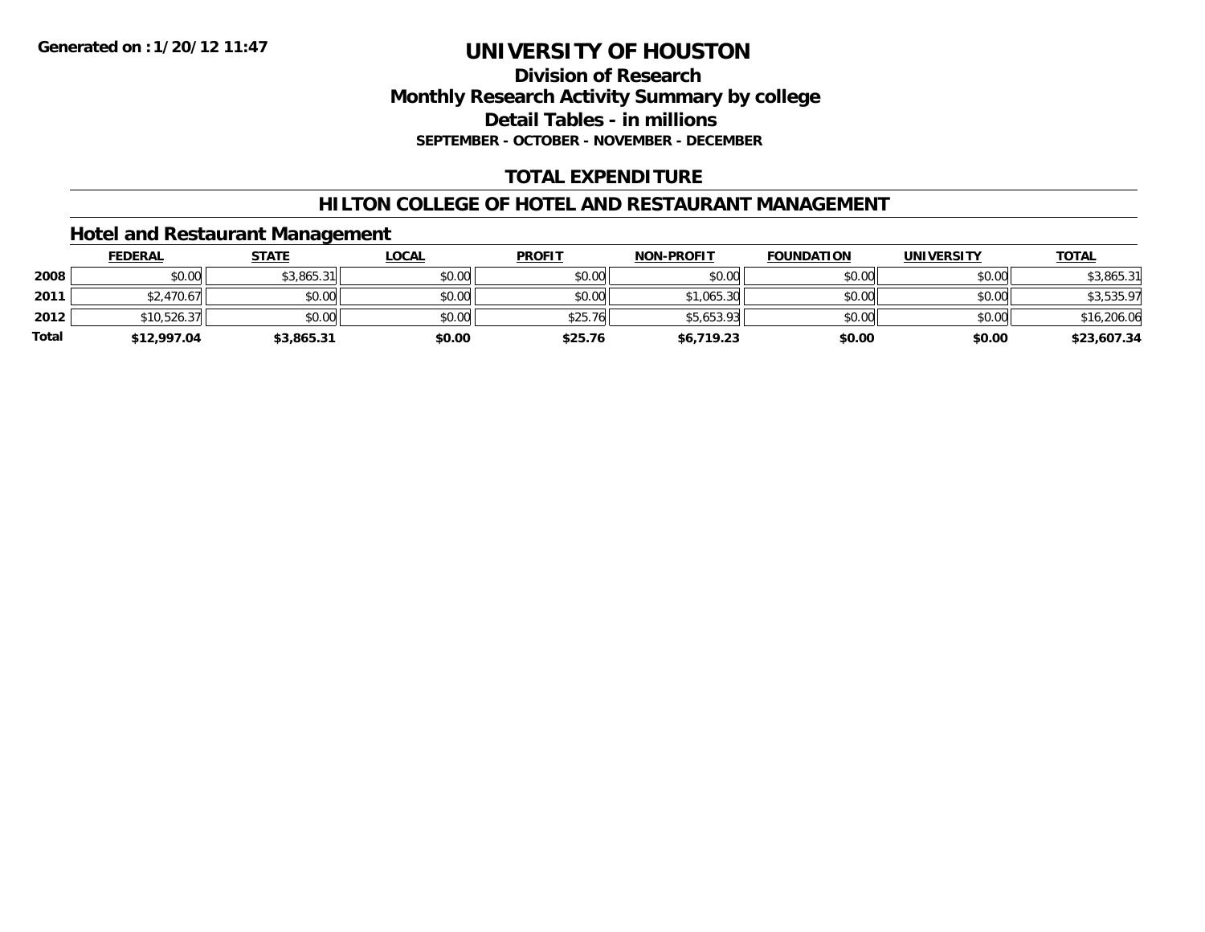Generated on :1/20/12 11:47

# UNIVERSITY OF HOUSTON

## Division of Research
## Monthly Research Activity Summary by college
## Detail Tables - in millions
### SEPTEMBER - OCTOBER - NOVEMBER - DECEMBER

## TOTAL EXPENDITURE

## HILTON COLLEGE OF HOTEL AND RESTAURANT MANAGEMENT

### Hotel and Restaurant Management

| | FEDERAL | STATE | LOCAL | PROFIT | NON-PROFIT | FOUNDATION | UNIVERSITY | TOTAL |
|---|---|---|---|---|---|---|---|---|
| 2008 | $0.00 | $3,865.31 | $0.00 | $0.00 | $0.00 | $0.00 | $0.00 | $3,865.31 |
| 2011 | $2,470.67 | $0.00 | $0.00 | $0.00 | $1,065.30 | $0.00 | $0.00 | $3,535.97 |
| 2012 | $10,526.37 | $0.00 | $0.00 | $25.76 | $5,653.93 | $0.00 | $0.00 | $16,206.06 |
| **Total** | **$12,997.04** | **$3,865.31** | **$0.00** | **$25.76** | **$6,719.23** | **$0.00** | **$0.00** | **$23,607.34** |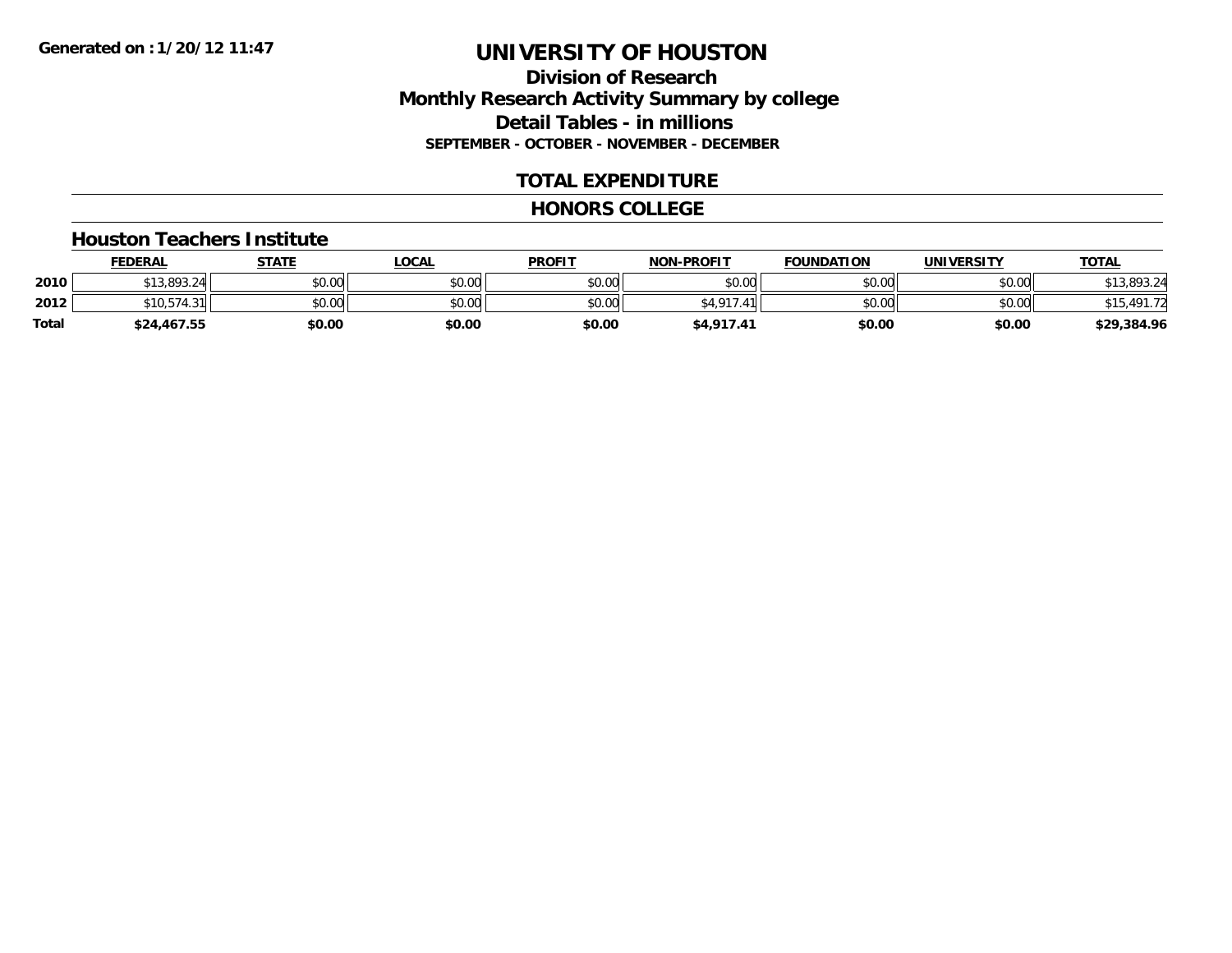**Generated on :1/20/12 11:47**

# UNIVERSITY OF HOUSTON

## Division of Research
## Monthly Research Activity Summary by college
## Detail Tables - in millions

**SEPTEMBER - OCTOBER - NOVEMBER - DECEMBER**

## TOTAL EXPENDITURE

## HONORS COLLEGE

### Houston Teachers Institute

| | FEDERAL | STATE | LOCAL | PROFIT | NON-PROFIT | FOUNDATION | UNIVERSITY | TOTAL |
|---|---|---|---|---|---|---|---|---|
| **2010** | $13,893.24 | $0.00 | $0.00 | $0.00 | $0.00 | $0.00 | $0.00 | $13,893.24 |
| **2012** | $10,574.31 | $0.00 | $0.00 | $0.00 | $4,917.41 | $0.00 | $0.00 | $15,491.72 |
| **Total** | **$24,467.55** | **$0.00** | **$0.00** | **$0.00** | **$4,917.41** | **$0.00** | **$0.00** | **$29,384.96** |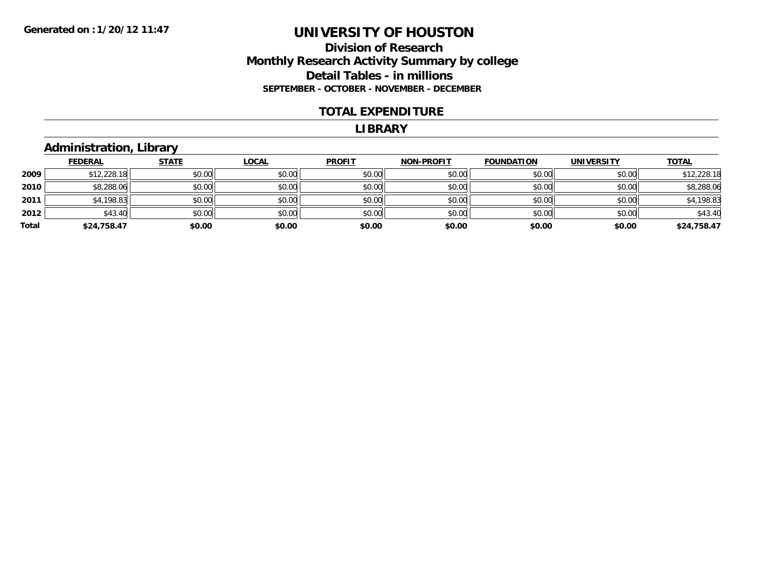Generated on :1/20/12 11:47

# UNIVERSITY OF HOUSTON

## Division of Research
## Monthly Research Activity Summary by college
## Detail Tables - in millions
### SEPTEMBER - OCTOBER - NOVEMBER - DECEMBER

### TOTAL EXPENDITURE

### LIBRARY

### Administration, Library

| | FEDERAL | STATE | LOCAL | PROFIT | NON-PROFIT | FOUNDATION | UNIVERSITY | TOTAL |
|---|---|---|---|---|---|---|---|---|
| 2009 | $12,228.18 | $0.00 | $0.00 | $0.00 | $0.00 | $0.00 | $0.00 | $12,228.18 |
| 2010 | $8,288.06 | $0.00 | $0.00 | $0.00 | $0.00 | $0.00 | $0.00 | $8,288.06 |
| 2011 | $4,198.83 | $0.00 | $0.00 | $0.00 | $0.00 | $0.00 | $0.00 | $4,198.83 |
| 2012 | $43.40 | $0.00 | $0.00 | $0.00 | $0.00 | $0.00 | $0.00 | $43.40 |
| **Total** | **$24,758.47** | **$0.00** | **$0.00** | **$0.00** | **$0.00** | **$0.00** | **$0.00** | **$24,758.47** |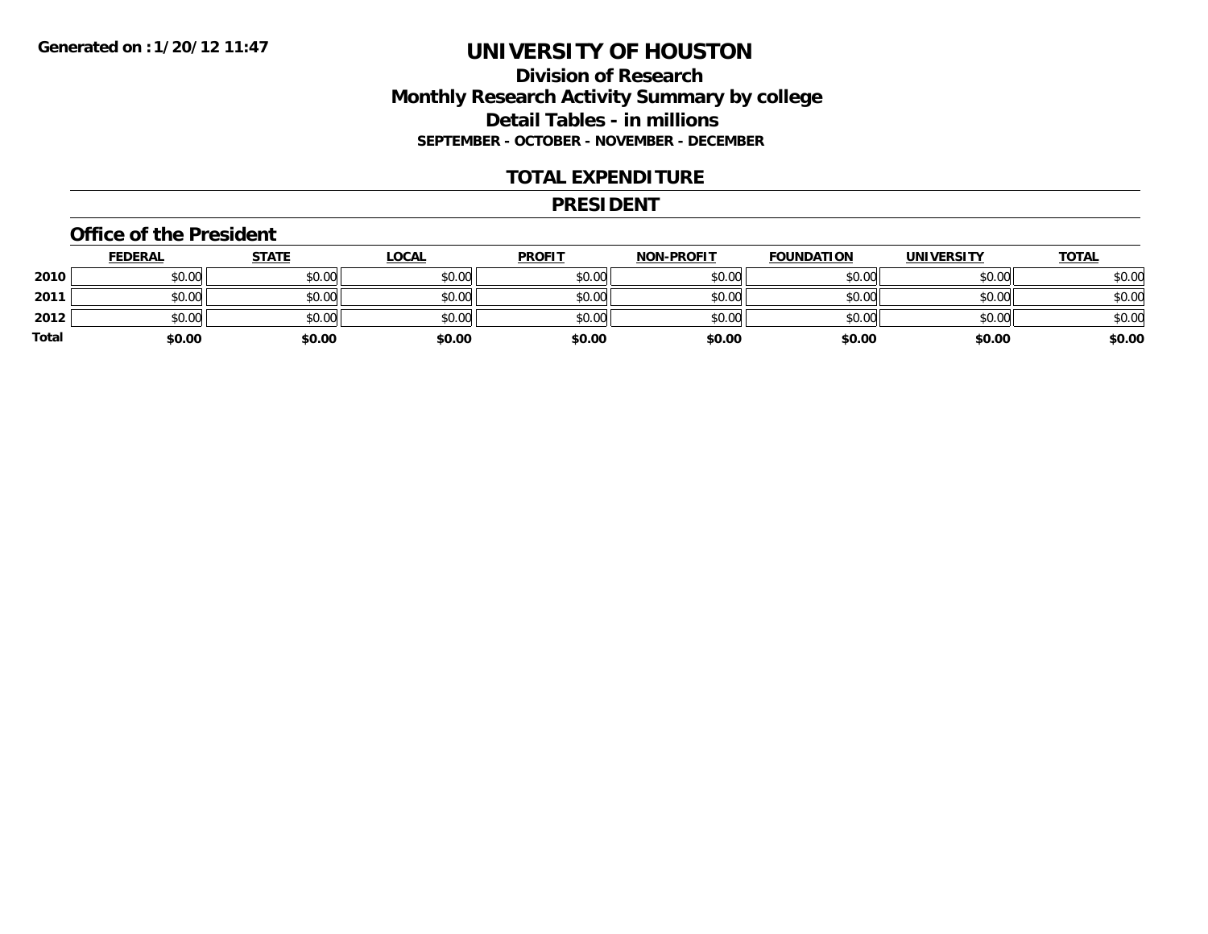**Generated on :1/20/12 11:47**

# UNIVERSITY OF HOUSTON

## Division of Research
## Monthly Research Activity Summary by college
## Detail Tables - in millions
### SEPTEMBER - OCTOBER - NOVEMBER - DECEMBER

## TOTAL EXPENDITURE

## PRESIDENT

### Office of the President

| | FEDERAL | STATE | LOCAL | PROFIT | NON-PROFIT | FOUNDATION | UNIVERSITY | TOTAL |
|---|---|---|---|---|---|---|---|---|
| 2010 | $0.00 | $0.00 | $0.00 | $0.00 | $0.00 | $0.00 | $0.00 | $0.00 |
| 2011 | $0.00 | $0.00 | $0.00 | $0.00 | $0.00 | $0.00 | $0.00 | $0.00 |
| 2012 | $0.00 | $0.00 | $0.00 | $0.00 | $0.00 | $0.00 | $0.00 | $0.00 |
| **Total** | **$0.00** | **$0.00** | **$0.00** | **$0.00** | **$0.00** | **$0.00** | **$0.00** | **$0.00** |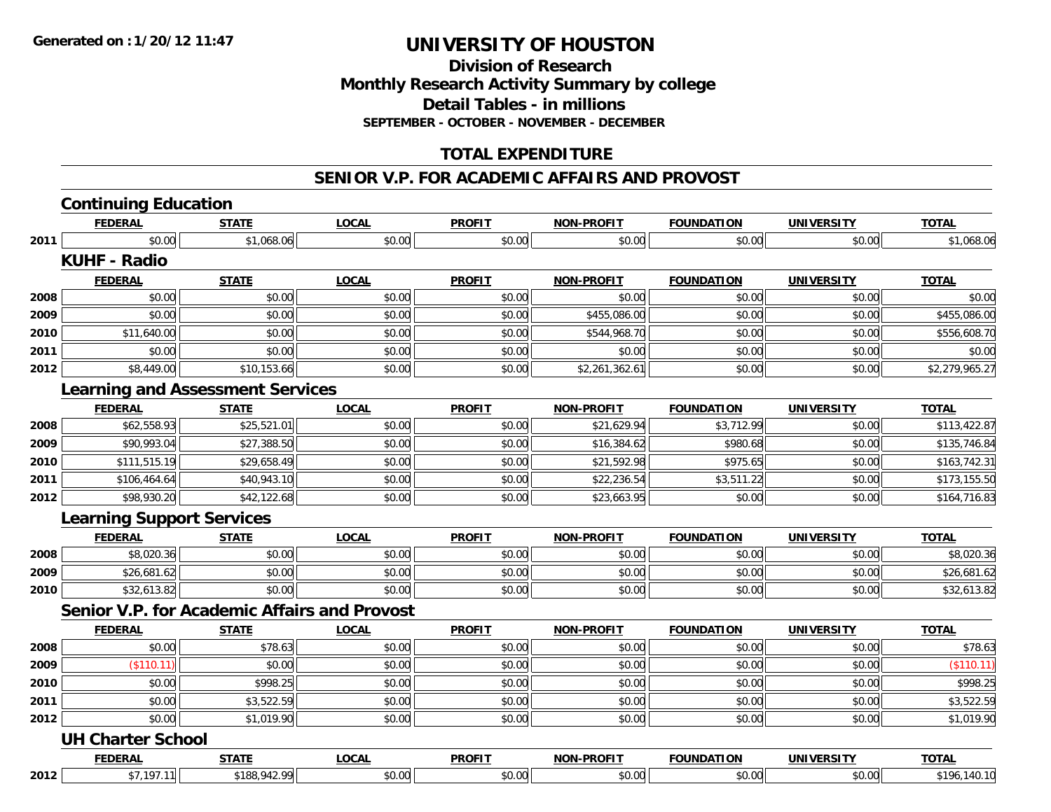**Generated on : 1/20/12 11:47**

# UNIVERSITY OF HOUSTON

## Division of Research
## Monthly Research Activity Summary by college
## Detail Tables - in millions
### SEPTEMBER - OCTOBER - NOVEMBER - DECEMBER

## TOTAL EXPENDITURE

## SENIOR V.P. FOR ACADEMIC AFFAIRS AND PROVOST

### Continuing Education

| | FEDERAL | STATE | LOCAL | PROFIT | NON-PROFIT | FOUNDATION | UNIVERSITY | TOTAL |
|---|---|---|---|---|---|---|---|---|
| 2011 | $0.00 | $1,068.06 | $0.00 | $0.00 | $0.00 | $0.00 | $0.00 | $1,068.06 |

### KUHF - Radio

| | FEDERAL | STATE | LOCAL | PROFIT | NON-PROFIT | FOUNDATION | UNIVERSITY | TOTAL |
|---|---|---|---|---|---|---|---|---|
| 2008 | $0.00 | $0.00 | $0.00 | $0.00 | $0.00 | $0.00 | $0.00 | $0.00 |
| 2009 | $0.00 | $0.00 | $0.00 | $0.00 | $455,086.00 | $0.00 | $0.00 | $455,086.00 |
| 2010 | $11,640.00 | $0.00 | $0.00 | $0.00 | $544,968.70 | $0.00 | $0.00 | $556,608.70 |
| 2011 | $0.00 | $0.00 | $0.00 | $0.00 | $0.00 | $0.00 | $0.00 | $0.00 |
| 2012 | $8,449.00 | $10,153.66 | $0.00 | $0.00 | $2,261,362.61 | $0.00 | $0.00 | $2,279,965.27 |

### Learning and Assessment Services

| | FEDERAL | STATE | LOCAL | PROFIT | NON-PROFIT | FOUNDATION | UNIVERSITY | TOTAL |
|---|---|---|---|---|---|---|---|---|
| 2008 | $62,558.93 | $25,521.01 | $0.00 | $0.00 | $21,629.94 | $3,712.99 | $0.00 | $113,422.87 |
| 2009 | $90,993.04 | $27,388.50 | $0.00 | $0.00 | $16,384.62 | $980.68 | $0.00 | $135,746.84 |
| 2010 | $111,515.19 | $29,658.49 | $0.00 | $0.00 | $21,592.98 | $975.65 | $0.00 | $163,742.31 |
| 2011 | $106,464.64 | $40,943.10 | $0.00 | $0.00 | $22,236.54 | $3,511.22 | $0.00 | $173,155.50 |
| 2012 | $98,930.20 | $42,122.68 | $0.00 | $0.00 | $23,663.95 | $0.00 | $0.00 | $164,716.83 |

### Learning Support Services

| | FEDERAL | STATE | LOCAL | PROFIT | NON-PROFIT | FOUNDATION | UNIVERSITY | TOTAL |
|---|---|---|---|---|---|---|---|---|
| 2008 | $8,020.36 | $0.00 | $0.00 | $0.00 | $0.00 | $0.00 | $0.00 | $8,020.36 |
| 2009 | $26,681.62 | $0.00 | $0.00 | $0.00 | $0.00 | $0.00 | $0.00 | $26,681.62 |
| 2010 | $32,613.82 | $0.00 | $0.00 | $0.00 | $0.00 | $0.00 | $0.00 | $32,613.82 |

### Senior V.P. for Academic Affairs and Provost

| | FEDERAL | STATE | LOCAL | PROFIT | NON-PROFIT | FOUNDATION | UNIVERSITY | TOTAL |
|---|---|---|---|---|---|---|---|---|
| 2008 | $0.00 | $78.63 | $0.00 | $0.00 | $0.00 | $0.00 | $0.00 | $78.63 |
| 2009 | ($110.11) | $0.00 | $0.00 | $0.00 | $0.00 | $0.00 | $0.00 | ($110.11) |
| 2010 | $0.00 | $998.25 | $0.00 | $0.00 | $0.00 | $0.00 | $0.00 | $998.25 |
| 2011 | $0.00 | $3,522.59 | $0.00 | $0.00 | $0.00 | $0.00 | $0.00 | $3,522.59 |
| 2012 | $0.00 | $1,019.90 | $0.00 | $0.00 | $0.00 | $0.00 | $0.00 | $1,019.90 |

### UH Charter School

| | FEDERAL | STATE | LOCAL | PROFIT | NON-PROFIT | FOUNDATION | UNIVERSITY | TOTAL |
|---|---|---|---|---|---|---|---|---|
| 2012 | $7,197.11 | $188,942.99 | $0.00 | $0.00 | $0.00 | $0.00 | $0.00 | $196,140.10 |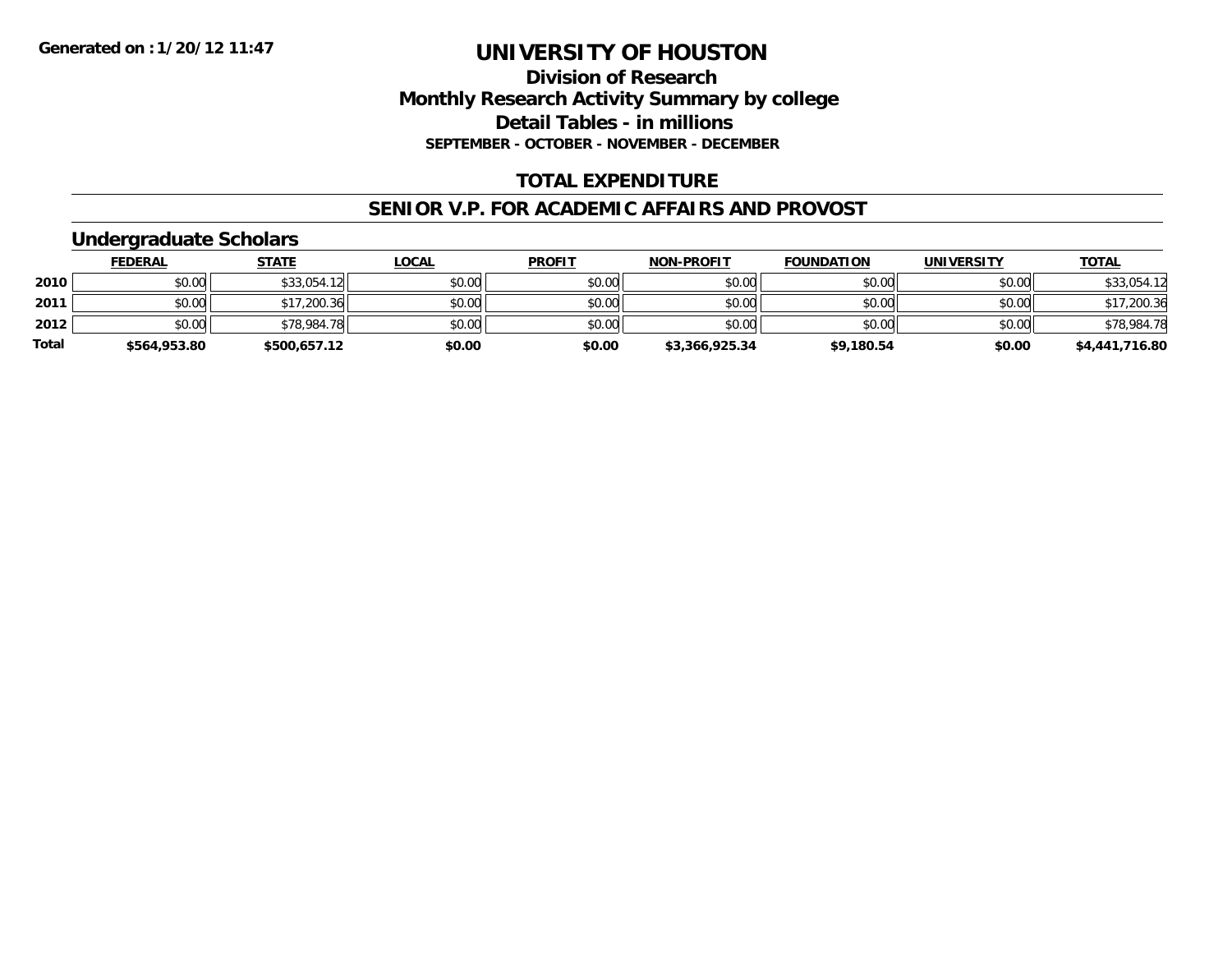**Generated on :1/20/12 11:47**

# UNIVERSITY OF HOUSTON

## Division of Research
## Monthly Research Activity Summary by college
## Detail Tables - in millions
### SEPTEMBER - OCTOBER - NOVEMBER - DECEMBER

## TOTAL EXPENDITURE

## SENIOR V.P. FOR ACADEMIC AFFAIRS AND PROVOST

### Undergraduate Scholars

| | FEDERAL | STATE | LOCAL | PROFIT | NON-PROFIT | FOUNDATION | UNIVERSITY | TOTAL |
|---|---|---|---|---|---|---|---|---|
| 2010 | $0.00 | $33,054.12 | $0.00 | $0.00 | $0.00 | $0.00 | $0.00 | $33,054.12 |
| 2011 | $0.00 | $17,200.36 | $0.00 | $0.00 | $0.00 | $0.00 | $0.00 | $17,200.36 |
| 2012 | $0.00 | $78,984.78 | $0.00 | $0.00 | $0.00 | $0.00 | $0.00 | $78,984.78 |
| **Total** | **$564,953.80** | **$500,657.12** | **$0.00** | **$0.00** | **$3,366,925.34** | **$9,180.54** | **$0.00** | **$4,441,716.80** |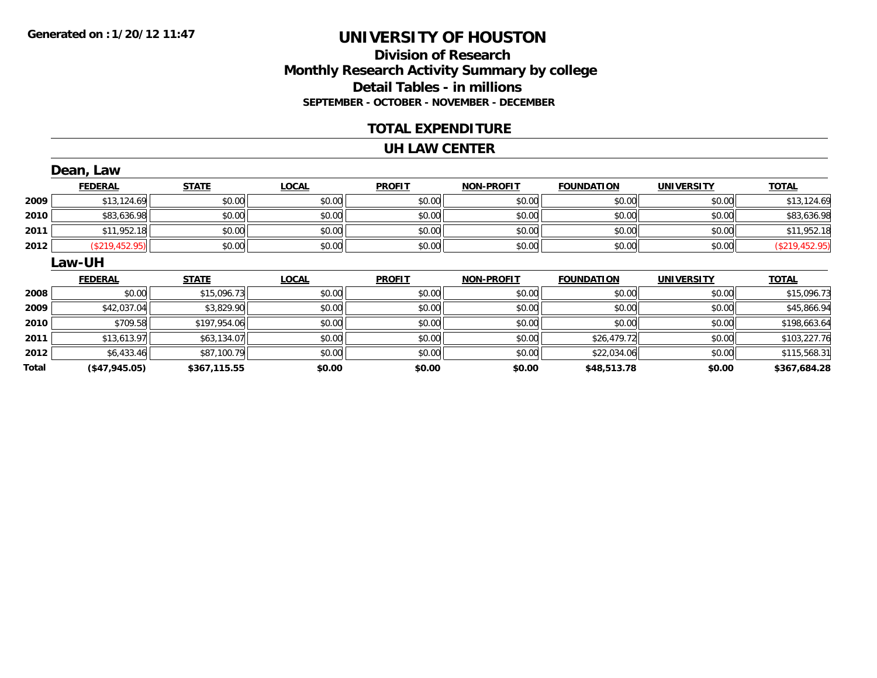Generated on :1/20/12 11:47

# UNIVERSITY OF HOUSTON

## Division of Research
## Monthly Research Activity Summary by college
## Detail Tables - in millions
### SEPTEMBER - OCTOBER - NOVEMBER - DECEMBER

## TOTAL EXPENDITURE

## UH LAW CENTER

### Dean, Law

| | FEDERAL | STATE | LOCAL | PROFIT | NON-PROFIT | FOUNDATION | UNIVERSITY | TOTAL |
|---|---|---|---|---|---|---|---|---|
| 2009 | $13,124.69 | $0.00 | $0.00 | $0.00 | $0.00 | $0.00 | $0.00 | $13,124.69 |
| 2010 | $83,636.98 | $0.00 | $0.00 | $0.00 | $0.00 | $0.00 | $0.00 | $83,636.98 |
| 2011 | $11,952.18 | $0.00 | $0.00 | $0.00 | $0.00 | $0.00 | $0.00 | $11,952.18 |
| 2012 | ($219,452.95) | $0.00 | $0.00 | $0.00 | $0.00 | $0.00 | $0.00 | ($219,452.95) |

### Law-UH

| | FEDERAL | STATE | LOCAL | PROFIT | NON-PROFIT | FOUNDATION | UNIVERSITY | TOTAL |
|---|---|---|---|---|---|---|---|---|
| 2008 | $0.00 | $15,096.73 | $0.00 | $0.00 | $0.00 | $0.00 | $0.00 | $15,096.73 |
| 2009 | $42,037.04 | $3,829.90 | $0.00 | $0.00 | $0.00 | $0.00 | $0.00 | $45,866.94 |
| 2010 | $709.58 | $197,954.06 | $0.00 | $0.00 | $0.00 | $0.00 | $0.00 | $198,663.64 |
| 2011 | $13,613.97 | $63,134.07 | $0.00 | $0.00 | $0.00 | $26,479.72 | $0.00 | $103,227.76 |
| 2012 | $6,433.46 | $87,100.79 | $0.00 | $0.00 | $0.00 | $22,034.06 | $0.00 | $115,568.31 |
| **Total** | **($47,945.05)** | **$367,115.55** | **$0.00** | **$0.00** | **$0.00** | **$48,513.78** | **$0.00** | **$367,684.28** |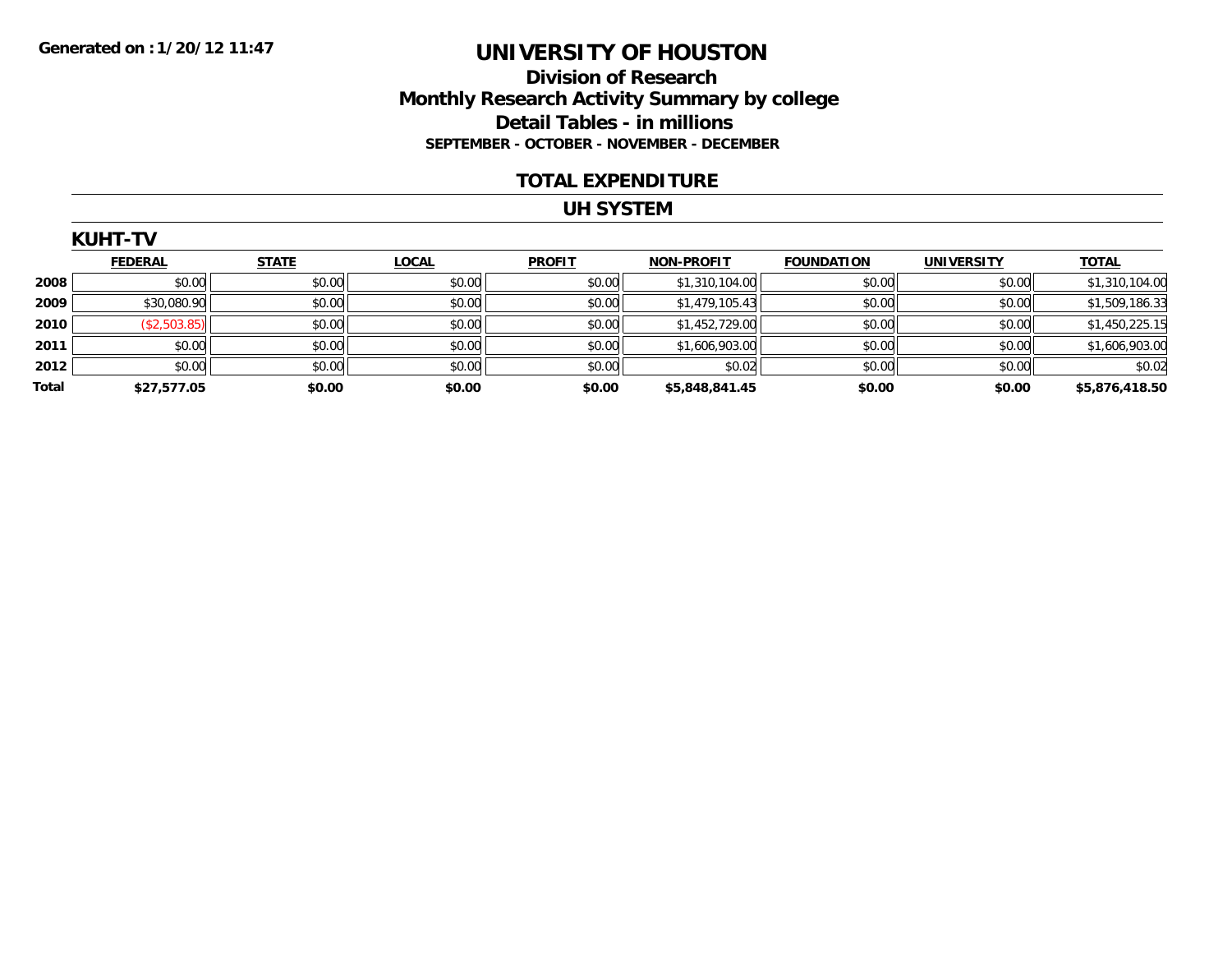Generated on :1/20/12 11:47

# UNIVERSITY OF HOUSTON

## Division of Research
## Monthly Research Activity Summary by college
## Detail Tables - in millions
### SEPTEMBER - OCTOBER - NOVEMBER - DECEMBER

## TOTAL EXPENDITURE

## UH SYSTEM

### KUHT-TV

| | FEDERAL | STATE | LOCAL | PROFIT | NON-PROFIT | FOUNDATION | UNIVERSITY | TOTAL |
|---|---|---|---|---|---|---|---|---|
| 2008 | $0.00 | $0.00 | $0.00 | $0.00 | $1,310,104.00 | $0.00 | $0.00 | $1,310,104.00 |
| 2009 | $30,080.90 | $0.00 | $0.00 | $0.00 | $1,479,105.43 | $0.00 | $0.00 | $1,509,186.33 |
| 2010 | ($2,503.85) | $0.00 | $0.00 | $0.00 | $1,452,729.00 | $0.00 | $0.00 | $1,450,225.15 |
| 2011 | $0.00 | $0.00 | $0.00 | $0.00 | $1,606,903.00 | $0.00 | $0.00 | $1,606,903.00 |
| 2012 | $0.00 | $0.00 | $0.00 | $0.00 | $0.02 | $0.00 | $0.00 | $0.02 |
| **Total** | **$27,577.05** | **$0.00** | **$0.00** | **$0.00** | **$5,848,841.45** | **$0.00** | **$0.00** | **$5,876,418.50** |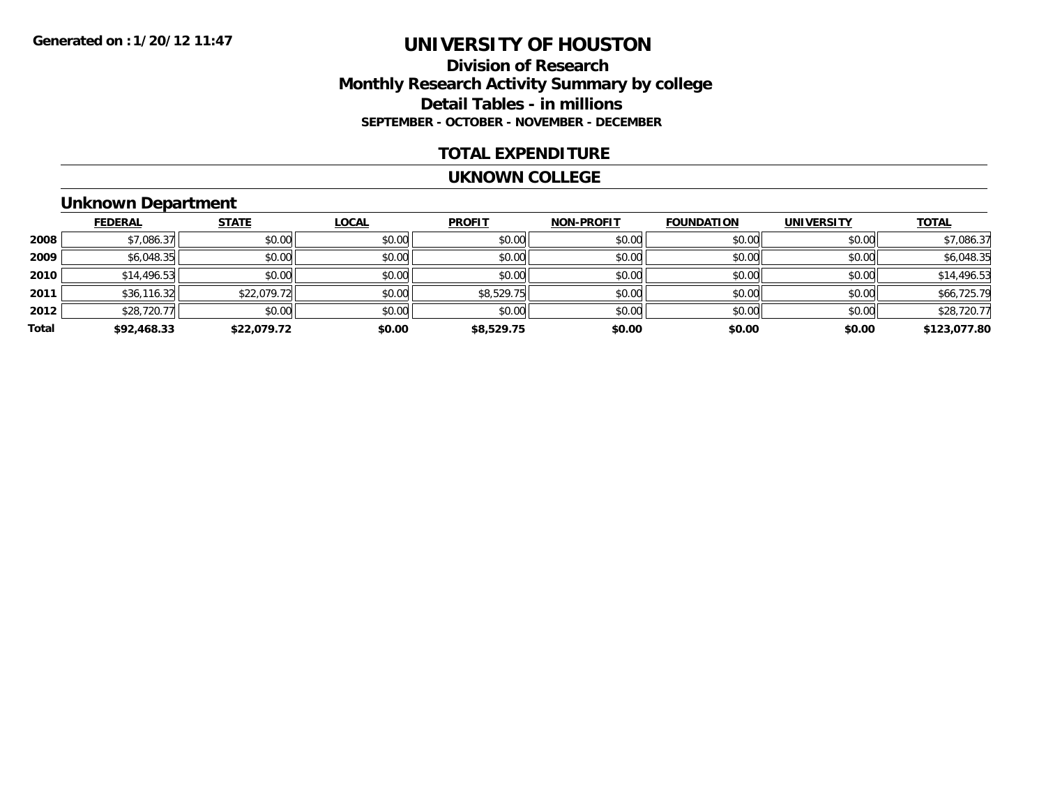Generated on :1/20/12 11:47

# UNIVERSITY OF HOUSTON

## Division of Research
## Monthly Research Activity Summary by college
## Detail Tables - in millions
### SEPTEMBER - OCTOBER - NOVEMBER - DECEMBER

## TOTAL EXPENDITURE

## UKNOWN COLLEGE

### Unknown Department

| | FEDERAL | STATE | LOCAL | PROFIT | NON-PROFIT | FOUNDATION | UNIVERSITY | TOTAL |
|---|---|---|---|---|---|---|---|---|
| 2008 | $7,086.37 | $0.00 | $0.00 | $0.00 | $0.00 | $0.00 | $0.00 | $7,086.37 |
| 2009 | $6,048.35 | $0.00 | $0.00 | $0.00 | $0.00 | $0.00 | $0.00 | $6,048.35 |
| 2010 | $14,496.53 | $0.00 | $0.00 | $0.00 | $0.00 | $0.00 | $0.00 | $14,496.53 |
| 2011 | $36,116.32 | $22,079.72 | $0.00 | $8,529.75 | $0.00 | $0.00 | $0.00 | $66,725.79 |
| 2012 | $28,720.77 | $0.00 | $0.00 | $0.00 | $0.00 | $0.00 | $0.00 | $28,720.77 |
| **Total** | **$92,468.33** | **$22,079.72** | **$0.00** | **$8,529.75** | **$0.00** | **$0.00** | **$0.00** | **$123,077.80** |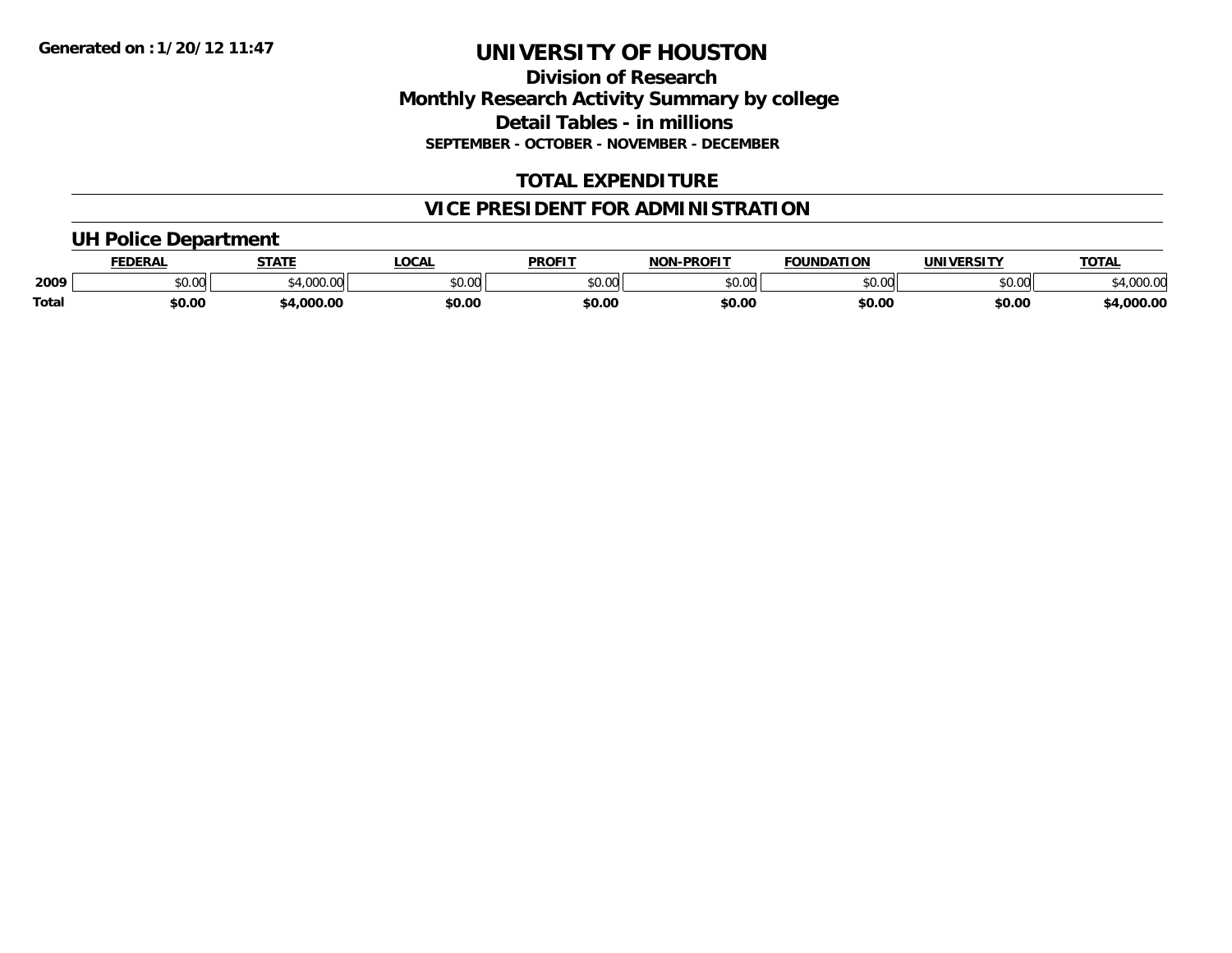**Generated on :1/20/12 11:47**

# UNIVERSITY OF HOUSTON

## Division of Research
## Monthly Research Activity Summary by college
## Detail Tables - in millions
### SEPTEMBER - OCTOBER - NOVEMBER - DECEMBER

## TOTAL EXPENDITURE

## VICE PRESIDENT FOR ADMINISTRATION

### UH Police Department

| | FEDERAL | STATE | LOCAL | PROFIT | NON-PROFIT | FOUNDATION | UNIVERSITY | TOTAL |
|---|---|---|---|---|---|---|---|---|
| 2009 | $0.00 | $4,000.00 | $0.00 | $0.00 | $0.00 | $0.00 | $0.00 | $4,000.00 |
| **Total** | **$0.00** | **$4,000.00** | **$0.00** | **$0.00** | **$0.00** | **$0.00** | **$0.00** | **$4,000.00** |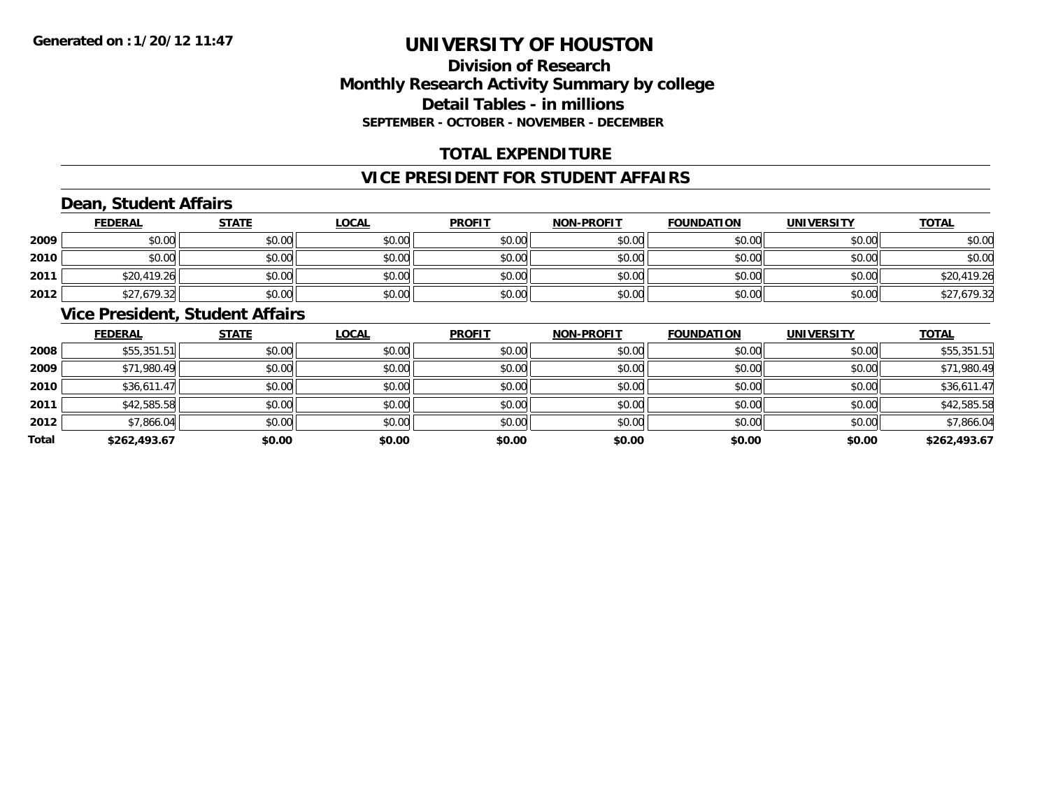**Generated on :1/20/12 11:47**

# UNIVERSITY OF HOUSTON

## Division of Research
## Monthly Research Activity Summary by college
## Detail Tables - in millions
### SEPTEMBER - OCTOBER - NOVEMBER - DECEMBER

## TOTAL EXPENDITURE

## VICE PRESIDENT FOR STUDENT AFFAIRS

### Dean, Student Affairs

| | FEDERAL | STATE | LOCAL | PROFIT | NON-PROFIT | FOUNDATION | UNIVERSITY | TOTAL |
|---|---|---|---|---|---|---|---|---|
| 2009 | $0.00 | $0.00 | $0.00 | $0.00 | $0.00 | $0.00 | $0.00 | $0.00 |
| 2010 | $0.00 | $0.00 | $0.00 | $0.00 | $0.00 | $0.00 | $0.00 | $0.00 |
| 2011 | $20,419.26 | $0.00 | $0.00 | $0.00 | $0.00 | $0.00 | $0.00 | $20,419.26 |
| 2012 | $27,679.32 | $0.00 | $0.00 | $0.00 | $0.00 | $0.00 | $0.00 | $27,679.32 |

### Vice President, Student Affairs

| | FEDERAL | STATE | LOCAL | PROFIT | NON-PROFIT | FOUNDATION | UNIVERSITY | TOTAL |
|---|---|---|---|---|---|---|---|---|
| 2008 | $55,351.51 | $0.00 | $0.00 | $0.00 | $0.00 | $0.00 | $0.00 | $55,351.51 |
| 2009 | $71,980.49 | $0.00 | $0.00 | $0.00 | $0.00 | $0.00 | $0.00 | $71,980.49 |
| 2010 | $36,611.47 | $0.00 | $0.00 | $0.00 | $0.00 | $0.00 | $0.00 | $36,611.47 |
| 2011 | $42,585.58 | $0.00 | $0.00 | $0.00 | $0.00 | $0.00 | $0.00 | $42,585.58 |
| 2012 | $7,866.04 | $0.00 | $0.00 | $0.00 | $0.00 | $0.00 | $0.00 | $7,866.04 |
| **Total** | **$262,493.67** | **$0.00** | **$0.00** | **$0.00** | **$0.00** | **$0.00** | **$0.00** | **$262,493.67** |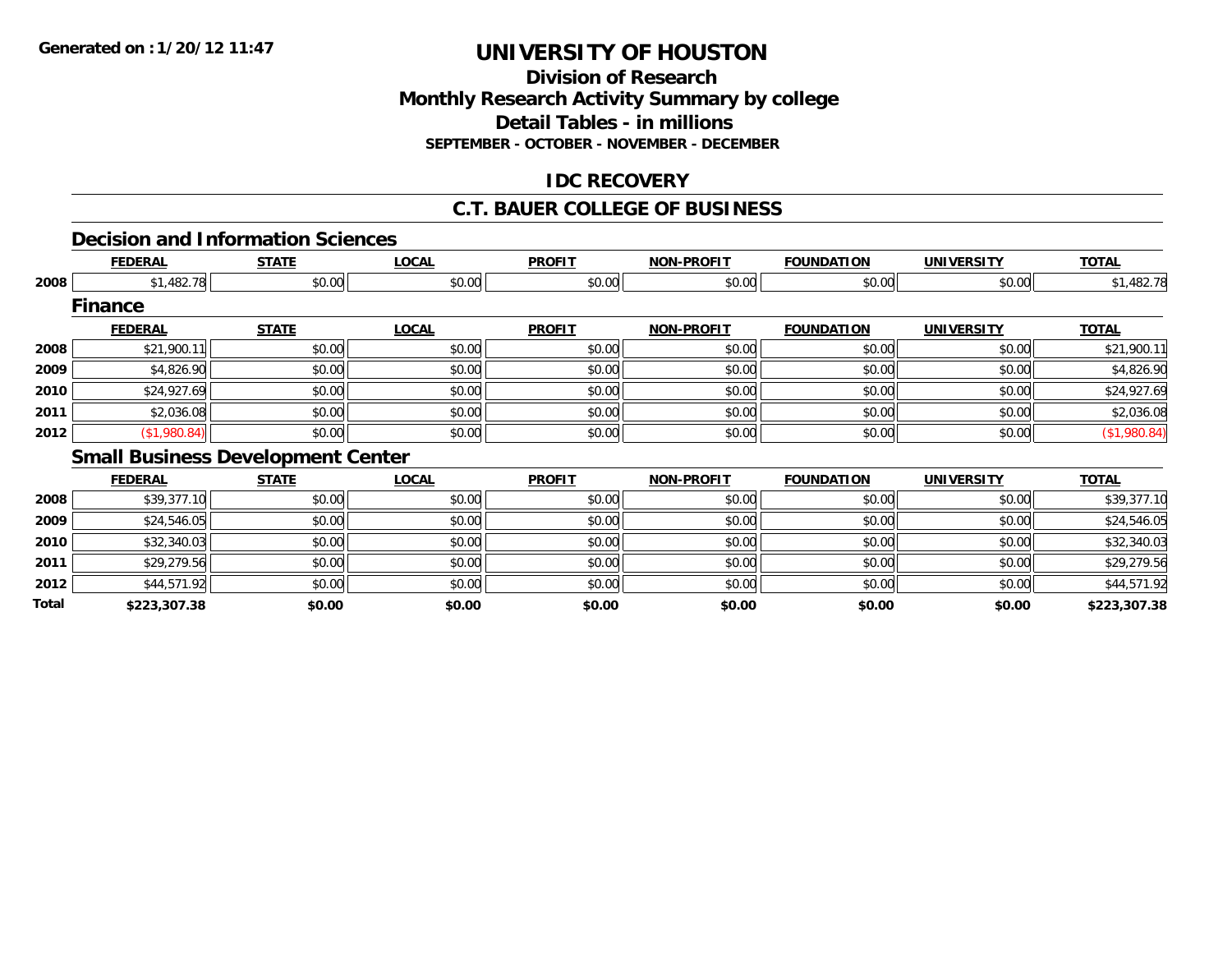**Generated on :1/20/12 11:47**

# UNIVERSITY OF HOUSTON

## Division of Research
## Monthly Research Activity Summary by college
## Detail Tables - in millions
**SEPTEMBER - OCTOBER - NOVEMBER - DECEMBER**

## IDC RECOVERY

## C.T. BAUER COLLEGE OF BUSINESS

### Decision and Information Sciences

| | FEDERAL | STATE | LOCAL | PROFIT | NON-PROFIT | FOUNDATION | UNIVERSITY | TOTAL |
|---|---|---|---|---|---|---|---|---|
| 2008 | $1,482.78 | $0.00 | $0.00 | $0.00 | $0.00 | $0.00 | $0.00 | $1,482.78 |

### Finance

| | FEDERAL | STATE | LOCAL | PROFIT | NON-PROFIT | FOUNDATION | UNIVERSITY | TOTAL |
|---|---|---|---|---|---|---|---|---|
| 2008 | $21,900.11 | $0.00 | $0.00 | $0.00 | $0.00 | $0.00 | $0.00 | $21,900.11 |
| 2009 | $4,826.90 | $0.00 | $0.00 | $0.00 | $0.00 | $0.00 | $0.00 | $4,826.90 |
| 2010 | $24,927.69 | $0.00 | $0.00 | $0.00 | $0.00 | $0.00 | $0.00 | $24,927.69 |
| 2011 | $2,036.08 | $0.00 | $0.00 | $0.00 | $0.00 | $0.00 | $0.00 | $2,036.08 |
| 2012 | ($1,980.84) | $0.00 | $0.00 | $0.00 | $0.00 | $0.00 | $0.00 | ($1,980.84) |

### Small Business Development Center

| | FEDERAL | STATE | LOCAL | PROFIT | NON-PROFIT | FOUNDATION | UNIVERSITY | TOTAL |
|---|---|---|---|---|---|---|---|---|
| 2008 | $39,377.10 | $0.00 | $0.00 | $0.00 | $0.00 | $0.00 | $0.00 | $39,377.10 |
| 2009 | $24,546.05 | $0.00 | $0.00 | $0.00 | $0.00 | $0.00 | $0.00 | $24,546.05 |
| 2010 | $32,340.03 | $0.00 | $0.00 | $0.00 | $0.00 | $0.00 | $0.00 | $32,340.03 |
| 2011 | $29,279.56 | $0.00 | $0.00 | $0.00 | $0.00 | $0.00 | $0.00 | $29,279.56 |
| 2012 | $44,571.92 | $0.00 | $0.00 | $0.00 | $0.00 | $0.00 | $0.00 | $44,571.92 |
| **Total** | **$223,307.38** | **$0.00** | **$0.00** | **$0.00** | **$0.00** | **$0.00** | **$0.00** | **$223,307.38** |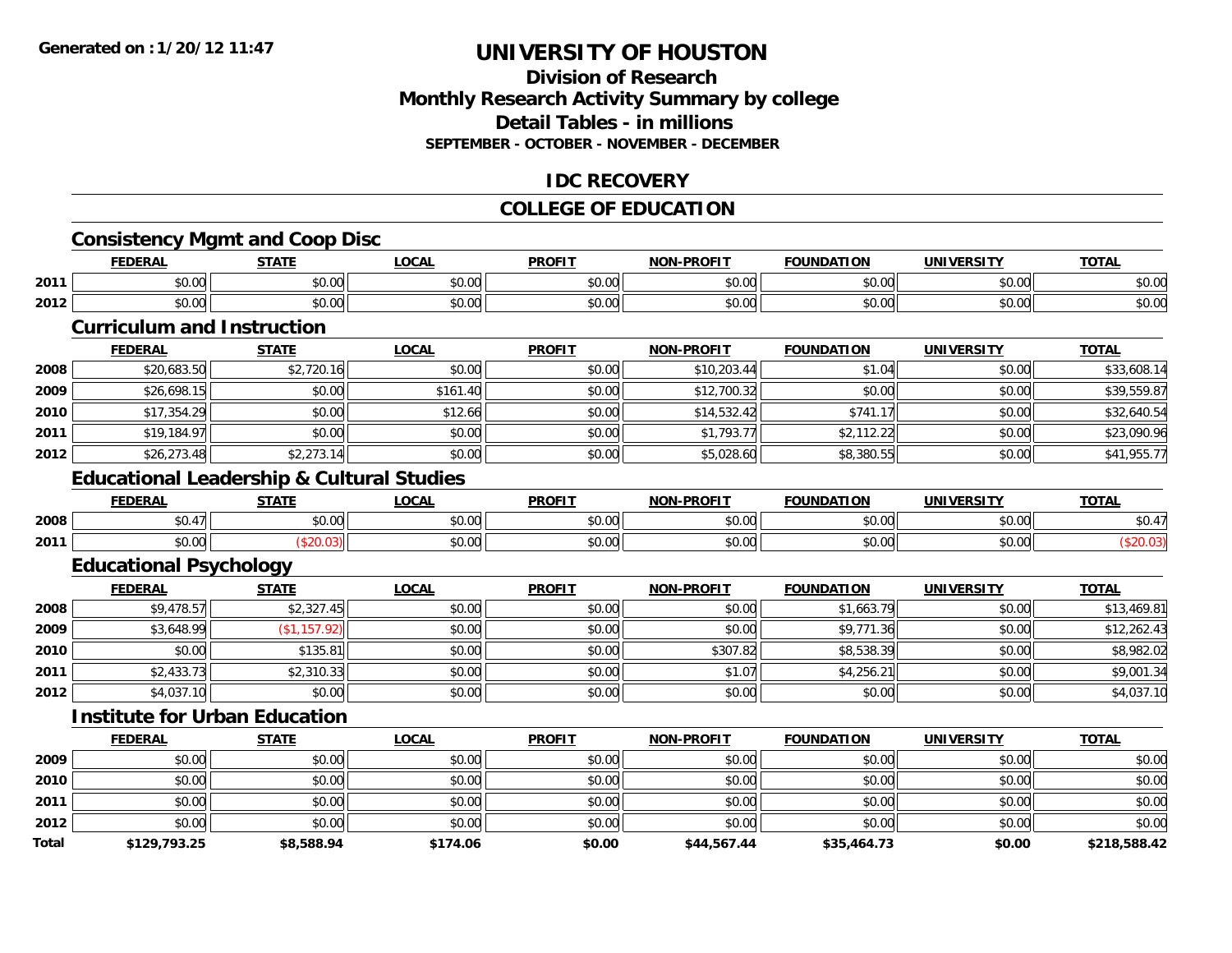# UNIVERSITY OF HOUSTON

## Division of Research
## Monthly Research Activity Summary by college
## Detail Tables - in millions
### SEPTEMBER - OCTOBER - NOVEMBER - DECEMBER

**Generated on : 1/20/12 11:47**

## IDC RECOVERY

## COLLEGE OF EDUCATION

### Consistency Mgmt and Coop Disc

| | FEDERAL | STATE | LOCAL | PROFIT | NON-PROFIT | FOUNDATION | UNIVERSITY | TOTAL |
|---|---|---|---|---|---|---|---|---|
| 2011 | $0.00 | $0.00 | $0.00 | $0.00 | $0.00 | $0.00 | $0.00 | $0.00 |
| 2012 | $0.00 | $0.00 | $0.00 | $0.00 | $0.00 | $0.00 | $0.00 | $0.00 |

### Curriculum and Instruction

| | FEDERAL | STATE | LOCAL | PROFIT | NON-PROFIT | FOUNDATION | UNIVERSITY | TOTAL |
|---|---|---|---|---|---|---|---|---|
| 2008 | $20,683.50 | $2,720.16 | $0.00 | $0.00 | $10,203.44 | $1.04 | $0.00 | $33,608.14 |
| 2009 | $26,698.15 | $0.00 | $161.40 | $0.00 | $12,700.32 | $0.00 | $0.00 | $39,559.87 |
| 2010 | $17,354.29 | $0.00 | $12.66 | $0.00 | $14,532.42 | $741.17 | $0.00 | $32,640.54 |
| 2011 | $19,184.97 | $0.00 | $0.00 | $0.00 | $1,793.77 | $2,112.22 | $0.00 | $23,090.96 |
| 2012 | $26,273.48 | $2,273.14 | $0.00 | $0.00 | $5,028.60 | $8,380.55 | $0.00 | $41,955.77 |

### Educational Leadership & Cultural Studies

| | FEDERAL | STATE | LOCAL | PROFIT | NON-PROFIT | FOUNDATION | UNIVERSITY | TOTAL |
|---|---|---|---|---|---|---|---|---|
| 2008 | $0.47 | $0.00 | $0.00 | $0.00 | $0.00 | $0.00 | $0.00 | $0.47 |
| 2011 | $0.00 | ($20.03) | $0.00 | $0.00 | $0.00 | $0.00 | $0.00 | ($20.03) |

### Educational Psychology

| | FEDERAL | STATE | LOCAL | PROFIT | NON-PROFIT | FOUNDATION | UNIVERSITY | TOTAL |
|---|---|---|---|---|---|---|---|---|
| 2008 | $9,478.57 | $2,327.45 | $0.00 | $0.00 | $0.00 | $1,663.79 | $0.00 | $13,469.81 |
| 2009 | $3,648.99 | ($1,157.92) | $0.00 | $0.00 | $0.00 | $9,771.36 | $0.00 | $12,262.43 |
| 2010 | $0.00 | $135.81 | $0.00 | $0.00 | $307.82 | $8,538.39 | $0.00 | $8,982.02 |
| 2011 | $2,433.73 | $2,310.33 | $0.00 | $0.00 | $1.07 | $4,256.21 | $0.00 | $9,001.34 |
| 2012 | $4,037.10 | $0.00 | $0.00 | $0.00 | $0.00 | $0.00 | $0.00 | $4,037.10 |

### Institute for Urban Education

| | FEDERAL | STATE | LOCAL | PROFIT | NON-PROFIT | FOUNDATION | UNIVERSITY | TOTAL |
|---|---|---|---|---|---|---|---|---|
| 2009 | $0.00 | $0.00 | $0.00 | $0.00 | $0.00 | $0.00 | $0.00 | $0.00 |
| 2010 | $0.00 | $0.00 | $0.00 | $0.00 | $0.00 | $0.00 | $0.00 | $0.00 |
| 2011 | $0.00 | $0.00 | $0.00 | $0.00 | $0.00 | $0.00 | $0.00 | $0.00 |
| 2012 | $0.00 | $0.00 | $0.00 | $0.00 | $0.00 | $0.00 | $0.00 | $0.00 |
| **Total** | **$129,793.25** | **$8,588.94** | **$174.06** | **$0.00** | **$44,567.44** | **$35,464.73** | **$0.00** | **$218,588.42** |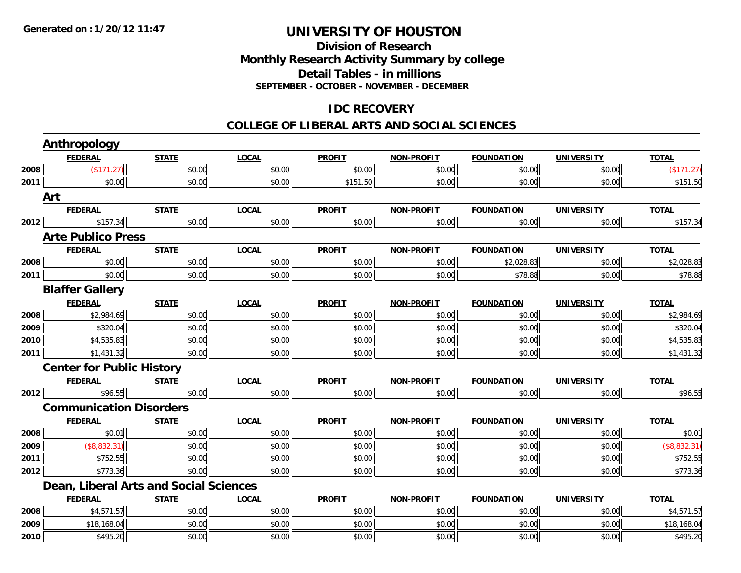# UNIVERSITY OF HOUSTON

## Division of Research
## Monthly Research Activity Summary by college
## Detail Tables - in millions
### SEPTEMBER - OCTOBER - NOVEMBER - DECEMBER

## IDC RECOVERY

## COLLEGE OF LIBERAL ARTS AND SOCIAL SCIENCES

### Anthropology

| | FEDERAL | STATE | LOCAL | PROFIT | NON-PROFIT | FOUNDATION | UNIVERSITY | TOTAL |
|---|---|---|---|---|---|---|---|---|
| 2008 | ($171.27) | $0.00 | $0.00 | $0.00 | $0.00 | $0.00 | $0.00 | ($171.27) |
| 2011 | $0.00 | $0.00 | $0.00 | $151.50 | $0.00 | $0.00 | $0.00 | $151.50 |

### Art

| | FEDERAL | STATE | LOCAL | PROFIT | NON-PROFIT | FOUNDATION | UNIVERSITY | TOTAL |
|---|---|---|---|---|---|---|---|---|
| 2012 | $157.34 | $0.00 | $0.00 | $0.00 | $0.00 | $0.00 | $0.00 | $157.34 |

### Arte Publico Press

| | FEDERAL | STATE | LOCAL | PROFIT | NON-PROFIT | FOUNDATION | UNIVERSITY | TOTAL |
|---|---|---|---|---|---|---|---|---|
| 2008 | $0.00 | $0.00 | $0.00 | $0.00 | $0.00 | $2,028.83 | $0.00 | $2,028.83 |
| 2011 | $0.00 | $0.00 | $0.00 | $0.00 | $0.00 | $78.88 | $0.00 | $78.88 |

### Blaffer Gallery

| | FEDERAL | STATE | LOCAL | PROFIT | NON-PROFIT | FOUNDATION | UNIVERSITY | TOTAL |
|---|---|---|---|---|---|---|---|---|
| 2008 | $2,984.69 | $0.00 | $0.00 | $0.00 | $0.00 | $0.00 | $0.00 | $2,984.69 |
| 2009 | $320.04 | $0.00 | $0.00 | $0.00 | $0.00 | $0.00 | $0.00 | $320.04 |
| 2010 | $4,535.83 | $0.00 | $0.00 | $0.00 | $0.00 | $0.00 | $0.00 | $4,535.83 |
| 2011 | $1,431.32 | $0.00 | $0.00 | $0.00 | $0.00 | $0.00 | $0.00 | $1,431.32 |

### Center for Public History

| | FEDERAL | STATE | LOCAL | PROFIT | NON-PROFIT | FOUNDATION | UNIVERSITY | TOTAL |
|---|---|---|---|---|---|---|---|---|
| 2012 | $96.55 | $0.00 | $0.00 | $0.00 | $0.00 | $0.00 | $0.00 | $96.55 |

### Communication Disorders

| | FEDERAL | STATE | LOCAL | PROFIT | NON-PROFIT | FOUNDATION | UNIVERSITY | TOTAL |
|---|---|---|---|---|---|---|---|---|
| 2008 | $0.01 | $0.00 | $0.00 | $0.00 | $0.00 | $0.00 | $0.00 | $0.01 |
| 2009 | ($8,832.31) | $0.00 | $0.00 | $0.00 | $0.00 | $0.00 | $0.00 | ($8,832.31) |
| 2011 | $752.55 | $0.00 | $0.00 | $0.00 | $0.00 | $0.00 | $0.00 | $752.55 |
| 2012 | $773.36 | $0.00 | $0.00 | $0.00 | $0.00 | $0.00 | $0.00 | $773.36 |

### Dean, Liberal Arts and Social Sciences

| | FEDERAL | STATE | LOCAL | PROFIT | NON-PROFIT | FOUNDATION | UNIVERSITY | TOTAL |
|---|---|---|---|---|---|---|---|---|
| 2008 | $4,571.57 | $0.00 | $0.00 | $0.00 | $0.00 | $0.00 | $0.00 | $4,571.57 |
| 2009 | $18,168.04 | $0.00 | $0.00 | $0.00 | $0.00 | $0.00 | $0.00 | $18,168.04 |
| 2010 | $495.20 | $0.00 | $0.00 | $0.00 | $0.00 | $0.00 | $0.00 | $495.20 |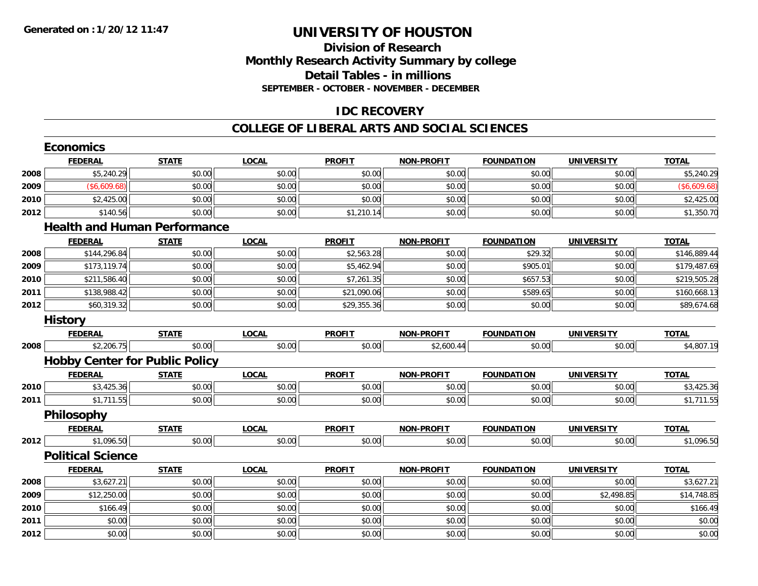# UNIVERSITY OF HOUSTON

## Division of Research
## Monthly Research Activity Summary by college
## Detail Tables - in millions
### SEPTEMBER - OCTOBER - NOVEMBER - DECEMBER

## IDC RECOVERY

## COLLEGE OF LIBERAL ARTS AND SOCIAL SCIENCES

### Economics

| | FEDERAL | STATE | LOCAL | PROFIT | NON-PROFIT | FOUNDATION | UNIVERSITY | TOTAL |
|---|---|---|---|---|---|---|---|---|
| 2008 | $5,240.29 | $0.00 | $0.00 | $0.00 | $0.00 | $0.00 | $0.00 | $5,240.29 |
| 2009 | ($6,609.68) | $0.00 | $0.00 | $0.00 | $0.00 | $0.00 | $0.00 | ($6,609.68) |
| 2010 | $2,425.00 | $0.00 | $0.00 | $0.00 | $0.00 | $0.00 | $0.00 | $2,425.00 |
| 2012 | $140.56 | $0.00 | $0.00 | $1,210.14 | $0.00 | $0.00 | $0.00 | $1,350.70 |

### Health and Human Performance

| | FEDERAL | STATE | LOCAL | PROFIT | NON-PROFIT | FOUNDATION | UNIVERSITY | TOTAL |
|---|---|---|---|---|---|---|---|---|
| 2008 | $144,296.84 | $0.00 | $0.00 | $2,563.28 | $0.00 | $29.32 | $0.00 | $146,889.44 |
| 2009 | $173,119.74 | $0.00 | $0.00 | $5,462.94 | $0.00 | $905.01 | $0.00 | $179,487.69 |
| 2010 | $211,586.40 | $0.00 | $0.00 | $7,261.35 | $0.00 | $657.53 | $0.00 | $219,505.28 |
| 2011 | $138,988.42 | $0.00 | $0.00 | $21,090.06 | $0.00 | $589.65 | $0.00 | $160,668.13 |
| 2012 | $60,319.32 | $0.00 | $0.00 | $29,355.36 | $0.00 | $0.00 | $0.00 | $89,674.68 |

### History

| | FEDERAL | STATE | LOCAL | PROFIT | NON-PROFIT | FOUNDATION | UNIVERSITY | TOTAL |
|---|---|---|---|---|---|---|---|---|
| 2008 | $2,206.75 | $0.00 | $0.00 | $0.00 | $2,600.44 | $0.00 | $0.00 | $4,807.19 |

### Hobby Center for Public Policy

| | FEDERAL | STATE | LOCAL | PROFIT | NON-PROFIT | FOUNDATION | UNIVERSITY | TOTAL |
|---|---|---|---|---|---|---|---|---|
| 2010 | $3,425.36 | $0.00 | $0.00 | $0.00 | $0.00 | $0.00 | $0.00 | $3,425.36 |
| 2011 | $1,711.55 | $0.00 | $0.00 | $0.00 | $0.00 | $0.00 | $0.00 | $1,711.55 |

### Philosophy

| | FEDERAL | STATE | LOCAL | PROFIT | NON-PROFIT | FOUNDATION | UNIVERSITY | TOTAL |
|---|---|---|---|---|---|---|---|---|
| 2012 | $1,096.50 | $0.00 | $0.00 | $0.00 | $0.00 | $0.00 | $0.00 | $1,096.50 |

### Political Science

| | FEDERAL | STATE | LOCAL | PROFIT | NON-PROFIT | FOUNDATION | UNIVERSITY | TOTAL |
|---|---|---|---|---|---|---|---|---|
| 2008 | $3,627.21 | $0.00 | $0.00 | $0.00 | $0.00 | $0.00 | $0.00 | $3,627.21 |
| 2009 | $12,250.00 | $0.00 | $0.00 | $0.00 | $0.00 | $0.00 | $2,498.85 | $14,748.85 |
| 2010 | $166.49 | $0.00 | $0.00 | $0.00 | $0.00 | $0.00 | $0.00 | $166.49 |
| 2011 | $0.00 | $0.00 | $0.00 | $0.00 | $0.00 | $0.00 | $0.00 | $0.00 |
| 2012 | $0.00 | $0.00 | $0.00 | $0.00 | $0.00 | $0.00 | $0.00 | $0.00 |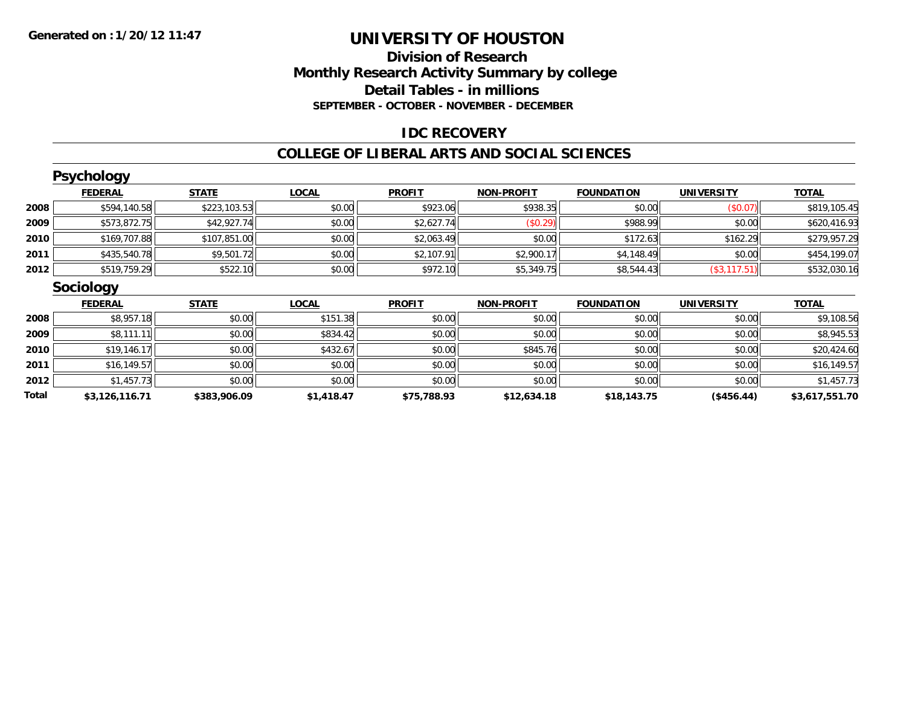Generated on :1/20/12 11:47

# UNIVERSITY OF HOUSTON

## Division of Research
## Monthly Research Activity Summary by college
## Detail Tables - in millions
### SEPTEMBER - OCTOBER - NOVEMBER - DECEMBER

## IDC RECOVERY

## COLLEGE OF LIBERAL ARTS AND SOCIAL SCIENCES

### Psychology

| | FEDERAL | STATE | LOCAL | PROFIT | NON-PROFIT | FOUNDATION | UNIVERSITY | TOTAL |
|---|---|---|---|---|---|---|---|---|
| 2008 | $594,140.58 | $223,103.53 | $0.00 | $923.06 | $938.35 | $0.00 | ($0.07) | $819,105.45 |
| 2009 | $573,872.75 | $42,927.74 | $0.00 | $2,627.74 | ($0.29) | $988.99 | $0.00 | $620,416.93 |
| 2010 | $169,707.88 | $107,851.00 | $0.00 | $2,063.49 | $0.00 | $172.63 | $162.29 | $279,957.29 |
| 2011 | $435,540.78 | $9,501.72 | $0.00 | $2,107.91 | $2,900.17 | $4,148.49 | $0.00 | $454,199.07 |
| 2012 | $519,759.29 | $522.10 | $0.00 | $972.10 | $5,349.75 | $8,544.43 | ($3,117.51) | $532,030.16 |

### Sociology

| | FEDERAL | STATE | LOCAL | PROFIT | NON-PROFIT | FOUNDATION | UNIVERSITY | TOTAL |
|---|---|---|---|---|---|---|---|---|
| 2008 | $8,957.18 | $0.00 | $151.38 | $0.00 | $0.00 | $0.00 | $0.00 | $9,108.56 |
| 2009 | $8,111.11 | $0.00 | $834.42 | $0.00 | $0.00 | $0.00 | $0.00 | $8,945.53 |
| 2010 | $19,146.17 | $0.00 | $432.67 | $0.00 | $845.76 | $0.00 | $0.00 | $20,424.60 |
| 2011 | $16,149.57 | $0.00 | $0.00 | $0.00 | $0.00 | $0.00 | $0.00 | $16,149.57 |
| 2012 | $1,457.73 | $0.00 | $0.00 | $0.00 | $0.00 | $0.00 | $0.00 | $1,457.73 |
| **Total** | **$3,126,116.71** | **$383,906.09** | **$1,418.47** | **$75,788.93** | **$12,634.18** | **$18,143.75** | **($456.44)** | **$3,617,551.70** |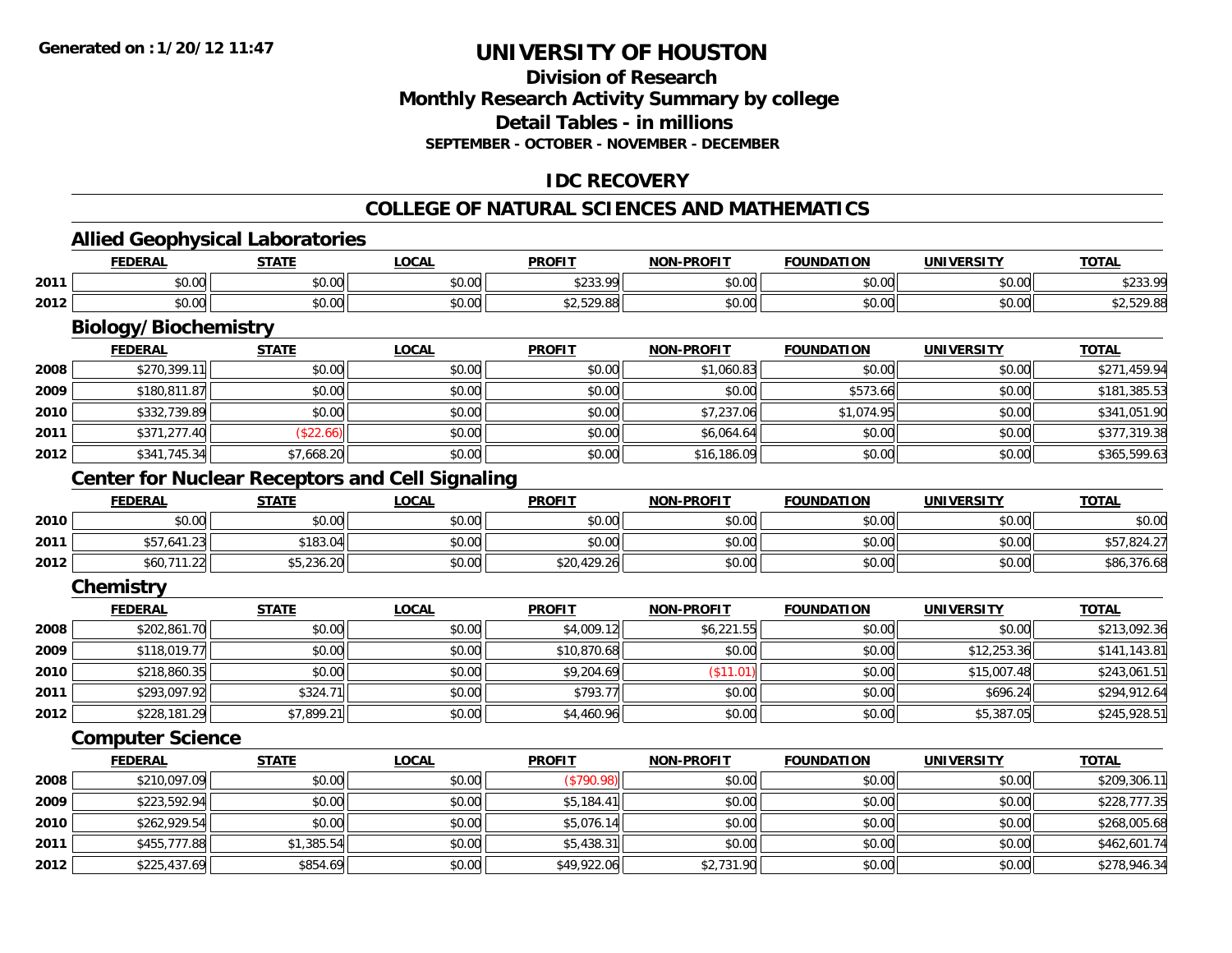# UNIVERSITY OF HOUSTON

## Division of Research
## Monthly Research Activity Summary by college
## Detail Tables - in millions
### SEPTEMBER - OCTOBER - NOVEMBER - DECEMBER

## IDC RECOVERY

## COLLEGE OF NATURAL SCIENCES AND MATHEMATICS

### Allied Geophysical Laboratories

| | FEDERAL | STATE | LOCAL | PROFIT | NON-PROFIT | FOUNDATION | UNIVERSITY | TOTAL |
|---|---|---|---|---|---|---|---|---|
| 2011 | $0.00 | $0.00 | $0.00 | $233.99 | $0.00 | $0.00 | $0.00 | $233.99 |
| 2012 | $0.00 | $0.00 | $0.00 | $2,529.88 | $0.00 | $0.00 | $0.00 | $2,529.88 |

### Biology/Biochemistry

| | FEDERAL | STATE | LOCAL | PROFIT | NON-PROFIT | FOUNDATION | UNIVERSITY | TOTAL |
|---|---|---|---|---|---|---|---|---|
| 2008 | $270,399.11 | $0.00 | $0.00 | $0.00 | $1,060.83 | $0.00 | $0.00 | $271,459.94 |
| 2009 | $180,811.87 | $0.00 | $0.00 | $0.00 | $0.00 | $573.66 | $0.00 | $181,385.53 |
| 2010 | $332,739.89 | $0.00 | $0.00 | $0.00 | $7,237.06 | $1,074.95 | $0.00 | $341,051.90 |
| 2011 | $371,277.40 | ($22.66) | $0.00 | $0.00 | $6,064.64 | $0.00 | $0.00 | $377,319.38 |
| 2012 | $341,745.34 | $7,668.20 | $0.00 | $0.00 | $16,186.09 | $0.00 | $0.00 | $365,599.63 |

### Center for Nuclear Receptors and Cell Signaling

| | FEDERAL | STATE | LOCAL | PROFIT | NON-PROFIT | FOUNDATION | UNIVERSITY | TOTAL |
|---|---|---|---|---|---|---|---|---|
| 2010 | $0.00 | $0.00 | $0.00 | $0.00 | $0.00 | $0.00 | $0.00 | $0.00 |
| 2011 | $57,641.23 | $183.04 | $0.00 | $0.00 | $0.00 | $0.00 | $0.00 | $57,824.27 |
| 2012 | $60,711.22 | $5,236.20 | $0.00 | $20,429.26 | $0.00 | $0.00 | $0.00 | $86,376.68 |

### Chemistry

| | FEDERAL | STATE | LOCAL | PROFIT | NON-PROFIT | FOUNDATION | UNIVERSITY | TOTAL |
|---|---|---|---|---|---|---|---|---|
| 2008 | $202,861.70 | $0.00 | $0.00 | $4,009.12 | $6,221.55 | $0.00 | $0.00 | $213,092.36 |
| 2009 | $118,019.77 | $0.00 | $0.00 | $10,870.68 | $0.00 | $0.00 | $12,253.36 | $141,143.81 |
| 2010 | $218,860.35 | $0.00 | $0.00 | $9,204.69 | ($11.01) | $0.00 | $15,007.48 | $243,061.51 |
| 2011 | $293,097.92 | $324.71 | $0.00 | $793.77 | $0.00 | $0.00 | $696.24 | $294,912.64 |
| 2012 | $228,181.29 | $7,899.21 | $0.00 | $4,460.96 | $0.00 | $0.00 | $5,387.05 | $245,928.51 |

### Computer Science

| | FEDERAL | STATE | LOCAL | PROFIT | NON-PROFIT | FOUNDATION | UNIVERSITY | TOTAL |
|---|---|---|---|---|---|---|---|---|
| 2008 | $210,097.09 | $0.00 | $0.00 | ($790.98) | $0.00 | $0.00 | $0.00 | $209,306.11 |
| 2009 | $223,592.94 | $0.00 | $0.00 | $5,184.41 | $0.00 | $0.00 | $0.00 | $228,777.35 |
| 2010 | $262,929.54 | $0.00 | $0.00 | $5,076.14 | $0.00 | $0.00 | $0.00 | $268,005.68 |
| 2011 | $455,777.88 | $1,385.54 | $0.00 | $5,438.31 | $0.00 | $0.00 | $0.00 | $462,601.74 |
| 2012 | $225,437.69 | $854.69 | $0.00 | $49,922.06 | $2,731.90 | $0.00 | $0.00 | $278,946.34 |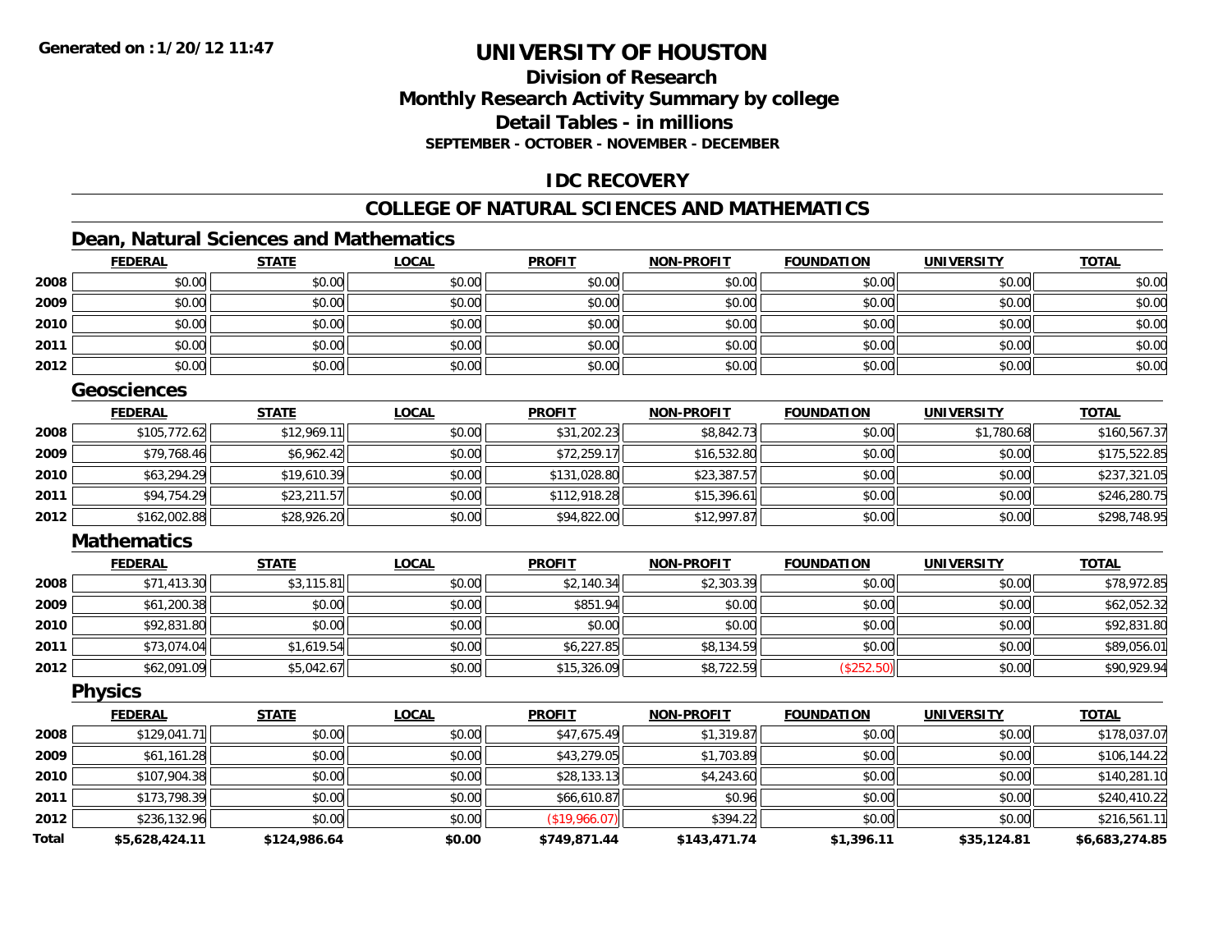**Generated on :1/20/12 11:47**

# UNIVERSITY OF HOUSTON

## Division of Research
## Monthly Research Activity Summary by college
## Detail Tables - in millions
### SEPTEMBER - OCTOBER - NOVEMBER - DECEMBER

## IDC RECOVERY

## COLLEGE OF NATURAL SCIENCES AND MATHEMATICS

### Dean, Natural Sciences and Mathematics

| | FEDERAL | STATE | LOCAL | PROFIT | NON-PROFIT | FOUNDATION | UNIVERSITY | TOTAL |
|---|---|---|---|---|---|---|---|---|
| 2008 | $0.00 | $0.00 | $0.00 | $0.00 | $0.00 | $0.00 | $0.00 | $0.00 |
| 2009 | $0.00 | $0.00 | $0.00 | $0.00 | $0.00 | $0.00 | $0.00 | $0.00 |
| 2010 | $0.00 | $0.00 | $0.00 | $0.00 | $0.00 | $0.00 | $0.00 | $0.00 |
| 2011 | $0.00 | $0.00 | $0.00 | $0.00 | $0.00 | $0.00 | $0.00 | $0.00 |
| 2012 | $0.00 | $0.00 | $0.00 | $0.00 | $0.00 | $0.00 | $0.00 | $0.00 |

### Geosciences

| | FEDERAL | STATE | LOCAL | PROFIT | NON-PROFIT | FOUNDATION | UNIVERSITY | TOTAL |
|---|---|---|---|---|---|---|---|---|
| 2008 | $105,772.62 | $12,969.11 | $0.00 | $31,202.23 | $8,842.73 | $0.00 | $1,780.68 | $160,567.37 |
| 2009 | $79,768.46 | $6,962.42 | $0.00 | $72,259.17 | $16,532.80 | $0.00 | $0.00 | $175,522.85 |
| 2010 | $63,294.29 | $19,610.39 | $0.00 | $131,028.80 | $23,387.57 | $0.00 | $0.00 | $237,321.05 |
| 2011 | $94,754.29 | $23,211.57 | $0.00 | $112,918.28 | $15,396.61 | $0.00 | $0.00 | $246,280.75 |
| 2012 | $162,002.88 | $28,926.20 | $0.00 | $94,822.00 | $12,997.87 | $0.00 | $0.00 | $298,748.95 |

### Mathematics

| | FEDERAL | STATE | LOCAL | PROFIT | NON-PROFIT | FOUNDATION | UNIVERSITY | TOTAL |
|---|---|---|---|---|---|---|---|---|
| 2008 | $71,413.30 | $3,115.81 | $0.00 | $2,140.34 | $2,303.39 | $0.00 | $0.00 | $78,972.85 |
| 2009 | $61,200.38 | $0.00 | $0.00 | $851.94 | $0.00 | $0.00 | $0.00 | $62,052.32 |
| 2010 | $92,831.80 | $0.00 | $0.00 | $0.00 | $0.00 | $0.00 | $0.00 | $92,831.80 |
| 2011 | $73,074.04 | $1,619.54 | $0.00 | $6,227.85 | $8,134.59 | $0.00 | $0.00 | $89,056.01 |
| 2012 | $62,091.09 | $5,042.67 | $0.00 | $15,326.09 | $8,722.59 | ($252.50) | $0.00 | $90,929.94 |

### Physics

| | FEDERAL | STATE | LOCAL | PROFIT | NON-PROFIT | FOUNDATION | UNIVERSITY | TOTAL |
|---|---|---|---|---|---|---|---|---|
| 2008 | $129,041.71 | $0.00 | $0.00 | $47,675.49 | $1,319.87 | $0.00 | $0.00 | $178,037.07 |
| 2009 | $61,161.28 | $0.00 | $0.00 | $43,279.05 | $1,703.89 | $0.00 | $0.00 | $106,144.22 |
| 2010 | $107,904.38 | $0.00 | $0.00 | $28,133.13 | $4,243.60 | $0.00 | $0.00 | $140,281.10 |
| 2011 | $173,798.39 | $0.00 | $0.00 | $66,610.87 | $0.96 | $0.00 | $0.00 | $240,410.22 |
| 2012 | $236,132.96 | $0.00 | $0.00 | ($19,966.07) | $394.22 | $0.00 | $0.00 | $216,561.11 |
| **Total** | **$5,628,424.11** | **$124,986.64** | **$0.00** | **$749,871.44** | **$143,471.74** | **$1,396.11** | **$35,124.81** | **$6,683,274.85** |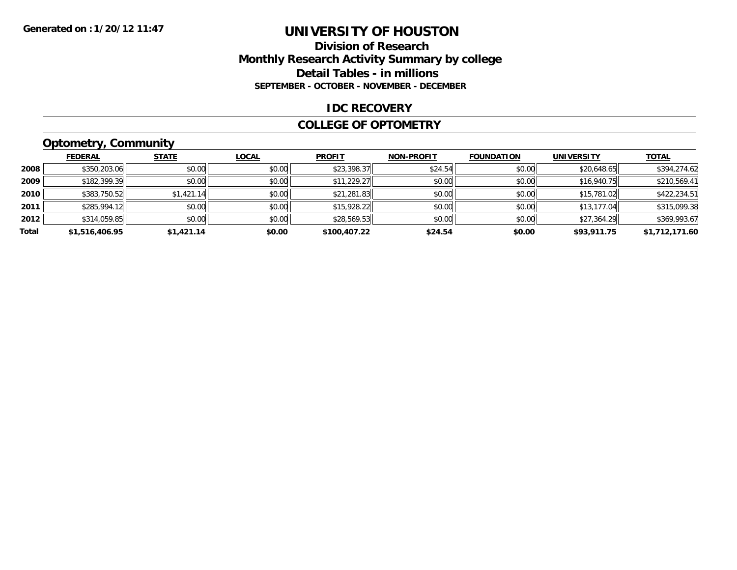**Generated on :1/20/12 11:47**

# UNIVERSITY OF HOUSTON

## Division of Research
## Monthly Research Activity Summary by college
## Detail Tables - in millions
### SEPTEMBER - OCTOBER - NOVEMBER - DECEMBER

## IDC RECOVERY

## COLLEGE OF OPTOMETRY

### Optometry, Community

| | FEDERAL | STATE | LOCAL | PROFIT | NON-PROFIT | FOUNDATION | UNIVERSITY | TOTAL |
|---|---|---|---|---|---|---|---|---|
| 2008 | $350,203.06 | $0.00 | $0.00 | $23,398.37 | $24.54 | $0.00 | $20,648.65 | $394,274.62 |
| 2009 | $182,399.39 | $0.00 | $0.00 | $11,229.27 | $0.00 | $0.00 | $16,940.75 | $210,569.41 |
| 2010 | $383,750.52 | $1,421.14 | $0.00 | $21,281.83 | $0.00 | $0.00 | $15,781.02 | $422,234.51 |
| 2011 | $285,994.12 | $0.00 | $0.00 | $15,928.22 | $0.00 | $0.00 | $13,177.04 | $315,099.38 |
| 2012 | $314,059.85 | $0.00 | $0.00 | $28,569.53 | $0.00 | $0.00 | $27,364.29 | $369,993.67 |
| **Total** | **$1,516,406.95** | **$1,421.14** | **$0.00** | **$100,407.22** | **$24.54** | **$0.00** | **$93,911.75** | **$1,712,171.60** |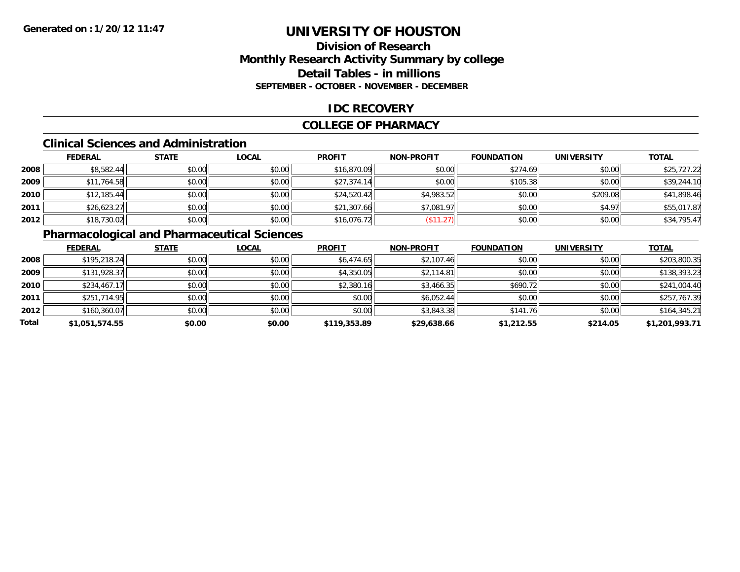Generated on :1/20/12 11:47

# UNIVERSITY OF HOUSTON

## Division of Research
## Monthly Research Activity Summary by college
## Detail Tables - in millions
### SEPTEMBER - OCTOBER - NOVEMBER - DECEMBER

## IDC RECOVERY

## COLLEGE OF PHARMACY

### Clinical Sciences and Administration

| | FEDERAL | STATE | LOCAL | PROFIT | NON-PROFIT | FOUNDATION | UNIVERSITY | TOTAL |
|---|---|---|---|---|---|---|---|---|
| 2008 | $8,582.44 | $0.00 | $0.00 | $16,870.09 | $0.00 | $274.69 | $0.00 | $25,727.22 |
| 2009 | $11,764.58 | $0.00 | $0.00 | $27,374.14 | $0.00 | $105.38 | $0.00 | $39,244.10 |
| 2010 | $12,185.44 | $0.00 | $0.00 | $24,520.42 | $4,983.52 | $0.00 | $209.08 | $41,898.46 |
| 2011 | $26,623.27 | $0.00 | $0.00 | $21,307.66 | $7,081.97 | $0.00 | $4.97 | $55,017.87 |
| 2012 | $18,730.02 | $0.00 | $0.00 | $16,076.72 | ($11.27) | $0.00 | $0.00 | $34,795.47 |

### Pharmacological and Pharmaceutical Sciences

| | FEDERAL | STATE | LOCAL | PROFIT | NON-PROFIT | FOUNDATION | UNIVERSITY | TOTAL |
|---|---|---|---|---|---|---|---|---|
| 2008 | $195,218.24 | $0.00 | $0.00 | $6,474.65 | $2,107.46 | $0.00 | $0.00 | $203,800.35 |
| 2009 | $131,928.37 | $0.00 | $0.00 | $4,350.05 | $2,114.81 | $0.00 | $0.00 | $138,393.23 |
| 2010 | $234,467.17 | $0.00 | $0.00 | $2,380.16 | $3,466.35 | $690.72 | $0.00 | $241,004.40 |
| 2011 | $251,714.95 | $0.00 | $0.00 | $0.00 | $6,052.44 | $0.00 | $0.00 | $257,767.39 |
| 2012 | $160,360.07 | $0.00 | $0.00 | $0.00 | $3,843.38 | $141.76 | $0.00 | $164,345.21 |
| **Total** | **$1,051,574.55** | **$0.00** | **$0.00** | **$119,353.89** | **$29,638.66** | **$1,212.55** | **$214.05** | **$1,201,993.71** |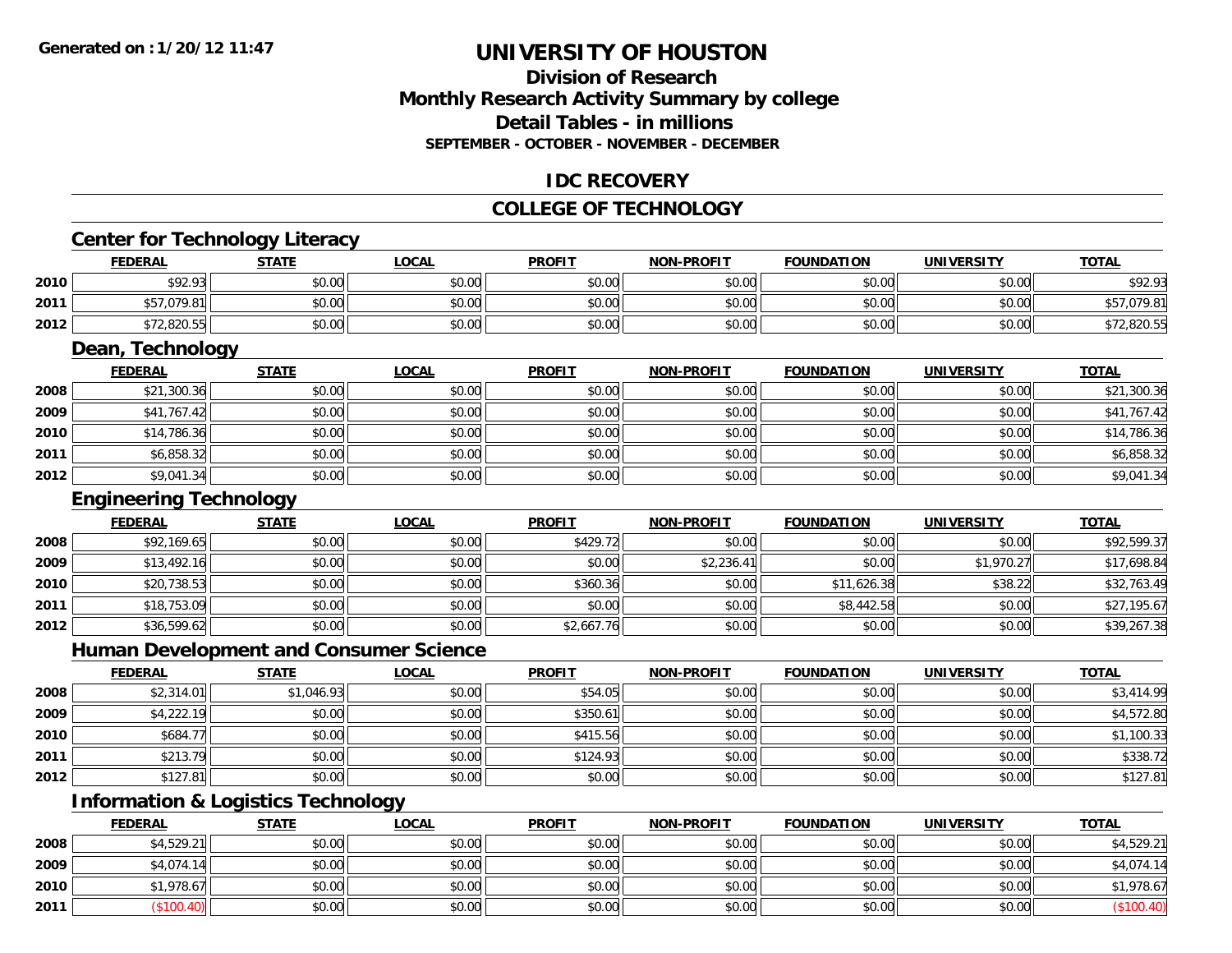**Generated on : 1/20/12 11:47**

# UNIVERSITY OF HOUSTON

## Division of Research
## Monthly Research Activity Summary by college
## Detail Tables - in millions
### SEPTEMBER - OCTOBER - NOVEMBER - DECEMBER

## IDC RECOVERY

## COLLEGE OF TECHNOLOGY

### Center for Technology Literacy

| | FEDERAL | STATE | LOCAL | PROFIT | NON-PROFIT | FOUNDATION | UNIVERSITY | TOTAL |
|---|---|---|---|---|---|---|---|---|
| 2010 | $92.93 | $0.00 | $0.00 | $0.00 | $0.00 | $0.00 | $0.00 | $92.93 |
| 2011 | $57,079.81 | $0.00 | $0.00 | $0.00 | $0.00 | $0.00 | $0.00 | $57,079.81 |
| 2012 | $72,820.55 | $0.00 | $0.00 | $0.00 | $0.00 | $0.00 | $0.00 | $72,820.55 |

### Dean, Technology

| | FEDERAL | STATE | LOCAL | PROFIT | NON-PROFIT | FOUNDATION | UNIVERSITY | TOTAL |
|---|---|---|---|---|---|---|---|---|
| 2008 | $21,300.36 | $0.00 | $0.00 | $0.00 | $0.00 | $0.00 | $0.00 | $21,300.36 |
| 2009 | $41,767.42 | $0.00 | $0.00 | $0.00 | $0.00 | $0.00 | $0.00 | $41,767.42 |
| 2010 | $14,786.36 | $0.00 | $0.00 | $0.00 | $0.00 | $0.00 | $0.00 | $14,786.36 |
| 2011 | $6,858.32 | $0.00 | $0.00 | $0.00 | $0.00 | $0.00 | $0.00 | $6,858.32 |
| 2012 | $9,041.34 | $0.00 | $0.00 | $0.00 | $0.00 | $0.00 | $0.00 | $9,041.34 |

### Engineering Technology

| | FEDERAL | STATE | LOCAL | PROFIT | NON-PROFIT | FOUNDATION | UNIVERSITY | TOTAL |
|---|---|---|---|---|---|---|---|---|
| 2008 | $92,169.65 | $0.00 | $0.00 | $429.72 | $0.00 | $0.00 | $0.00 | $92,599.37 |
| 2009 | $13,492.16 | $0.00 | $0.00 | $0.00 | $2,236.41 | $0.00 | $1,970.27 | $17,698.84 |
| 2010 | $20,738.53 | $0.00 | $0.00 | $360.36 | $0.00 | $11,626.38 | $38.22 | $32,763.49 |
| 2011 | $18,753.09 | $0.00 | $0.00 | $0.00 | $0.00 | $8,442.58 | $0.00 | $27,195.67 |
| 2012 | $36,599.62 | $0.00 | $0.00 | $2,667.76 | $0.00 | $0.00 | $0.00 | $39,267.38 |

### Human Development and Consumer Science

| | FEDERAL | STATE | LOCAL | PROFIT | NON-PROFIT | FOUNDATION | UNIVERSITY | TOTAL |
|---|---|---|---|---|---|---|---|---|
| 2008 | $2,314.01 | $1,046.93 | $0.00 | $54.05 | $0.00 | $0.00 | $0.00 | $3,414.99 |
| 2009 | $4,222.19 | $0.00 | $0.00 | $350.61 | $0.00 | $0.00 | $0.00 | $4,572.80 |
| 2010 | $684.77 | $0.00 | $0.00 | $415.56 | $0.00 | $0.00 | $0.00 | $1,100.33 |
| 2011 | $213.79 | $0.00 | $0.00 | $124.93 | $0.00 | $0.00 | $0.00 | $338.72 |
| 2012 | $127.81 | $0.00 | $0.00 | $0.00 | $0.00 | $0.00 | $0.00 | $127.81 |

### Information & Logistics Technology

| | FEDERAL | STATE | LOCAL | PROFIT | NON-PROFIT | FOUNDATION | UNIVERSITY | TOTAL |
|---|---|---|---|---|---|---|---|---|
| 2008 | $4,529.21 | $0.00 | $0.00 | $0.00 | $0.00 | $0.00 | $0.00 | $4,529.21 |
| 2009 | $4,074.14 | $0.00 | $0.00 | $0.00 | $0.00 | $0.00 | $0.00 | $4,074.14 |
| 2010 | $1,978.67 | $0.00 | $0.00 | $0.00 | $0.00 | $0.00 | $0.00 | $1,978.67 |
| 2011 | ($100.40) | $0.00 | $0.00 | $0.00 | $0.00 | $0.00 | $0.00 | ($100.40) |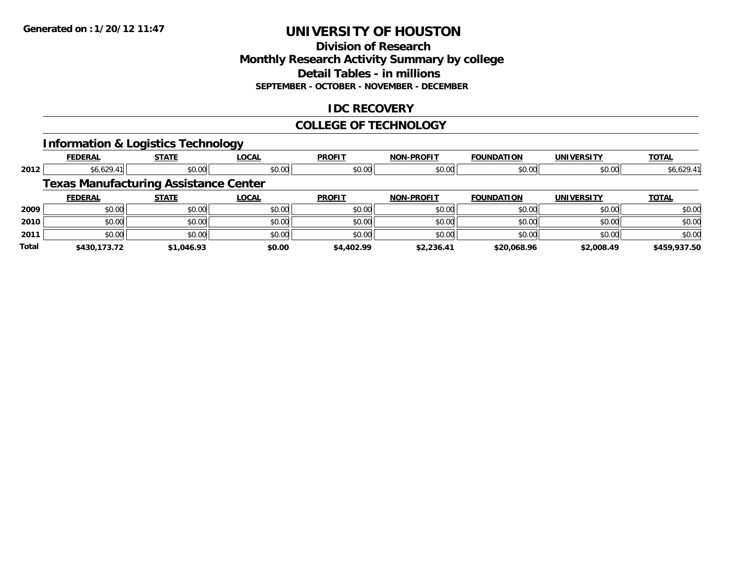**Generated on : 1/20/12 11:47**

# UNIVERSITY OF HOUSTON

## Division of Research
## Monthly Research Activity Summary by college
## Detail Tables - in millions
### SEPTEMBER - OCTOBER - NOVEMBER - DECEMBER

## IDC RECOVERY

## COLLEGE OF TECHNOLOGY

### Information & Logistics Technology

| | FEDERAL | STATE | LOCAL | PROFIT | NON-PROFIT | FOUNDATION | UNIVERSITY | TOTAL |
|---|---|---|---|---|---|---|---|---|
| 2012 | $6,629.41 | $0.00 | $0.00 | $0.00 | $0.00 | $0.00 | $0.00 | $6,629.41 |

### Texas Manufacturing Assistance Center

| | FEDERAL | STATE | LOCAL | PROFIT | NON-PROFIT | FOUNDATION | UNIVERSITY | TOTAL |
|---|---|---|---|---|---|---|---|---|
| 2009 | $0.00 | $0.00 | $0.00 | $0.00 | $0.00 | $0.00 | $0.00 | $0.00 |
| 2010 | $0.00 | $0.00 | $0.00 | $0.00 | $0.00 | $0.00 | $0.00 | $0.00 |
| 2011 | $0.00 | $0.00 | $0.00 | $0.00 | $0.00 | $0.00 | $0.00 | $0.00 |
| **Total** | **$430,173.72** | **$1,046.93** | **$0.00** | **$4,402.99** | **$2,236.41** | **$20,068.96** | **$2,008.49** | **$459,937.50** |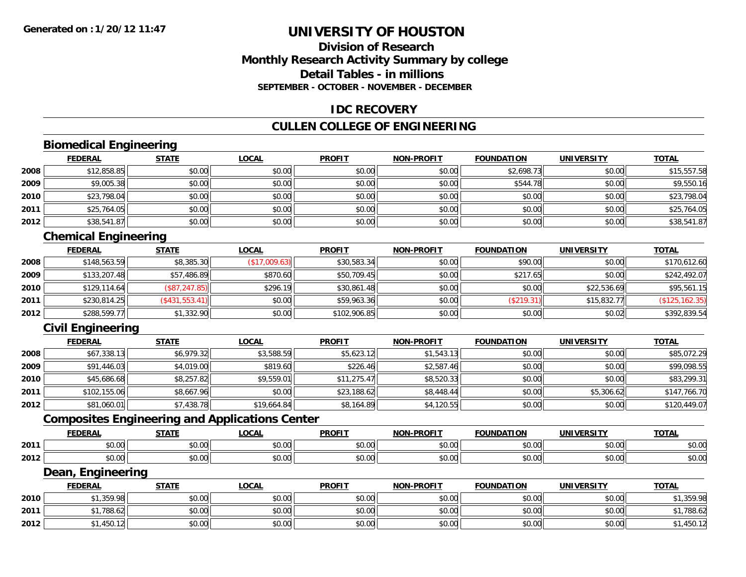**Generated on :1/20/12 11:47**

# UNIVERSITY OF HOUSTON

## Division of Research
## Monthly Research Activity Summary by college
## Detail Tables - in millions
### SEPTEMBER - OCTOBER - NOVEMBER - DECEMBER

## IDC RECOVERY

## CULLEN COLLEGE OF ENGINEERING

### Biomedical Engineering

| | FEDERAL | STATE | LOCAL | PROFIT | NON-PROFIT | FOUNDATION | UNIVERSITY | TOTAL |
|---|---|---|---|---|---|---|---|---|
| 2008 | $12,858.85 | $0.00 | $0.00 | $0.00 | $0.00 | $2,698.73 | $0.00 | $15,557.58 |
| 2009 | $9,005.38 | $0.00 | $0.00 | $0.00 | $0.00 | $544.78 | $0.00 | $9,550.16 |
| 2010 | $23,798.04 | $0.00 | $0.00 | $0.00 | $0.00 | $0.00 | $0.00 | $23,798.04 |
| 2011 | $25,764.05 | $0.00 | $0.00 | $0.00 | $0.00 | $0.00 | $0.00 | $25,764.05 |
| 2012 | $38,541.87 | $0.00 | $0.00 | $0.00 | $0.00 | $0.00 | $0.00 | $38,541.87 |

### Chemical Engineering

| | FEDERAL | STATE | LOCAL | PROFIT | NON-PROFIT | FOUNDATION | UNIVERSITY | TOTAL |
|---|---|---|---|---|---|---|---|---|
| 2008 | $148,563.59 | $8,385.30 | ($17,009.63) | $30,583.34 | $0.00 | $90.00 | $0.00 | $170,612.60 |
| 2009 | $133,207.48 | $57,486.89 | $870.60 | $50,709.45 | $0.00 | $217.65 | $0.00 | $242,492.07 |
| 2010 | $129,114.64 | ($87,247.85) | $296.19 | $30,861.48 | $0.00 | $0.00 | $22,536.69 | $95,561.15 |
| 2011 | $230,814.25 | ($431,553.41) | $0.00 | $59,963.36 | $0.00 | ($219.31) | $15,832.77 | ($125,162.35) |
| 2012 | $288,599.77 | $1,332.90 | $0.00 | $102,906.85 | $0.00 | $0.00 | $0.02 | $392,839.54 |

### Civil Engineering

| | FEDERAL | STATE | LOCAL | PROFIT | NON-PROFIT | FOUNDATION | UNIVERSITY | TOTAL |
|---|---|---|---|---|---|---|---|---|
| 2008 | $67,338.13 | $6,979.32 | $3,588.59 | $5,623.12 | $1,543.13 | $0.00 | $0.00 | $85,072.29 |
| 2009 | $91,446.03 | $4,019.00 | $819.60 | $226.46 | $2,587.46 | $0.00 | $0.00 | $99,098.55 |
| 2010 | $45,686.68 | $8,257.82 | $9,559.01 | $11,275.47 | $8,520.33 | $0.00 | $0.00 | $83,299.31 |
| 2011 | $102,155.06 | $8,667.96 | $0.00 | $23,188.62 | $8,448.44 | $0.00 | $5,306.62 | $147,766.70 |
| 2012 | $81,060.01 | $7,438.78 | $19,664.84 | $8,164.89 | $4,120.55 | $0.00 | $0.00 | $120,449.07 |

### Composites Engineering and Applications Center

| | FEDERAL | STATE | LOCAL | PROFIT | NON-PROFIT | FOUNDATION | UNIVERSITY | TOTAL |
|---|---|---|---|---|---|---|---|---|
| 2011 | $0.00 | $0.00 | $0.00 | $0.00 | $0.00 | $0.00 | $0.00 | $0.00 |
| 2012 | $0.00 | $0.00 | $0.00 | $0.00 | $0.00 | $0.00 | $0.00 | $0.00 |

### Dean, Engineering

| | FEDERAL | STATE | LOCAL | PROFIT | NON-PROFIT | FOUNDATION | UNIVERSITY | TOTAL |
|---|---|---|---|---|---|---|---|---|
| 2010 | $1,359.98 | $0.00 | $0.00 | $0.00 | $0.00 | $0.00 | $0.00 | $1,359.98 |
| 2011 | $1,788.62 | $0.00 | $0.00 | $0.00 | $0.00 | $0.00 | $0.00 | $1,788.62 |
| 2012 | $1,450.12 | $0.00 | $0.00 | $0.00 | $0.00 | $0.00 | $0.00 | $1,450.12 |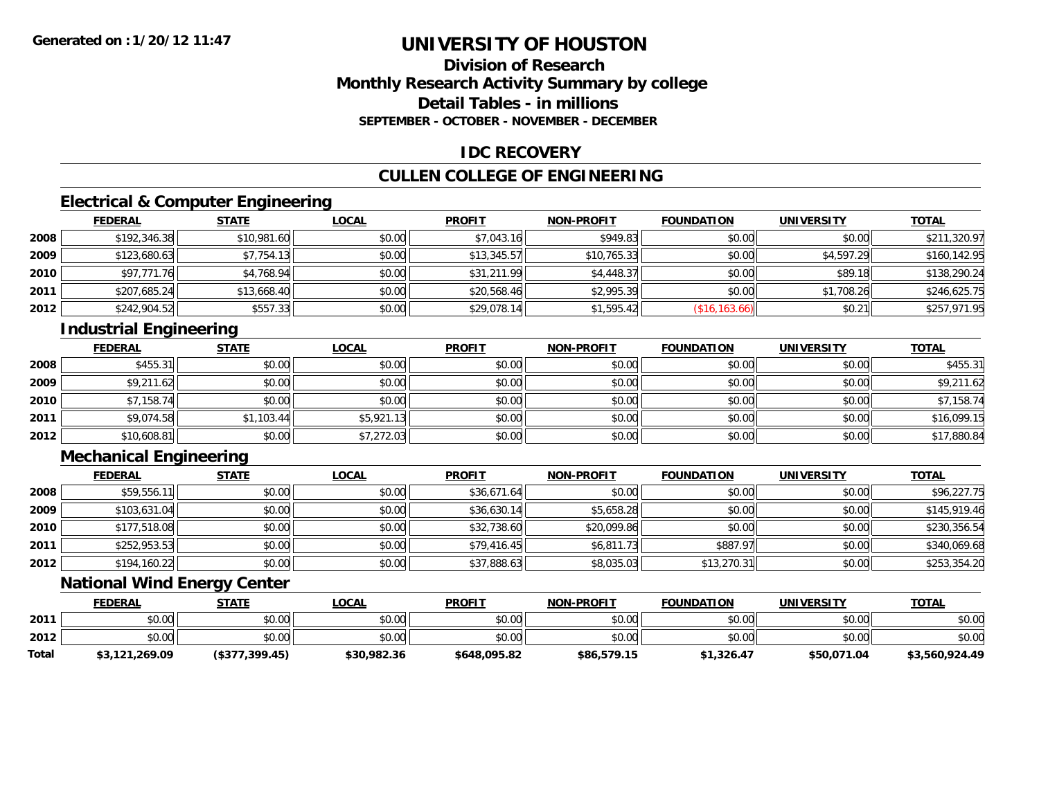Generated on :1/20/12 11:47

# UNIVERSITY OF HOUSTON

## Division of Research
## Monthly Research Activity Summary by college
## Detail Tables - in millions
### SEPTEMBER - OCTOBER - NOVEMBER - DECEMBER

## IDC RECOVERY

## CULLEN COLLEGE OF ENGINEERING

### Electrical & Computer Engineering

| | FEDERAL | STATE | LOCAL | PROFIT | NON-PROFIT | FOUNDATION | UNIVERSITY | TOTAL |
|---|---|---|---|---|---|---|---|---|
| 2008 | $192,346.38 | $10,981.60 | $0.00 | $7,043.16 | $949.83 | $0.00 | $0.00 | $211,320.97 |
| 2009 | $123,680.63 | $7,754.13 | $0.00 | $13,345.57 | $10,765.33 | $0.00 | $4,597.29 | $160,142.95 |
| 2010 | $97,771.76 | $4,768.94 | $0.00 | $31,211.99 | $4,448.37 | $0.00 | $89.18 | $138,290.24 |
| 2011 | $207,685.24 | $13,668.40 | $0.00 | $20,568.46 | $2,995.39 | $0.00 | $1,708.26 | $246,625.75 |
| 2012 | $242,904.52 | $557.33 | $0.00 | $29,078.14 | $1,595.42 | ($16,163.66) | $0.21 | $257,971.95 |

### Industrial Engineering

| | FEDERAL | STATE | LOCAL | PROFIT | NON-PROFIT | FOUNDATION | UNIVERSITY | TOTAL |
|---|---|---|---|---|---|---|---|---|
| 2008 | $455.31 | $0.00 | $0.00 | $0.00 | $0.00 | $0.00 | $0.00 | $455.31 |
| 2009 | $9,211.62 | $0.00 | $0.00 | $0.00 | $0.00 | $0.00 | $0.00 | $9,211.62 |
| 2010 | $7,158.74 | $0.00 | $0.00 | $0.00 | $0.00 | $0.00 | $0.00 | $7,158.74 |
| 2011 | $9,074.58 | $1,103.44 | $5,921.13 | $0.00 | $0.00 | $0.00 | $0.00 | $16,099.15 |
| 2012 | $10,608.81 | $0.00 | $7,272.03 | $0.00 | $0.00 | $0.00 | $0.00 | $17,880.84 |

### Mechanical Engineering

| | FEDERAL | STATE | LOCAL | PROFIT | NON-PROFIT | FOUNDATION | UNIVERSITY | TOTAL |
|---|---|---|---|---|---|---|---|---|
| 2008 | $59,556.11 | $0.00 | $0.00 | $36,671.64 | $0.00 | $0.00 | $0.00 | $96,227.75 |
| 2009 | $103,631.04 | $0.00 | $0.00 | $36,630.14 | $5,658.28 | $0.00 | $0.00 | $145,919.46 |
| 2010 | $177,518.08 | $0.00 | $0.00 | $32,738.60 | $20,099.86 | $0.00 | $0.00 | $230,356.54 |
| 2011 | $252,953.53 | $0.00 | $0.00 | $79,416.45 | $6,811.73 | $887.97 | $0.00 | $340,069.68 |
| 2012 | $194,160.22 | $0.00 | $0.00 | $37,888.63 | $8,035.03 | $13,270.31 | $0.00 | $253,354.20 |

### National Wind Energy Center

| | FEDERAL | STATE | LOCAL | PROFIT | NON-PROFIT | FOUNDATION | UNIVERSITY | TOTAL |
|---|---|---|---|---|---|---|---|---|
| 2011 | $0.00 | $0.00 | $0.00 | $0.00 | $0.00 | $0.00 | $0.00 | $0.00 |
| 2012 | $0.00 | $0.00 | $0.00 | $0.00 | $0.00 | $0.00 | $0.00 | $0.00 |
| **Total** | **$3,121,269.09** | **($377,399.45)** | **$30,982.36** | **$648,095.82** | **$86,579.15** | **$1,326.47** | **$50,071.04** | **$3,560,924.49** |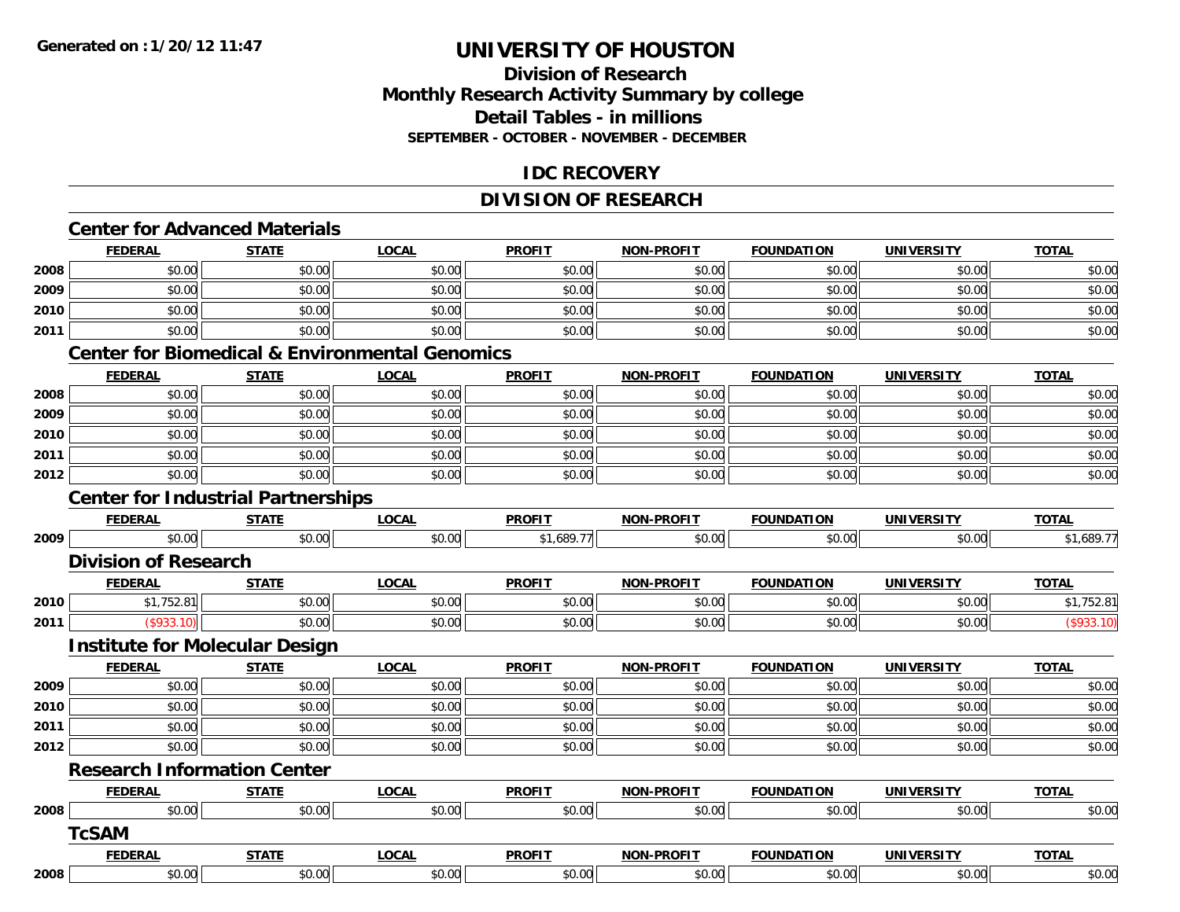# UNIVERSITY OF HOUSTON

## Division of Research
## Monthly Research Activity Summary by college
## Detail Tables - in millions
### SEPTEMBER - OCTOBER - NOVEMBER - DECEMBER

## IDC RECOVERY

## DIVISION OF RESEARCH

### Center for Advanced Materials

| | FEDERAL | STATE | LOCAL | PROFIT | NON-PROFIT | FOUNDATION | UNIVERSITY | TOTAL |
|---|---|---|---|---|---|---|---|---|
| 2008 | $0.00 | $0.00 | $0.00 | $0.00 | $0.00 | $0.00 | $0.00 | $0.00 |
| 2009 | $0.00 | $0.00 | $0.00 | $0.00 | $0.00 | $0.00 | $0.00 | $0.00 |
| 2010 | $0.00 | $0.00 | $0.00 | $0.00 | $0.00 | $0.00 | $0.00 | $0.00 |
| 2011 | $0.00 | $0.00 | $0.00 | $0.00 | $0.00 | $0.00 | $0.00 | $0.00 |

### Center for Biomedical & Environmental Genomics

| | FEDERAL | STATE | LOCAL | PROFIT | NON-PROFIT | FOUNDATION | UNIVERSITY | TOTAL |
|---|---|---|---|---|---|---|---|---|
| 2008 | $0.00 | $0.00 | $0.00 | $0.00 | $0.00 | $0.00 | $0.00 | $0.00 |
| 2009 | $0.00 | $0.00 | $0.00 | $0.00 | $0.00 | $0.00 | $0.00 | $0.00 |
| 2010 | $0.00 | $0.00 | $0.00 | $0.00 | $0.00 | $0.00 | $0.00 | $0.00 |
| 2011 | $0.00 | $0.00 | $0.00 | $0.00 | $0.00 | $0.00 | $0.00 | $0.00 |
| 2012 | $0.00 | $0.00 | $0.00 | $0.00 | $0.00 | $0.00 | $0.00 | $0.00 |

### Center for Industrial Partnerships

| | FEDERAL | STATE | LOCAL | PROFIT | NON-PROFIT | FOUNDATION | UNIVERSITY | TOTAL |
|---|---|---|---|---|---|---|---|---|
| 2009 | $0.00 | $0.00 | $0.00 | $1,689.77 | $0.00 | $0.00 | $0.00 | $1,689.77 |

### Division of Research

| | FEDERAL | STATE | LOCAL | PROFIT | NON-PROFIT | FOUNDATION | UNIVERSITY | TOTAL |
|---|---|---|---|---|---|---|---|---|
| 2010 | $1,752.81 | $0.00 | $0.00 | $0.00 | $0.00 | $0.00 | $0.00 | $1,752.81 |
| 2011 | ($933.10) | $0.00 | $0.00 | $0.00 | $0.00 | $0.00 | $0.00 | ($933.10) |

### Institute for Molecular Design

| | FEDERAL | STATE | LOCAL | PROFIT | NON-PROFIT | FOUNDATION | UNIVERSITY | TOTAL |
|---|---|---|---|---|---|---|---|---|
| 2009 | $0.00 | $0.00 | $0.00 | $0.00 | $0.00 | $0.00 | $0.00 | $0.00 |
| 2010 | $0.00 | $0.00 | $0.00 | $0.00 | $0.00 | $0.00 | $0.00 | $0.00 |
| 2011 | $0.00 | $0.00 | $0.00 | $0.00 | $0.00 | $0.00 | $0.00 | $0.00 |
| 2012 | $0.00 | $0.00 | $0.00 | $0.00 | $0.00 | $0.00 | $0.00 | $0.00 |

### Research Information Center

| | FEDERAL | STATE | LOCAL | PROFIT | NON-PROFIT | FOUNDATION | UNIVERSITY | TOTAL |
|---|---|---|---|---|---|---|---|---|
| 2008 | $0.00 | $0.00 | $0.00 | $0.00 | $0.00 | $0.00 | $0.00 | $0.00 |

### TcSAM

| | FEDERAL | STATE | LOCAL | PROFIT | NON-PROFIT | FOUNDATION | UNIVERSITY | TOTAL |
|---|---|---|---|---|---|---|---|---|
| 2008 | $0.00 | $0.00 | $0.00 | $0.00 | $0.00 | $0.00 | $0.00 | $0.00 |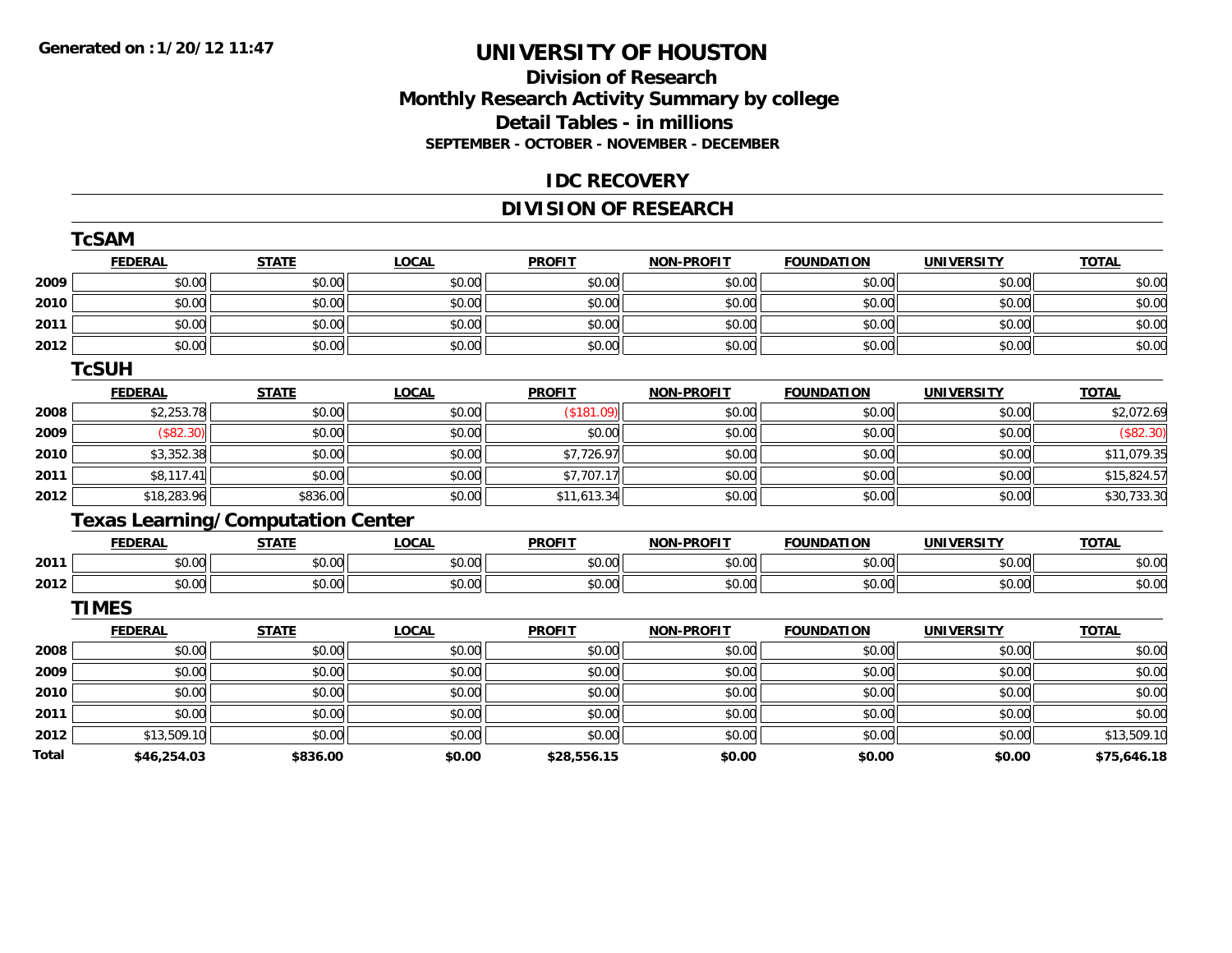Generated on :1/20/12 11:47

# UNIVERSITY OF HOUSTON

## Division of Research
## Monthly Research Activity Summary by college
## Detail Tables - in millions
### SEPTEMBER - OCTOBER - NOVEMBER - DECEMBER

## IDC RECOVERY

## DIVISION OF RESEARCH

### TcSAM

| | FEDERAL | STATE | LOCAL | PROFIT | NON-PROFIT | FOUNDATION | UNIVERSITY | TOTAL |
|---|---|---|---|---|---|---|---|---|
| 2009 | $0.00 | $0.00 | $0.00 | $0.00 | $0.00 | $0.00 | $0.00 | $0.00 |
| 2010 | $0.00 | $0.00 | $0.00 | $0.00 | $0.00 | $0.00 | $0.00 | $0.00 |
| 2011 | $0.00 | $0.00 | $0.00 | $0.00 | $0.00 | $0.00 | $0.00 | $0.00 |
| 2012 | $0.00 | $0.00 | $0.00 | $0.00 | $0.00 | $0.00 | $0.00 | $0.00 |

### TcSUH

| | FEDERAL | STATE | LOCAL | PROFIT | NON-PROFIT | FOUNDATION | UNIVERSITY | TOTAL |
|---|---|---|---|---|---|---|---|---|
| 2008 | $2,253.78 | $0.00 | $0.00 | ($181.09) | $0.00 | $0.00 | $0.00 | $2,072.69 |
| 2009 | ($82.30) | $0.00 | $0.00 | $0.00 | $0.00 | $0.00 | $0.00 | ($82.30) |
| 2010 | $3,352.38 | $0.00 | $0.00 | $7,726.97 | $0.00 | $0.00 | $0.00 | $11,079.35 |
| 2011 | $8,117.41 | $0.00 | $0.00 | $7,707.17 | $0.00 | $0.00 | $0.00 | $15,824.57 |
| 2012 | $18,283.96 | $836.00 | $0.00 | $11,613.34 | $0.00 | $0.00 | $0.00 | $30,733.30 |

### Texas Learning/Computation Center

| | FEDERAL | STATE | LOCAL | PROFIT | NON-PROFIT | FOUNDATION | UNIVERSITY | TOTAL |
|---|---|---|---|---|---|---|---|---|
| 2011 | $0.00 | $0.00 | $0.00 | $0.00 | $0.00 | $0.00 | $0.00 | $0.00 |
| 2012 | $0.00 | $0.00 | $0.00 | $0.00 | $0.00 | $0.00 | $0.00 | $0.00 |

### TIMES

| | FEDERAL | STATE | LOCAL | PROFIT | NON-PROFIT | FOUNDATION | UNIVERSITY | TOTAL |
|---|---|---|---|---|---|---|---|---|
| 2008 | $0.00 | $0.00 | $0.00 | $0.00 | $0.00 | $0.00 | $0.00 | $0.00 |
| 2009 | $0.00 | $0.00 | $0.00 | $0.00 | $0.00 | $0.00 | $0.00 | $0.00 |
| 2010 | $0.00 | $0.00 | $0.00 | $0.00 | $0.00 | $0.00 | $0.00 | $0.00 |
| 2011 | $0.00 | $0.00 | $0.00 | $0.00 | $0.00 | $0.00 | $0.00 | $0.00 |
| 2012 | $13,509.10 | $0.00 | $0.00 | $0.00 | $0.00 | $0.00 | $0.00 | $13,509.10 |
| **Total** | **$46,254.03** | **$836.00** | **$0.00** | **$28,556.15** | **$0.00** | **$0.00** | **$0.00** | **$75,646.18** |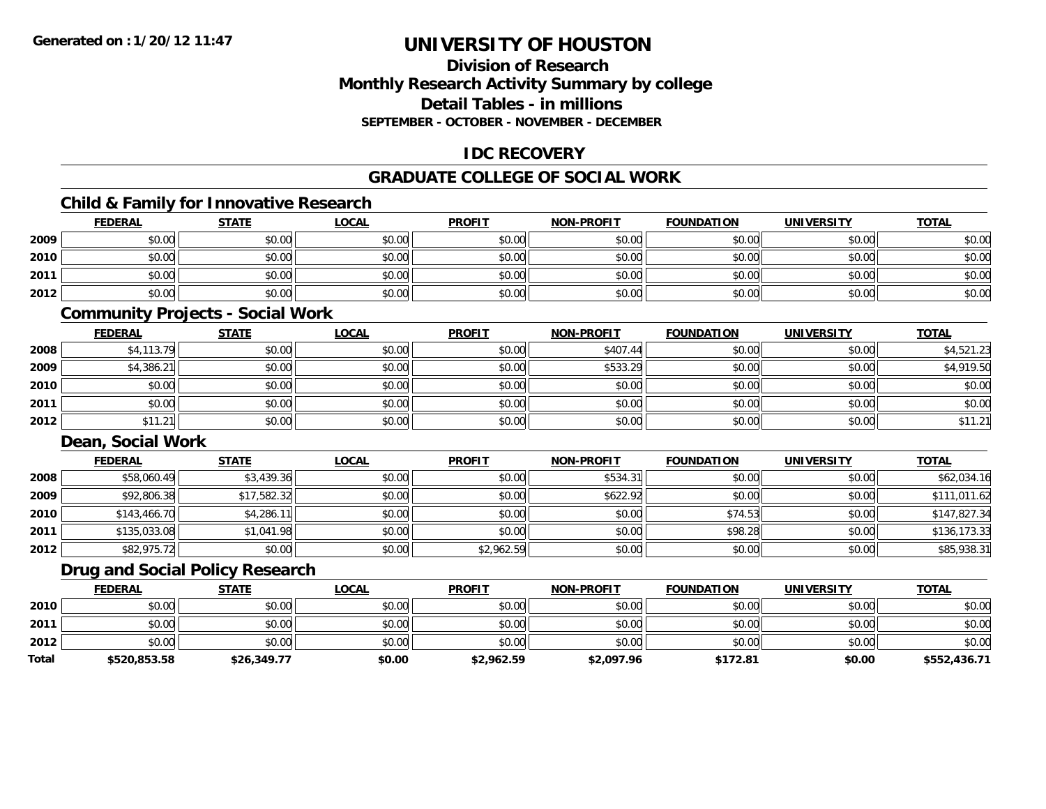**Generated on : 1/20/12 11:47**

# UNIVERSITY OF HOUSTON

## Division of Research
## Monthly Research Activity Summary by college
## Detail Tables - in millions
### SEPTEMBER - OCTOBER - NOVEMBER - DECEMBER

## IDC RECOVERY

## GRADUATE COLLEGE OF SOCIAL WORK

### Child & Family for Innovative Research

| | FEDERAL | STATE | LOCAL | PROFIT | NON-PROFIT | FOUNDATION | UNIVERSITY | TOTAL |
|---|---|---|---|---|---|---|---|---|
| 2009 | $0.00 | $0.00 | $0.00 | $0.00 | $0.00 | $0.00 | $0.00 | $0.00 |
| 2010 | $0.00 | $0.00 | $0.00 | $0.00 | $0.00 | $0.00 | $0.00 | $0.00 |
| 2011 | $0.00 | $0.00 | $0.00 | $0.00 | $0.00 | $0.00 | $0.00 | $0.00 |
| 2012 | $0.00 | $0.00 | $0.00 | $0.00 | $0.00 | $0.00 | $0.00 | $0.00 |

### Community Projects - Social Work

| | FEDERAL | STATE | LOCAL | PROFIT | NON-PROFIT | FOUNDATION | UNIVERSITY | TOTAL |
|---|---|---|---|---|---|---|---|---|
| 2008 | $4,113.79 | $0.00 | $0.00 | $0.00 | $407.44 | $0.00 | $0.00 | $4,521.23 |
| 2009 | $4,386.21 | $0.00 | $0.00 | $0.00 | $533.29 | $0.00 | $0.00 | $4,919.50 |
| 2010 | $0.00 | $0.00 | $0.00 | $0.00 | $0.00 | $0.00 | $0.00 | $0.00 |
| 2011 | $0.00 | $0.00 | $0.00 | $0.00 | $0.00 | $0.00 | $0.00 | $0.00 |
| 2012 | $11.21 | $0.00 | $0.00 | $0.00 | $0.00 | $0.00 | $0.00 | $11.21 |

### Dean, Social Work

| | FEDERAL | STATE | LOCAL | PROFIT | NON-PROFIT | FOUNDATION | UNIVERSITY | TOTAL |
|---|---|---|---|---|---|---|---|---|
| 2008 | $58,060.49 | $3,439.36 | $0.00 | $0.00 | $534.31 | $0.00 | $0.00 | $62,034.16 |
| 2009 | $92,806.38 | $17,582.32 | $0.00 | $0.00 | $622.92 | $0.00 | $0.00 | $111,011.62 |
| 2010 | $143,466.70 | $4,286.11 | $0.00 | $0.00 | $0.00 | $74.53 | $0.00 | $147,827.34 |
| 2011 | $135,033.08 | $1,041.98 | $0.00 | $0.00 | $0.00 | $98.28 | $0.00 | $136,173.33 |
| 2012 | $82,975.72 | $0.00 | $0.00 | $2,962.59 | $0.00 | $0.00 | $0.00 | $85,938.31 |

### Drug and Social Policy Research

| | FEDERAL | STATE | LOCAL | PROFIT | NON-PROFIT | FOUNDATION | UNIVERSITY | TOTAL |
|---|---|---|---|---|---|---|---|---|
| 2010 | $0.00 | $0.00 | $0.00 | $0.00 | $0.00 | $0.00 | $0.00 | $0.00 |
| 2011 | $0.00 | $0.00 | $0.00 | $0.00 | $0.00 | $0.00 | $0.00 | $0.00 |
| 2012 | $0.00 | $0.00 | $0.00 | $0.00 | $0.00 | $0.00 | $0.00 | $0.00 |
| **Total** | **$520,853.58** | **$26,349.77** | **$0.00** | **$2,962.59** | **$2,097.96** | **$172.81** | **$0.00** | **$552,436.71** |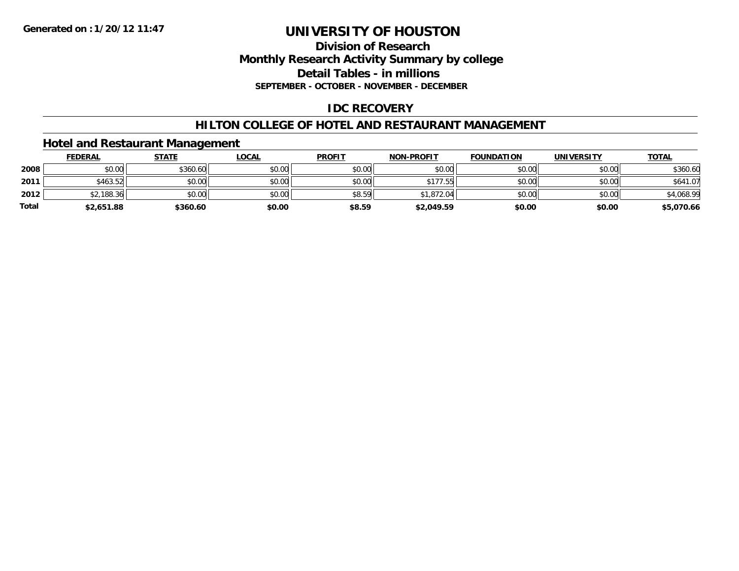**Generated on :1/20/12 11:47**

# UNIVERSITY OF HOUSTON

## Division of Research
## Monthly Research Activity Summary by college
## Detail Tables - in millions
**SEPTEMBER - OCTOBER - NOVEMBER - DECEMBER**

## IDC RECOVERY

## HILTON COLLEGE OF HOTEL AND RESTAURANT MANAGEMENT

### Hotel and Restaurant Management

| | FEDERAL | STATE | LOCAL | PROFIT | NON-PROFIT | FOUNDATION | UNIVERSITY | TOTAL |
|---|---|---|---|---|---|---|---|---|
| **2008** | $0.00 | $360.60 | $0.00 | $0.00 | $0.00 | $0.00 | $0.00 | $360.60 |
| **2011** | $463.52 | $0.00 | $0.00 | $0.00 | $177.55 | $0.00 | $0.00 | $641.07 |
| **2012** | $2,188.36 | $0.00 | $0.00 | $8.59 | $1,872.04 | $0.00 | $0.00 | $4,068.99 |
| **Total** | **$2,651.88** | **$360.60** | **$0.00** | **$8.59** | **$2,049.59** | **$0.00** | **$0.00** | **$5,070.66** |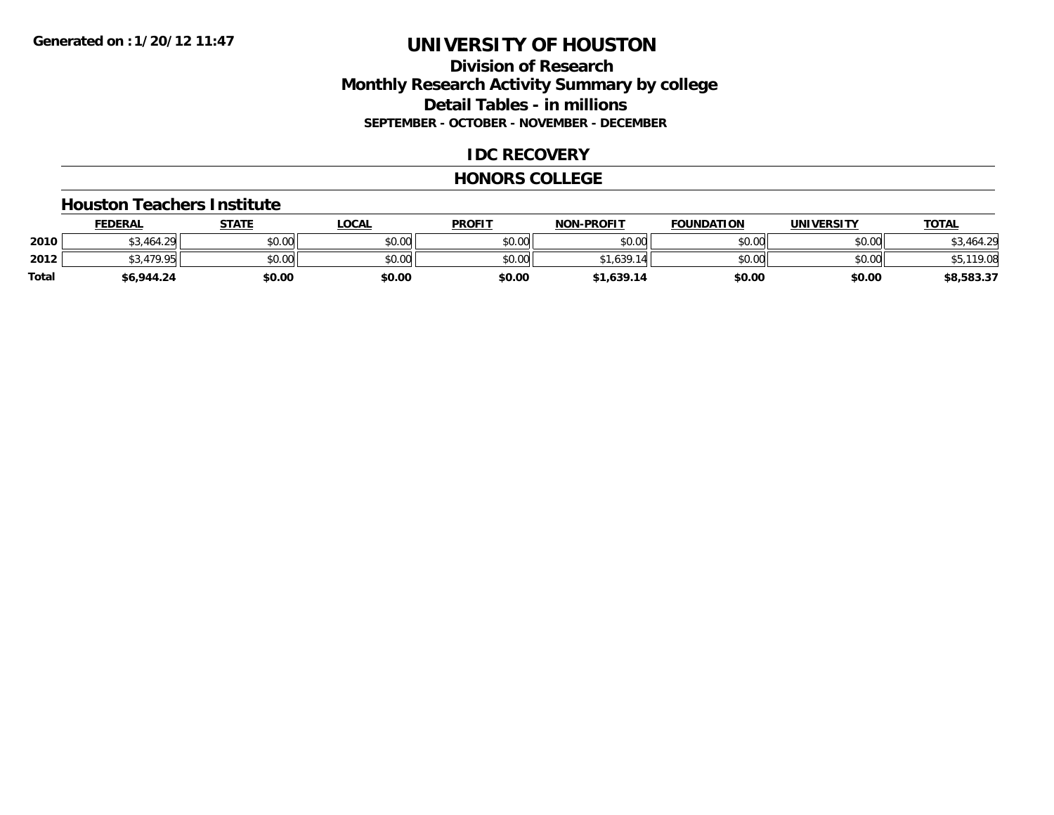Generated on : 1/20/12 11:47

# UNIVERSITY OF HOUSTON

## Division of Research
## Monthly Research Activity Summary by college
## Detail Tables - in millions
### SEPTEMBER - OCTOBER - NOVEMBER - DECEMBER

## IDC RECOVERY

## HONORS COLLEGE

### Houston Teachers Institute

| | FEDERAL | STATE | LOCAL | PROFIT | NON-PROFIT | FOUNDATION | UNIVERSITY | TOTAL |
|---|---|---|---|---|---|---|---|---|
| 2010 | $3,464.29 | $0.00 | $0.00 | $0.00 | $0.00 | $0.00 | $0.00 | $3,464.29 |
| 2012 | $3,479.95 | $0.00 | $0.00 | $0.00 | $1,639.14 | $0.00 | $0.00 | $5,119.08 |
| **Total** | **$6,944.24** | **$0.00** | **$0.00** | **$0.00** | **$1,639.14** | **$0.00** | **$0.00** | **$8,583.37** |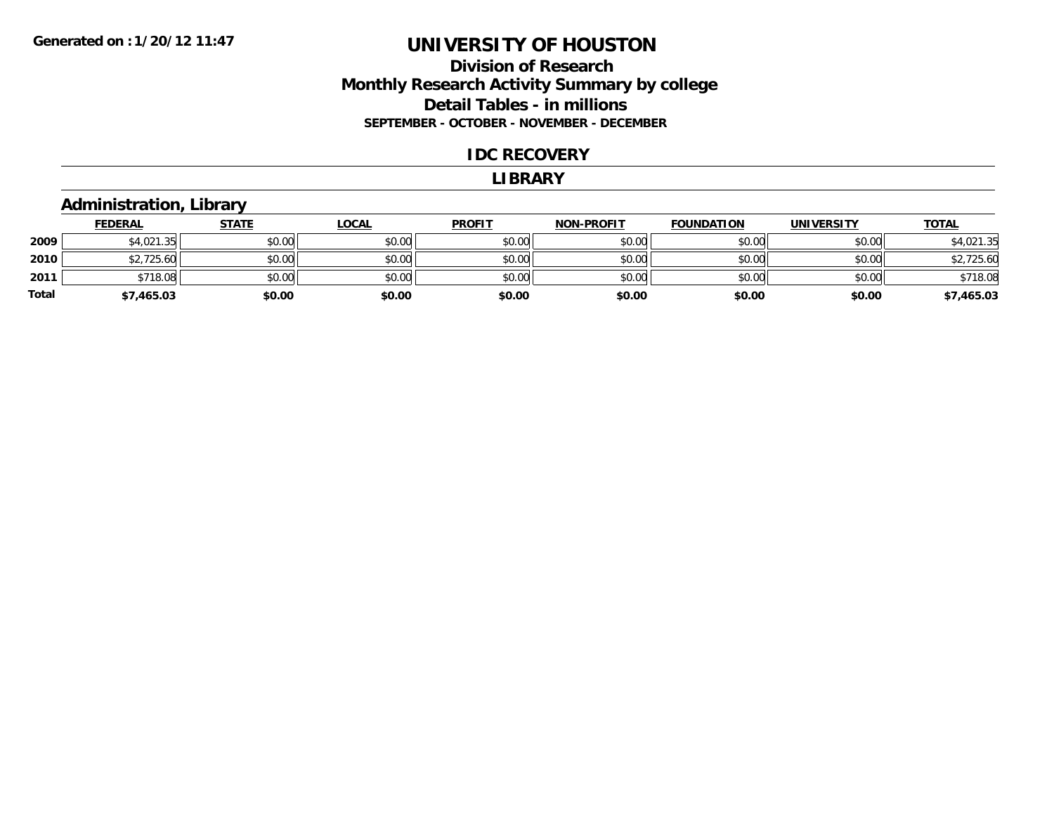**Generated on :1/20/12 11:47**

# UNIVERSITY OF HOUSTON

## Division of Research
## Monthly Research Activity Summary by college
## Detail Tables - in millions
### SEPTEMBER - OCTOBER - NOVEMBER - DECEMBER

### IDC RECOVERY

### LIBRARY

### Administration, Library

| | FEDERAL | STATE | LOCAL | PROFIT | NON-PROFIT | FOUNDATION | UNIVERSITY | TOTAL |
|---|---|---|---|---|---|---|---|---|
| 2009 | $4,021.35 | $0.00 | $0.00 | $0.00 | $0.00 | $0.00 | $0.00 | $4,021.35 |
| 2010 | $2,725.60 | $0.00 | $0.00 | $0.00 | $0.00 | $0.00 | $0.00 | $2,725.60 |
| 2011 | $718.08 | $0.00 | $0.00 | $0.00 | $0.00 | $0.00 | $0.00 | $718.08 |
| **Total** | **$7,465.03** | **$0.00** | **$0.00** | **$0.00** | **$0.00** | **$0.00** | **$0.00** | **$7,465.03** |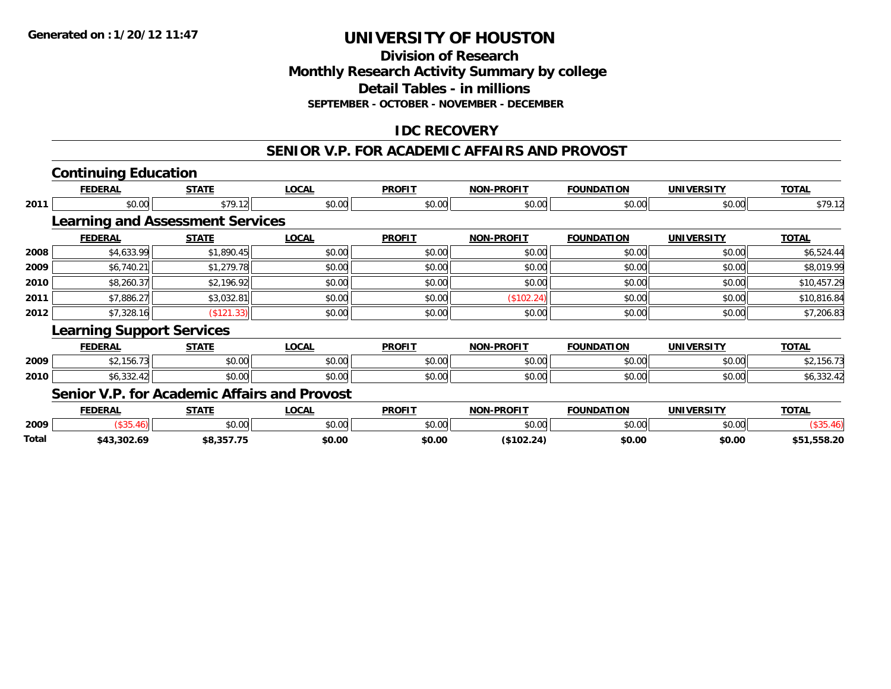**Generated on :1/20/12 11:47**

# UNIVERSITY OF HOUSTON

## Division of Research
## Monthly Research Activity Summary by college
## Detail Tables - in millions
### SEPTEMBER - OCTOBER - NOVEMBER - DECEMBER

## IDC RECOVERY

## SENIOR V.P. FOR ACADEMIC AFFAIRS AND PROVOST

### Continuing Education

| | FEDERAL | STATE | LOCAL | PROFIT | NON-PROFIT | FOUNDATION | UNIVERSITY | TOTAL |
|---|---|---|---|---|---|---|---|---|
| 2011 | $0.00 | $79.12 | $0.00 | $0.00 | $0.00 | $0.00 | $0.00 | $79.12 |

### Learning and Assessment Services

| | FEDERAL | STATE | LOCAL | PROFIT | NON-PROFIT | FOUNDATION | UNIVERSITY | TOTAL |
|---|---|---|---|---|---|---|---|---|
| 2008 | $4,633.99 | $1,890.45 | $0.00 | $0.00 | $0.00 | $0.00 | $0.00 | $6,524.44 |
| 2009 | $6,740.21 | $1,279.78 | $0.00 | $0.00 | $0.00 | $0.00 | $0.00 | $8,019.99 |
| 2010 | $8,260.37 | $2,196.92 | $0.00 | $0.00 | $0.00 | $0.00 | $0.00 | $10,457.29 |
| 2011 | $7,886.27 | $3,032.81 | $0.00 | $0.00 | ($102.24) | $0.00 | $0.00 | $10,816.84 |
| 2012 | $7,328.16 | ($121.33) | $0.00 | $0.00 | $0.00 | $0.00 | $0.00 | $7,206.83 |

### Learning Support Services

| | FEDERAL | STATE | LOCAL | PROFIT | NON-PROFIT | FOUNDATION | UNIVERSITY | TOTAL |
|---|---|---|---|---|---|---|---|---|
| 2009 | $2,156.73 | $0.00 | $0.00 | $0.00 | $0.00 | $0.00 | $0.00 | $2,156.73 |
| 2010 | $6,332.42 | $0.00 | $0.00 | $0.00 | $0.00 | $0.00 | $0.00 | $6,332.42 |

### Senior V.P. for Academic Affairs and Provost

| | FEDERAL | STATE | LOCAL | PROFIT | NON-PROFIT | FOUNDATION | UNIVERSITY | TOTAL |
|---|---|---|---|---|---|---|---|---|
| 2009 | ($35.46) | $0.00 | $0.00 | $0.00 | $0.00 | $0.00 | $0.00 | ($35.46) |
| **Total** | **$43,302.69** | **$8,357.75** | **$0.00** | **$0.00** | **($102.24)** | **$0.00** | **$0.00** | **$51,558.20** |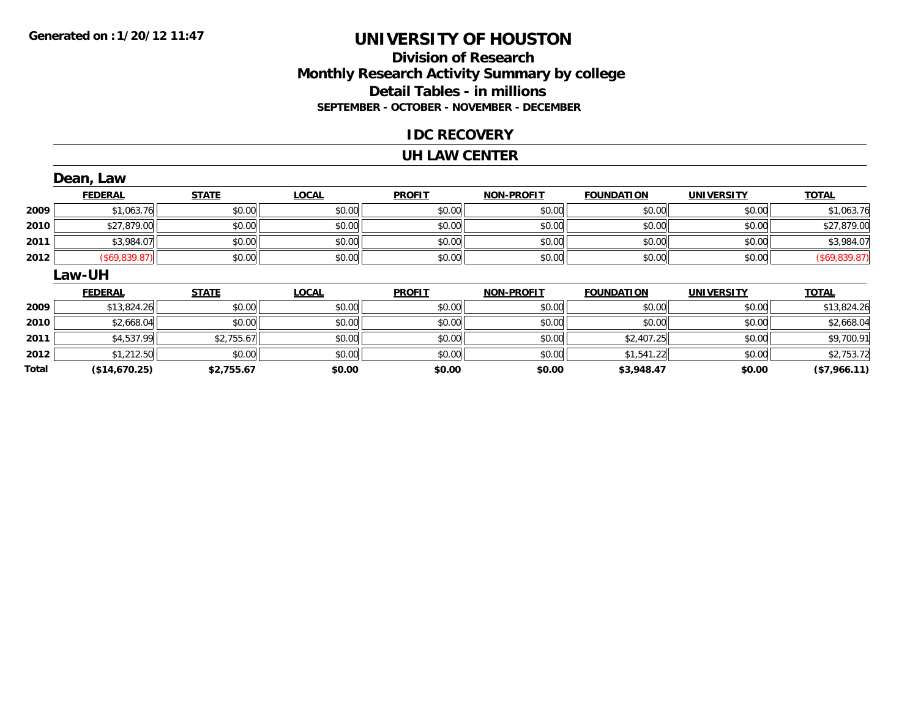Generated on :1/20/12 11:47

# UNIVERSITY OF HOUSTON

## Division of Research
## Monthly Research Activity Summary by college
## Detail Tables - in millions
### SEPTEMBER - OCTOBER - NOVEMBER - DECEMBER

## IDC RECOVERY

## UH LAW CENTER

### Dean, Law

| | FEDERAL | STATE | LOCAL | PROFIT | NON-PROFIT | FOUNDATION | UNIVERSITY | TOTAL |
|---|---|---|---|---|---|---|---|---|
| 2009 | $1,063.76 | $0.00 | $0.00 | $0.00 | $0.00 | $0.00 | $0.00 | $1,063.76 |
| 2010 | $27,879.00 | $0.00 | $0.00 | $0.00 | $0.00 | $0.00 | $0.00 | $27,879.00 |
| 2011 | $3,984.07 | $0.00 | $0.00 | $0.00 | $0.00 | $0.00 | $0.00 | $3,984.07 |
| 2012 | ($69,839.87) | $0.00 | $0.00 | $0.00 | $0.00 | $0.00 | $0.00 | ($69,839.87) |

### Law-UH

| | FEDERAL | STATE | LOCAL | PROFIT | NON-PROFIT | FOUNDATION | UNIVERSITY | TOTAL |
|---|---|---|---|---|---|---|---|---|
| 2009 | $13,824.26 | $0.00 | $0.00 | $0.00 | $0.00 | $0.00 | $0.00 | $13,824.26 |
| 2010 | $2,668.04 | $0.00 | $0.00 | $0.00 | $0.00 | $0.00 | $0.00 | $2,668.04 |
| 2011 | $4,537.99 | $2,755.67 | $0.00 | $0.00 | $0.00 | $2,407.25 | $0.00 | $9,700.91 |
| 2012 | $1,212.50 | $0.00 | $0.00 | $0.00 | $0.00 | $1,541.22 | $0.00 | $2,753.72 |
| **Total** | **($14,670.25)** | **$2,755.67** | **$0.00** | **$0.00** | **$0.00** | **$3,948.47** | **$0.00** | **($7,966.11)** |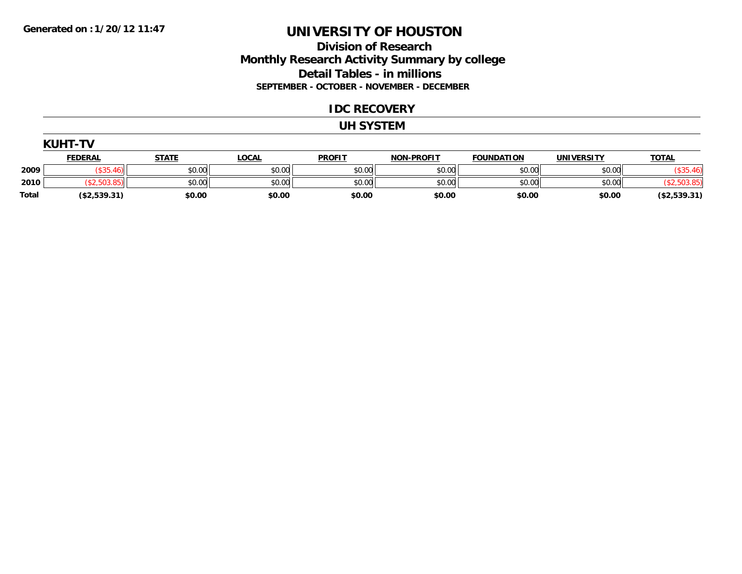**Generated on :1/20/12 11:47**

# UNIVERSITY OF HOUSTON

## Division of Research
## Monthly Research Activity Summary by college
## Detail Tables - in millions
### SEPTEMBER - OCTOBER - NOVEMBER - DECEMBER

## IDC RECOVERY

## UH SYSTEM

### KUHT-TV

| | FEDERAL | STATE | LOCAL | PROFIT | NON-PROFIT | FOUNDATION | UNIVERSITY | TOTAL |
|---|---|---|---|---|---|---|---|---|
| 2009 | ($35.46) | $0.00 | $0.00 | $0.00 | $0.00 | $0.00 | $0.00 | ($35.46) |
| 2010 | ($2,503.85) | $0.00 | $0.00 | $0.00 | $0.00 | $0.00 | $0.00 | ($2,503.85) |
| **Total** | **($2,539.31)** | **$0.00** | **$0.00** | **$0.00** | **$0.00** | **$0.00** | **$0.00** | **($2,539.31)** |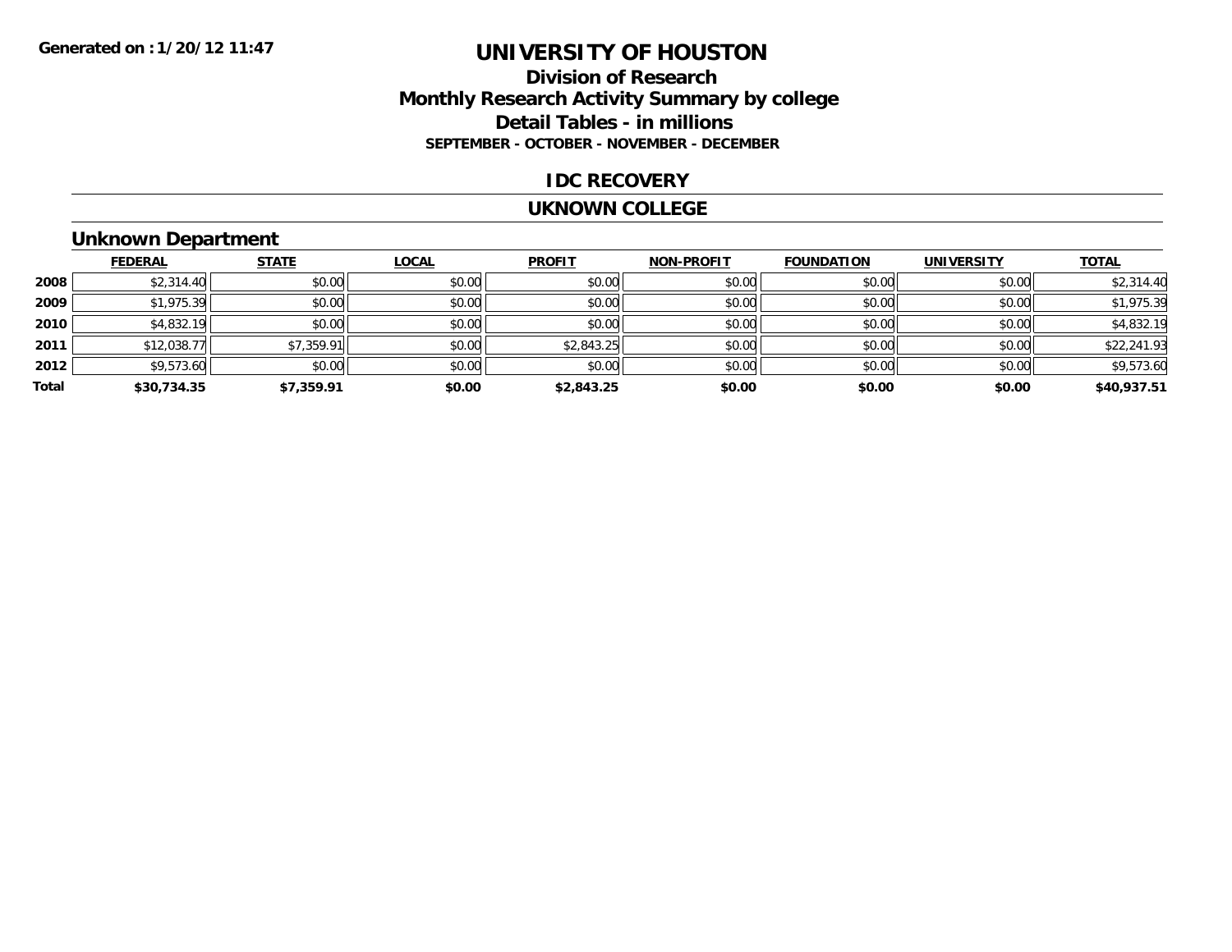**Generated on :1/20/12 11:47**

# UNIVERSITY OF HOUSTON

## Division of Research
## Monthly Research Activity Summary by college
## Detail Tables - in millions
**SEPTEMBER - OCTOBER - NOVEMBER - DECEMBER**

### IDC RECOVERY

### UKNOWN COLLEGE

### Unknown Department

| | FEDERAL | STATE | LOCAL | PROFIT | NON-PROFIT | FOUNDATION | UNIVERSITY | TOTAL |
|---|---|---|---|---|---|---|---|---|
| 2008 | $2,314.40 | $0.00 | $0.00 | $0.00 | $0.00 | $0.00 | $0.00 | $2,314.40 |
| 2009 | $1,975.39 | $0.00 | $0.00 | $0.00 | $0.00 | $0.00 | $0.00 | $1,975.39 |
| 2010 | $4,832.19 | $0.00 | $0.00 | $0.00 | $0.00 | $0.00 | $0.00 | $4,832.19 |
| 2011 | $12,038.77 | $7,359.91 | $0.00 | $2,843.25 | $0.00 | $0.00 | $0.00 | $22,241.93 |
| 2012 | $9,573.60 | $0.00 | $0.00 | $0.00 | $0.00 | $0.00 | $0.00 | $9,573.60 |
| **Total** | **$30,734.35** | **$7,359.91** | **$0.00** | **$2,843.25** | **$0.00** | **$0.00** | **$0.00** | **$40,937.51** |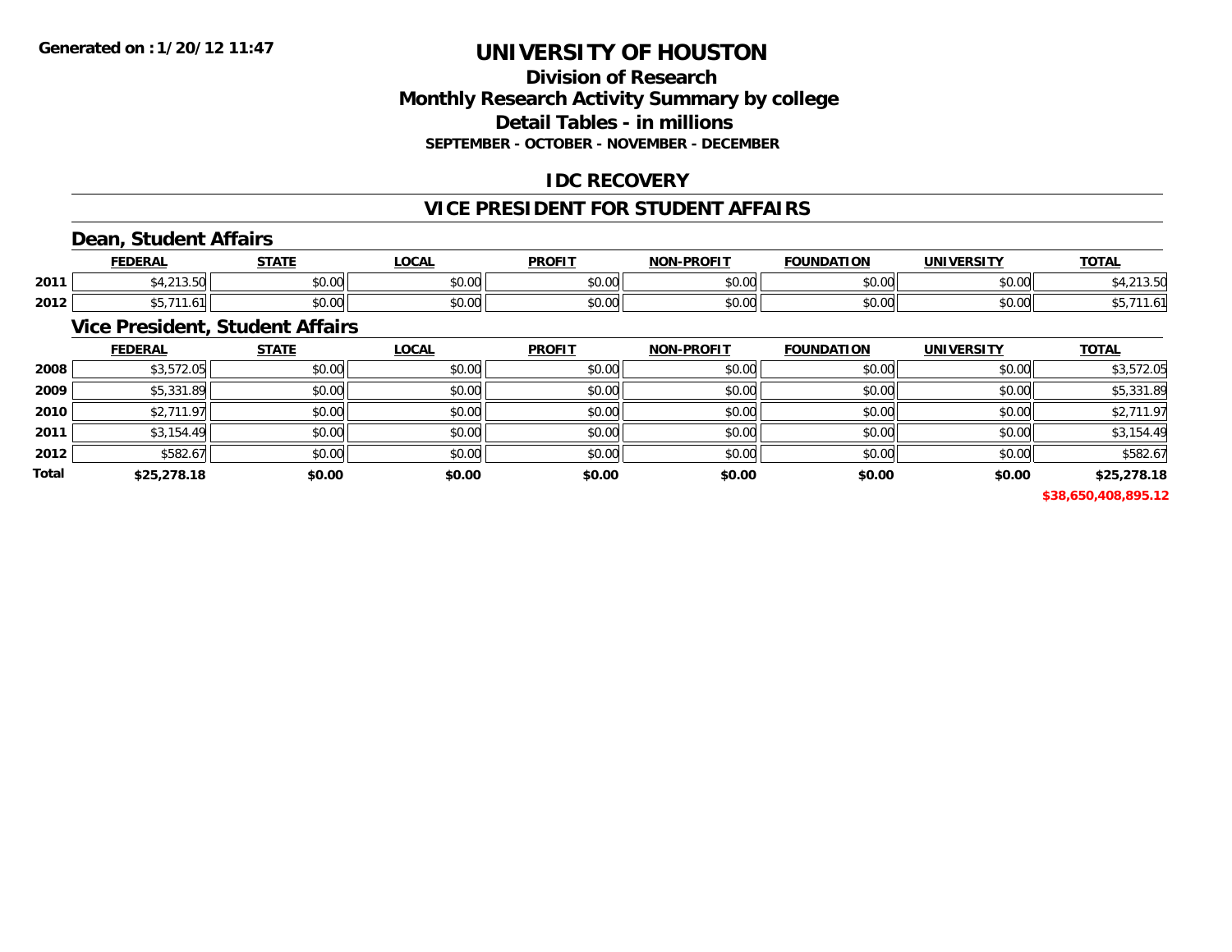# UNIVERSITY OF HOUSTON

## Division of Research
## Monthly Research Activity Summary by college
## Detail Tables - in millions

**SEPTEMBER - OCTOBER - NOVEMBER - DECEMBER**

Generated on :1/20/12 11:47

## IDC RECOVERY

## VICE PRESIDENT FOR STUDENT AFFAIRS

### Dean, Student Affairs

| | FEDERAL | STATE | LOCAL | PROFIT | NON-PROFIT | FOUNDATION | UNIVERSITY | TOTAL |
|---|---|---|---|---|---|---|---|---|
| 2011 | $4,213.50 | $0.00 | $0.00 | $0.00 | $0.00 | $0.00 | $0.00 | $4,213.50 |
| 2012 | $5,711.61 | $0.00 | $0.00 | $0.00 | $0.00 | $0.00 | $0.00 | $5,711.61 |

### Vice President, Student Affairs

| | FEDERAL | STATE | LOCAL | PROFIT | NON-PROFIT | FOUNDATION | UNIVERSITY | TOTAL |
|---|---|---|---|---|---|---|---|---|
| 2008 | $3,572.05 | $0.00 | $0.00 | $0.00 | $0.00 | $0.00 | $0.00 | $3,572.05 |
| 2009 | $5,331.89 | $0.00 | $0.00 | $0.00 | $0.00 | $0.00 | $0.00 | $5,331.89 |
| 2010 | $2,711.97 | $0.00 | $0.00 | $0.00 | $0.00 | $0.00 | $0.00 | $2,711.97 |
| 2011 | $3,154.49 | $0.00 | $0.00 | $0.00 | $0.00 | $0.00 | $0.00 | $3,154.49 |
| 2012 | $582.67 | $0.00 | $0.00 | $0.00 | $0.00 | $0.00 | $0.00 | $582.67 |
| **Total** | **$25,278.18** | **$0.00** | **$0.00** | **$0.00** | **$0.00** | **$0.00** | **$0.00** | **$25,278.18** |

**$38,650,408,895.12**